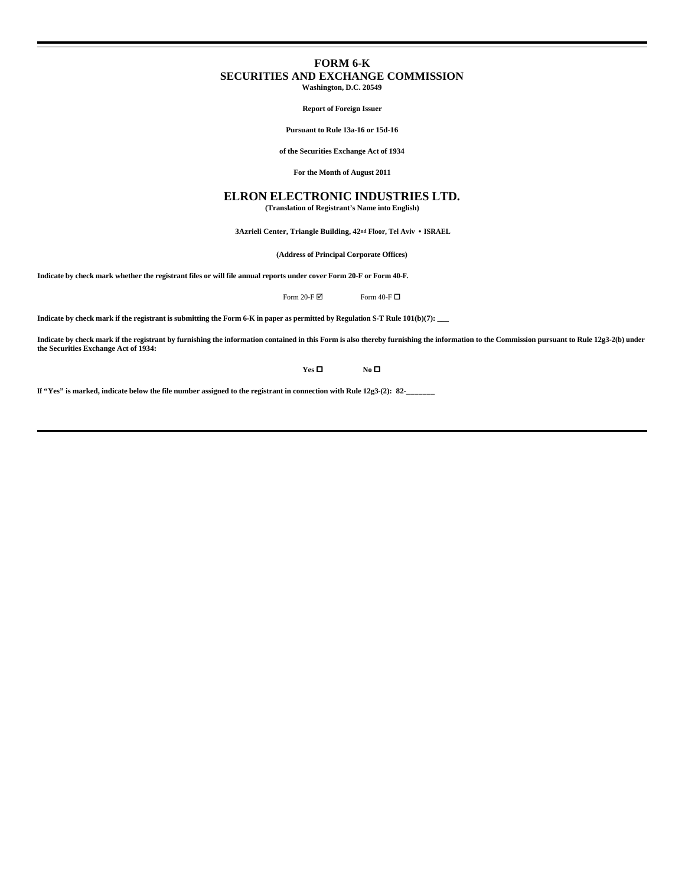# FORM 6-K
## SECURITIES AND EXCHANGE COMMISSION
**Washington, D.C. 20549**

**Report of Foreign Issuer**

**Pursuant to Rule 13a-16 or 15d-16**

**of the Securities Exchange Act of 1934**

**For the Month of August 2011**

# ELRON ELECTRONIC INDUSTRIES LTD.
**(Translation of Registrant's Name into English)**

**3Azrieli Center, Triangle Building, 42nd Floor, Tel Aviv • ISRAEL**

**(Address of Principal Corporate Offices)**

**Indicate by check mark whether the registrant files or will file annual reports under cover Form 20-F or Form 40-F.**

Form 20-F ☑ Form 40-F ☐

**Indicate by check mark if the registrant is submitting the Form 6-K in paper as permitted by Regulation S-T Rule 101(b)(7): \_\_\_**

**Indicate by check mark if the registrant by furnishing the information contained in this Form is also thereby furnishing the information to the Commission pursuant to Rule 12g3-2(b) under the Securities Exchange Act of 1934:**

**Yes ☐ No ☐**

**If "Yes" is marked, indicate below the file number assigned to the registrant in connection with Rule 12g3-(2): 82-\_\_\_\_\_\_\_**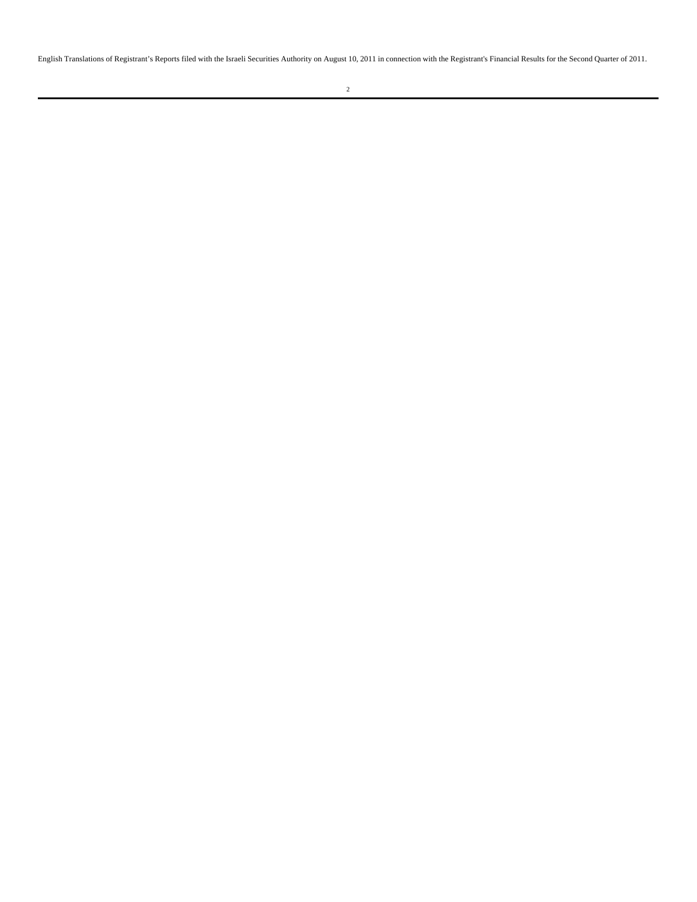English Translations of Registrant's Reports filed with the Israeli Securities Authority on August 10, 2011 in connection with the Registrant's Financial Results for the Second Quarter of 2011.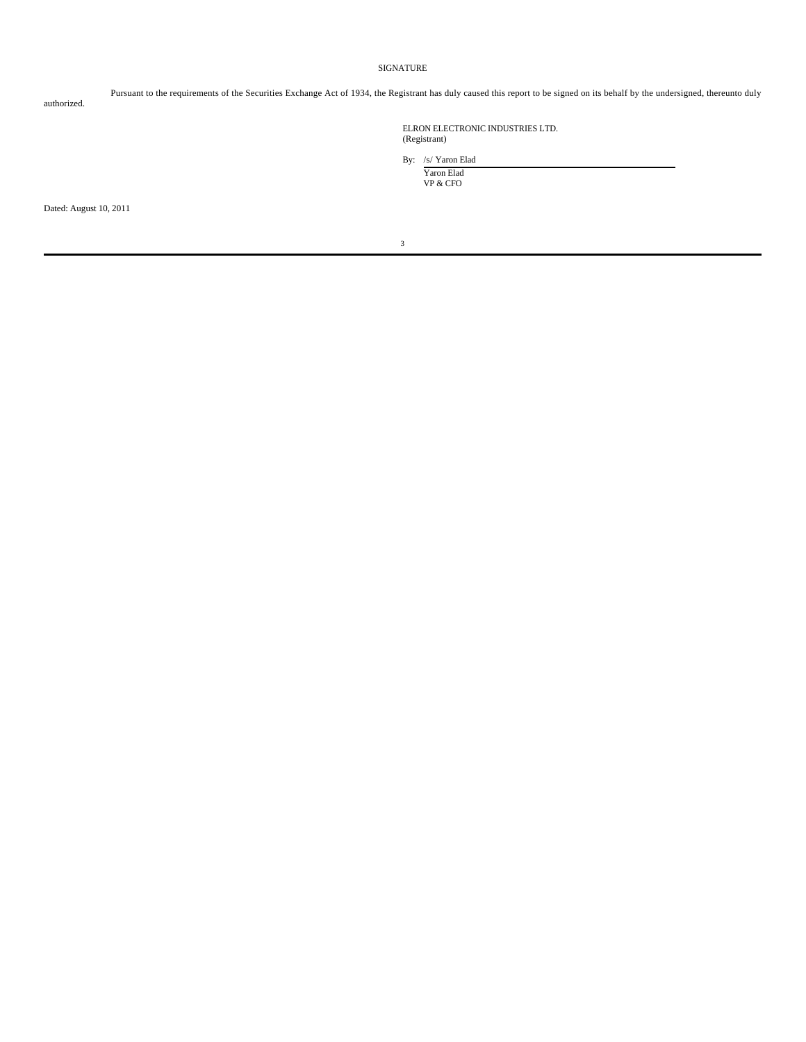# SIGNATURE

Pursuant to the requirements of the Securities Exchange Act of 1934, the Registrant has duly caused this report to be signed on its behalf by the undersigned, thereunto duly authorized.

ELRON ELECTRONIC INDUSTRIES LTD.
(Registrant)

By: /s/ Yaron Elad
Yaron Elad
VP & CFO

Dated: August 10, 2011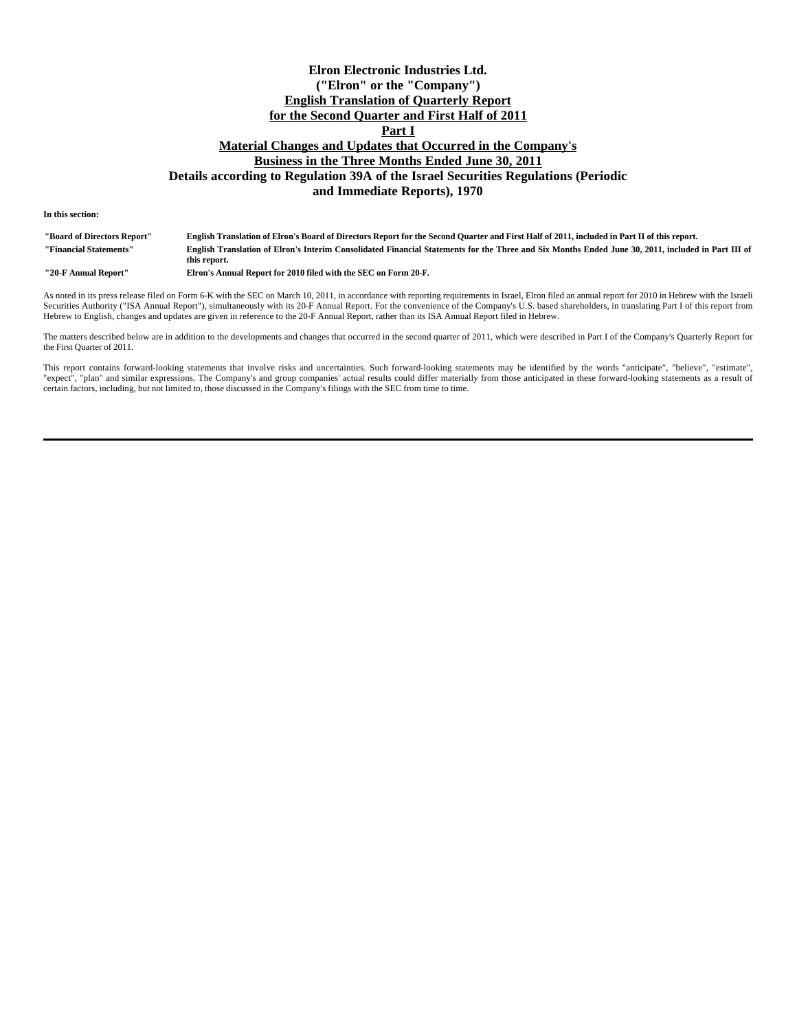# Elron Electronic Industries Ltd.
# ("Elron" or the "Company")
# English Translation of Quarterly Report
# for the Second Quarter and First Half of 2011
# Part I
# Material Changes and Updates that Occurred in the Company's Business in the Three Months Ended June 30, 2011
# Details according to Regulation 39A of the Israel Securities Regulations (Periodic and Immediate Reports), 1970

**In this section:**

| | |
|---|---|
| **"Board of Directors Report"** | **English Translation of Elron's Board of Directors Report for the Second Quarter and First Half of 2011, included in Part II of this report.** |
| **"Financial Statements"** | **English Translation of Elron's Interim Consolidated Financial Statements for the Three and Six Months Ended June 30, 2011, included in Part III of this report.** |
| **"20-F Annual Report"** | **Elron's Annual Report for 2010 filed with the SEC on Form 20-F.** |

As noted in its press release filed on Form 6-K with the SEC on March 10, 2011, in accordance with reporting requirements in Israel, Elron filed an annual report for 2010 in Hebrew with the Israeli Securities Authority ("ISA Annual Report"), simultaneously with its 20-F Annual Report. For the convenience of the Company's U.S. based shareholders, in translating Part I of this report from Hebrew to English, changes and updates are given in reference to the 20-F Annual Report, rather than its ISA Annual Report filed in Hebrew.

The matters described below are in addition to the developments and changes that occurred in the second quarter of 2011, which were described in Part I of the Company's Quarterly Report for the First Quarter of 2011.

This report contains forward-looking statements that involve risks and uncertainties. Such forward-looking statements may be identified by the words "anticipate", "believe", "estimate", "expect", "plan" and similar expressions. The Company's and group companies' actual results could differ materially from those anticipated in these forward-looking statements as a result of certain factors, including, but not limited to, those discussed in the Company's filings with the SEC from time to time.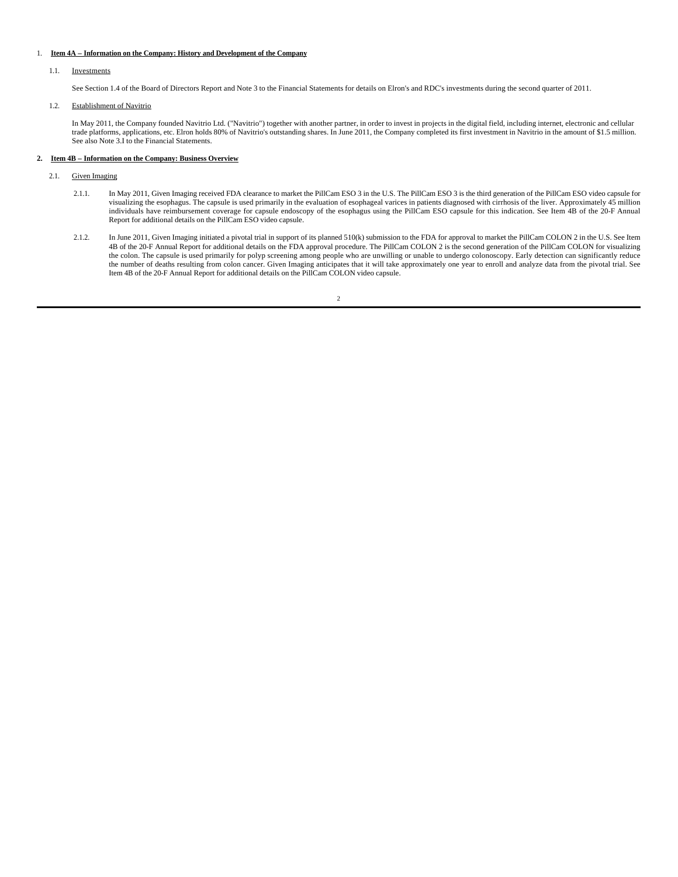1. **Item 4A – Information on the Company: History and Development of the Company**

   1.1. Investments

   See Section 1.4 of the Board of Directors Report and Note 3 to the Financial Statements for details on Elron's and RDC's investments during the second quarter of 2011.

   1.2. Establishment of Navitrio

   In May 2011, the Company founded Navitrio Ltd. ("Navitrio") together with another partner, in order to invest in projects in the digital field, including internet, electronic and cellular trade platforms, applications, etc. Elron holds 80% of Navitrio's outstanding shares. In June 2011, the Company completed its first investment in Navitrio in the amount of $1.5 million. See also Note 3.I to the Financial Statements.

2. **Item 4B – Information on the Company: Business Overview**

   2.1. Given Imaging

   2.1.1. In May 2011, Given Imaging received FDA clearance to market the PillCam ESO 3 in the U.S. The PillCam ESO 3 is the third generation of the PillCam ESO video capsule for visualizing the esophagus. The capsule is used primarily in the evaluation of esophageal varices in patients diagnosed with cirrhosis of the liver. Approximately 45 million individuals have reimbursement coverage for capsule endoscopy of the esophagus using the PillCam ESO capsule for this indication. See Item 4B of the 20-F Annual Report for additional details on the PillCam ESO video capsule.

   2.1.2. In June 2011, Given Imaging initiated a pivotal trial in support of its planned 510(k) submission to the FDA for approval to market the PillCam COLON 2 in the U.S. See Item 4B of the 20-F Annual Report for additional details on the FDA approval procedure. The PillCam COLON 2 is the second generation of the PillCam COLON for visualizing the colon. The capsule is used primarily for polyp screening among people who are unwilling or unable to undergo colonoscopy. Early detection can significantly reduce the number of deaths resulting from colon cancer. Given Imaging anticipates that it will take approximately one year to enroll and analyze data from the pivotal trial. See Item 4B of the 20-F Annual Report for additional details on the PillCam COLON video capsule.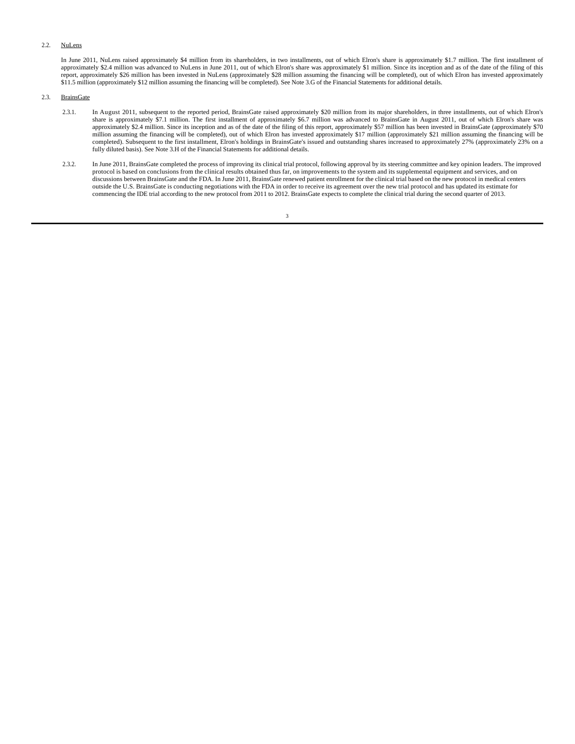2.2. NuLens

In June 2011, NuLens raised approximately $4 million from its shareholders, in two installments, out of which Elron's share is approximately $1.7 million. The first installment of approximately $2.4 million was advanced to NuLens in June 2011, out of which Elron's share was approximately $1 million. Since its inception and as of the date of the filing of this report, approximately $26 million has been invested in NuLens (approximately $28 million assuming the financing will be completed), out of which Elron has invested approximately $11.5 million (approximately $12 million assuming the financing will be completed). See Note 3.G of the Financial Statements for additional details.

2.3. BrainsGate

2.3.1. In August 2011, subsequent to the reported period, BrainsGate raised approximately $20 million from its major shareholders, in three installments, out of which Elron's share is approximately $7.1 million. The first installment of approximately $6.7 million was advanced to BrainsGate in August 2011, out of which Elron's share was approximately $2.4 million. Since its inception and as of the date of the filing of this report, approximately $57 million has been invested in BrainsGate (approximately $70 million assuming the financing will be completed), out of which Elron has invested approximately $17 million (approximately $21 million assuming the financing will be completed). Subsequent to the first installment, Elron's holdings in BrainsGate's issued and outstanding shares increased to approximately 27% (approximately 23% on a fully diluted basis). See Note 3.H of the Financial Statements for additional details.

2.3.2. In June 2011, BrainsGate completed the process of improving its clinical trial protocol, following approval by its steering committee and key opinion leaders. The improved protocol is based on conclusions from the clinical results obtained thus far, on improvements to the system and its supplemental equipment and services, and on discussions between BrainsGate and the FDA. In June 2011, BrainsGate renewed patient enrollment for the clinical trial based on the new protocol in medical centers outside the U.S. BrainsGate is conducting negotiations with the FDA in order to receive its agreement over the new trial protocol and has updated its estimate for commencing the IDE trial according to the new protocol from 2011 to 2012. BrainsGate expects to complete the clinical trial during the second quarter of 2013.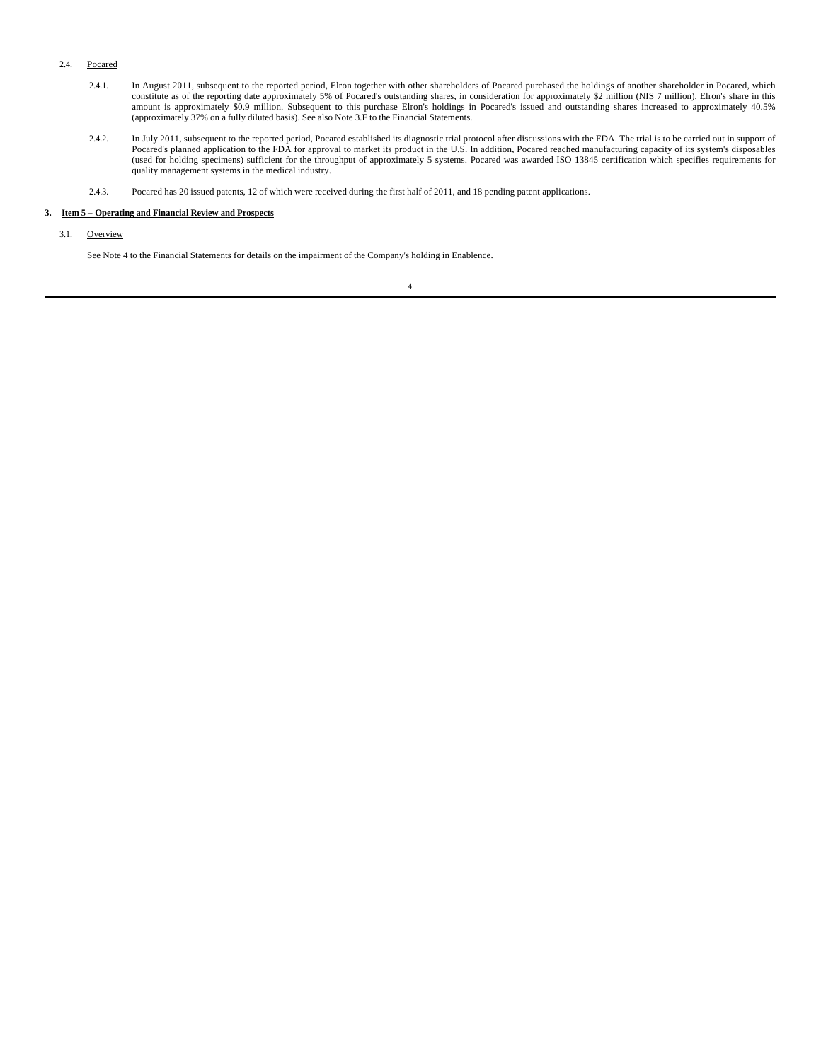2.4. Pocared

2.4.1. In August 2011, subsequent to the reported period, Elron together with other shareholders of Pocared purchased the holdings of another shareholder in Pocared, which constitute as of the reporting date approximately 5% of Pocared's outstanding shares, in consideration for approximately $2 million (NIS 7 million). Elron's share in this amount is approximately $0.9 million. Subsequent to this purchase Elron's holdings in Pocared's issued and outstanding shares increased to approximately 40.5% (approximately 37% on a fully diluted basis). See also Note 3.F to the Financial Statements.

2.4.2. In July 2011, subsequent to the reported period, Pocared established its diagnostic trial protocol after discussions with the FDA. The trial is to be carried out in support of Pocared's planned application to the FDA for approval to market its product in the U.S. In addition, Pocared reached manufacturing capacity of its system's disposables (used for holding specimens) sufficient for the throughput of approximately 5 systems. Pocared was awarded ISO 13845 certification which specifies requirements for quality management systems in the medical industry.

2.4.3. Pocared has 20 issued patents, 12 of which were received during the first half of 2011, and 18 pending patent applications.

## 3. Item 5 – Operating and Financial Review and Prospects

3.1. Overview

See Note 4 to the Financial Statements for details on the impairment of the Company's holding in Enablence.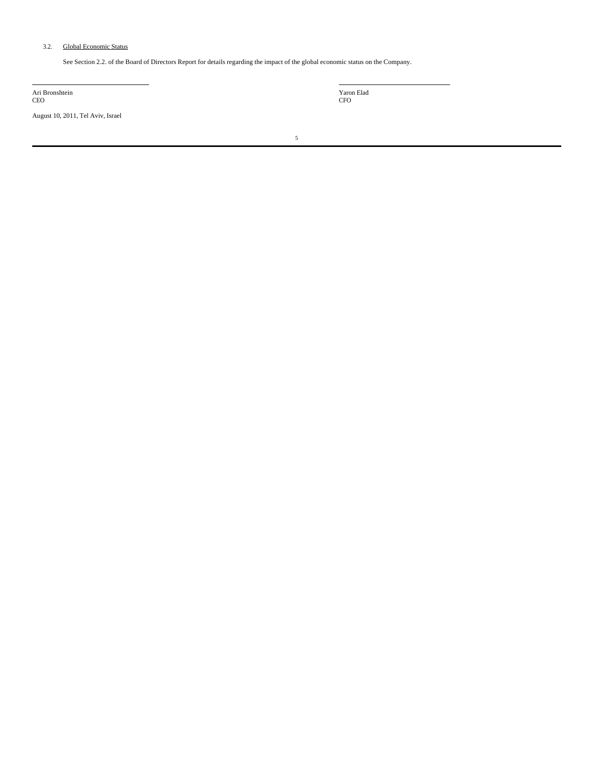### 3.2. Global Economic Status

See Section 2.2. of the Board of Directors Report for details regarding the impact of the global economic status on the Company.

| | |
|---|---|
| Ari Bronshtein<br>CEO | Yaron Elad<br>CFO |

August 10, 2011, Tel Aviv, Israel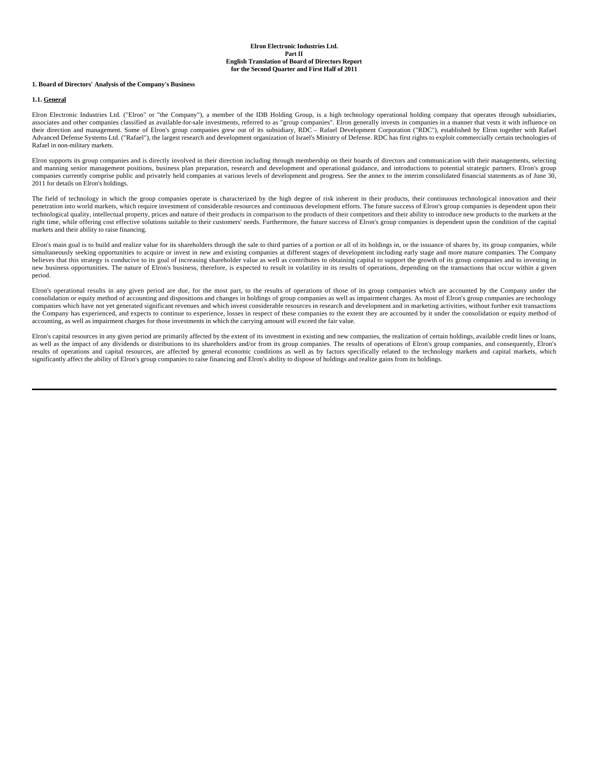**Elron Electronic Industries Ltd.**
**Part II**
**English Translation of Board of Directors Report**
**for the Second Quarter and First Half of 2011**

## 1. Board of Directors' Analysis of the Company's Business

### 1.1. General

Elron Electronic Industries Ltd. ("Elron" or "the Company"), a member of the IDB Holding Group, is a high technology operational holding company that operates through subsidiaries, associates and other companies classified as available-for-sale investments, referred to as "group companies". Elron generally invests in companies in a manner that vests it with influence on their direction and management. Some of Elron's group companies grew out of its subsidiary, RDC – Rafael Development Corporation ("RDC"), established by Elron together with Rafael Advanced Defense Systems Ltd. ("Rafael"), the largest research and development organization of Israel's Ministry of Defense. RDC has first rights to exploit commercially certain technologies of Rafael in non-military markets.

Elron supports its group companies and is directly involved in their direction including through membership on their boards of directors and communication with their managements, selecting and manning senior management positions, business plan preparation, research and development and operational guidance, and introductions to potential strategic partners. Elron's group companies currently comprise public and privately held companies at various levels of development and progress. See the annex to the interim consolidated financial statements as of June 30, 2011 for details on Elron's holdings.

The field of technology in which the group companies operate is characterized by the high degree of risk inherent in their products, their continuous technological innovation and their penetration into world markets, which require investment of considerable resources and continuous development efforts. The future success of Elron's group companies is dependent upon their technological quality, intellectual property, prices and nature of their products in comparison to the products of their competitors and their ability to introduce new products to the markets at the right time, while offering cost effective solutions suitable to their customers' needs. Furthermore, the future success of Elron's group companies is dependent upon the condition of the capital markets and their ability to raise financing.

Elron's main goal is to build and realize value for its shareholders through the sale to third parties of a portion or all of its holdings in, or the issuance of shares by, its group companies, while simultaneously seeking opportunities to acquire or invest in new and existing companies at different stages of development including early stage and more mature companies. The Company believes that this strategy is conducive to its goal of increasing shareholder value as well as contributes to obtaining capital to support the growth of its group companies and to investing in new business opportunities. The nature of Elron's business, therefore, is expected to result in volatility in its results of operations, depending on the transactions that occur within a given period.

Elron's operational results in any given period are due, for the most part, to the results of operations of those of its group companies which are accounted by the Company under the consolidation or equity method of accounting and dispositions and changes in holdings of group companies as well as impairment charges. As most of Elron's group companies are technology companies which have not yet generated significant revenues and which invest considerable resources in research and development and in marketing activities, without further exit transactions the Company has experienced, and expects to continue to experience, losses in respect of these companies to the extent they are accounted by it under the consolidation or equity method of accounting, as well as impairment charges for those investments in which the carrying amount will exceed the fair value.

Elron's capital resources in any given period are primarily affected by the extent of its investment in existing and new companies, the realization of certain holdings, available credit lines or loans, as well as the impact of any dividends or distributions to its shareholders and/or from its group companies. The results of operations of Elron's group companies, and consequently, Elron's results of operations and capital resources, are affected by general economic conditions as well as by factors specifically related to the technology markets and capital markets, which significantly affect the ability of Elron's group companies to raise financing and Elron's ability to dispose of holdings and realize gains from its holdings.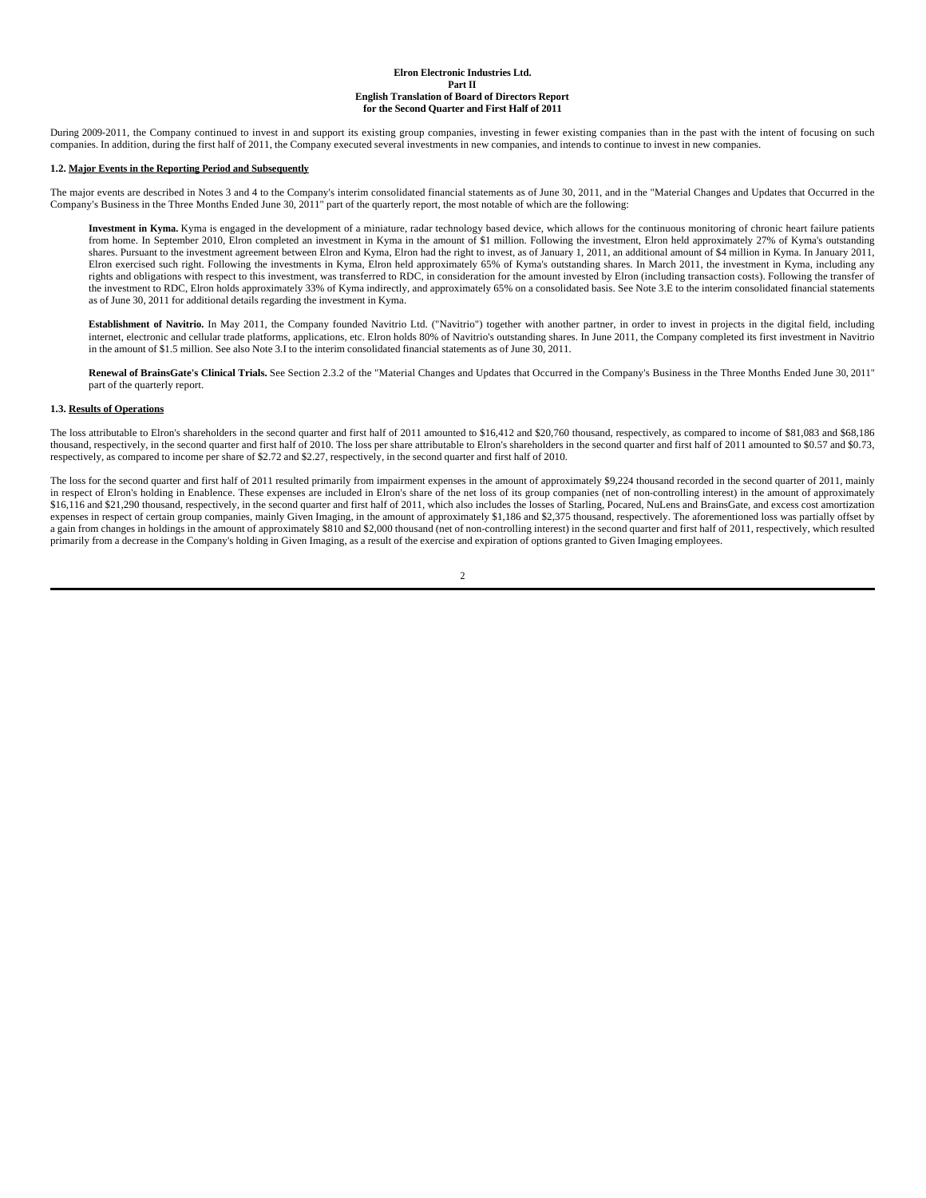During 2009-2011, the Company continued to invest in and support its existing group companies, investing in fewer existing companies than in the past with the intent of focusing on such companies. In addition, during the first half of 2011, the Company executed several investments in new companies, and intends to continue to invest in new companies.

### 1.2. Major Events in the Reporting Period and Subsequently

The major events are described in Notes 3 and 4 to the Company's interim consolidated financial statements as of June 30, 2011, and in the "Material Changes and Updates that Occurred in the Company's Business in the Three Months Ended June 30, 2011" part of the quarterly report, the most notable of which are the following:

**Investment in Kyma.** Kyma is engaged in the development of a miniature, radar technology based device, which allows for the continuous monitoring of chronic heart failure patients from home. In September 2010, Elron completed an investment in Kyma in the amount of $1 million. Following the investment, Elron held approximately 27% of Kyma's outstanding shares. Pursuant to the investment agreement between Elron and Kyma, Elron had the right to invest, as of January 1, 2011, an additional amount of $4 million in Kyma. In January 2011, Elron exercised such right. Following the investments in Kyma, Elron held approximately 65% of Kyma's outstanding shares. In March 2011, the investment in Kyma, including any rights and obligations with respect to this investment, was transferred to RDC, in consideration for the amount invested by Elron (including transaction costs). Following the transfer of the investment to RDC, Elron holds approximately 33% of Kyma indirectly, and approximately 65% on a consolidated basis. See Note 3.E to the interim consolidated financial statements as of June 30, 2011 for additional details regarding the investment in Kyma.

**Establishment of Navitrio.** In May 2011, the Company founded Navitrio Ltd. ("Navitrio") together with another partner, in order to invest in projects in the digital field, including internet, electronic and cellular trade platforms, applications, etc. Elron holds 80% of Navitrio's outstanding shares. In June 2011, the Company completed its first investment in Navitrio in the amount of $1.5 million. See also Note 3.I to the interim consolidated financial statements as of June 30, 2011.

**Renewal of BrainsGate's Clinical Trials.** See Section 2.3.2 of the "Material Changes and Updates that Occurred in the Company's Business in the Three Months Ended June 30, 2011" part of the quarterly report.

### 1.3. Results of Operations

The loss attributable to Elron's shareholders in the second quarter and first half of 2011 amounted to $16,412 and $20,760 thousand, respectively, as compared to income of $81,083 and $68,186 thousand, respectively, in the second quarter and first half of 2010. The loss per share attributable to Elron's shareholders in the second quarter and first half of 2011 amounted to $0.57 and $0.73, respectively, as compared to income per share of $2.72 and $2.27, respectively, in the second quarter and first half of 2010.

The loss for the second quarter and first half of 2011 resulted primarily from impairment expenses in the amount of approximately $9,224 thousand recorded in the second quarter of 2011, mainly in respect of Elron's holding in Enablence. These expenses are included in Elron's share of the net loss of its group companies (net of non-controlling interest) in the amount of approximately $16,116 and $21,290 thousand, respectively, in the second quarter and first half of 2011, which also includes the losses of Starling, Pocared, NuLens and BrainsGate, and excess cost amortization expenses in respect of certain group companies, mainly Given Imaging, in the amount of approximately $1,186 and $2,375 thousand, respectively. The aforementioned loss was partially offset by a gain from changes in holdings in the amount of approximately $810 and $2,000 thousand (net of non-controlling interest) in the second quarter and first half of 2011, respectively, which resulted primarily from a decrease in the Company's holding in Given Imaging, as a result of the exercise and expiration of options granted to Given Imaging employees.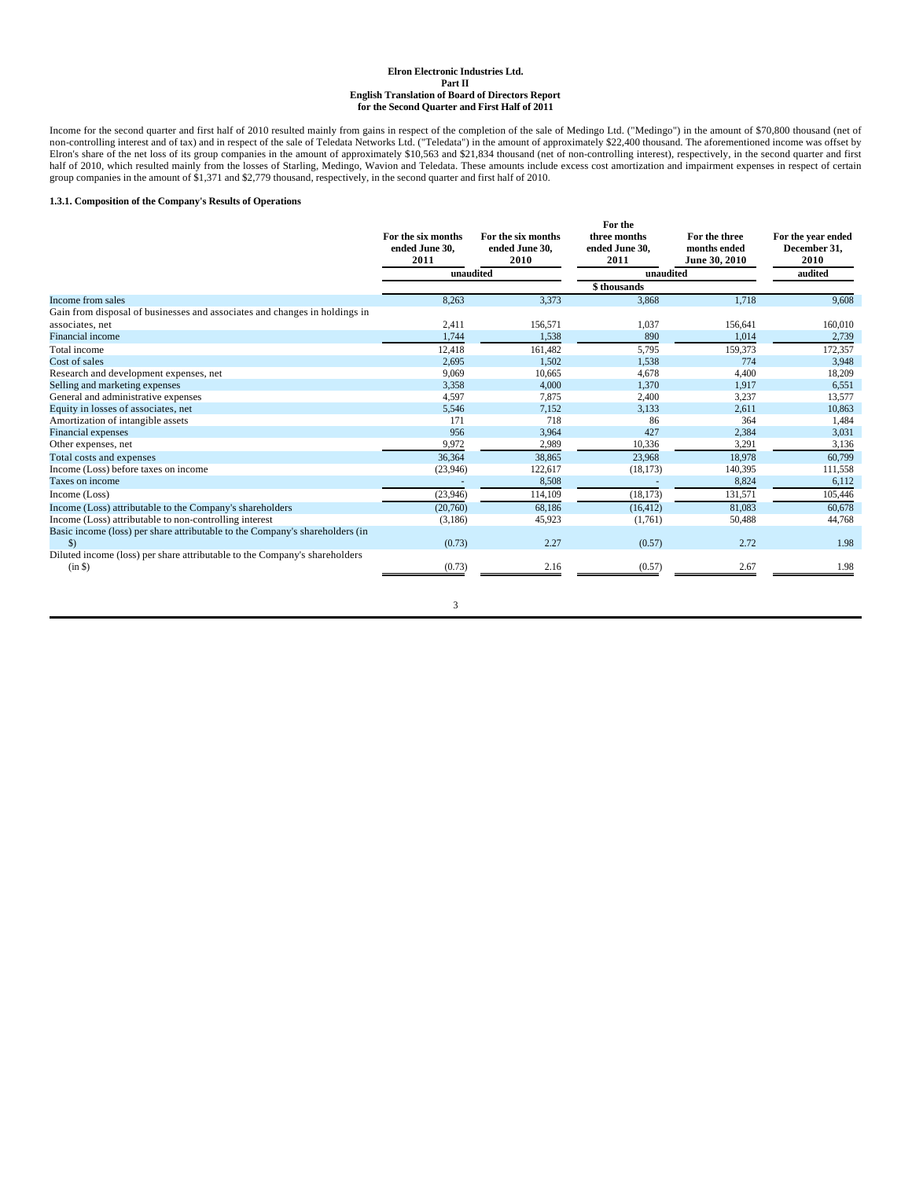**Elron Electronic Industries Ltd.**
**Part II**
**English Translation of Board of Directors Report**
**for the Second Quarter and First Half of 2011**

Income for the second quarter and first half of 2010 resulted mainly from gains in respect of the completion of the sale of Medingo Ltd. ("Medingo") in the amount of $70,800 thousand (net of non-controlling interest and of tax) and in respect of the sale of Teledata Networks Ltd. ("Teledata") in the amount of approximately $22,400 thousand. The aforementioned income was offset by Elron's share of the net loss of its group companies in the amount of approximately $10,563 and $21,834 thousand (net of non-controlling interest), respectively, in the second quarter and first half of 2010, which resulted mainly from the losses of Starling, Medingo, Wavion and Teledata. These amounts include excess cost amortization and impairment expenses in respect of certain group companies in the amount of $1,371 and $2,779 thousand, respectively, in the second quarter and first half of 2010.

**1.3.1. Composition of the Company's Results of Operations**

| | For the six months ended June 30, 2011 | For the six months ended June 30, 2010 | For the three months ended June 30, 2011 | For the three months ended June 30, 2010 | For the year ended December 31, 2010 |
|---|---|---|---|---|---|
| | unaudited | | unaudited | | audited |
| | | | $ thousands | | |
| Income from sales | 8,263 | 3,373 | 3,868 | 1,718 | 9,608 |
| Gain from disposal of businesses and associates and changes in holdings in associates, net | 2,411 | 156,571 | 1,037 | 156,641 | 160,010 |
| Financial income | 1,744 | 1,538 | 890 | 1,014 | 2,739 |
| Total income | 12,418 | 161,482 | 5,795 | 159,373 | 172,357 |
| Cost of sales | 2,695 | 1,502 | 1,538 | 774 | 3,948 |
| Research and development expenses, net | 9,069 | 10,665 | 4,678 | 4,400 | 18,209 |
| Selling and marketing expenses | 3,358 | 4,000 | 1,370 | 1,917 | 6,551 |
| General and administrative expenses | 4,597 | 7,875 | 2,400 | 3,237 | 13,577 |
| Equity in losses of associates, net | 5,546 | 7,152 | 3,133 | 2,611 | 10,863 |
| Amortization of intangible assets | 171 | 718 | 86 | 364 | 1,484 |
| Financial expenses | 956 | 3,964 | 427 | 2,384 | 3,031 |
| Other expenses, net | 9,972 | 2,989 | 10,336 | 3,291 | 3,136 |
| Total costs and expenses | 36,364 | 38,865 | 23,968 | 18,978 | 60,799 |
| Income (Loss) before taxes on income | (23,946) | 122,617 | (18,173) | 140,395 | 111,558 |
| Taxes on income | - | 8,508 | - | 8,824 | 6,112 |
| Income (Loss) | (23,946) | 114,109 | (18,173) | 131,571 | 105,446 |
| Income (Loss) attributable to the Company's shareholders | (20,760) | 68,186 | (16,412) | 81,083 | 60,678 |
| Income (Loss) attributable to non-controlling interest | (3,186) | 45,923 | (1,761) | 50,488 | 44,768 |
| Basic income (loss) per share attributable to the Company's shareholders (in $) | (0.73) | 2.27 | (0.57) | 2.72 | 1.98 |
| Diluted income (loss) per share attributable to the Company's shareholders (in $) | (0.73) | 2.16 | (0.57) | 2.67 | 1.98 |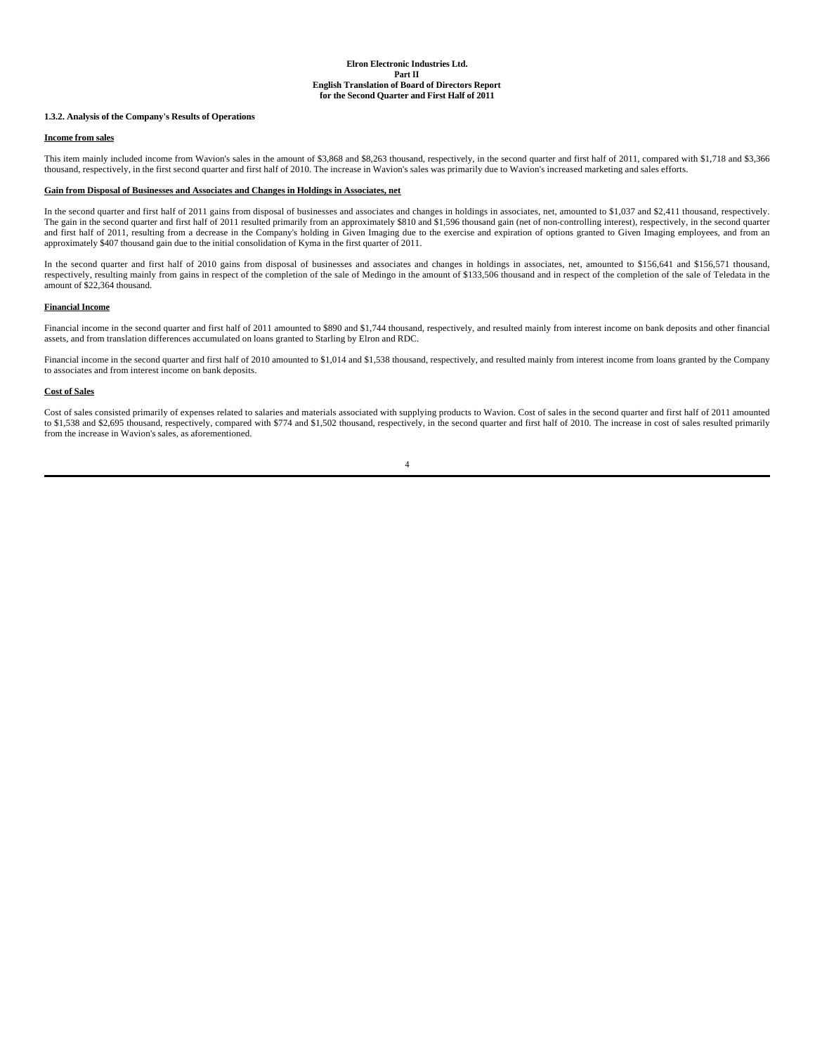#### 1.3.2. Analysis of the Company's Results of Operations

**Income from sales**

This item mainly included income from Wavion's sales in the amount of $3,868 and $8,263 thousand, respectively, in the second quarter and first half of 2011, compared with $1,718 and $3,366 thousand, respectively, in the first second quarter and first half of 2010. The increase in Wavion's sales was primarily due to Wavion's increased marketing and sales efforts.

**Gain from Disposal of Businesses and Associates and Changes in Holdings in Associates, net**

In the second quarter and first half of 2011 gains from disposal of businesses and associates and changes in holdings in associates, net, amounted to $1,037 and $2,411 thousand, respectively. The gain in the second quarter and first half of 2011 resulted primarily from an approximately $810 and $1,596 thousand gain (net of non-controlling interest), respectively, in the second quarter and first half of 2011, resulting from a decrease in the Company's holding in Given Imaging due to the exercise and expiration of options granted to Given Imaging employees, and from an approximately $407 thousand gain due to the initial consolidation of Kyma in the first quarter of 2011.

In the second quarter and first half of 2010 gains from disposal of businesses and associates and changes in holdings in associates, net, amounted to $156,641 and $156,571 thousand, respectively, resulting mainly from gains in respect of the completion of the sale of Medingo in the amount of $133,506 thousand and in respect of the completion of the sale of Teledata in the amount of $22,364 thousand.

**Financial Income**

Financial income in the second quarter and first half of 2011 amounted to $890 and $1,744 thousand, respectively, and resulted mainly from interest income on bank deposits and other financial assets, and from translation differences accumulated on loans granted to Starling by Elron and RDC.

Financial income in the second quarter and first half of 2010 amounted to $1,014 and $1,538 thousand, respectively, and resulted mainly from interest income from loans granted by the Company to associates and from interest income on bank deposits.

**Cost of Sales**

Cost of sales consisted primarily of expenses related to salaries and materials associated with supplying products to Wavion. Cost of sales in the second quarter and first half of 2011 amounted to $1,538 and $2,695 thousand, respectively, compared with $774 and $1,502 thousand, respectively, in the second quarter and first half of 2010. The increase in cost of sales resulted primarily from the increase in Wavion's sales, as aforementioned.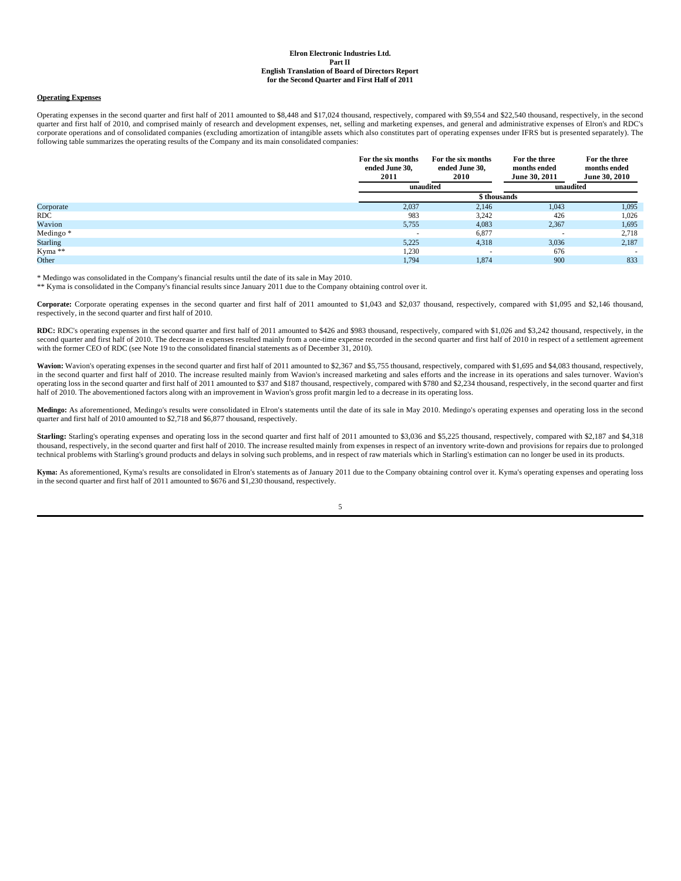#### Operating Expenses

Operating expenses in the second quarter and first half of 2011 amounted to $8,448 and $17,024 thousand, respectively, compared with $9,554 and $22,540 thousand, respectively, in the second quarter and first half of 2010, and comprised mainly of research and development expenses, net, selling and marketing expenses, and general and administrative expenses of Elron's and RDC's corporate operations and of consolidated companies (excluding amortization of intangible assets which also constitutes part of operating expenses under IFRS but is presented separately). The following table summarizes the operating results of the Company and its main consolidated companies:

| | For the six months ended June 30, 2011 | For the six months ended June 30, 2010 | For the three months ended June 30, 2011 | For the three months ended June 30, 2010 |
|---|---|---|---|---|
| | unaudited | | unaudited | |
| | $ thousands | | | |
| Corporate | 2,037 | 2,146 | 1,043 | 1,095 |
| RDC | 983 | 3,242 | 426 | 1,026 |
| Wavion | 5,755 | 4,083 | 2,367 | 1,695 |
| Medingo * | - | 6,877 | - | 2,718 |
| Starling | 5,225 | 4,318 | 3,036 | 2,187 |
| Kyma ** | 1,230 | - | 676 | - |
| Other | 1,794 | 1,874 | 900 | 833 |

* Medingo was consolidated in the Company's financial results until the date of its sale in May 2010.

** Kyma is consolidated in the Company's financial results since January 2011 due to the Company obtaining control over it.

**Corporate:** Corporate operating expenses in the second quarter and first half of 2011 amounted to $1,043 and $2,037 thousand, respectively, compared with $1,095 and $2,146 thousand, respectively, in the second quarter and first half of 2010.

**RDC:** RDC's operating expenses in the second quarter and first half of 2011 amounted to $426 and $983 thousand, respectively, compared with $1,026 and $3,242 thousand, respectively, in the second quarter and first half of 2010. The decrease in expenses resulted mainly from a one-time expense recorded in the second quarter and first half of 2010 in respect of a settlement agreement with the former CEO of RDC (see Note 19 to the consolidated financial statements as of December 31, 2010).

**Wavion:** Wavion's operating expenses in the second quarter and first half of 2011 amounted to $2,367 and $5,755 thousand, respectively, compared with $1,695 and $4,083 thousand, respectively, in the second quarter and first half of 2010. The increase resulted mainly from Wavion's increased marketing and sales efforts and the increase in its operations and sales turnover. Wavion's operating loss in the second quarter and first half of 2011 amounted to $37 and $187 thousand, respectively, compared with $780 and $2,234 thousand, respectively, in the second quarter and first half of 2010. The abovementioned factors along with an improvement in Wavion's gross profit margin led to a decrease in its operating loss.

**Medingo:** As aforementioned, Medingo's results were consolidated in Elron's statements until the date of its sale in May 2010. Medingo's operating expenses and operating loss in the second quarter and first half of 2010 amounted to $2,718 and $6,877 thousand, respectively.

**Starling:** Starling's operating expenses and operating loss in the second quarter and first half of 2011 amounted to $3,036 and $5,225 thousand, respectively, compared with $2,187 and $4,318 thousand, respectively, in the second quarter and first half of 2010. The increase resulted mainly from expenses in respect of an inventory write-down and provisions for repairs due to prolonged technical problems with Starling's ground products and delays in solving such problems, and in respect of raw materials which in Starling's estimation can no longer be used in its products.

**Kyma:** As aforementioned, Kyma's results are consolidated in Elron's statements as of January 2011 due to the Company obtaining control over it. Kyma's operating expenses and operating loss in the second quarter and first half of 2011 amounted to $676 and $1,230 thousand, respectively.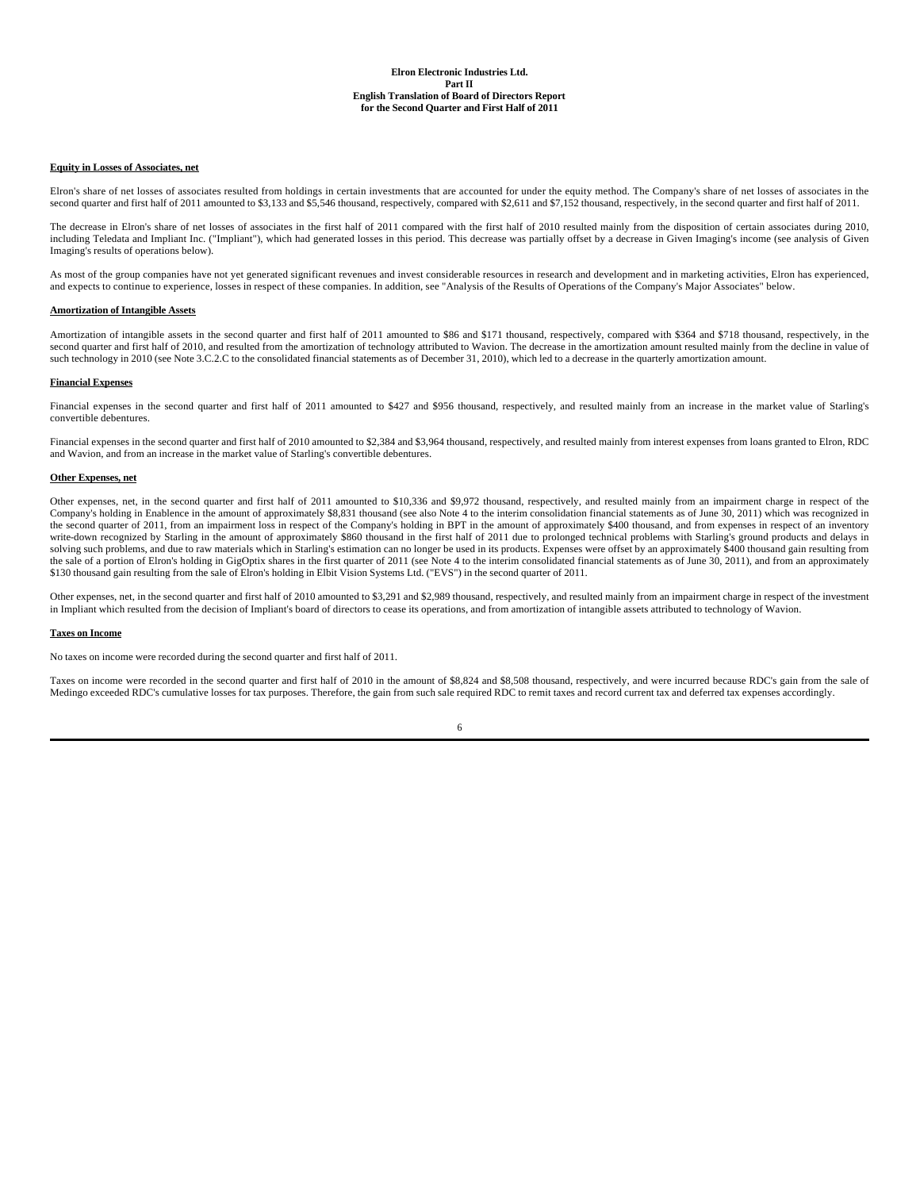**Equity in Losses of Associates, net**

Elron's share of net losses of associates resulted from holdings in certain investments that are accounted for under the equity method. The Company's share of net losses of associates in the second quarter and first half of 2011 amounted to $3,133 and $5,546 thousand, respectively, compared with $2,611 and $7,152 thousand, respectively, in the second quarter and first half of 2011.

The decrease in Elron's share of net losses of associates in the first half of 2011 compared with the first half of 2010 resulted mainly from the disposition of certain associates during 2010, including Teledata and Impliant Inc. ("Impliant"), which had generated losses in this period. This decrease was partially offset by a decrease in Given Imaging's income (see analysis of Given Imaging's results of operations below).

As most of the group companies have not yet generated significant revenues and invest considerable resources in research and development and in marketing activities, Elron has experienced, and expects to continue to experience, losses in respect of these companies. In addition, see "Analysis of the Results of Operations of the Company's Major Associates" below.

**Amortization of Intangible Assets**

Amortization of intangible assets in the second quarter and first half of 2011 amounted to $86 and $171 thousand, respectively, compared with $364 and $718 thousand, respectively, in the second quarter and first half of 2010, and resulted from the amortization of technology attributed to Wavion. The decrease in the amortization amount resulted mainly from the decline in value of such technology in 2010 (see Note 3.C.2.C to the consolidated financial statements as of December 31, 2010), which led to a decrease in the quarterly amortization amount.

**Financial Expenses**

Financial expenses in the second quarter and first half of 2011 amounted to $427 and $956 thousand, respectively, and resulted mainly from an increase in the market value of Starling's convertible debentures.

Financial expenses in the second quarter and first half of 2010 amounted to $2,384 and $3,964 thousand, respectively, and resulted mainly from interest expenses from loans granted to Elron, RDC and Wavion, and from an increase in the market value of Starling's convertible debentures.

**Other Expenses, net**

Other expenses, net, in the second quarter and first half of 2011 amounted to $10,336 and $9,972 thousand, respectively, and resulted mainly from an impairment charge in respect of the Company's holding in Enablence in the amount of approximately $8,831 thousand (see also Note 4 to the interim consolidation financial statements as of June 30, 2011) which was recognized in the second quarter of 2011, from an impairment loss in respect of the Company's holding in BPT in the amount of approximately $400 thousand, and from expenses in respect of an inventory write-down recognized by Starling in the amount of approximately $860 thousand in the first half of 2011 due to prolonged technical problems with Starling's ground products and delays in solving such problems, and due to raw materials which in Starling's estimation can no longer be used in its products. Expenses were offset by an approximately $400 thousand gain resulting from the sale of a portion of Elron's holding in GigOptix shares in the first quarter of 2011 (see Note 4 to the interim consolidated financial statements as of June 30, 2011), and from an approximately $130 thousand gain resulting from the sale of Elron's holding in Elbit Vision Systems Ltd. ("EVS") in the second quarter of 2011.

Other expenses, net, in the second quarter and first half of 2010 amounted to $3,291 and $2,989 thousand, respectively, and resulted mainly from an impairment charge in respect of the investment in Impliant which resulted from the decision of Impliant's board of directors to cease its operations, and from amortization of intangible assets attributed to technology of Wavion.

**Taxes on Income**

No taxes on income were recorded during the second quarter and first half of 2011.

Taxes on income were recorded in the second quarter and first half of 2010 in the amount of $8,824 and $8,508 thousand, respectively, and were incurred because RDC's gain from the sale of Medingo exceeded RDC's cumulative losses for tax purposes. Therefore, the gain from such sale required RDC to remit taxes and record current tax and deferred tax expenses accordingly.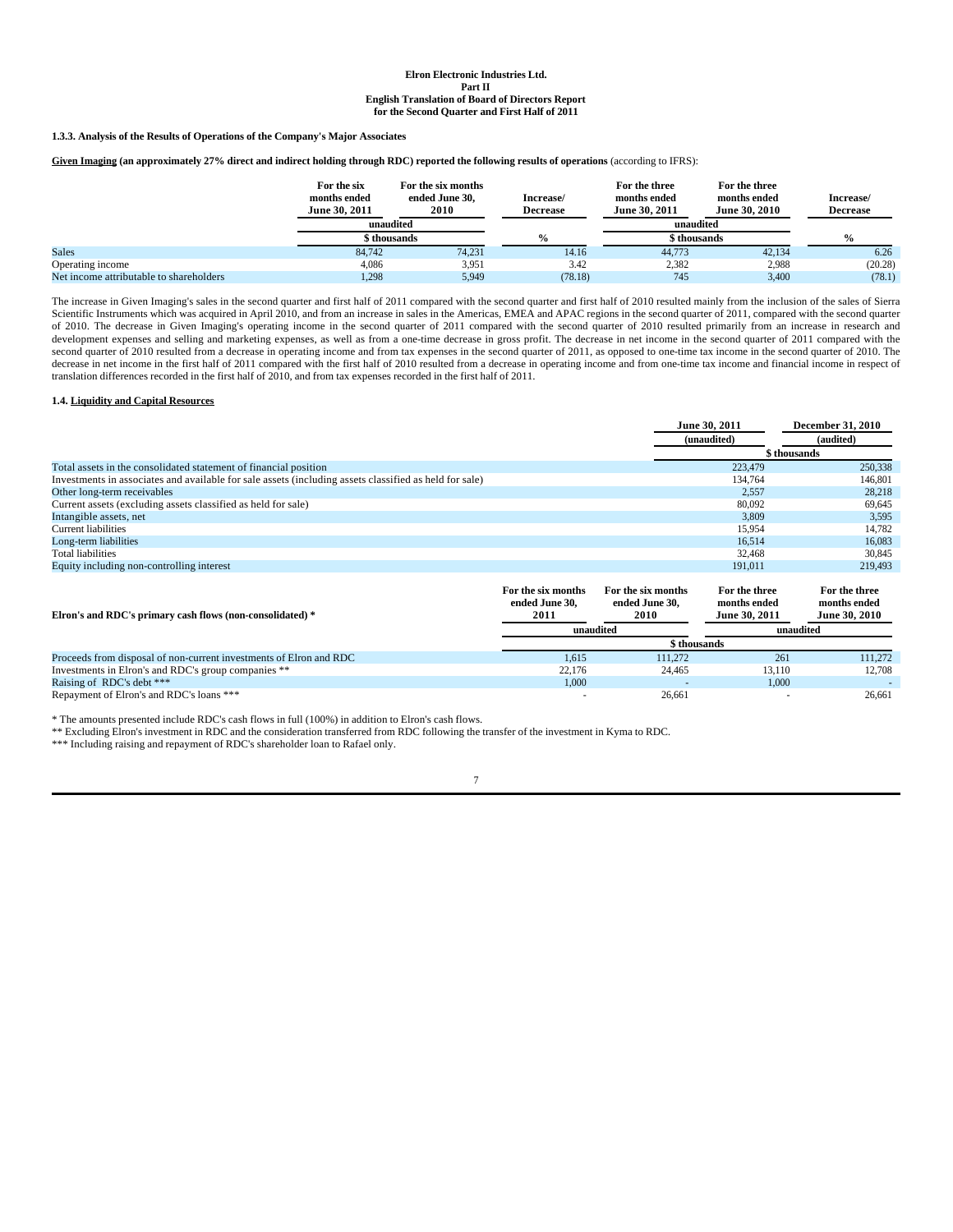#### 1.3.3. Analysis of the Results of Operations of the Company's Major Associates

**<u>Given Imaging</u> (an approximately 27% direct and indirect holding through RDC) reported the following results of operations** (according to IFRS):

| | For the six months ended June 30, 2011 | For the six months ended June 30, 2010 | Increase/ Decrease | For the three months ended June 30, 2011 | For the three months ended June 30, 2010 | Increase/ Decrease |
|---|---|---|---|---|---|---|
| | unaudited | | | unaudited | | |
| | $ thousands | | % | $ thousands | | % |
| Sales | 84,742 | 74,231 | 14.16 | 44,773 | 42,134 | 6.26 |
| Operating income | 4,086 | 3,951 | 3.42 | 2,382 | 2,988 | (20.28) |
| Net income attributable to shareholders | 1,298 | 5,949 | (78.18) | 745 | 3,400 | (78.1) |

The increase in Given Imaging's sales in the second quarter and first half of 2011 compared with the second quarter and first half of 2010 resulted mainly from the inclusion of the sales of Sierra Scientific Instruments which was acquired in April 2010, and from an increase in sales in the Americas, EMEA and APAC regions in the second quarter of 2011, compared with the second quarter of 2010. The decrease in Given Imaging's operating income in the second quarter of 2011 compared with the second quarter of 2010 resulted primarily from an increase in research and development expenses and selling and marketing expenses, as well as from a one-time decrease in gross profit. The decrease in net income in the second quarter of 2011 compared with the second quarter of 2010 resulted from a decrease in operating income and from tax expenses in the second quarter of 2011, as opposed to one-time tax income in the second quarter of 2010. The decrease in net income in the first half of 2011 compared with the first half of 2010 resulted from a decrease in operating income and from one-time tax income and financial income in respect of translation differences recorded in the first half of 2010, and from tax expenses recorded in the first half of 2011.

### 1.4. <u>Liquidity and Capital Resources</u>

| | June 30, 2011 (unaudited) | December 31, 2010 (audited) |
|---|---|---|
| | $ thousands | |
| Total assets in the consolidated statement of financial position | 223,479 | 250,338 |
| Investments in associates and available for sale assets (including assets classified as held for sale) | 134,764 | 146,801 |
| Other long-term receivables | 2,557 | 28,218 |
| Current assets (excluding assets classified as held for sale) | 80,092 | 69,645 |
| Intangible assets, net | 3,809 | 3,595 |
| Current liabilities | 15,954 | 14,782 |
| Long-term liabilities | 16,514 | 16,083 |
| Total liabilities | 32,468 | 30,845 |
| Equity including non-controlling interest | 191,011 | 219,493 |

| Elron's and RDC's primary cash flows (non-consolidated) * | For the six months ended June 30, 2011 | For the six months ended June 30, 2010 | For the three months ended June 30, 2011 | For the three months ended June 30, 2010 |
|---|---|---|---|---|
| | unaudited | | unaudited | |
| | $ thousands | | | |
| Proceeds from disposal of non-current investments of Elron and RDC | 1,615 | 111,272 | 261 | 111,272 |
| Investments in Elron's and RDC's group companies ** | 22,176 | 24,465 | 13,110 | 12,708 |
| Raising of RDC's debt *** | 1,000 | - | 1,000 | - |
| Repayment of Elron's and RDC's loans *** | - | 26,661 | - | 26,661 |

* The amounts presented include RDC's cash flows in full (100%) in addition to Elron's cash flows.

** Excluding Elron's investment in RDC and the consideration transferred from RDC following the transfer of the investment in Kyma to RDC.

*** Including raising and repayment of RDC's shareholder loan to Rafael only.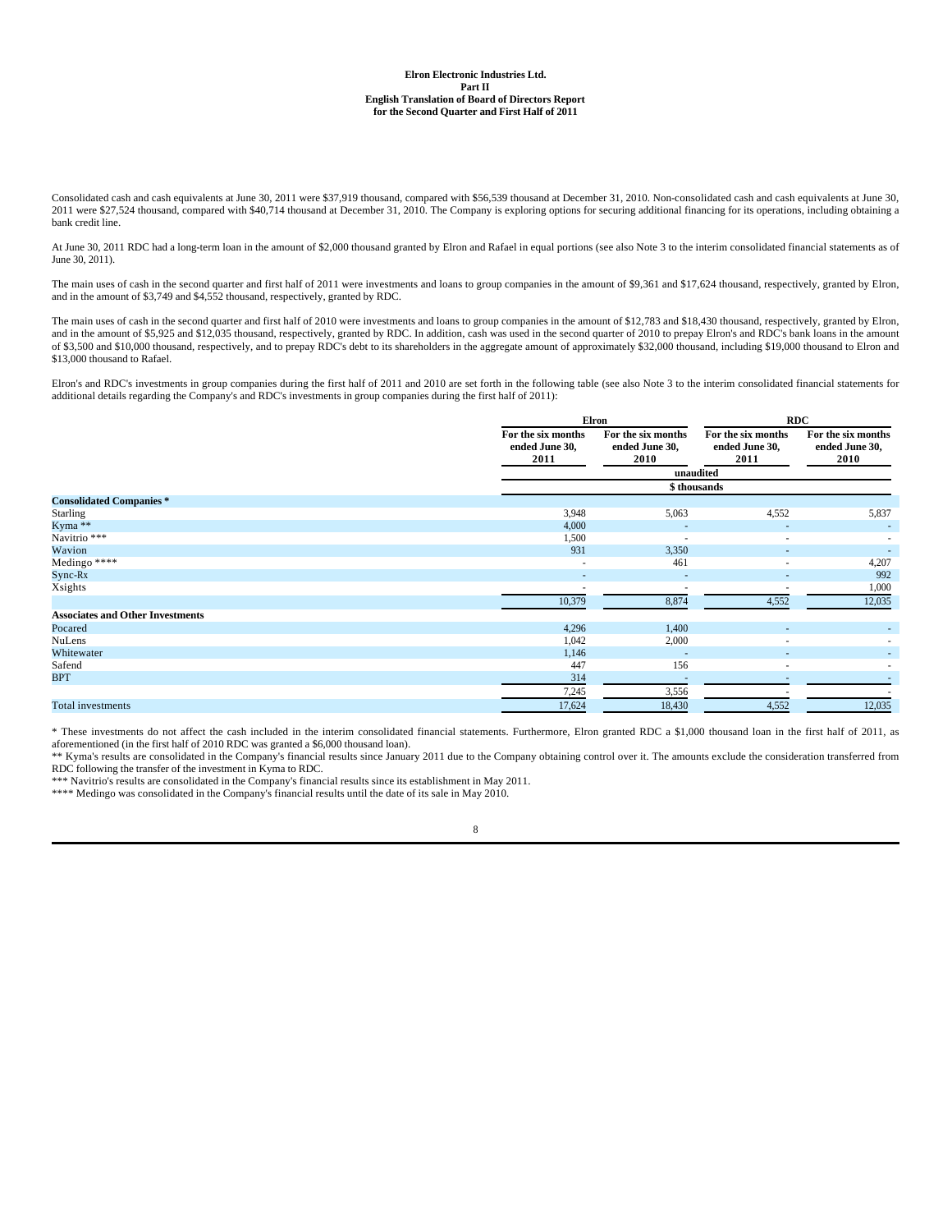Consolidated cash and cash equivalents at June 30, 2011 were $37,919 thousand, compared with $56,539 thousand at December 31, 2010. Non-consolidated cash and cash equivalents at June 30, 2011 were $27,524 thousand, compared with $40,714 thousand at December 31, 2010. The Company is exploring options for securing additional financing for its operations, including obtaining a bank credit line.

At June 30, 2011 RDC had a long-term loan in the amount of $2,000 thousand granted by Elron and Rafael in equal portions (see also Note 3 to the interim consolidated financial statements as of June 30, 2011).

The main uses of cash in the second quarter and first half of 2011 were investments and loans to group companies in the amount of $9,361 and $17,624 thousand, respectively, granted by Elron, and in the amount of $3,749 and $4,552 thousand, respectively, granted by RDC.

The main uses of cash in the second quarter and first half of 2010 were investments and loans to group companies in the amount of $12,783 and $18,430 thousand, respectively, granted by Elron, and in the amount of $5,925 and $12,035 thousand, respectively, granted by RDC. In addition, cash was used in the second quarter of 2010 to prepay Elron's and RDC's bank loans in the amount of $3,500 and $10,000 thousand, respectively, and to prepay RDC's debt to its shareholders in the aggregate amount of approximately $32,000 thousand, including $19,000 thousand to Elron and $13,000 thousand to Rafael.

Elron's and RDC's investments in group companies during the first half of 2011 and 2010 are set forth in the following table (see also Note 3 to the interim consolidated financial statements for additional details regarding the Company's and RDC's investments in group companies during the first half of 2011):

| | Elron | | RDC | |
|---|---|---|---|---|
| | For the six months ended June 30, 2011 | For the six months ended June 30, 2010 | For the six months ended June 30, 2011 | For the six months ended June 30, 2010 |
| | unaudited | | | |
| | $ thousands | | | |
| **Consolidated Companies \*** | | | | |
| Starling | 3,948 | 5,063 | 4,552 | 5,837 |
| Kyma \*\* | 4,000 | - | - | - |
| Navitrio \*\*\* | 1,500 | - | - | - |
| Wavion | 931 | 3,350 | - | - |
| Medingo \*\*\*\* | - | 461 | - | 4,207 |
| Sync-Rx | - | - | - | 992 |
| Xsights | - | - | - | 1,000 |
| | 10,379 | 8,874 | 4,552 | 12,035 |
| **Associates and Other Investments** | | | | |
| Pocared | 4,296 | 1,400 | - | - |
| NuLens | 1,042 | 2,000 | - | - |
| Whitewater | 1,146 | - | - | - |
| Safend | 447 | 156 | - | - |
| BPT | 314 | - | - | - |
| | 7,245 | 3,556 | - | - |
| Total investments | 17,624 | 18,430 | 4,552 | 12,035 |

\* These investments do not affect the cash included in the interim consolidated financial statements. Furthermore, Elron granted RDC a $1,000 thousand loan in the first half of 2011, as aforementioned (in the first half of 2010 RDC was granted a $6,000 thousand loan).

\*\* Kyma's results are consolidated in the Company's financial results since January 2011 due to the Company obtaining control over it. The amounts exclude the consideration transferred from RDC following the transfer of the investment in Kyma to RDC.

\*\*\* Navitrio's results are consolidated in the Company's financial results since its establishment in May 2011.

\*\*\*\* Medingo was consolidated in the Company's financial results until the date of its sale in May 2010.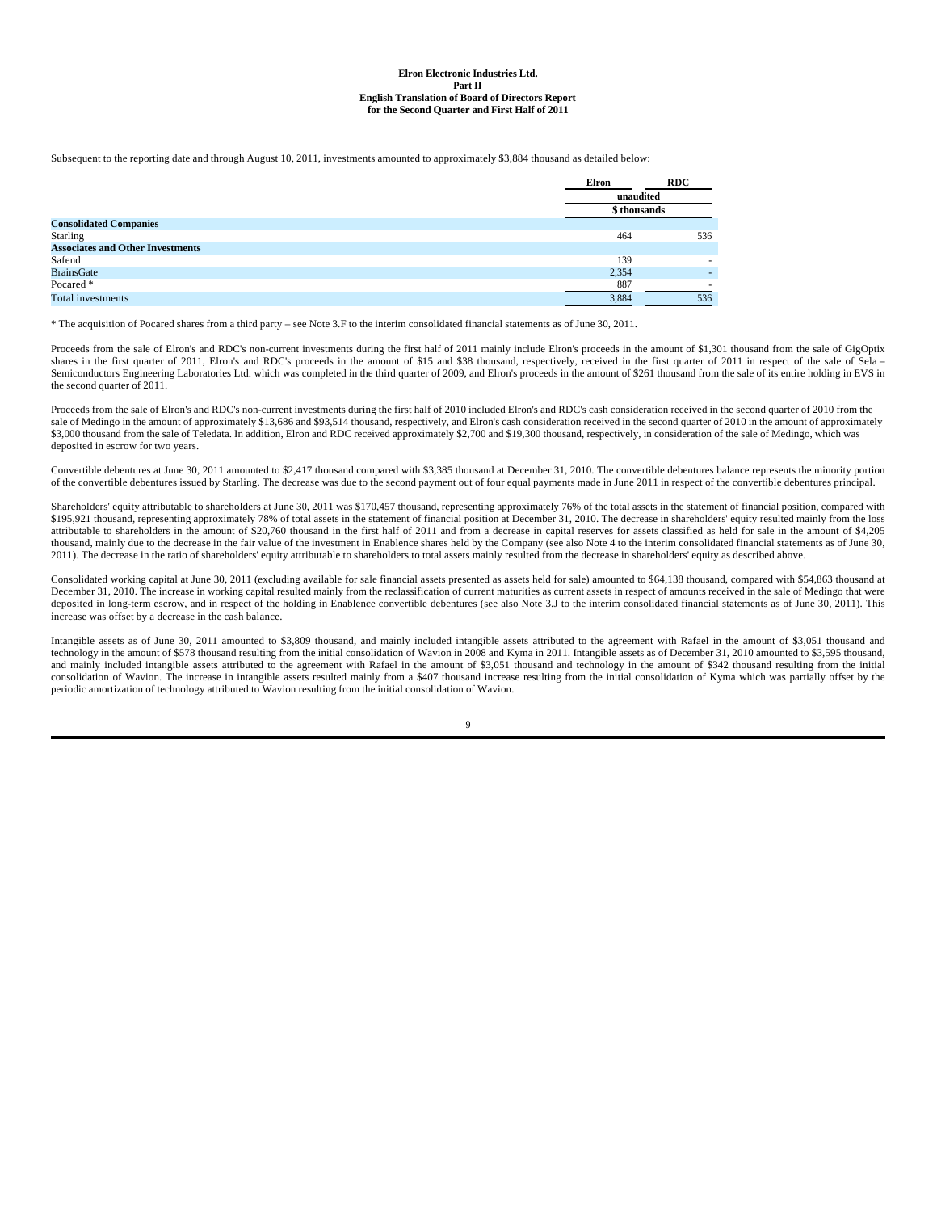Subsequent to the reporting date and through August 10, 2011, investments amounted to approximately $3,884 thousand as detailed below:

| | Elron | RDC |
|---|---|---|
| | unaudited | |
| | $ thousands | |
| **Consolidated Companies** | | |
| Starling | 464 | 536 |
| **Associates and Other Investments** | | |
| Safend | 139 | - |
| BrainsGate | 2,354 | - |
| Pocared * | 887 | - |
| Total investments | 3,884 | 536 |

* The acquisition of Pocared shares from a third party – see Note 3.F to the interim consolidated financial statements as of June 30, 2011.

Proceeds from the sale of Elron's and RDC's non-current investments during the first half of 2011 mainly include Elron's proceeds in the amount of $1,301 thousand from the sale of GigOptix shares in the first quarter of 2011, Elron's and RDC's proceeds in the amount of $15 and $38 thousand, respectively, received in the first quarter of 2011 in respect of the sale of Sela – Semiconductors Engineering Laboratories Ltd. which was completed in the third quarter of 2009, and Elron's proceeds in the amount of $261 thousand from the sale of its entire holding in EVS in the second quarter of 2011.

Proceeds from the sale of Elron's and RDC's non-current investments during the first half of 2010 included Elron's and RDC's cash consideration received in the second quarter of 2010 from the sale of Medingo in the amount of approximately $13,686 and $93,514 thousand, respectively, and Elron's cash consideration received in the second quarter of 2010 in the amount of approximately $3,000 thousand from the sale of Teledata. In addition, Elron and RDC received approximately $2,700 and $19,300 thousand, respectively, in consideration of the sale of Medingo, which was deposited in escrow for two years.

Convertible debentures at June 30, 2011 amounted to $2,417 thousand compared with $3,385 thousand at December 31, 2010. The convertible debentures balance represents the minority portion of the convertible debentures issued by Starling. The decrease was due to the second payment out of four equal payments made in June 2011 in respect of the convertible debentures principal.

Shareholders' equity attributable to shareholders at June 30, 2011 was $170,457 thousand, representing approximately 76% of the total assets in the statement of financial position, compared with $195,921 thousand, representing approximately 78% of total assets in the statement of financial position at December 31, 2010. The decrease in shareholders' equity resulted mainly from the loss attributable to shareholders in the amount of $20,760 thousand in the first half of 2011 and from a decrease in capital reserves for assets classified as held for sale in the amount of $4,205 thousand, mainly due to the decrease in the fair value of the investment in Enablence shares held by the Company (see also Note 4 to the interim consolidated financial statements as of June 30, 2011). The decrease in the ratio of shareholders' equity attributable to shareholders to total assets mainly resulted from the decrease in shareholders' equity as described above.

Consolidated working capital at June 30, 2011 (excluding available for sale financial assets presented as assets held for sale) amounted to $64,138 thousand, compared with $54,863 thousand at December 31, 2010. The increase in working capital resulted mainly from the reclassification of current maturities as current assets in respect of amounts received in the sale of Medingo that were deposited in long-term escrow, and in respect of the holding in Enablence convertible debentures (see also Note 3.J to the interim consolidated financial statements as of June 30, 2011). This increase was offset by a decrease in the cash balance.

Intangible assets as of June 30, 2011 amounted to $3,809 thousand, and mainly included intangible assets attributed to the agreement with Rafael in the amount of $3,051 thousand and technology in the amount of $578 thousand resulting from the initial consolidation of Wavion in 2008 and Kyma in 2011. Intangible assets as of December 31, 2010 amounted to $3,595 thousand, and mainly included intangible assets attributed to the agreement with Rafael in the amount of $3,051 thousand and technology in the amount of $342 thousand resulting from the initial consolidation of Wavion. The increase in intangible assets resulted mainly from a $407 thousand increase resulting from the initial consolidation of Kyma which was partially offset by the periodic amortization of technology attributed to Wavion resulting from the initial consolidation of Wavion.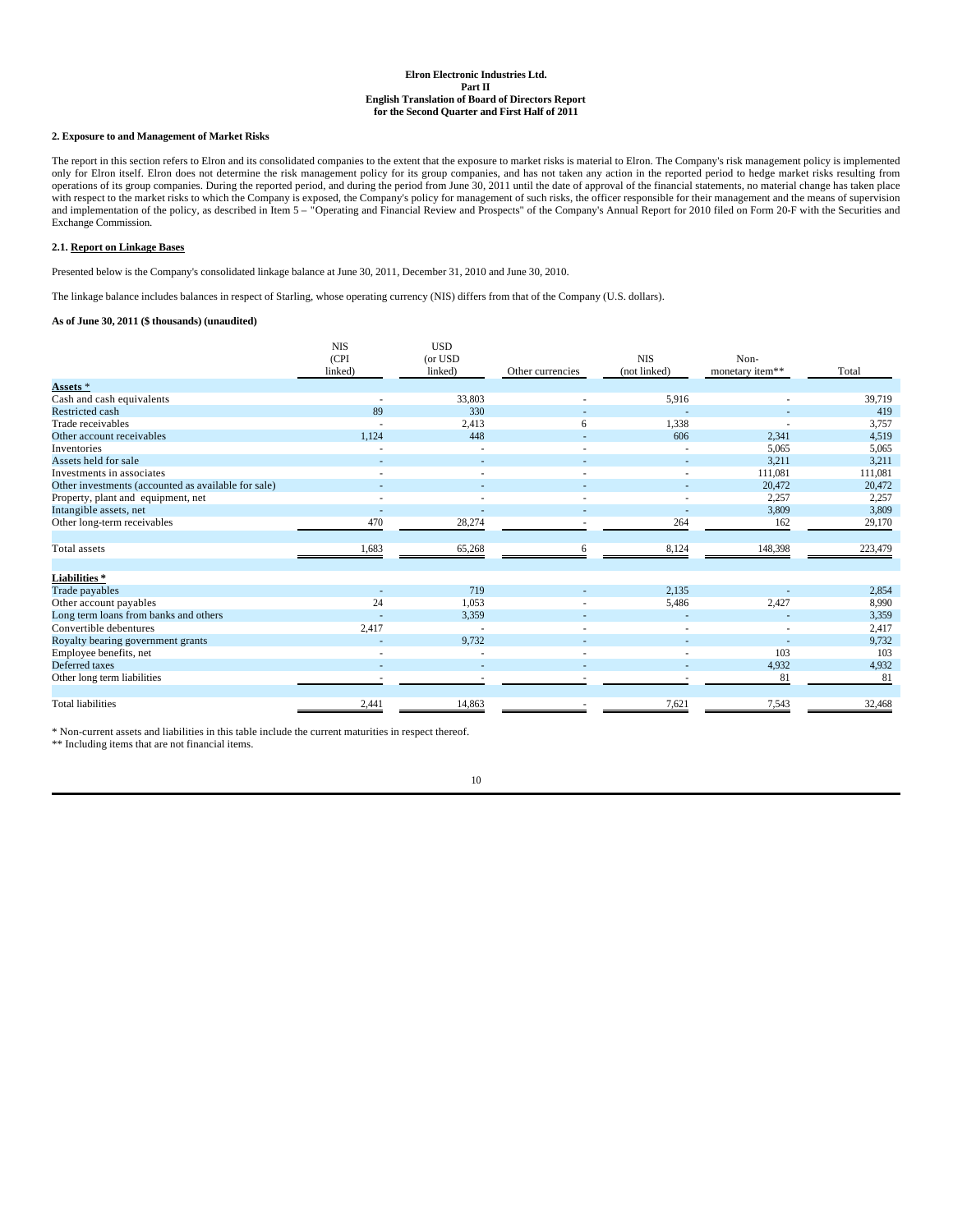**Elron Electronic Industries Ltd.**
**Part II**
**English Translation of Board of Directors Report**
**for the Second Quarter and First Half of 2011**

### 2. Exposure to and Management of Market Risks

The report in this section refers to Elron and its consolidated companies to the extent that the exposure to market risks is material to Elron. The Company's risk management policy is implemented only for Elron itself. Elron does not determine the risk management policy for its group companies, and has not taken any action in the reported period to hedge market risks resulting from operations of its group companies. During the reported period, and during the period from June 30, 2011 until the date of approval of the financial statements, no material change has taken place with respect to the market risks to which the Company is exposed, the Company's policy for management of such risks, the officer responsible for their management and the means of supervision and implementation of the policy, as described in Item 5 – "Operating and Financial Review and Prospects" of the Company's Annual Report for 2010 filed on Form 20-F with the Securities and Exchange Commission.

### 2.1. Report on Linkage Bases

Presented below is the Company's consolidated linkage balance at June 30, 2011, December 31, 2010 and June 30, 2010.

The linkage balance includes balances in respect of Starling, whose operating currency (NIS) differs from that of the Company (U.S. dollars).

**As of June 30, 2011 ($ thousands) (unaudited)**

| | NIS (CPI linked) | USD (or USD linked) | Other currencies | NIS (not linked) | Non-monetary item** | Total |
|---|---|---|---|---|---|---|
| **Assets** * | | | | | | |
| Cash and cash equivalents | - | 33,803 | - | 5,916 | - | 39,719 |
| Restricted cash | 89 | 330 | - | - | - | 419 |
| Trade receivables | - | 2,413 | 6 | 1,338 | - | 3,757 |
| Other account receivables | 1,124 | 448 | - | 606 | 2,341 | 4,519 |
| Inventories | - | - | - | - | 5,065 | 5,065 |
| Assets held for sale | - | - | - | - | 3,211 | 3,211 |
| Investments in associates | - | - | - | - | 111,081 | 111,081 |
| Other investments (accounted as available for sale) | - | - | - | - | 20,472 | 20,472 |
| Property, plant and equipment, net | - | - | - | - | 2,257 | 2,257 |
| Intangible assets, net | - | - | - | - | 3,809 | 3,809 |
| Other long-term receivables | 470 | 28,274 | - | 264 | 162 | 29,170 |
| Total assets | 1,683 | 65,268 | 6 | 8,124 | 148,398 | 223,479 |
| **Liabilities** * | | | | | | |
| Trade payables | - | 719 | - | 2,135 | - | 2,854 |
| Other account payables | 24 | 1,053 | - | 5,486 | 2,427 | 8,990 |
| Long term loans from banks and others | - | 3,359 | - | - | - | 3,359 |
| Convertible debentures | 2,417 | - | - | - | - | 2,417 |
| Royalty bearing government grants | - | 9,732 | - | - | - | 9,732 |
| Employee benefits, net | - | - | - | - | 103 | 103 |
| Deferred taxes | - | - | - | - | 4,932 | 4,932 |
| Other long term liabilities | - | - | - | - | 81 | 81 |
| Total liabilities | 2,441 | 14,863 | - | 7,621 | 7,543 | 32,468 |

* Non-current assets and liabilities in this table include the current maturities in respect thereof.
** Including items that are not financial items.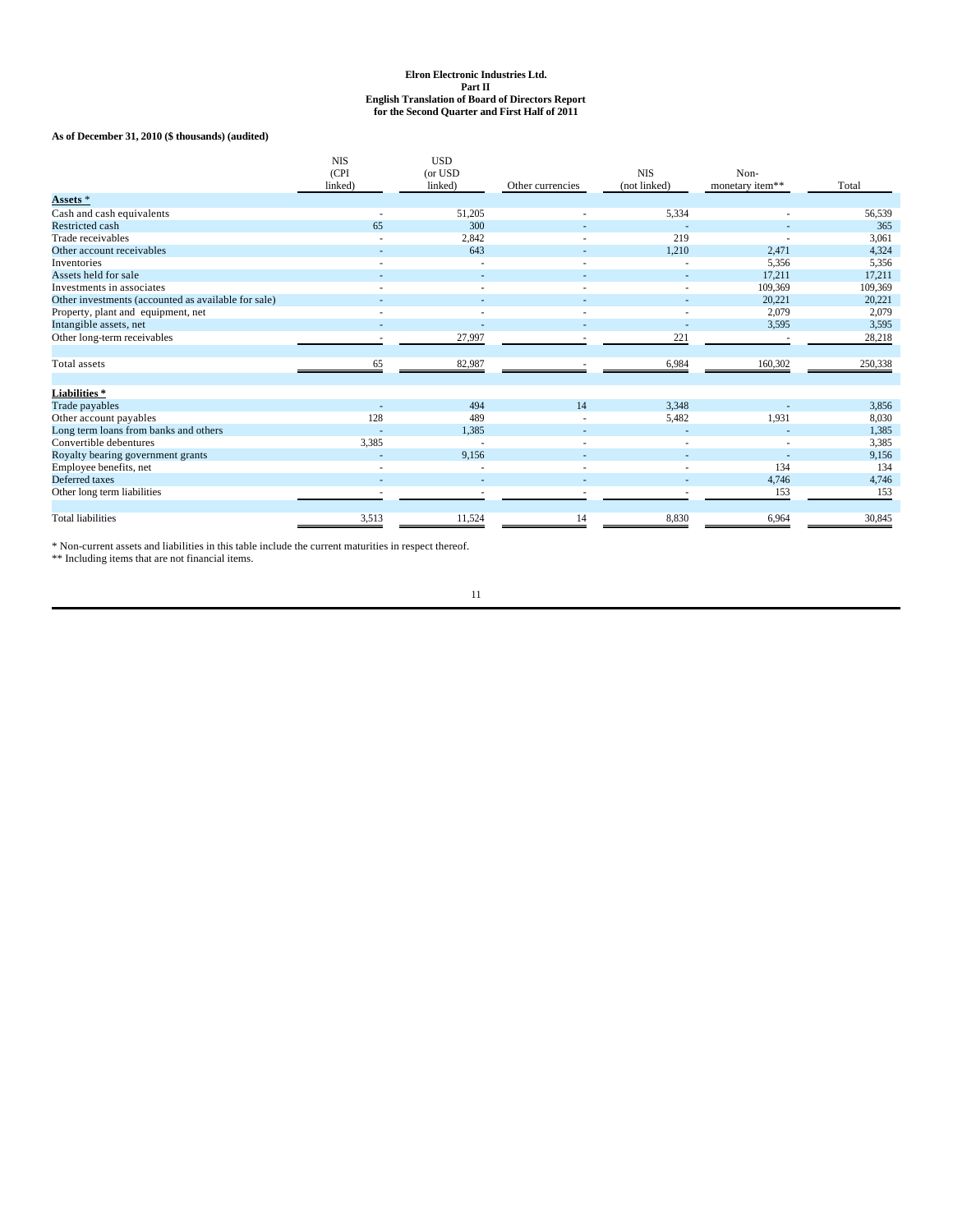**As of December 31, 2010 ($ thousands) (audited)**

| | NIS (CPI linked) | USD (or USD linked) | Other currencies | NIS (not linked) | Non-monetary item** | Total |
|---|---|---|---|---|---|---|
| **Assets *** | | | | | | |
| Cash and cash equivalents | - | 51,205 | - | 5,334 | - | 56,539 |
| Restricted cash | 65 | 300 | - | - | - | 365 |
| Trade receivables | - | 2,842 | - | 219 | - | 3,061 |
| Other account receivables | - | 643 | - | 1,210 | 2,471 | 4,324 |
| Inventories | - | - | - | - | 5,356 | 5,356 |
| Assets held for sale | - | - | - | - | 17,211 | 17,211 |
| Investments in associates | - | - | - | - | 109,369 | 109,369 |
| Other investments (accounted as available for sale) | - | - | - | - | 20,221 | 20,221 |
| Property, plant and equipment, net | - | - | - | - | 2,079 | 2,079 |
| Intangible assets, net | - | - | - | - | 3,595 | 3,595 |
| Other long-term receivables | - | 27,997 | - | 221 | - | 28,218 |
| Total assets | 65 | 82,987 | - | 6,984 | 160,302 | 250,338 |
| **Liabilities *** | | | | | | |
| Trade payables | - | 494 | 14 | 3,348 | - | 3,856 |
| Other account payables | 128 | 489 | - | 5,482 | 1,931 | 8,030 |
| Long term loans from banks and others | - | 1,385 | - | - | - | 1,385 |
| Convertible debentures | 3,385 | - | - | - | - | 3,385 |
| Royalty bearing government grants | - | 9,156 | - | - | - | 9,156 |
| Employee benefits, net | - | - | - | - | 134 | 134 |
| Deferred taxes | - | - | - | - | 4,746 | 4,746 |
| Other long term liabilities | - | - | - | - | 153 | 153 |
| Total liabilities | 3,513 | 11,524 | 14 | 8,830 | 6,964 | 30,845 |

* Non-current assets and liabilities in this table include the current maturities in respect thereof.

** Including items that are not financial items.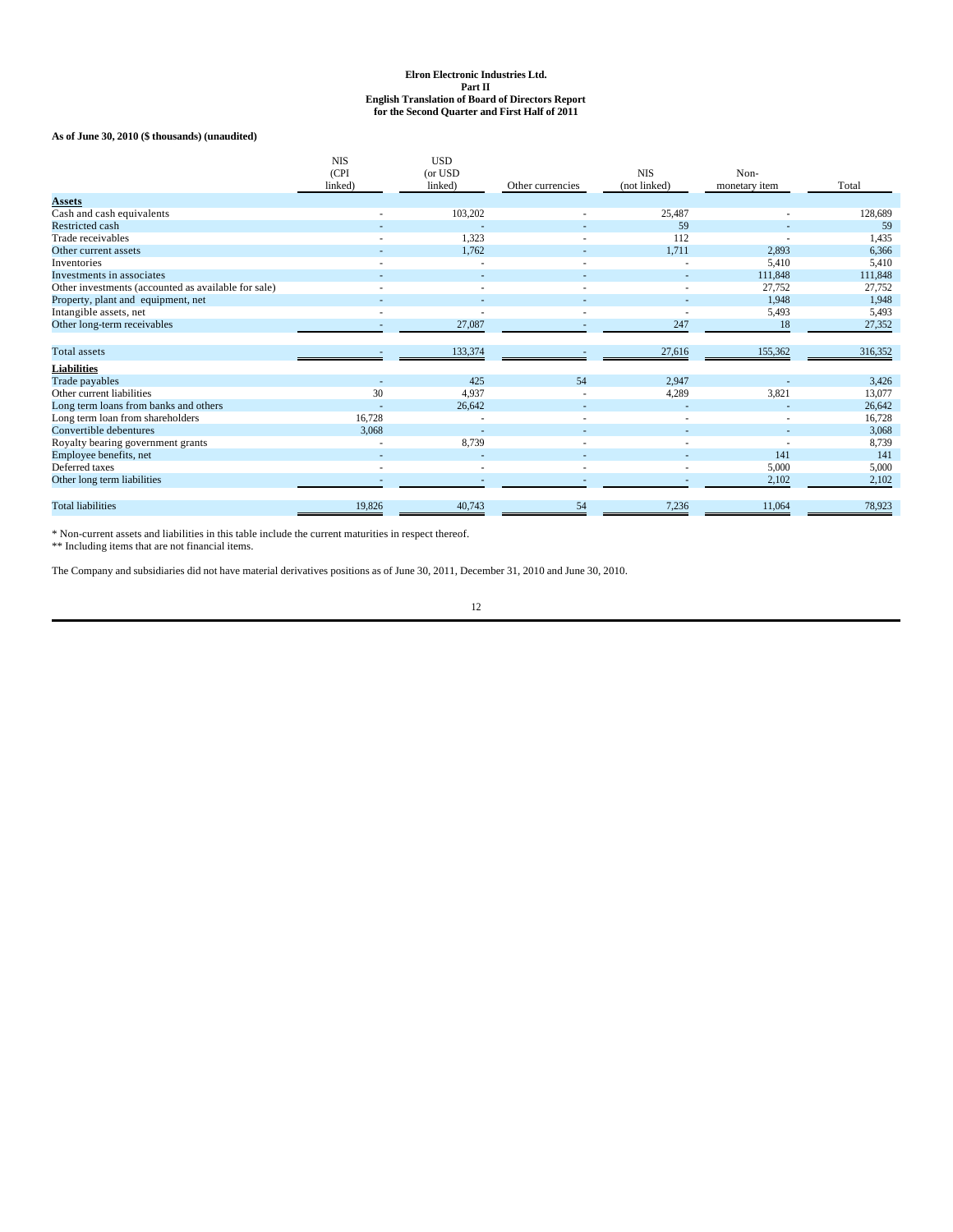**As of June 30, 2010 ($ thousands) (unaudited)**

| | NIS (CPI linked) | USD (or USD linked) | Other currencies | NIS (not linked) | Non-monetary item | Total |
|---|---|---|---|---|---|---|
| **Assets** | | | | | | |
| Cash and cash equivalents | - | 103,202 | - | 25,487 | - | 128,689 |
| Restricted cash | - | - | - | 59 | - | 59 |
| Trade receivables | - | 1,323 | - | 112 | - | 1,435 |
| Other current assets | - | 1,762 | - | 1,711 | 2,893 | 6,366 |
| Inventories | - | - | - | - | 5,410 | 5,410 |
| Investments in associates | - | - | - | - | 111,848 | 111,848 |
| Other investments (accounted as available for sale) | - | - | - | - | 27,752 | 27,752 |
| Property, plant and equipment, net | - | - | - | - | 1,948 | 1,948 |
| Intangible assets, net | - | - | - | - | 5,493 | 5,493 |
| Other long-term receivables | - | 27,087 | - | 247 | 18 | 27,352 |
| Total assets | - | 133,374 | - | 27,616 | 155,362 | 316,352 |
| **Liabilities** | | | | | | |
| Trade payables | - | 425 | 54 | 2,947 | - | 3,426 |
| Other current liabilities | 30 | 4,937 | - | 4,289 | 3,821 | 13,077 |
| Long term loans from banks and others | - | 26,642 | - | - | - | 26,642 |
| Long term loan from shareholders | 16,728 | - | - | - | - | 16,728 |
| Convertible debentures | 3,068 | - | - | - | - | 3,068 |
| Royalty bearing government grants | - | 8,739 | - | - | - | 8,739 |
| Employee benefits, net | - | - | - | - | 141 | 141 |
| Deferred taxes | - | - | - | - | 5,000 | 5,000 |
| Other long term liabilities | - | - | - | - | 2,102 | 2,102 |
| Total liabilities | 19,826 | 40,743 | 54 | 7,236 | 11,064 | 78,923 |

* Non-current assets and liabilities in this table include the current maturities in respect thereof.
** Including items that are not financial items.

The Company and subsidiaries did not have material derivatives positions as of June 30, 2011, December 31, 2010 and June 30, 2010.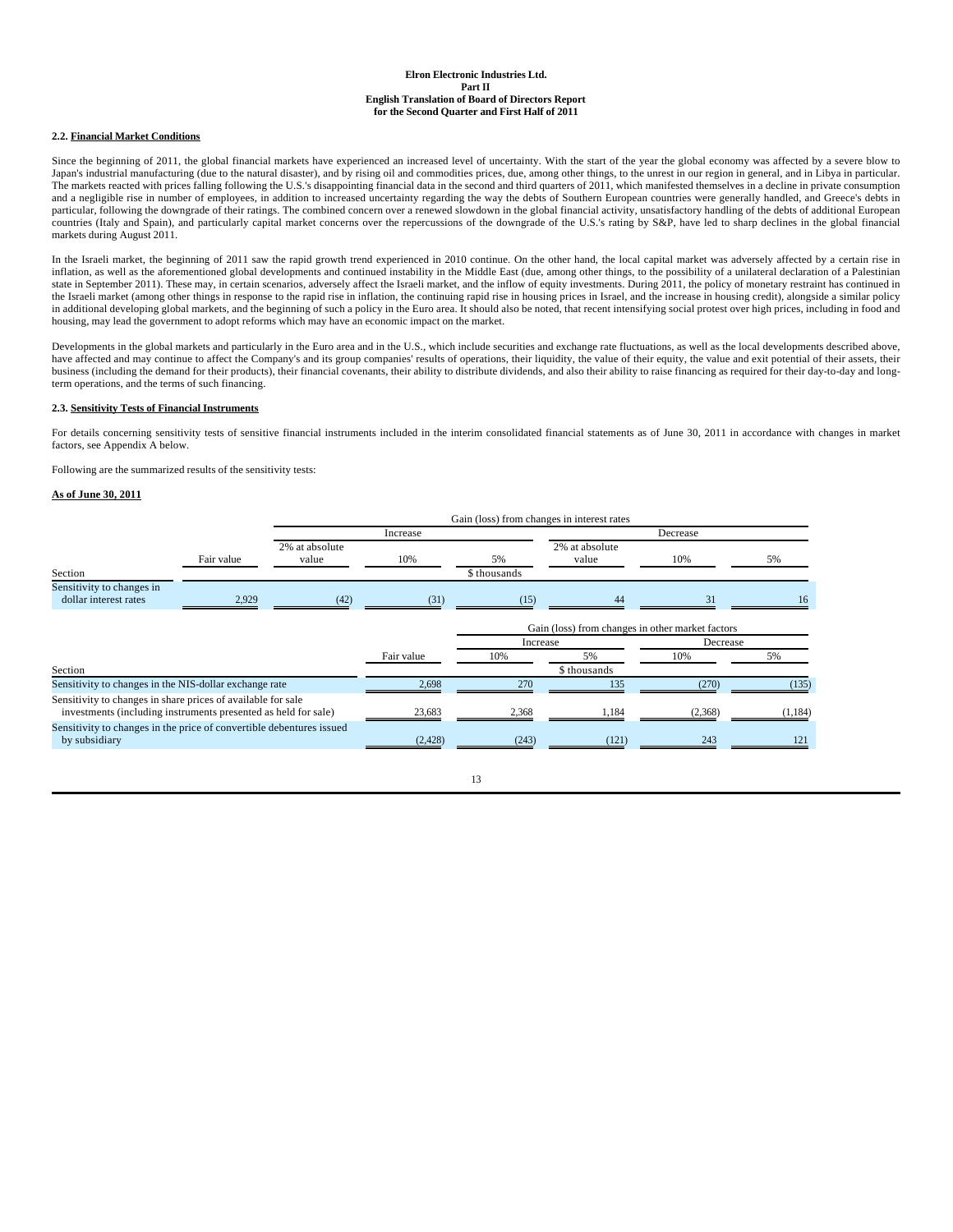**Elron Electronic Industries Ltd.**
**Part II**
**English Translation of Board of Directors Report**
**for the Second Quarter and First Half of 2011**

### 2.2. Financial Market Conditions

Since the beginning of 2011, the global financial markets have experienced an increased level of uncertainty. With the start of the year the global economy was affected by a severe blow to Japan's industrial manufacturing (due to the natural disaster), and by rising oil and commodities prices, due, among other things, to the unrest in our region in general, and in Libya in particular. The markets reacted with prices falling following the U.S.'s disappointing financial data in the second and third quarters of 2011, which manifested themselves in a decline in private consumption and a negligible rise in number of employees, in addition to increased uncertainty regarding the way the debts of Southern European countries were generally handled, and Greece's debts in particular, following the downgrade of their ratings. The combined concern over a renewed slowdown in the global financial activity, unsatisfactory handling of the debts of additional European countries (Italy and Spain), and particularly capital market concerns over the repercussions of the downgrade of the U.S.'s rating by S&P, have led to sharp declines in the global financial markets during August 2011.

In the Israeli market, the beginning of 2011 saw the rapid growth trend experienced in 2010 continue. On the other hand, the local capital market was adversely affected by a certain rise in inflation, as well as the aforementioned global developments and continued instability in the Middle East (due, among other things, to the possibility of a unilateral declaration of a Palestinian state in September 2011). These may, in certain scenarios, adversely affect the Israeli market, and the inflow of equity investments. During 2011, the policy of monetary restraint has continued in the Israeli market (among other things in response to the rapid rise in inflation, the continuing rapid rise in housing prices in Israel, and the increase in housing credit), alongside a similar policy in additional developing global markets, and the beginning of such a policy in the Euro area. It should also be noted, that recent intensifying social protest over high prices, including in food and housing, may lead the government to adopt reforms which may have an economic impact on the market.

Developments in the global markets and particularly in the Euro area and in the U.S., which include securities and exchange rate fluctuations, as well as the local developments described above, have affected and may continue to affect the Company's and its group companies' results of operations, their liquidity, the value of their equity, the value and exit potential of their assets, their business (including the demand for their products), their financial covenants, their ability to distribute dividends, and also their ability to raise financing as required for their day-to-day and long-term operations, and the terms of such financing.

### 2.3. Sensitivity Tests of Financial Instruments

For details concerning sensitivity tests of sensitive financial instruments included in the interim consolidated financial statements as of June 30, 2011 in accordance with changes in market factors, see Appendix A below.

Following are the summarized results of the sensitivity tests:

**As of June 30, 2011**

| | | Gain (loss) from changes in interest rates | | | | | |
|---|---|---|---|---|---|---|---|
| | | Increase | | | Decrease | | |
| Section | Fair value | 2% at absolute value | 10% | 5% | 2% at absolute value | 10% | 5% |
| | | | | $ thousands | | | |
| Sensitivity to changes in dollar interest rates | 2,929 | (42) | (31) | (15) | 44 | 31 | 16 |

| | | Gain (loss) from changes in other market factors | | | |
|---|---|---|---|---|---|
| | | Increase | | Decrease | |
| Section | Fair value | 10% | 5% | 10% | 5% |
| | | | $ thousands | | |
| Sensitivity to changes in the NIS-dollar exchange rate | 2,698 | 270 | 135 | (270) | (135) |
| Sensitivity to changes in share prices of available for sale investments (including instruments presented as held for sale) | 23,683 | 2,368 | 1,184 | (2,368) | (1,184) |
| Sensitivity to changes in the price of convertible debentures issued by subsidiary | (2,428) | (243) | (121) | 243 | 121 |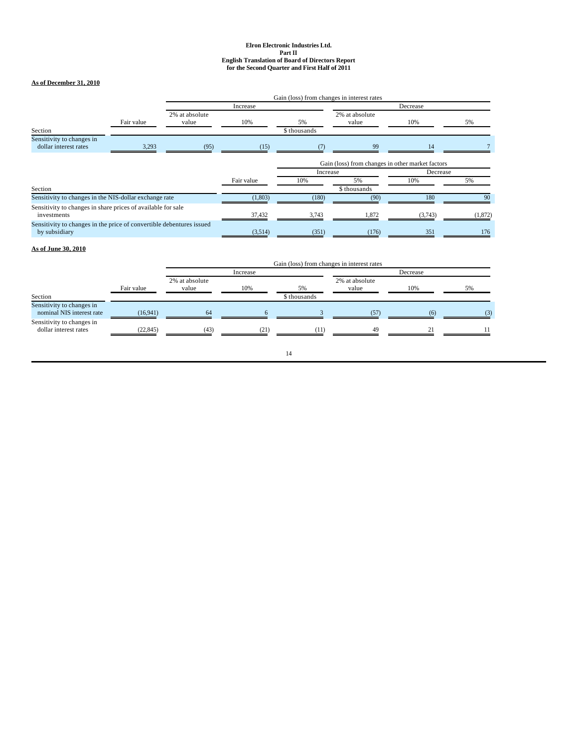**As of December 31, 2010**

| Section | Fair value | Gain (loss) from changes in interest rates | | | | | |
|---|---|---|---|---|---|---|---|
| | | Increase | | | Decrease | | |
| | | 2% at absolute value | 10% | 5% | 2% at absolute value | 10% | 5% |
| | | | | $ thousands | | | |
| Sensitivity to changes in dollar interest rates | 3,293 | (95) | (15) | (7) | 99 | 14 | 7 |

| Section | Fair value | Gain (loss) from changes in other market factors | | | |
|---|---|---|---|---|---|
| | | Increase | | Decrease | |
| | | 10% | 5% | 10% | 5% |
| | | | $ thousands | | |
| Sensitivity to changes in the NIS-dollar exchange rate | (1,803) | (180) | (90) | 180 | 90 |
| Sensitivity to changes in share prices of available for sale investments | 37,432 | 3,743 | 1,872 | (3,743) | (1,872) |
| Sensitivity to changes in the price of convertible debentures issued by subsidiary | (3,514) | (351) | (176) | 351 | 176 |

**As of June 30, 2010**

| Section | Fair value | Gain (loss) from changes in interest rates | | | | | |
|---|---|---|---|---|---|---|---|
| | | Increase | | | Decrease | | |
| | | 2% at absolute value | 10% | 5% | 2% at absolute value | 10% | 5% |
| | | | | $ thousands | | | |
| Sensitivity to changes in nominal NIS interest rate | (16,941) | 64 | 6 | 3 | (57) | (6) | (3) |
| Sensitivity to changes in dollar interest rates | (22,845) | (43) | (21) | (11) | 49 | 21 | 11 |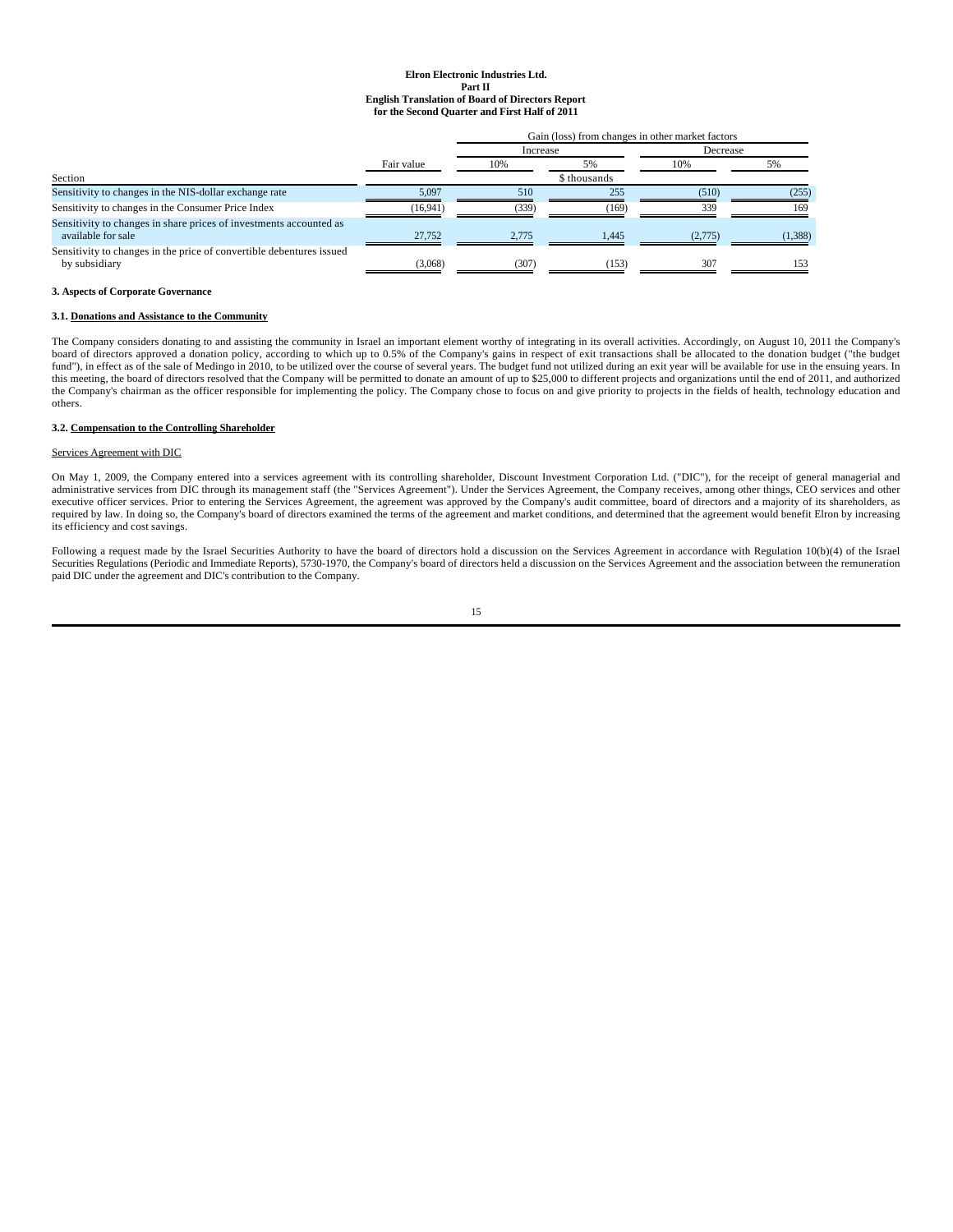**Elron Electronic Industries Ltd.**
**Part II**
**English Translation of Board of Directors Report**
**for the Second Quarter and First Half of 2011**

| Section | Fair value | Gain (loss) from changes in other market factors | | | |
|---|---|---|---|---|---|
| | | Increase | | Decrease | |
| | | 10% | 5% | 10% | 5% |
| | $ thousands | | | | |
| Sensitivity to changes in the NIS-dollar exchange rate | 5,097 | 510 | 255 | (510) | (255) |
| Sensitivity to changes in the Consumer Price Index | (16,941) | (339) | (169) | 339 | 169 |
| Sensitivity to changes in share prices of investments accounted as available for sale | 27,752 | 2,775 | 1,445 | (2,775) | (1,388) |
| Sensitivity to changes in the price of convertible debentures issued by subsidiary | (3,068) | (307) | (153) | 307 | 153 |

### 3. Aspects of Corporate Governance

#### 3.1. Donations and Assistance to the Community

The Company considers donating to and assisting the community in Israel an important element worthy of integrating in its overall activities. Accordingly, on August 10, 2011 the Company's board of directors approved a donation policy, according to which up to 0.5% of the Company's gains in respect of exit transactions shall be allocated to the donation budget ("the budget fund"), in effect as of the sale of Medingo in 2010, to be utilized over the course of several years. The budget fund not utilized during an exit year will be available for use in the ensuing years. In this meeting, the board of directors resolved that the Company will be permitted to donate an amount of up to $25,000 to different projects and organizations until the end of 2011, and authorized the Company's chairman as the officer responsible for implementing the policy. The Company chose to focus on and give priority to projects in the fields of health, technology education and others.

#### 3.2. Compensation to the Controlling Shareholder

Services Agreement with DIC

On May 1, 2009, the Company entered into a services agreement with its controlling shareholder, Discount Investment Corporation Ltd. ("DIC"), for the receipt of general managerial and administrative services from DIC through its management staff (the "Services Agreement"). Under the Services Agreement, the Company receives, among other things, CEO services and other executive officer services. Prior to entering the Services Agreement, the agreement was approved by the Company's audit committee, board of directors and a majority of its shareholders, as required by law. In doing so, the Company's board of directors examined the terms of the agreement and market conditions, and determined that the agreement would benefit Elron by increasing its efficiency and cost savings.

Following a request made by the Israel Securities Authority to have the board of directors hold a discussion on the Services Agreement in accordance with Regulation 10(b)(4) of the Israel Securities Regulations (Periodic and Immediate Reports), 5730-1970, the Company's board of directors held a discussion on the Services Agreement and the association between the remuneration paid DIC under the agreement and DIC's contribution to the Company.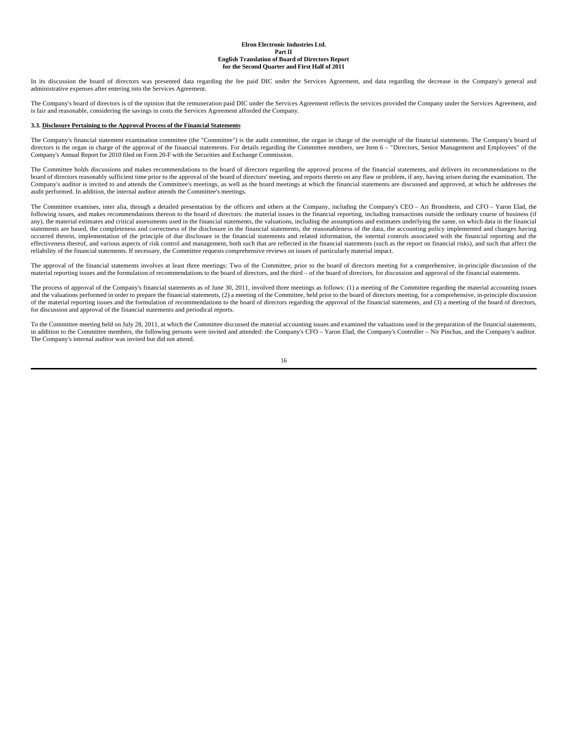In its discussion the board of directors was presented data regarding the fee paid DIC under the Services Agreement, and data regarding the decrease in the Company's general and administrative expenses after entering into the Services Agreement.

The Company's board of directors is of the opinion that the remuneration paid DIC under the Services Agreement reflects the services provided the Company under the Services Agreement, and is fair and reasonable, considering the savings in costs the Services Agreement afforded the Company.

### 3.3. Disclosure Pertaining to the Approval Process of the Financial Statements

The Company's financial statement examination committee (the "Committee") is the audit committee, the organ in charge of the oversight of the financial statements. The Company's board of directors is the organ in charge of the approval of the financial statements. For details regarding the Committee members, see Item 6 – "Directors, Senior Management and Employees" of the Company's Annual Report for 2010 filed on Form 20-F with the Securities and Exchange Commission.

The Committee holds discussions and makes recommendations to the board of directors regarding the approval process of the financial statements, and delivers its recommendations to the board of directors reasonably sufficient time prior to the approval of the board of directors' meeting, and reports thereto on any flaw or problem, if any, having arisen during the examination. The Company's auditor is invited to and attends the Committee's meetings, as well as the board meetings at which the financial statements are discussed and approved, at which he addresses the audit performed. In addition, the internal auditor attends the Committee's meetings.

The Committee examines, inter alia, through a detailed presentation by the officers and others at the Company, including the Company's CEO – Ari Bronshtein, and CFO – Yaron Elad, the following issues, and makes recommendations thereon to the board of directors: the material issues in the financial reporting, including transactions outside the ordinary course of business (if any), the material estimates and critical assessments used in the financial statements, the valuations, including the assumptions and estimates underlying the same, on which data in the financial statements are based, the completeness and correctness of the disclosure in the financial statements, the reasonableness of the data, the accounting policy implemented and changes having occurred therein, implementation of the principle of due disclosure in the financial statements and related information, the internal controls associated with the financial reporting and the effectiveness thereof, and various aspects of risk control and management, both such that are reflected in the financial statements (such as the report on financial risks), and such that affect the reliability of the financial statements. If necessary, the Committee requests comprehensive reviews on issues of particularly material impact.

The approval of the financial statements involves at least three meetings: Two of the Committee, prior to the board of directors meeting for a comprehensive, in-principle discussion of the material reporting issues and the formulation of recommendations to the board of directors, and the third – of the board of directors, for discussion and approval of the financial statements.

The process of approval of the Company's financial statements as of June 30, 2011, involved three meetings as follows: (1) a meeting of the Committee regarding the material accounting issues and the valuations performed in order to prepare the financial statements, (2) a meeting of the Committee, held prior to the board of directors meeting, for a comprehensive, in-principle discussion of the material reporting issues and the formulation of recommendations to the board of directors regarding the approval of the financial statements, and (3) a meeting of the board of directors, for discussion and approval of the financial statements and periodical reports.

To the Committee meeting held on July 28, 2011, at which the Committee discussed the material accounting issues and examined the valuations used in the preparation of the financial statements, in addition to the Committee members, the following persons were invited and attended: the Company's CFO – Yaron Elad, the Company's Controller – Nir Pinchas, and the Company's auditor. The Company's internal auditor was invited but did not attend.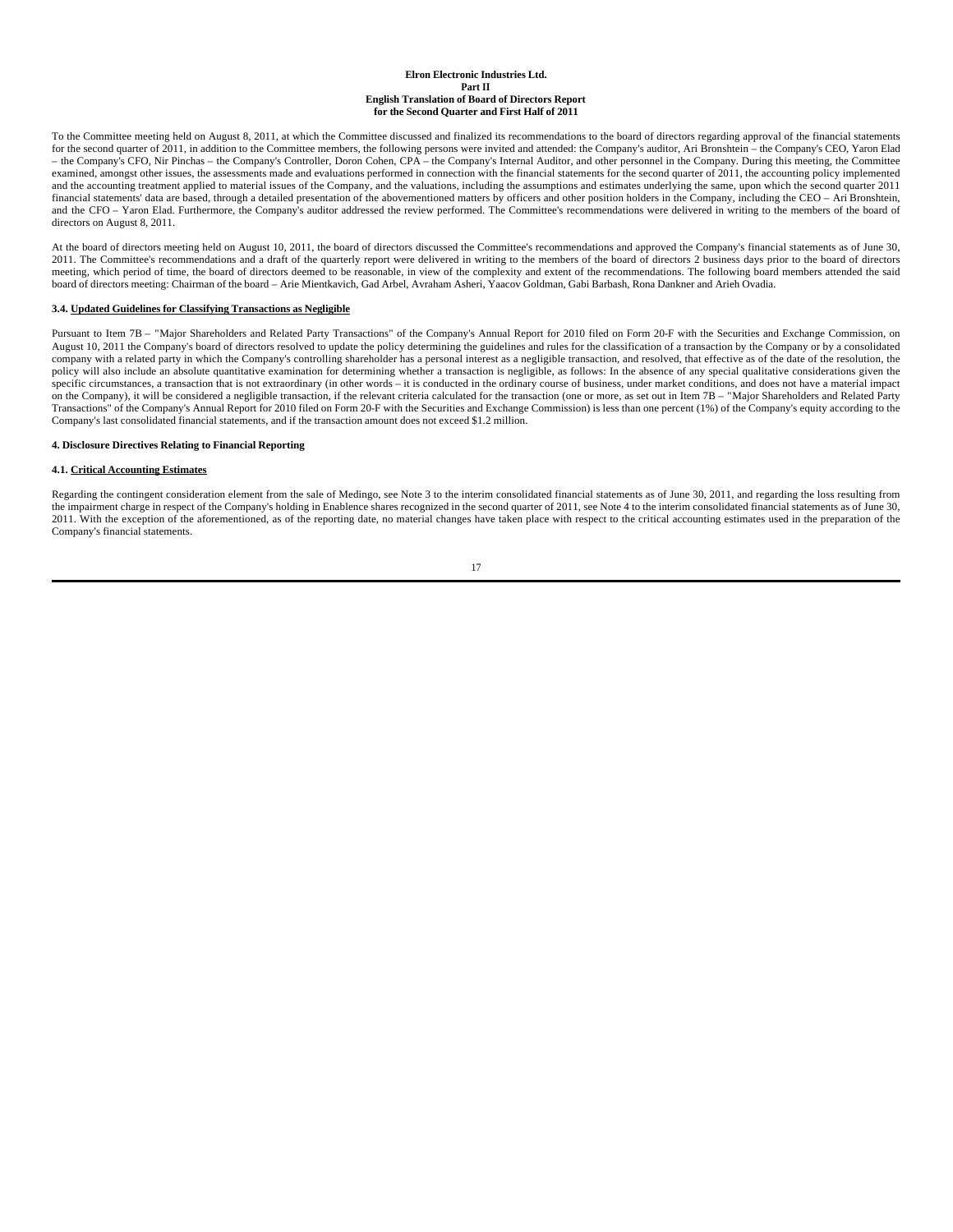To the Committee meeting held on August 8, 2011, at which the Committee discussed and finalized its recommendations to the board of directors regarding approval of the financial statements for the second quarter of 2011, in addition to the Committee members, the following persons were invited and attended: the Company's auditor, Ari Bronshtein – the Company's CEO, Yaron Elad – the Company's CFO, Nir Pinchas – the Company's Controller, Doron Cohen, CPA – the Company's Internal Auditor, and other personnel in the Company. During this meeting, the Committee examined, amongst other issues, the assessments made and evaluations performed in connection with the financial statements for the second quarter of 2011, the accounting policy implemented and the accounting treatment applied to material issues of the Company, and the valuations, including the assumptions and estimates underlying the same, upon which the second quarter 2011 financial statements' data are based, through a detailed presentation of the abovementioned matters by officers and other position holders in the Company, including the CEO – Ari Bronshtein, and the CFO – Yaron Elad. Furthermore, the Company's auditor addressed the review performed. The Committee's recommendations were delivered in writing to the members of the board of directors on August 8, 2011.

At the board of directors meeting held on August 10, 2011, the board of directors discussed the Committee's recommendations and approved the Company's financial statements as of June 30, 2011. The Committee's recommendations and a draft of the quarterly report were delivered in writing to the members of the board of directors 2 business days prior to the board of directors meeting, which period of time, the board of directors deemed to be reasonable, in view of the complexity and extent of the recommendations. The following board members attended the said board of directors meeting: Chairman of the board – Arie Mientkavich, Gad Arbel, Avraham Asheri, Yaacov Goldman, Gabi Barbash, Rona Dankner and Arieh Ovadia.

### 3.4. Updated Guidelines for Classifying Transactions as Negligible

Pursuant to Item 7B – "Major Shareholders and Related Party Transactions" of the Company's Annual Report for 2010 filed on Form 20-F with the Securities and Exchange Commission, on August 10, 2011 the Company's board of directors resolved to update the policy determining the guidelines and rules for the classification of a transaction by the Company or by a consolidated company with a related party in which the Company's controlling shareholder has a personal interest as a negligible transaction, and resolved, that effective as of the date of the resolution, the policy will also include an absolute quantitative examination for determining whether a transaction is negligible, as follows: In the absence of any special qualitative considerations given the specific circumstances, a transaction that is not extraordinary (in other words – it is conducted in the ordinary course of business, under market conditions, and does not have a material impact on the Company), it will be considered a negligible transaction, if the relevant criteria calculated for the transaction (one or more, as set out in Item 7B – "Major Shareholders and Related Party Transactions" of the Company's Annual Report for 2010 filed on Form 20-F with the Securities and Exchange Commission) is less than one percent (1%) of the Company's equity according to the Company's last consolidated financial statements, and if the transaction amount does not exceed $1.2 million.

## 4. Disclosure Directives Relating to Financial Reporting

### 4.1. Critical Accounting Estimates

Regarding the contingent consideration element from the sale of Medingo, see Note 3 to the interim consolidated financial statements as of June 30, 2011, and regarding the loss resulting from the impairment charge in respect of the Company's holding in Enablence shares recognized in the second quarter of 2011, see Note 4 to the interim consolidated financial statements as of June 30, 2011. With the exception of the aforementioned, as of the reporting date, no material changes have taken place with respect to the critical accounting estimates used in the preparation of the Company's financial statements.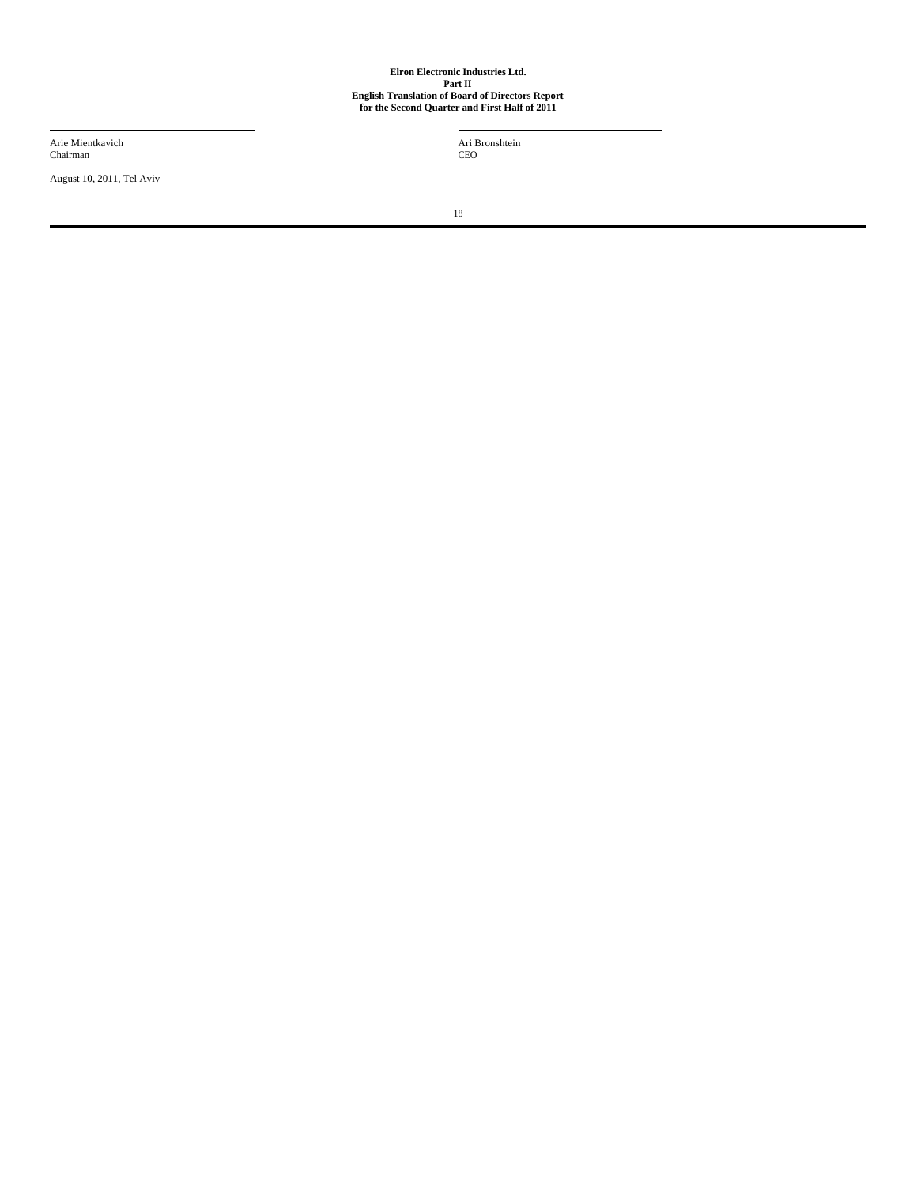| Arie Mientkavich | Ari Bronshtein |
| --- | --- |
| Chairman | CEO |

August 10, 2011, Tel Aviv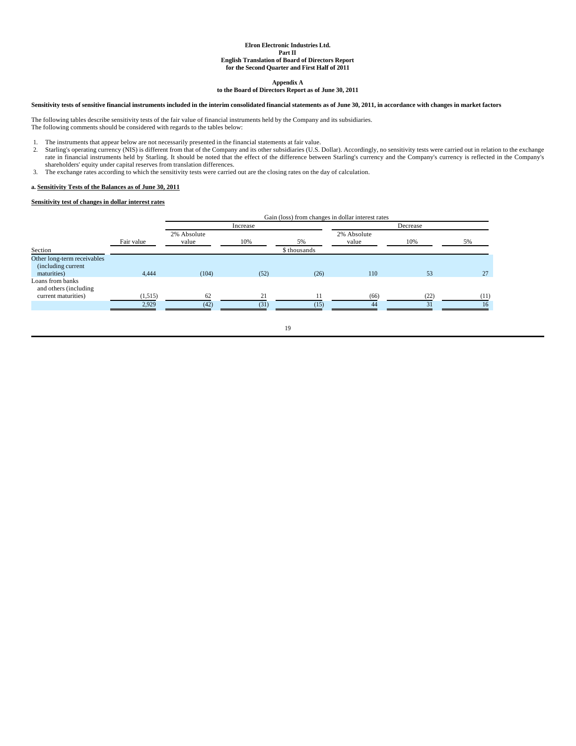**Elron Electronic Industries Ltd.**
**Part II**
**English Translation of Board of Directors Report**
**for the Second Quarter and First Half of 2011**

**Appendix A**
**to the Board of Directors Report as of June 30, 2011**

**Sensitivity tests of sensitive financial instruments included in the interim consolidated financial statements as of June 30, 2011, in accordance with changes in market factors**

The following tables describe sensitivity tests of the fair value of financial instruments held by the Company and its subsidiaries.
The following comments should be considered with regards to the tables below:

1. The instruments that appear below are not necessarily presented in the financial statements at fair value.
2. Starling's operating currency (NIS) is different from that of the Company and its other subsidiaries (U.S. Dollar). Accordingly, no sensitivity tests were carried out in relation to the exchange rate in financial instruments held by Starling. It should be noted that the effect of the difference between Starling's currency and the Company's currency is reflected in the Company's shareholders' equity under capital reserves from translation differences.
3. The exchange rates according to which the sensitivity tests were carried out are the closing rates on the day of calculation.

**a. Sensitivity Tests of the Balances as of June 30, 2011**

**Sensitivity test of changes in dollar interest rates**

| | | Gain (loss) from changes in dollar interest rates | | | | | |
|---|---|---|---|---|---|---|---|
| | | Increase | | | Decrease | | |
| | Fair value | 2% Absolute value | 10% | 5% | 2% Absolute value | 10% | 5% |
| Section | | | | $ thousands | | | |
| Other long-term receivables (including current maturities) | 4,444 | (104) | (52) | (26) | 110 | 53 | 27 |
| Loans from banks and others (including current maturities) | (1,515) | 62 | 21 | 11 | (66) | (22) | (11) |
| | 2,929 | (42) | (31) | (15) | 44 | 31 | 16 |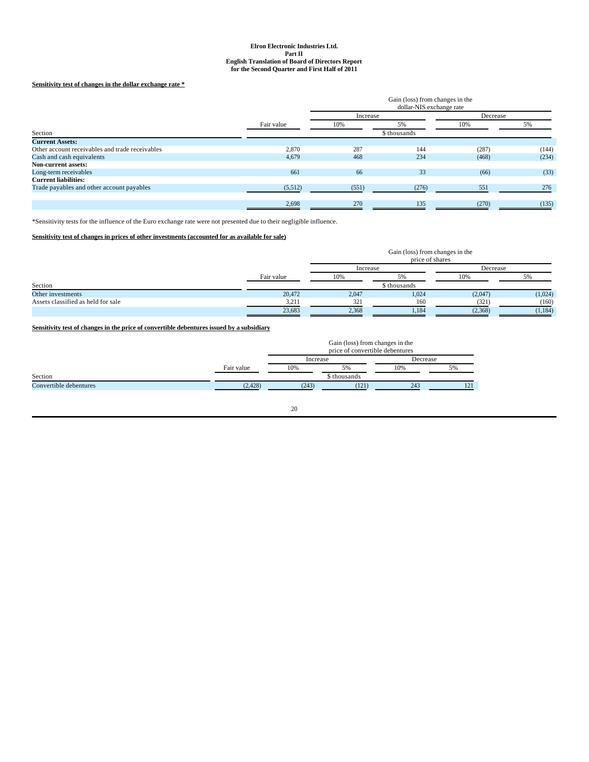**Sensitivity test of changes in the dollar exchange rate ***

| Section | Fair value | Gain (loss) from changes in the dollar-NIS exchange rate | | | |
|---|---|---|---|---|---|
| | | Increase | | Decrease | |
| | | 10% | 5% | 10% | 5% |
| | | \$ thousands | | | |
| **Current Assets:** | | | | | |
| Other account receivables and trade receivables | 2,870 | 287 | 144 | (287) | (144) |
| Cash and cash equivalents | 4,679 | 468 | 234 | (468) | (234) |
| **Non-current assets:** | | | | | |
| Long-term receivables | 661 | 66 | 33 | (66) | (33) |
| **Current liabilities:** | | | | | |
| Trade payables and other account payables | (5,512) | (551) | (276) | 551 | 276 |
| | 2,698 | 270 | 135 | (270) | (135) |

*Sensitivity tests for the influence of the Euro exchange rate were not presented due to their negligible influence.

**Sensitivity test of changes in prices of other investments (accounted for as available for sale)**

| Section | Fair value | Gain (loss) from changes in the price of shares | | | |
|---|---|---|---|---|---|
| | | Increase | | Decrease | |
| | | 10% | 5% | 10% | 5% |
| | | \$ thousands | | | |
| Other investments | 20,472 | 2,047 | 1,024 | (2,047) | (1,024) |
| Assets classified as held for sale | 3,211 | 321 | 160 | (321) | (160) |
| | 23,683 | 2,368 | 1,184 | (2,368) | (1,184) |

**Sensitivity test of changes in the price of convertible debentures issued by a subsidiary**

| Section | Fair value | Gain (loss) from changes in the price of convertible debentures | | | |
|---|---|---|---|---|---|
| | | Increase | | Decrease | |
| | | 10% | 5% | 10% | 5% |
| | | \$ thousands | | | |
| Convertible debentures | (2,428) | (243) | (121) | 243 | 121 |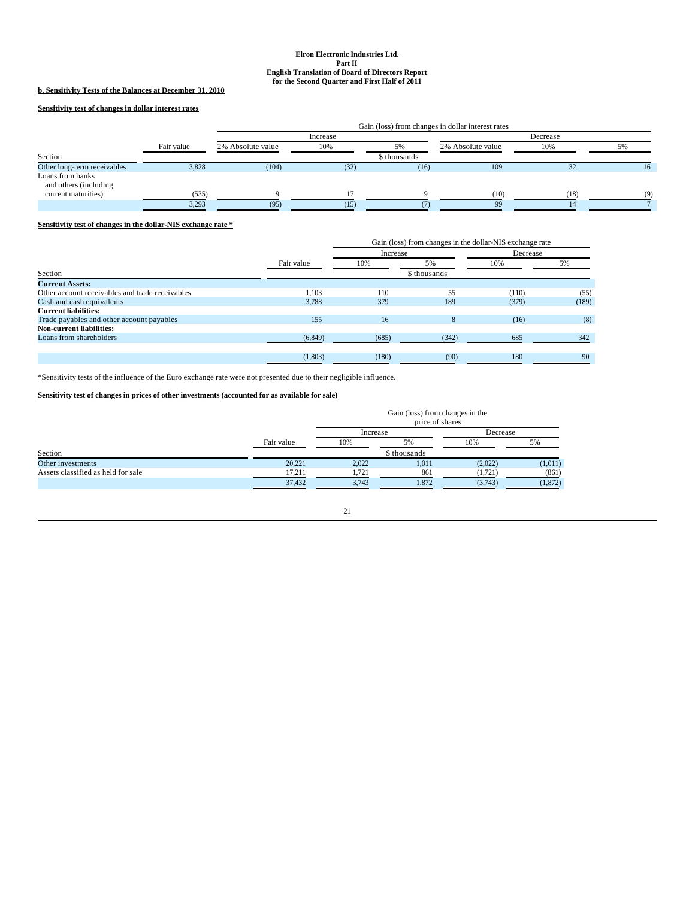**b. Sensitivity Tests of the Balances at December 31, 2010**

**Sensitivity test of changes in dollar interest rates**

| | | Gain (loss) from changes in dollar interest rates | | | | | |
|---|---|---|---|---|---|---|---|
| | | Increase | | | Decrease | | |
| | Fair value | 2% Absolute value | 10% | 5% | 2% Absolute value | 10% | 5% |
| Section | | | | $ thousands | | | |
| Other long-term receivables | 3,828 | (104) | (32) | (16) | 109 | 32 | 16 |
| Loans from banks and others (including current maturities) | (535) | 9 | 17 | 9 | (10) | (18) | (9) |
| | 3,293 | (95) | (15) | (7) | 99 | 14 | 7 |

**Sensitivity test of changes in the dollar-NIS exchange rate \***

| | | Gain (loss) from changes in the dollar-NIS exchange rate | | | |
|---|---|---|---|---|---|
| | | Increase | | Decrease | |
| | Fair value | 10% | 5% | 10% | 5% |
| Section | | | $ thousands | | |
| **Current Assets:** | | | | | |
| Other account receivables and trade receivables | 1,103 | 110 | 55 | (110) | (55) |
| Cash and cash equivalents | 3,788 | 379 | 189 | (379) | (189) |
| **Current liabilities:** | | | | | |
| Trade payables and other account payables | 155 | 16 | 8 | (16) | (8) |
| **Non-current liabilities:** | | | | | |
| Loans from shareholders | (6,849) | (685) | (342) | 685 | 342 |
| | (1,803) | (180) | (90) | 180 | 90 |

*Sensitivity tests of the influence of the Euro exchange rate were not presented due to their negligible influence.

**Sensitivity test of changes in prices of other investments (accounted for as available for sale)**

| | | Gain (loss) from changes in the price of shares | | | |
|---|---|---|---|---|---|
| | | Increase | | Decrease | |
| | Fair value | 10% | 5% | 10% | 5% |
| Section | | | $ thousands | | |
| Other investments | 20,221 | 2,022 | 1,011 | (2,022) | (1,011) |
| Assets classified as held for sale | 17,211 | 1,721 | 861 | (1,721) | (861) |
| | 37,432 | 3,743 | 1,872 | (3,743) | (1,872) |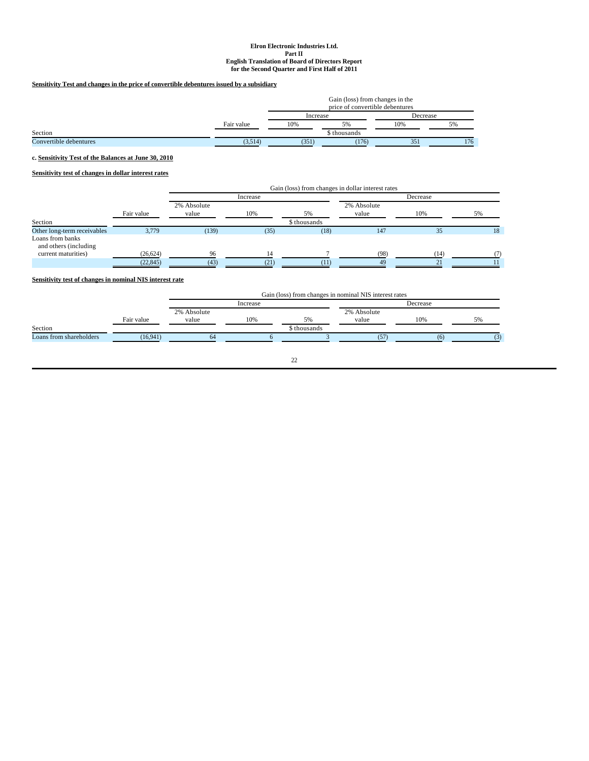**Sensitivity Test and changes in the price of convertible debentures issued by a subsidiary**

| | | Gain (loss) from changes in the price of convertible debentures | | | |
|---|---|---|---|---|---|
| | | Increase | | Decrease | |
| | Fair value | 10% | 5% | 10% | 5% |
| Section | | $ thousands | | | |
| Convertible debentures | (3,514) | (351) | (176) | 351 | 176 |

c. **Sensitivity Test of the Balances at June 30, 2010**

**Sensitivity test of changes in dollar interest rates**

| | | Gain (loss) from changes in dollar interest rates | | | | | |
|---|---|---|---|---|---|---|---|
| | | Increase | | | Decrease | | |
| | Fair value | 2% Absolute value | 10% | 5% | 2% Absolute value | 10% | 5% |
| Section | | $ thousands | | | | | |
| Other long-term receivables | 3,779 | (139) | (35) | (18) | 147 | 35 | 18 |
| Loans from banks and others (including current maturities) | (26,624) | 96 | 14 | 7 | (98) | (14) | (7) |
| | (22,845) | (43) | (21) | (11) | 49 | 21 | 11 |

**Sensitivity test of changes in nominal NIS interest rate**

| | | Gain (loss) from changes in nominal NIS interest rates | | | | | |
|---|---|---|---|---|---|---|---|
| | | Increase | | | Decrease | | |
| | Fair value | 2% Absolute value | 10% | 5% | 2% Absolute value | 10% | 5% |
| Section | | $ thousands | | | | | |
| Loans from shareholders | (16,941) | 64 | 6 | 3 | (57) | (6) | (3) |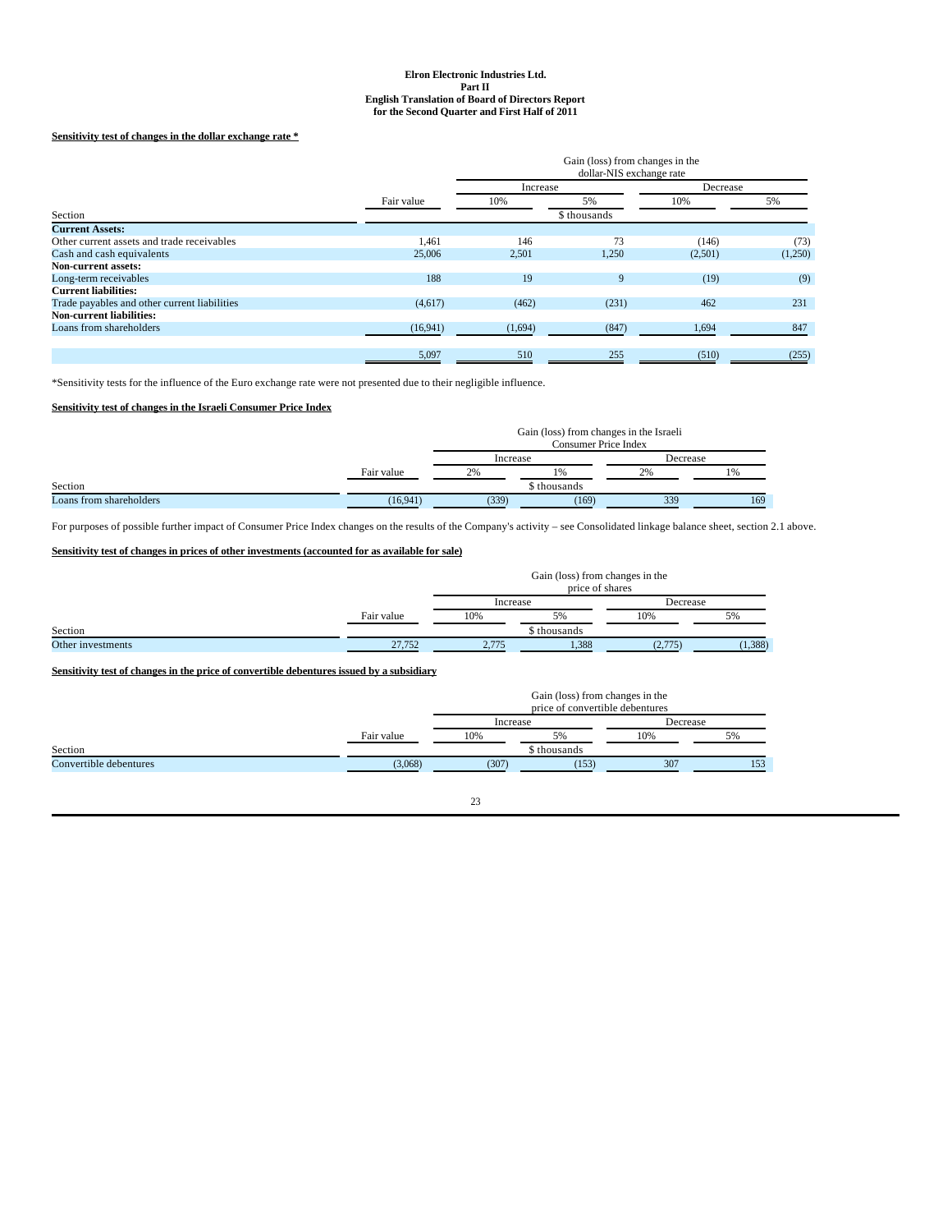**Elron Electronic Industries Ltd.**
**Part II**
**English Translation of Board of Directors Report**
**for the Second Quarter and First Half of 2011**

**Sensitivity test of changes in the dollar exchange rate ***

| | | Gain (loss) from changes in the dollar-NIS exchange rate | | | |
|---|---|---|---|---|---|
| | | Increase | | Decrease | |
| | Fair value | 10% | 5% | 10% | 5% |
| Section | | | $ thousands | | |
| **Current Assets:** | | | | | |
| Other current assets and trade receivables | 1,461 | 146 | 73 | (146) | (73) |
| Cash and cash equivalents | 25,006 | 2,501 | 1,250 | (2,501) | (1,250) |
| **Non-current assets:** | | | | | |
| Long-term receivables | 188 | 19 | 9 | (19) | (9) |
| **Current liabilities:** | | | | | |
| Trade payables and other current liabilities | (4,617) | (462) | (231) | 462 | 231 |
| **Non-current liabilities:** | | | | | |
| Loans from shareholders | (16,941) | (1,694) | (847) | 1,694 | 847 |
| | 5,097 | 510 | 255 | (510) | (255) |

*Sensitivity tests for the influence of the Euro exchange rate were not presented due to their negligible influence.

**Sensitivity test of changes in the Israeli Consumer Price Index**

| | | Gain (loss) from changes in the Israeli Consumer Price Index | | | |
|---|---|---|---|---|---|
| | | Increase | | Decrease | |
| | Fair value | 2% | 1% | 2% | 1% |
| Section | | | $ thousands | | |
| Loans from shareholders | (16,941) | (339) | (169) | 339 | 169 |

For purposes of possible further impact of Consumer Price Index changes on the results of the Company's activity – see Consolidated linkage balance sheet, section 2.1 above.

**Sensitivity test of changes in prices of other investments (accounted for as available for sale)**

| | | Gain (loss) from changes in the price of shares | | | |
|---|---|---|---|---|---|
| | | Increase | | Decrease | |
| | Fair value | 10% | 5% | 10% | 5% |
| Section | | | $ thousands | | |
| Other investments | 27,752 | 2,775 | 1,388 | (2,775) | (1,388) |

**Sensitivity test of changes in the price of convertible debentures issued by a subsidiary**

| | | Gain (loss) from changes in the price of convertible debentures | | | |
|---|---|---|---|---|---|
| | | Increase | | Decrease | |
| | Fair value | 10% | 5% | 10% | 5% |
| Section | | | $ thousands | | |
| Convertible debentures | (3,068) | (307) | (153) | 307 | 153 |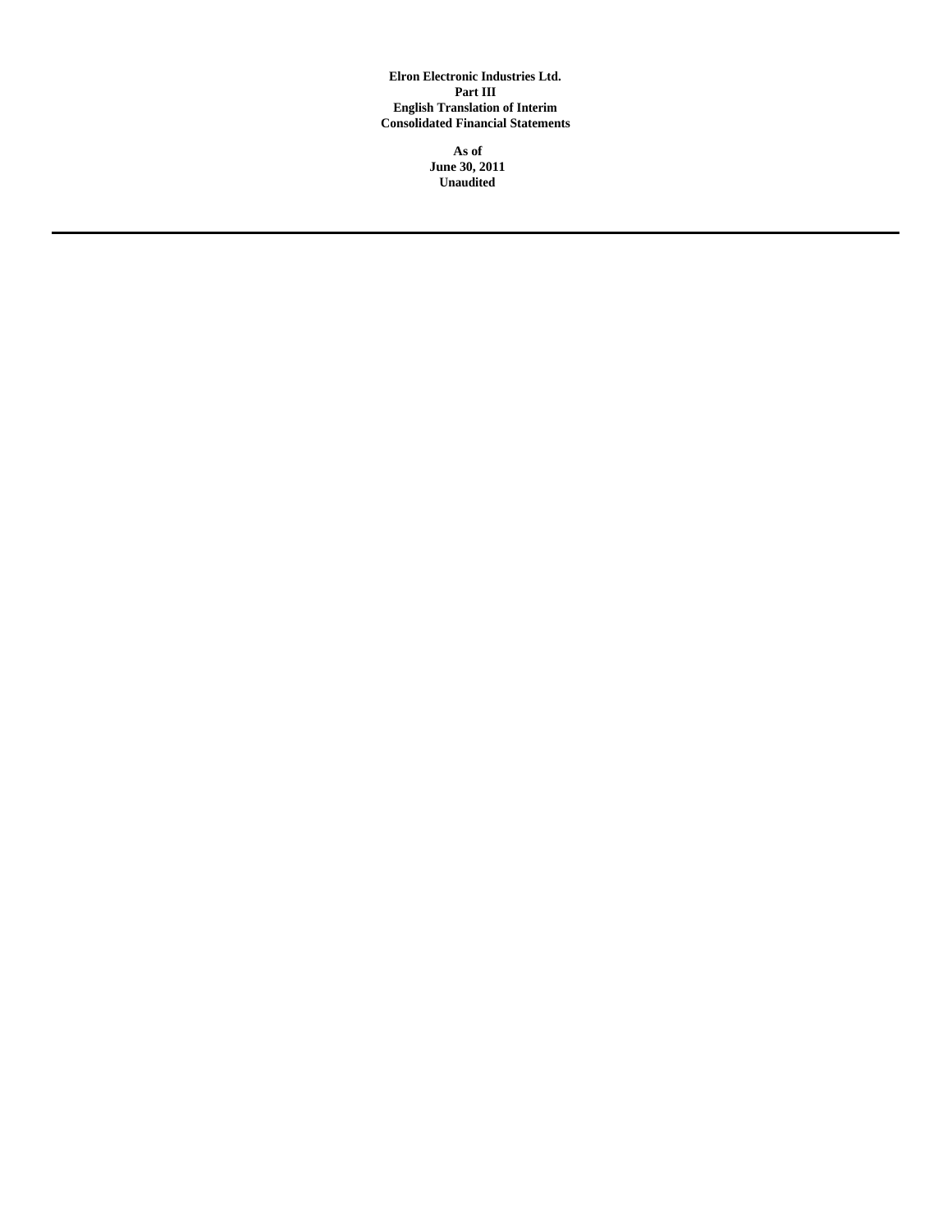**Elron Electronic Industries Ltd.**
**Part III**
**English Translation of Interim**
**Consolidated Financial Statements**

**As of**
**June 30, 2011**
**Unaudited**

---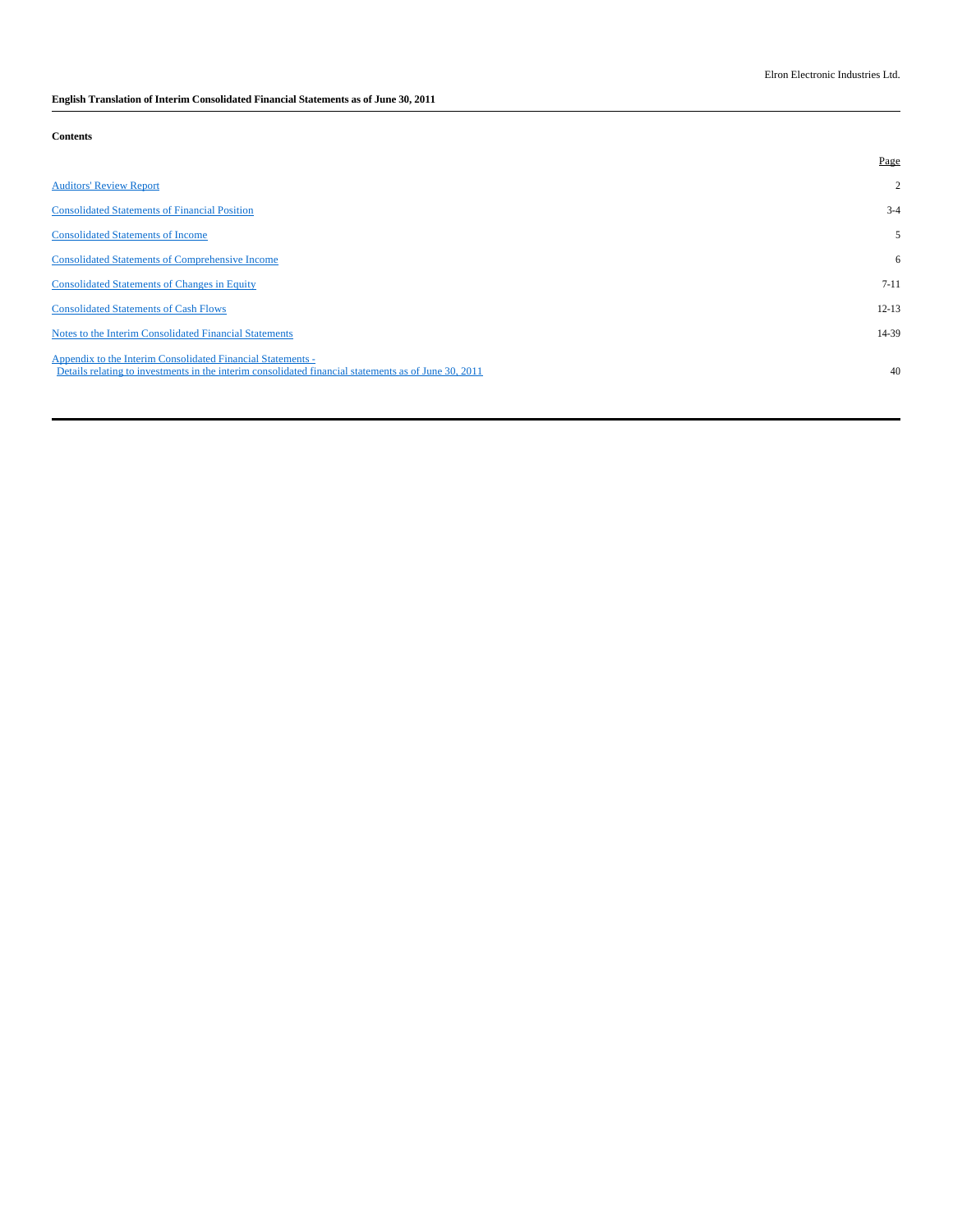Elron Electronic Industries Ltd.

**English Translation of Interim Consolidated Financial Statements as of June 30, 2011**

**Contents**

| | Page |
|---|---|
| Auditors' Review Report | 2 |
| Consolidated Statements of Financial Position | 3-4 |
| Consolidated Statements of Income | 5 |
| Consolidated Statements of Comprehensive Income | 6 |
| Consolidated Statements of Changes in Equity | 7-11 |
| Consolidated Statements of Cash Flows | 12-13 |
| Notes to the Interim Consolidated Financial Statements | 14-39 |
| Appendix to the Interim Consolidated Financial Statements - Details relating to investments in the interim consolidated financial statements as of June 30, 2011 | 40 |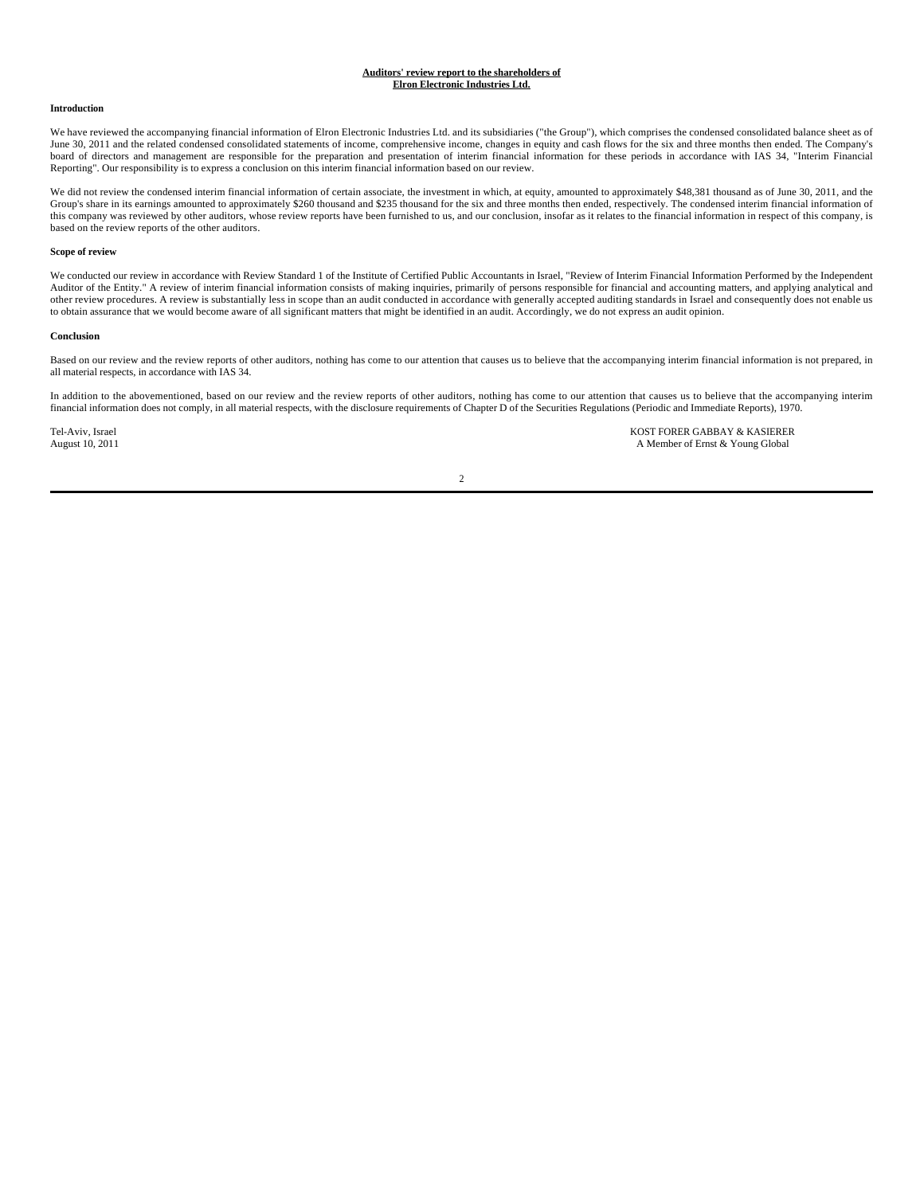**Auditors' review report to the shareholders of**
**Elron Electronic Industries Ltd.**

**Introduction**

We have reviewed the accompanying financial information of Elron Electronic Industries Ltd. and its subsidiaries ("the Group"), which comprises the condensed consolidated balance sheet as of June 30, 2011 and the related condensed consolidated statements of income, comprehensive income, changes in equity and cash flows for the six and three months then ended. The Company's board of directors and management are responsible for the preparation and presentation of interim financial information for these periods in accordance with IAS 34, "Interim Financial Reporting". Our responsibility is to express a conclusion on this interim financial information based on our review.

We did not review the condensed interim financial information of certain associate, the investment in which, at equity, amounted to approximately $48,381 thousand as of June 30, 2011, and the Group's share in its earnings amounted to approximately $260 thousand and $235 thousand for the six and three months then ended, respectively. The condensed interim financial information of this company was reviewed by other auditors, whose review reports have been furnished to us, and our conclusion, insofar as it relates to the financial information in respect of this company, is based on the review reports of the other auditors.

**Scope of review**

We conducted our review in accordance with Review Standard 1 of the Institute of Certified Public Accountants in Israel, "Review of Interim Financial Information Performed by the Independent Auditor of the Entity." A review of interim financial information consists of making inquiries, primarily of persons responsible for financial and accounting matters, and applying analytical and other review procedures. A review is substantially less in scope than an audit conducted in accordance with generally accepted auditing standards in Israel and consequently does not enable us to obtain assurance that we would become aware of all significant matters that might be identified in an audit. Accordingly, we do not express an audit opinion.

**Conclusion**

Based on our review and the review reports of other auditors, nothing has come to our attention that causes us to believe that the accompanying interim financial information is not prepared, in all material respects, in accordance with IAS 34.

In addition to the abovementioned, based on our review and the review reports of other auditors, nothing has come to our attention that causes us to believe that the accompanying interim financial information does not comply, in all material respects, with the disclosure requirements of Chapter D of the Securities Regulations (Periodic and Immediate Reports), 1970.

Tel-Aviv, Israel
August 10, 2011

KOST FORER GABBAY & KASIERER
A Member of Ernst & Young Global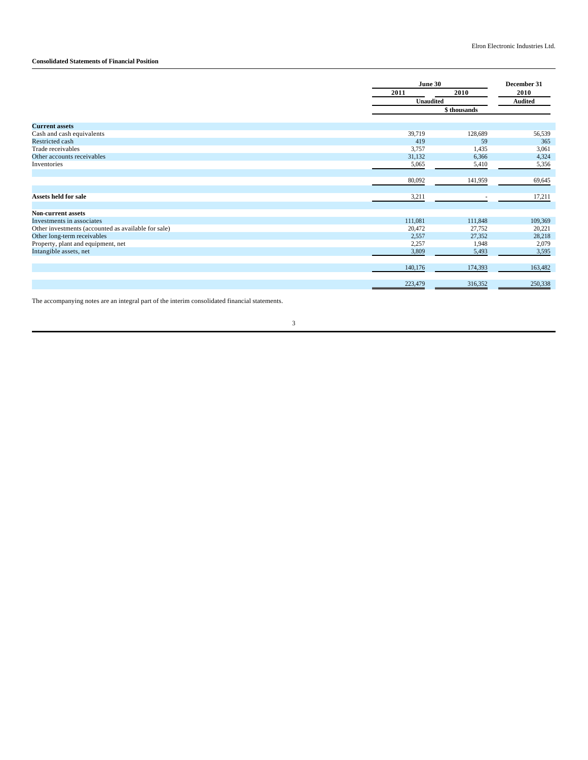**Consolidated Statements of Financial Position**

| | June 30 | | December 31 |
|---|---|---|---|
| | 2011 | 2010 | 2010 |
| | Unaudited | | Audited |
| | $ thousands | | |
| **Current assets** | | | |
| Cash and cash equivalents | 39,719 | 128,689 | 56,539 |
| Restricted cash | 419 | 59 | 365 |
| Trade receivables | 3,757 | 1,435 | 3,061 |
| Other accounts receivables | 31,132 | 6,366 | 4,324 |
| Inventories | 5,065 | 5,410 | 5,356 |
| | 80,092 | 141,959 | 69,645 |
| **Assets held for sale** | 3,211 | - | 17,211 |
| **Non-current assets** | | | |
| Investments in associates | 111,081 | 111,848 | 109,369 |
| Other investments (accounted as available for sale) | 20,472 | 27,752 | 20,221 |
| Other long-term receivables | 2,557 | 27,352 | 28,218 |
| Property, plant and equipment, net | 2,257 | 1,948 | 2,079 |
| Intangible assets, net | 3,809 | 5,493 | 3,595 |
| | 140,176 | 174,393 | 163,482 |
| | 223,479 | 316,352 | 250,338 |

The accompanying notes are an integral part of the interim consolidated financial statements.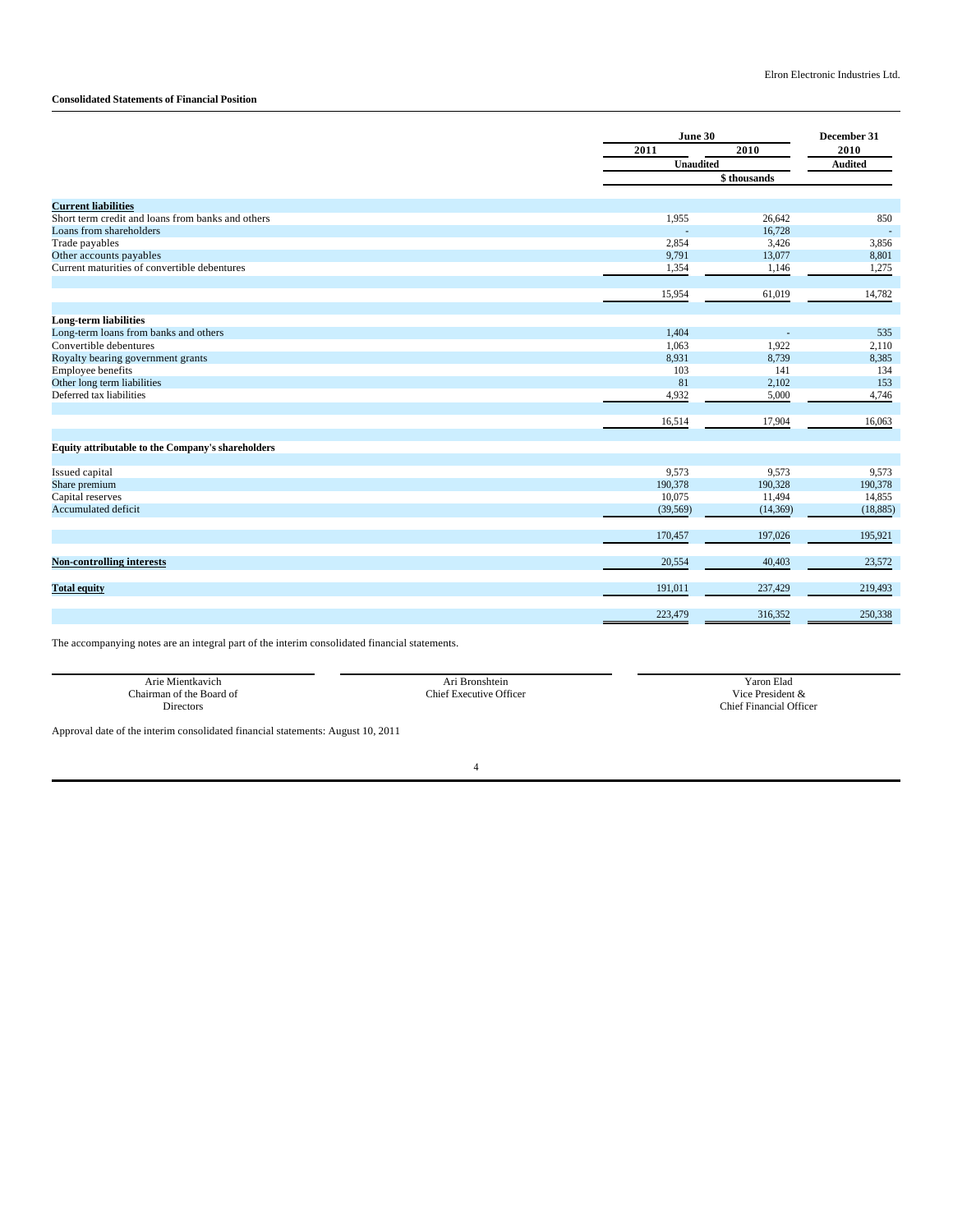Elron Electronic Industries Ltd.

**Consolidated Statements of Financial Position**

| | June 30 | | December 31 |
|---|---|---|---|
| | 2011 | 2010 | 2010 |
| | Unaudited | | Audited |
| | $ thousands | | |
| **Current liabilities** | | | |
| Short term credit and loans from banks and others | 1,955 | 26,642 | 850 |
| Loans from shareholders | - | 16,728 | - |
| Trade payables | 2,854 | 3,426 | 3,856 |
| Other accounts payables | 9,791 | 13,077 | 8,801 |
| Current maturities of convertible debentures | 1,354 | 1,146 | 1,275 |
| | 15,954 | 61,019 | 14,782 |
| **Long-term liabilities** | | | |
| Long-term loans from banks and others | 1,404 | - | 535 |
| Convertible debentures | 1,063 | 1,922 | 2,110 |
| Royalty bearing government grants | 8,931 | 8,739 | 8,385 |
| Employee benefits | 103 | 141 | 134 |
| Other long term liabilities | 81 | 2,102 | 153 |
| Deferred tax liabilities | 4,932 | 5,000 | 4,746 |
| | 16,514 | 17,904 | 16,063 |
| **Equity attributable to the Company's shareholders** | | | |
| Issued capital | 9,573 | 9,573 | 9,573 |
| Share premium | 190,378 | 190,328 | 190,378 |
| Capital reserves | 10,075 | 11,494 | 14,855 |
| Accumulated deficit | (39,569) | (14,369) | (18,885) |
| | 170,457 | 197,026 | 195,921 |
| **Non-controlling interests** | 20,554 | 40,403 | 23,572 |
| **Total equity** | 191,011 | 237,429 | 219,493 |
| | 223,479 | 316,352 | 250,338 |

The accompanying notes are an integral part of the interim consolidated financial statements.

| | | |
|---|---|---|
| Arie Mientkavich<br>Chairman of the Board of Directors | Ari Bronshtein<br>Chief Executive Officer | Yaron Elad<br>Vice President &<br>Chief Financial Officer |

Approval date of the interim consolidated financial statements: August 10, 2011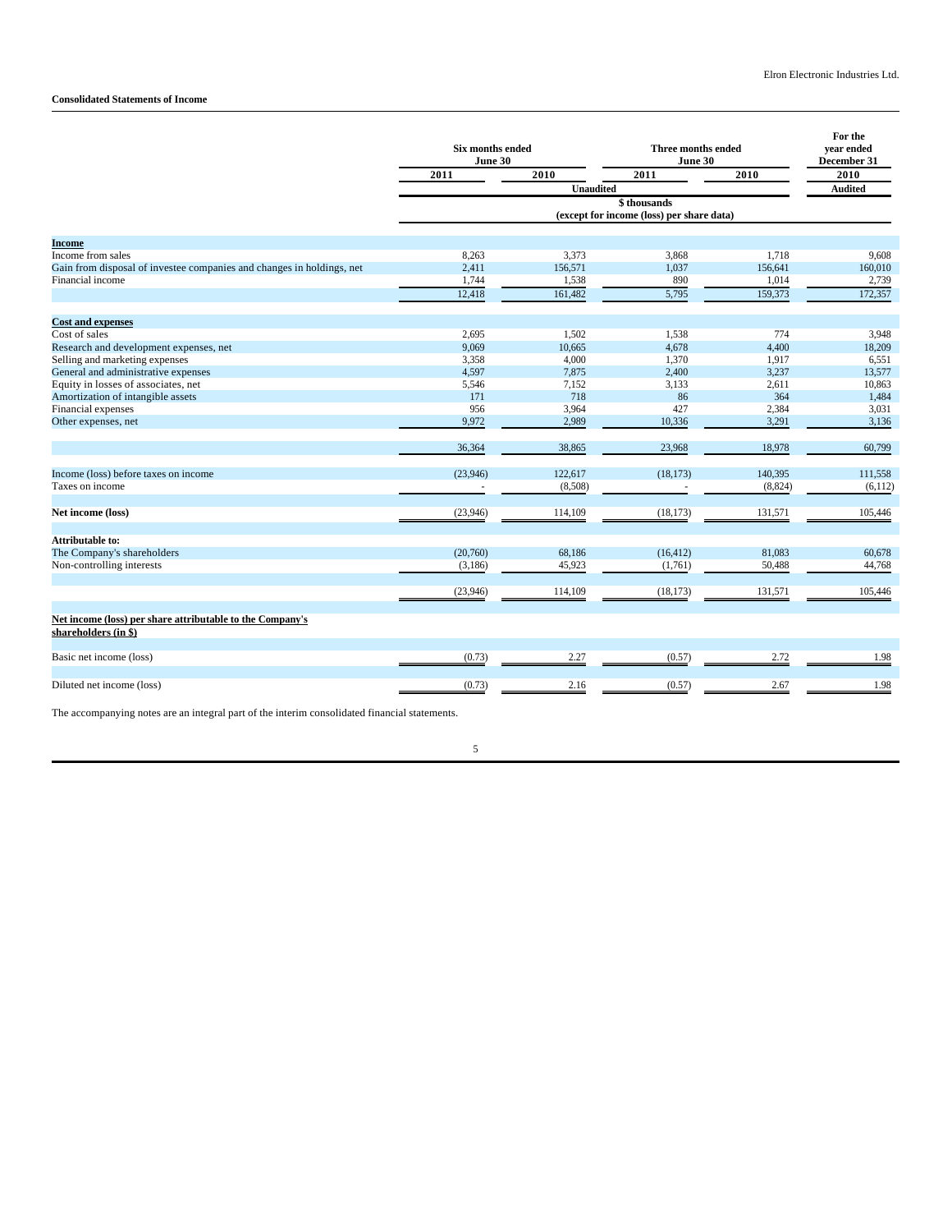**Consolidated Statements of Income**

| | Six months ended June 30 | | Three months ended June 30 | | For the year ended December 31 |
|---|---|---|---|---|---|
| | 2011 | 2010 | 2011 | 2010 | 2010 |
| | Unaudited | | | | Audited |
| | $ thousands (except for income (loss) per share data) | | | | |
| **Income** | | | | | |
| Income from sales | 8,263 | 3,373 | 3,868 | 1,718 | 9,608 |
| Gain from disposal of investee companies and changes in holdings, net | 2,411 | 156,571 | 1,037 | 156,641 | 160,010 |
| Financial income | 1,744 | 1,538 | 890 | 1,014 | 2,739 |
| | 12,418 | 161,482 | 5,795 | 159,373 | 172,357 |
| **Cost and expenses** | | | | | |
| Cost of sales | 2,695 | 1,502 | 1,538 | 774 | 3,948 |
| Research and development expenses, net | 9,069 | 10,665 | 4,678 | 4,400 | 18,209 |
| Selling and marketing expenses | 3,358 | 4,000 | 1,370 | 1,917 | 6,551 |
| General and administrative expenses | 4,597 | 7,875 | 2,400 | 3,237 | 13,577 |
| Equity in losses of associates, net | 5,546 | 7,152 | 3,133 | 2,611 | 10,863 |
| Amortization of intangible assets | 171 | 718 | 86 | 364 | 1,484 |
| Financial expenses | 956 | 3,964 | 427 | 2,384 | 3,031 |
| Other expenses, net | 9,972 | 2,989 | 10,336 | 3,291 | 3,136 |
| | 36,364 | 38,865 | 23,968 | 18,978 | 60,799 |
| Income (loss) before taxes on income | (23,946) | 122,617 | (18,173) | 140,395 | 111,558 |
| Taxes on income | - | (8,508) | - | (8,824) | (6,112) |
| **Net income (loss)** | (23,946) | 114,109 | (18,173) | 131,571 | 105,446 |
| **Attributable to:** | | | | | |
| The Company's shareholders | (20,760) | 68,186 | (16,412) | 81,083 | 60,678 |
| Non-controlling interests | (3,186) | 45,923 | (1,761) | 50,488 | 44,768 |
| | (23,946) | 114,109 | (18,173) | 131,571 | 105,446 |
| **Net income (loss) per share attributable to the Company's shareholders (in $)** | | | | | |
| Basic net income (loss) | (0.73) | 2.27 | (0.57) | 2.72 | 1.98 |
| Diluted net income (loss) | (0.73) | 2.16 | (0.57) | 2.67 | 1.98 |

The accompanying notes are an integral part of the interim consolidated financial statements.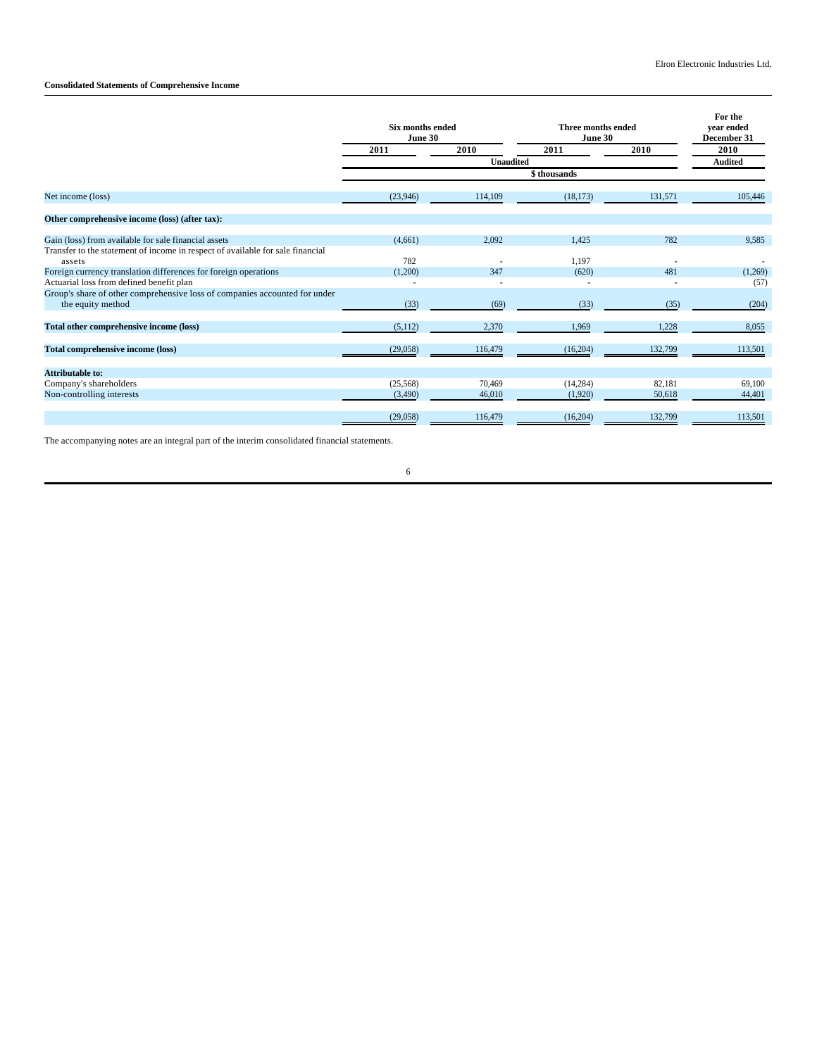Elron Electronic Industries Ltd.

**Consolidated Statements of Comprehensive Income**

| | Six months ended June 30 | | Three months ended June 30 | | For the year ended December 31 |
|---|---|---|---|---|---|
| | 2011 | 2010 | 2011 | 2010 | 2010 |
| | Unaudited | | | | Audited |
| | $ thousands | | | | |
| Net income (loss) | (23,946) | 114,109 | (18,173) | 131,571 | 105,446 |
| **Other comprehensive income (loss) (after tax):** | | | | | |
| Gain (loss) from available for sale financial assets | (4,661) | 2,092 | 1,425 | 782 | 9,585 |
| Transfer to the statement of income in respect of available for sale financial assets | 782 | - | 1,197 | - | - |
| Foreign currency translation differences for foreign operations | (1,200) | 347 | (620) | 481 | (1,269) |
| Actuarial loss from defined benefit plan | - | - | - | - | (57) |
| Group's share of other comprehensive loss of companies accounted for under the equity method | (33) | (69) | (33) | (35) | (204) |
| **Total other comprehensive income (loss)** | (5,112) | 2,370 | 1,969 | 1,228 | 8,055 |
| **Total comprehensive income (loss)** | (29,058) | 116,479 | (16,204) | 132,799 | 113,501 |
| **Attributable to:** | | | | | |
| Company's shareholders | (25,568) | 70,469 | (14,284) | 82,181 | 69,100 |
| Non-controlling interests | (3,490) | 46,010 | (1,920) | 50,618 | 44,401 |
| | (29,058) | 116,479 | (16,204) | 132,799 | 113,501 |

The accompanying notes are an integral part of the interim consolidated financial statements.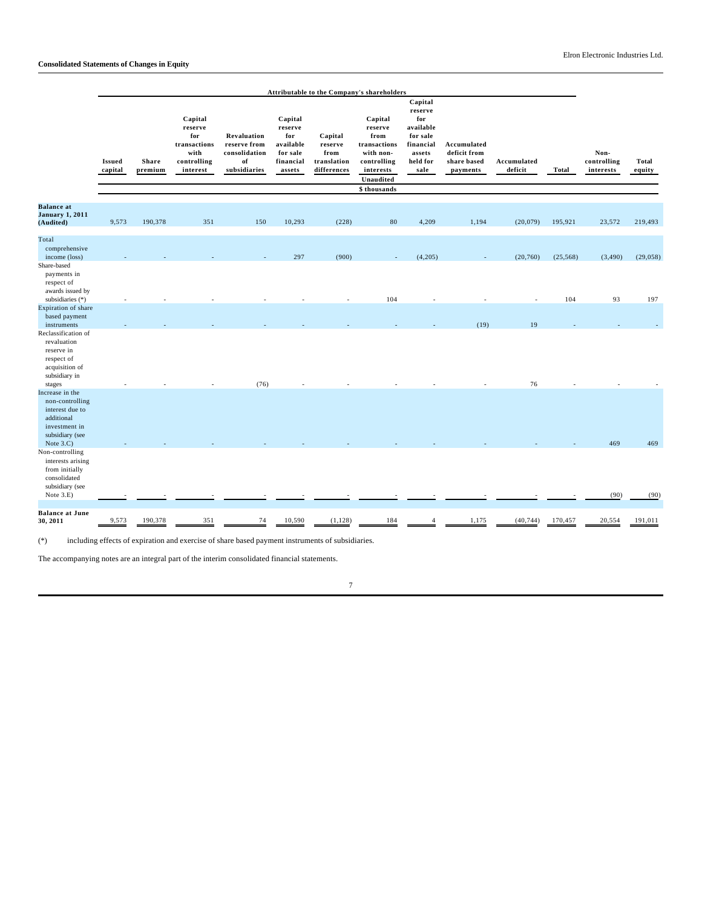**Consolidated Statements of Changes in Equity**

| | Attributable to the Company's shareholders | | | | | | | | | | | | |
|---|---|---|---|---|---|---|---|---|---|---|---|---|---|
| | Issued capital | Share premium | Capital reserve for transactions with controlling interest | Revaluation reserve from consolidation of subsidiaries | Capital reserve for available for sale financial assets | Capital reserve from translation differences | Capital reserve from transactions with non-controlling interests | Capital reserve for available for sale financial assets held for sale | Accumulated deficit from share based payments | Accumulated deficit | Total | Non-controlling interests | Total equity |
| | Unaudited | | | | | | | | | | | | |
| | $ thousands | | | | | | | | | | | | |
| **Balance at January 1, 2011 (Audited)** | 9,573 | 190,378 | 351 | 150 | 10,293 | (228) | 80 | 4,209 | 1,194 | (20,079) | 195,921 | 23,572 | 219,493 |
| Total comprehensive income (loss) | - | - | - | - | 297 | (900) | - | (4,205) | - | (20,760) | (25,568) | (3,490) | (29,058) |
| Share-based payments in respect of awards issued by subsidiaries (*) | - | - | - | - | - | - | 104 | - | - | - | 104 | 93 | 197 |
| Expiration of share based payment instruments | - | - | - | - | - | - | - | - | (19) | 19 | - | - | - |
| Reclassification of revaluation reserve in respect of acquisition of subsidiary in stages | - | - | - | (76) | - | - | - | - | - | 76 | - | - | - |
| Increase in the non-controlling interest due to additional investment in subsidiary (see Note 3.C) | - | - | - | - | - | - | - | - | - | - | - | 469 | 469 |
| Non-controlling interests arising from initially consolidated subsidiary (see Note 3.E) | - | - | - | - | - | - | - | - | - | - | - | (90) | (90) |
| **Balance at June 30, 2011** | 9,573 | 190,378 | 351 | 74 | 10,590 | (1,128) | 184 | 4 | 1,175 | (40,744) | 170,457 | 20,554 | 191,011 |

(*) including effects of expiration and exercise of share based payment instruments of subsidiaries.

The accompanying notes are an integral part of the interim consolidated financial statements.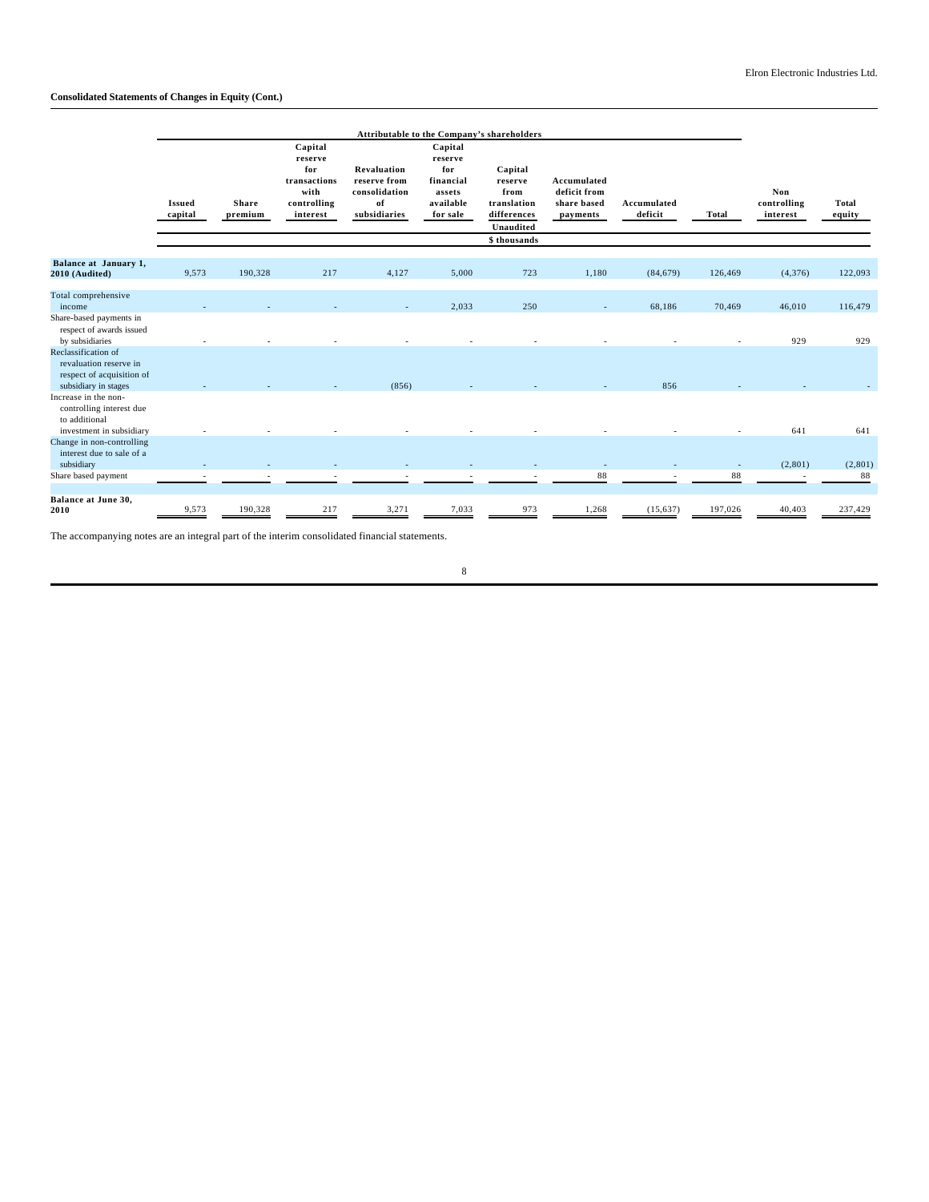Elron Electronic Industries Ltd.

**Consolidated Statements of Changes in Equity (Cont.)**

| | Attributable to the Company's shareholders | | | | | | | | | | |
|---|---|---|---|---|---|---|---|---|---|---|---|
| | Issued capital | Share premium | Capital reserve for transactions with controlling interest | Revaluation reserve from consolidation of subsidiaries | Capital reserve for financial assets available for sale | Capital reserve from translation differences | Accumulated deficit from share based payments | Accumulated deficit | Total | Non controlling interest | Total equity |
| | | | | | | Unaudited | | | | | |
| | | | | | | $ thousands | | | | | |
| **Balance at January 1, 2010 (Audited)** | 9,573 | 190,328 | 217 | 4,127 | 5,000 | 723 | 1,180 | (84,679) | 126,469 | (4,376) | 122,093 |
| Total comprehensive income | - | - | - | - | 2,033 | 250 | - | 68,186 | 70,469 | 46,010 | 116,479 |
| Share-based payments in respect of awards issued by subsidiaries | - | - | - | - | - | - | - | - | - | 929 | 929 |
| Reclassification of revaluation reserve in respect of acquisition of subsidiary in stages | - | - | - | (856) | - | - | - | 856 | - | - | - |
| Increase in the non-controlling interest due to additional investment in subsidiary | - | - | - | - | - | - | - | - | - | 641 | 641 |
| Change in non-controlling interest due to sale of a subsidiary | - | - | - | - | - | - | - | - | - | (2,801) | (2,801) |
| Share based payment | - | - | - | - | - | - | 88 | - | 88 | - | 88 |
| **Balance at June 30, 2010** | 9,573 | 190,328 | 217 | 3,271 | 7,033 | 973 | 1,268 | (15,637) | 197,026 | 40,403 | 237,429 |

The accompanying notes are an integral part of the interim consolidated financial statements.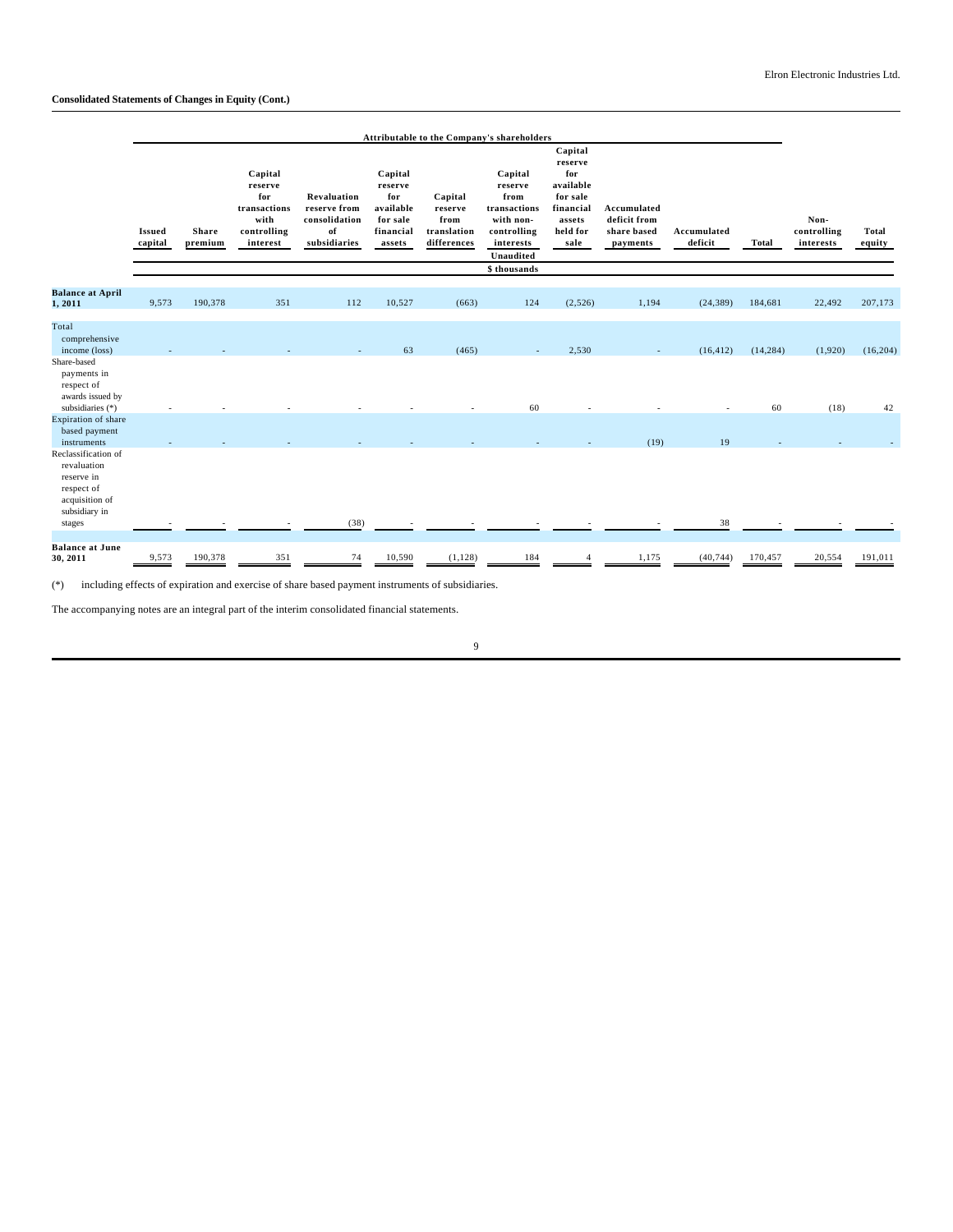**Consolidated Statements of Changes in Equity (Cont.)**

| | Attributable to the Company's shareholders | | | | | | | | | | | | | |
|---|---|---|---|---|---|---|---|---|---|---|---|---|---|---|
| | Issued capital | Share premium | Capital reserve for transactions with controlling interest | Revaluation reserve from consolidation of subsidiaries | Capital reserve for available for sale financial assets | Capital reserve from translation differences | Capital reserve from transactions with non-controlling interests | Capital reserve for available for sale financial assets held for sale | Accumulated deficit from share based payments | Accumulated deficit | Total | Non-controlling interests | Total equity |
| | Unaudited | | | | | | | | | | | | |
| | $ thousands | | | | | | | | | | | | |
| **Balance at April 1, 2011** | 9,573 | 190,378 | 351 | 112 | 10,527 | (663) | 124 | (2,526) | 1,194 | (24,389) | 184,681 | 22,492 | 207,173 |
| Total comprehensive income (loss) | - | - | - | - | 63 | (465) | - | 2,530 | - | (16,412) | (14,284) | (1,920) | (16,204) |
| Share-based payments in respect of awards issued by subsidiaries (*) | - | - | - | - | - | - | 60 | - | - | - | 60 | (18) | 42 |
| Expiration of share based payment instruments | - | - | - | - | - | - | - | - | (19) | 19 | - | - | - |
| Reclassification of revaluation reserve in respect of acquisition of subsidiary in stages | - | - | - | (38) | - | - | - | - | - | 38 | - | - | - |
| **Balance at June 30, 2011** | 9,573 | 190,378 | 351 | 74 | 10,590 | (1,128) | 184 | 4 | 1,175 | (40,744) | 170,457 | 20,554 | 191,011 |

(*) including effects of expiration and exercise of share based payment instruments of subsidiaries.

The accompanying notes are an integral part of the interim consolidated financial statements.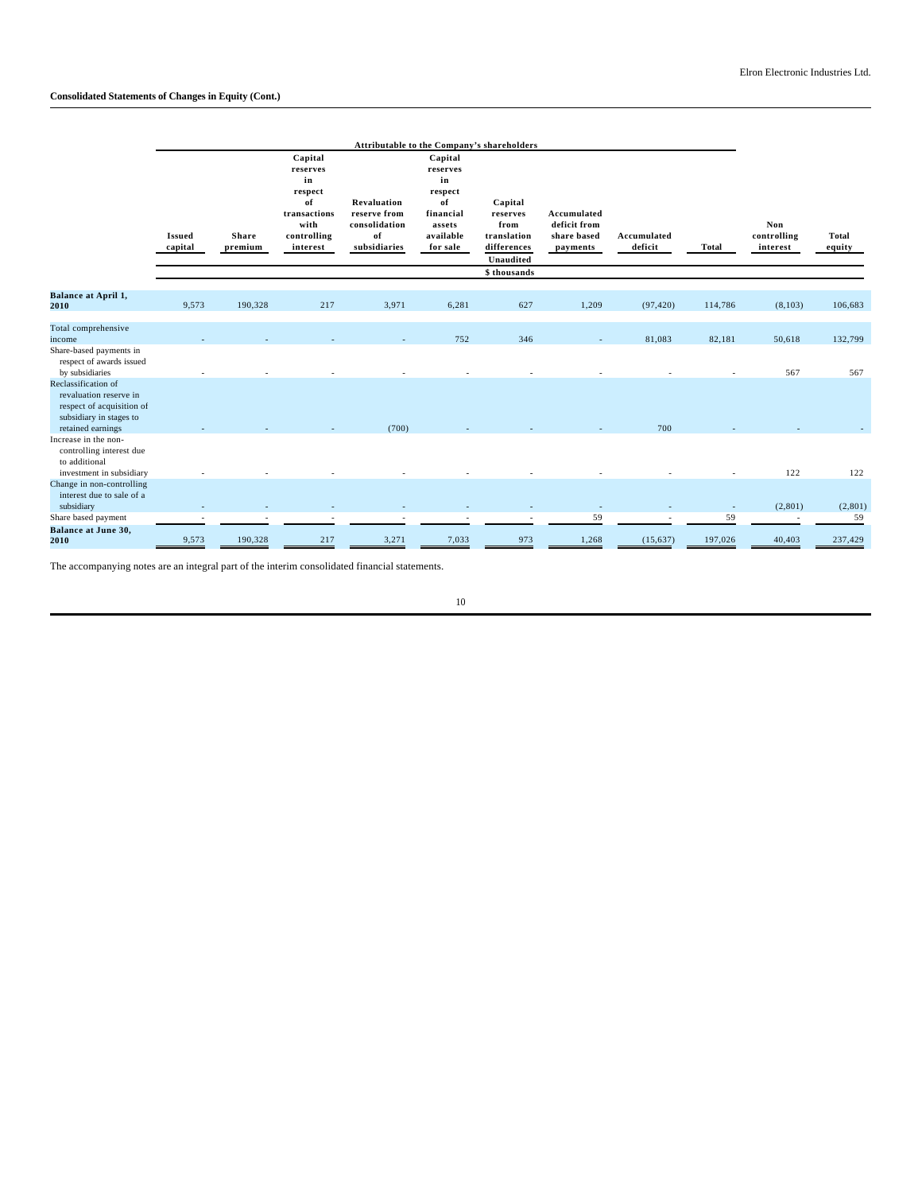## Consolidated Statements of Changes in Equity (Cont.)

| | Attributable to the Company's shareholders | | | | | | | | | | |
|---|---|---|---|---|---|---|---|---|---|---|---|
| | Issued capital | Share premium | Capital reserves in respect of transactions with controlling interest | Revaluation reserve from consolidation of subsidiaries | Capital reserves in respect of financial assets available for sale | Capital reserves from translation differences | Accumulated deficit from share based payments | Accumulated deficit | Total | Non controlling interest | Total equity |
| | Unaudited | | | | | | | | | | |
| | $ thousands | | | | | | | | | | |
| **Balance at April 1, 2010** | 9,573 | 190,328 | 217 | 3,971 | 6,281 | 627 | 1,209 | (97,420) | 114,786 | (8,103) | 106,683 |
| Total comprehensive income | - | - | - | - | 752 | 346 | - | 81,083 | 82,181 | 50,618 | 132,799 |
| Share-based payments in respect of awards issued by subsidiaries | - | - | - | - | - | - | - | - | - | 567 | 567 |
| Reclassification of revaluation reserve in respect of acquisition of subsidiary in stages to retained earnings | - | - | - | (700) | - | - | - | 700 | - | - | - |
| Increase in the non-controlling interest due to additional investment in subsidiary | - | - | - | - | - | - | - | - | - | 122 | 122 |
| Change in non-controlling interest due to sale of a subsidiary | - | - | - | - | - | - | - | - | - | (2,801) | (2,801) |
| Share based payment | - | - | - | - | - | - | 59 | - | 59 | - | 59 |
| **Balance at June 30, 2010** | 9,573 | 190,328 | 217 | 3,271 | 7,033 | 973 | 1,268 | (15,637) | 197,026 | 40,403 | 237,429 |

The accompanying notes are an integral part of the interim consolidated financial statements.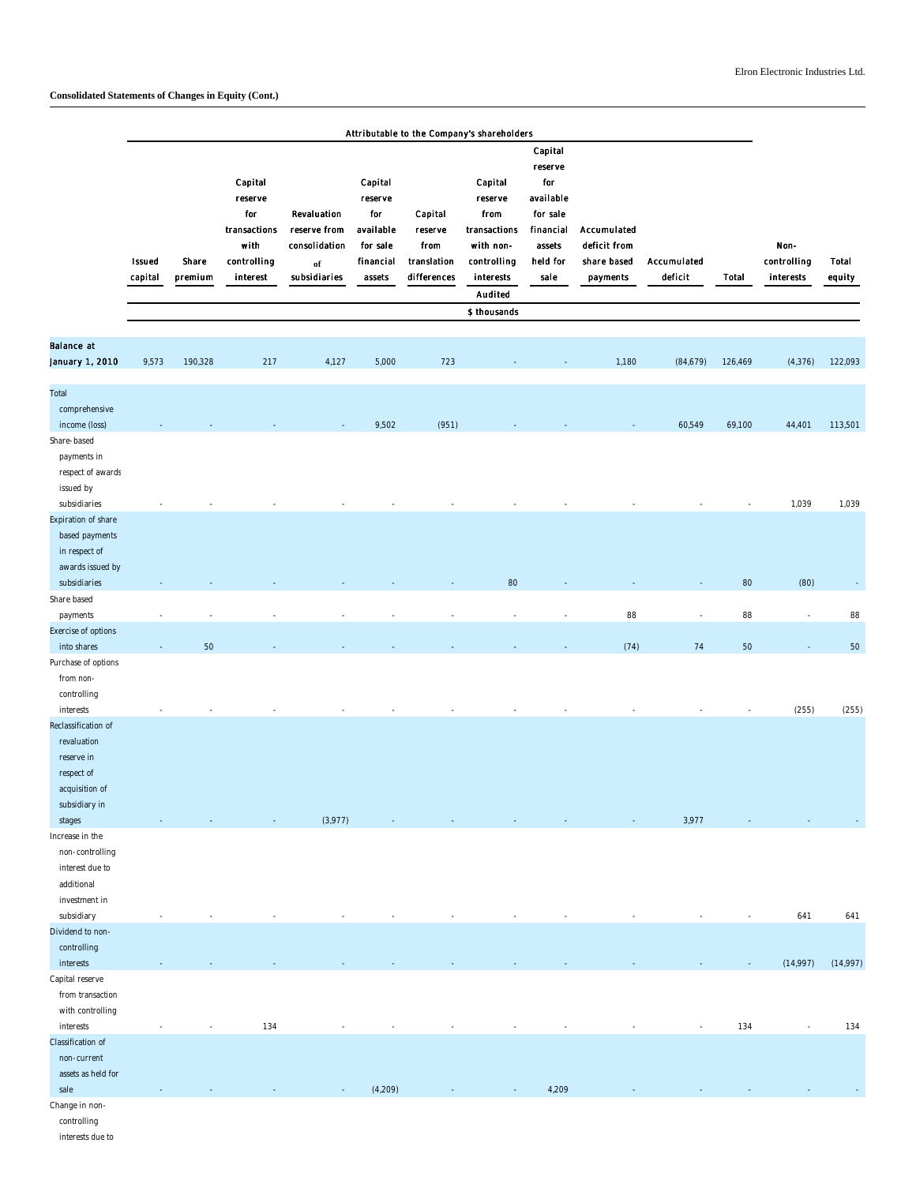Elron Electronic Industries Ltd.

**Consolidated Statements of Changes in Equity (Cont.)**

| | Attributable to the Company's shareholders | | | | | | | | | | | | | |
|---|---|---|---|---|---|---|---|---|---|---|---|---|---|---|
| | Issued capital | Share premium | Capital reserve for transactions with controlling interest | Revaluation reserve from consolidation of subsidiaries | Capital reserve for available for sale financial assets | Capital reserve from translation differences | Capital reserve from transactions with non-controlling interests | Capital reserve for available for sale financial assets held for sale | Accumulated deficit from share based payments | Accumulated deficit | Total | Non-controlling interests | Total equity |
| | Audited | | | | | | | | | | | | |
| | $ thousands | | | | | | | | | | | | |
| **Balance at January 1, 2010** | 9,573 | 190,328 | 217 | 4,127 | 5,000 | 723 | - | - | 1,180 | (84,679) | 126,469 | (4,376) | 122,093 |
| Total comprehensive income (loss) | - | - | - | - | 9,502 | (951) | - | - | - | 60,549 | 69,100 | 44,401 | 113,501 |
| Share-based payments in respect of awards issued by subsidiaries | - | - | - | - | - | - | - | - | - | - | - | 1,039 | 1,039 |
| Expiration of share based payments in respect of awards issued by subsidiaries | - | - | - | - | - | - | 80 | - | - | - | 80 | (80) | - |
| Share based payments | - | - | - | - | - | - | - | - | 88 | - | 88 | - | 88 |
| Exercise of options into shares | - | 50 | - | - | - | - | - | - | (74) | 74 | 50 | - | 50 |
| Purchase of options from non-controlling interests | - | - | - | - | - | - | - | - | - | - | - | (255) | (255) |
| Reclassification of revaluation reserve in respect of acquisition of subsidiary in stages | - | - | - | (3,977) | - | - | - | - | - | 3,977 | - | - | - |
| Increase in the non-controlling interest due to additional investment in subsidiary | - | - | - | - | - | - | - | - | - | - | - | 641 | 641 |
| Dividend to non-controlling interests | - | - | - | - | - | - | - | - | - | - | - | (14,997) | (14,997) |
| Capital reserve from transaction with controlling interests | - | - | 134 | - | - | - | - | - | - | - | 134 | - | 134 |
| Classification of non-current assets as held for sale | - | - | - | - | (4,209) | - | - | 4,209 | - | - | - | - | - |
| Change in non-controlling interests due to | | | | | | | | | | | | | |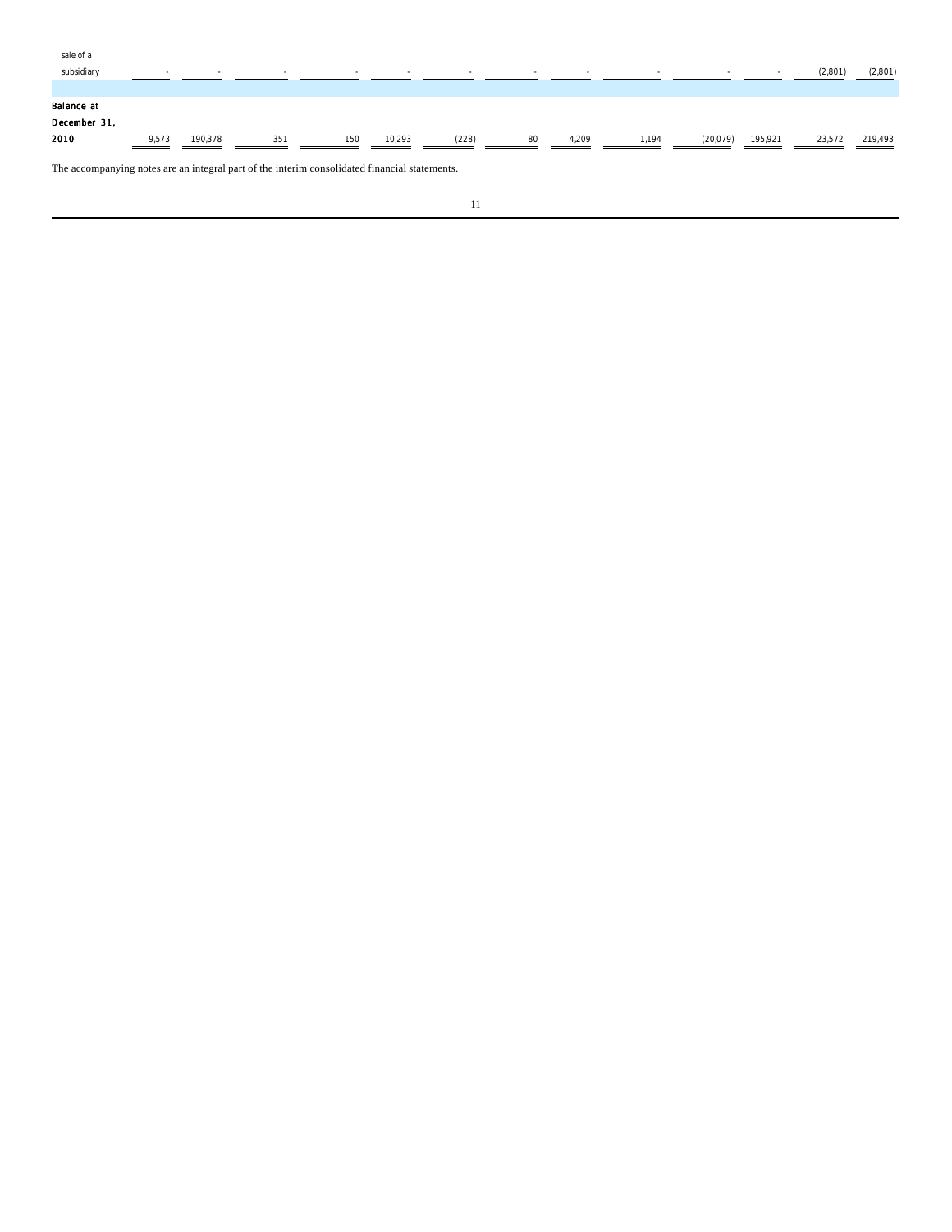| | | | | | | | | | | | | | |
|---|---|---|---|---|---|---|---|---|---|---|---|---|---|
| sale of a subsidiary | - | - | - | - | - | - | - | - | - | - | - | (2,801) | (2,801) |
| | | | | | | | | | | | | | |
| **Balance at December 31, 2010** | 9,573 | 190,378 | 351 | 150 | 10,293 | (228) | 80 | 4,209 | 1,194 | (20,079) | 195,921 | 23,572 | 219,493 |

The accompanying notes are an integral part of the interim consolidated financial statements.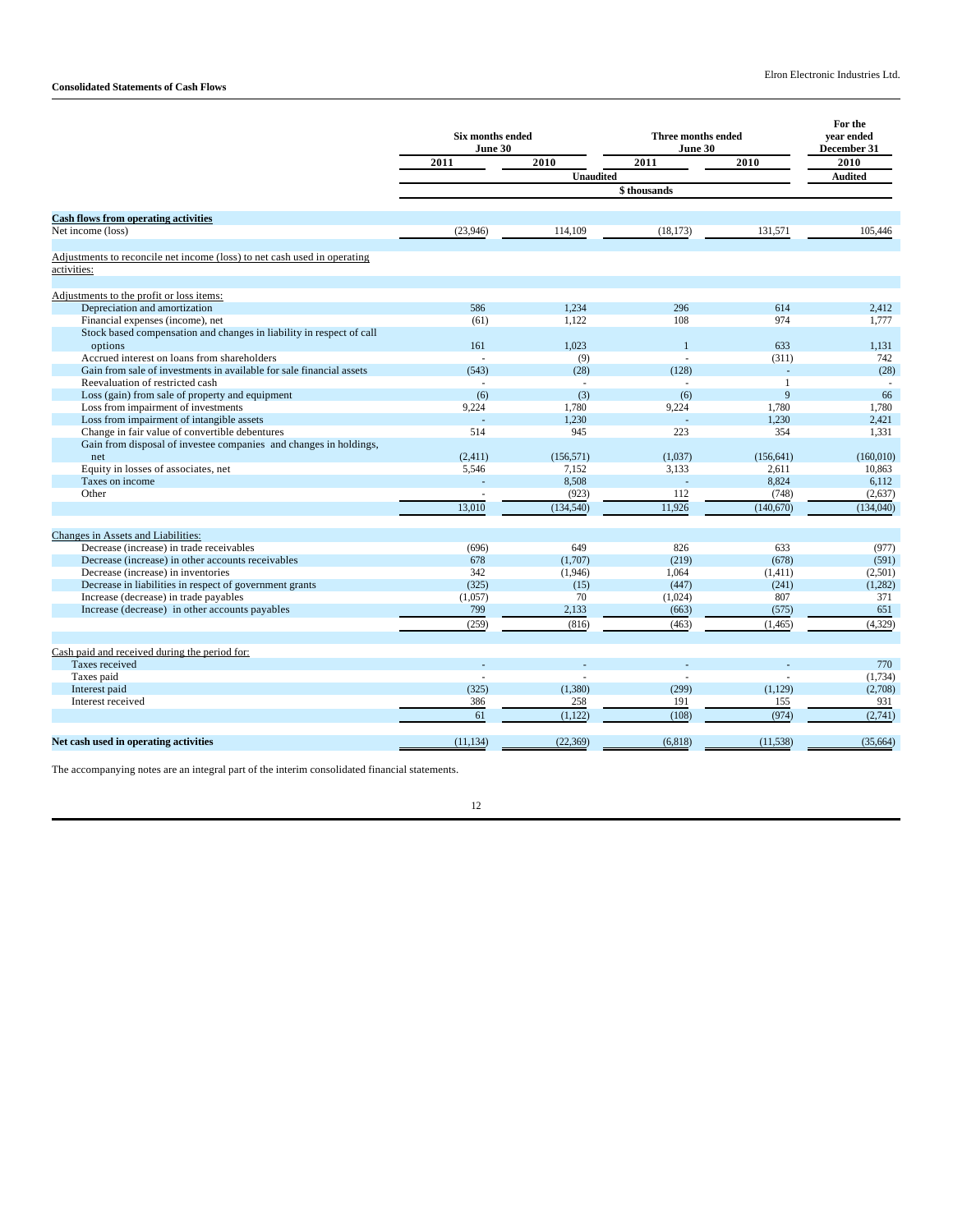Elron Electronic Industries Ltd.

## Consolidated Statements of Cash Flows

| | Six months ended June 30 | | Three months ended June 30 | | For the year ended December 31 |
|---|---|---|---|---|---|
| | 2011 | 2010 | 2011 | 2010 | 2010 |
| | Unaudited | | | | Audited |
| | $ thousands | | | | |
| **Cash flows from operating activities** | | | | | |
| Net income (loss) | (23,946) | 114,109 | (18,173) | 131,571 | 105,446 |
| Adjustments to reconcile net income (loss) to net cash used in operating activities: | | | | | |
| Adjustments to the profit or loss items: | | | | | |
| Depreciation and amortization | 586 | 1,234 | 296 | 614 | 2,412 |
| Financial expenses (income), net | (61) | 1,122 | 108 | 974 | 1,777 |
| Stock based compensation and changes in liability in respect of call options | 161 | 1,023 | 1 | 633 | 1,131 |
| Accrued interest on loans from shareholders | - | (9) | - | (311) | 742 |
| Gain from sale of investments in available for sale financial assets | (543) | (28) | (128) | - | (28) |
| Reevaluation of restricted cash | - | - | - | 1 | - |
| Loss (gain) from sale of property and equipment | (6) | (3) | (6) | 9 | 66 |
| Loss from impairment of investments | 9,224 | 1,780 | 9,224 | 1,780 | 1,780 |
| Loss from impairment of intangible assets | - | 1,230 | - | 1,230 | 2,421 |
| Change in fair value of convertible debentures | 514 | 945 | 223 | 354 | 1,331 |
| Gain from disposal of investee companies and changes in holdings, net | (2,411) | (156,571) | (1,037) | (156,641) | (160,010) |
| Equity in losses of associates, net | 5,546 | 7,152 | 3,133 | 2,611 | 10,863 |
| Taxes on income | - | 8,508 | - | 8,824 | 6,112 |
| Other | - | (923) | 112 | (748) | (2,637) |
| | 13,010 | (134,540) | 11,926 | (140,670) | (134,040) |
| Changes in Assets and Liabilities: | | | | | |
| Decrease (increase) in trade receivables | (696) | 649 | 826 | 633 | (977) |
| Decrease (increase) in other accounts receivables | 678 | (1,707) | (219) | (678) | (591) |
| Decrease (increase) in inventories | 342 | (1,946) | 1,064 | (1,411) | (2,501) |
| Decrease in liabilities in respect of government grants | (325) | (15) | (447) | (241) | (1,282) |
| Increase (decrease) in trade payables | (1,057) | 70 | (1,024) | 807 | 371 |
| Increase (decrease) in other accounts payables | 799 | 2,133 | (663) | (575) | 651 |
| | (259) | (816) | (463) | (1,465) | (4,329) |
| Cash paid and received during the period for: | | | | | |
| Taxes received | - | - | - | - | 770 |
| Taxes paid | - | - | - | - | (1,734) |
| Interest paid | (325) | (1,380) | (299) | (1,129) | (2,708) |
| Interest received | 386 | 258 | 191 | 155 | 931 |
| | 61 | (1,122) | (108) | (974) | (2,741) |
| **Net cash used in operating activities** | (11,134) | (22,369) | (6,818) | (11,538) | (35,664) |

The accompanying notes are an integral part of the interim consolidated financial statements.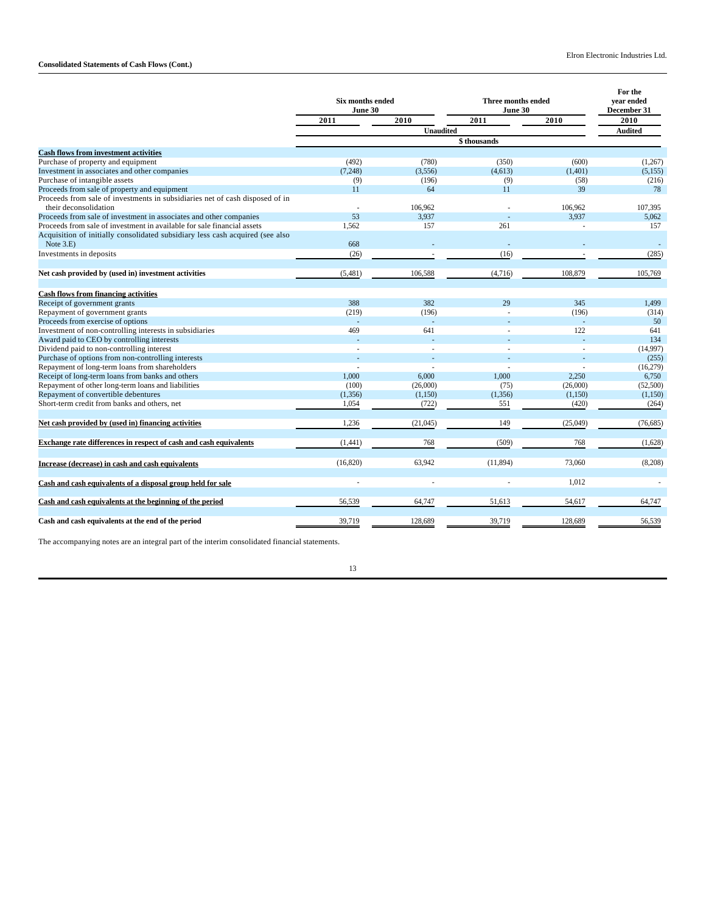## Consolidated Statements of Cash Flows (Cont.)

| | Six months ended June 30 | | Three months ended June 30 | | For the year ended December 31 |
|---|---|---|---|---|---|
| | 2011 | 2010 | 2011 | 2010 | 2010 |
| | Unaudited | | | | Audited |
| | $ thousands | | | | |
| **Cash flows from investment activities** | | | | | |
| Purchase of property and equipment | (492) | (780) | (350) | (600) | (1,267) |
| Investment in associates and other companies | (7,248) | (3,556) | (4,613) | (1,401) | (5,155) |
| Purchase of intangible assets | (9) | (196) | (9) | (58) | (216) |
| Proceeds from sale of property and equipment | 11 | 64 | 11 | 39 | 78 |
| Proceeds from sale of investments in subsidiaries net of cash disposed of in their deconsolidation | - | 106,962 | - | 106,962 | 107,395 |
| Proceeds from sale of investment in associates and other companies | 53 | 3,937 | - | 3,937 | 5,062 |
| Proceeds from sale of investment in available for sale financial assets | 1,562 | 157 | 261 | - | 157 |
| Acquisition of initially consolidated subsidiary less cash acquired (see also Note 3.E) | 668 | - | - | - | - |
| Investments in deposits | (26) | - | (16) | - | (285) |
| **Net cash provided by (used in) investment activities** | (5,481) | 106,588 | (4,716) | 108,879 | 105,769 |
| **Cash flows from financing activities** | | | | | |
| Receipt of government grants | 388 | 382 | 29 | 345 | 1,499 |
| Repayment of government grants | (219) | (196) | - | (196) | (314) |
| Proceeds from exercise of options | - | - | - | - | 50 |
| Investment of non-controlling interests in subsidiaries | 469 | 641 | - | 122 | 641 |
| Award paid to CEO by controlling interests | - | - | - | - | 134 |
| Dividend paid to non-controlling interest | - | - | - | - | (14,997) |
| Purchase of options from non-controlling interests | - | - | - | - | (255) |
| Repayment of long-term loans from shareholders | - | - | - | - | (16,279) |
| Receipt of long-term loans from banks and others | 1,000 | 6,000 | 1,000 | 2,250 | 6,750 |
| Repayment of other long-term loans and liabilities | (100) | (26,000) | (75) | (26,000) | (52,500) |
| Repayment of convertible debentures | (1,356) | (1,150) | (1,356) | (1,150) | (1,150) |
| Short-term credit from banks and others, net | 1,054 | (722) | 551 | (420) | (264) |
| **Net cash provided by (used in) financing activities** | 1,236 | (21,045) | 149 | (25,049) | (76,685) |
| **Exchange rate differences in respect of cash and cash equivalents** | (1,441) | 768 | (509) | 768 | (1,628) |
| **Increase (decrease) in cash and cash equivalents** | (16,820) | 63,942 | (11,894) | 73,060 | (8,208) |
| **Cash and cash equivalents of a disposal group held for sale** | - | - | - | 1,012 | - |
| **Cash and cash equivalents at the beginning of the period** | 56,539 | 64,747 | 51,613 | 54,617 | 64,747 |
| **Cash and cash equivalents at the end of the period** | 39,719 | 128,689 | 39,719 | 128,689 | 56,539 |

The accompanying notes are an integral part of the interim consolidated financial statements.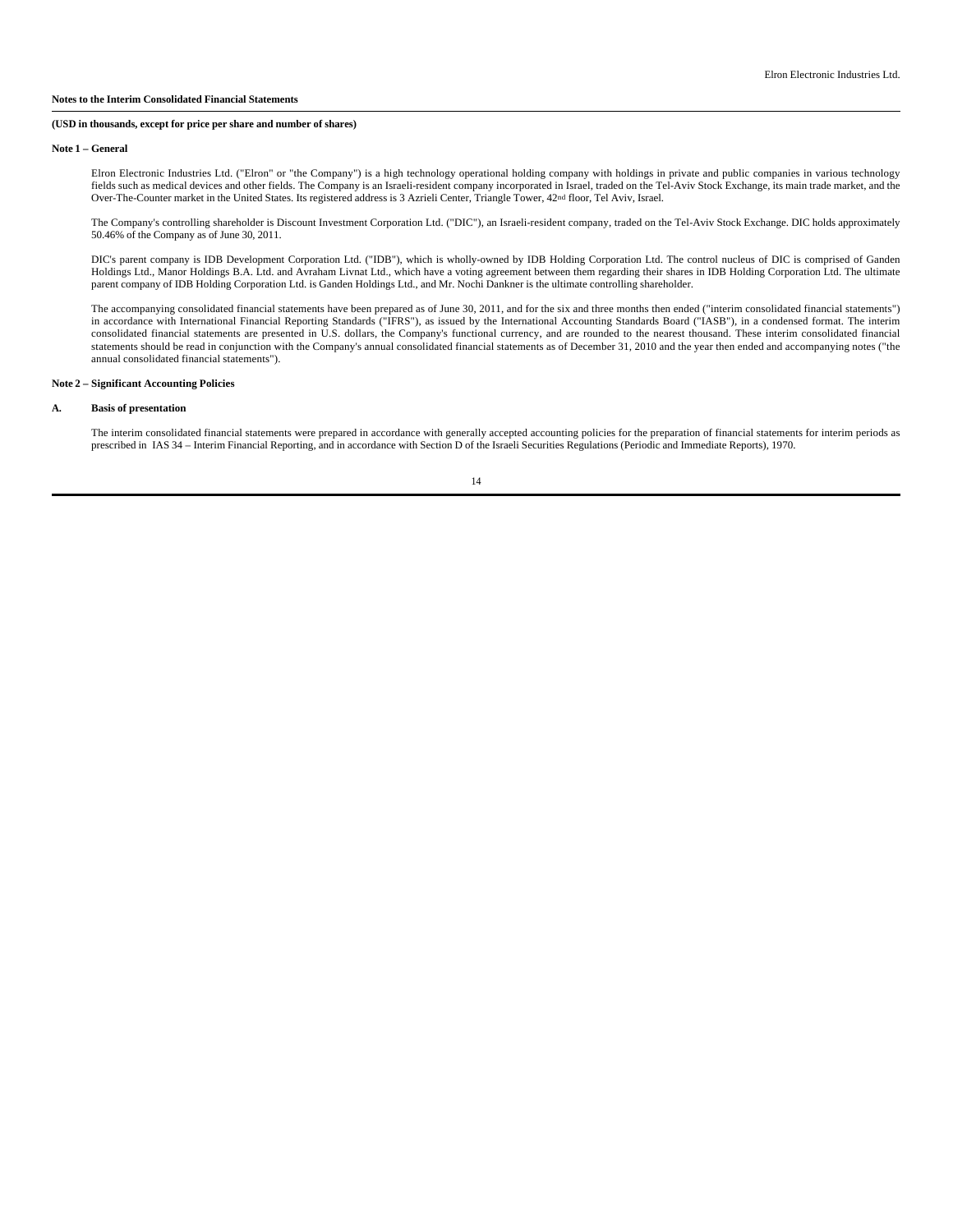**Notes to the Interim Consolidated Financial Statements**

**(USD in thousands, except for price per share and number of shares)**

**Note 1 – General**

Elron Electronic Industries Ltd. ("Elron" or "the Company") is a high technology operational holding company with holdings in private and public companies in various technology fields such as medical devices and other fields. The Company is an Israeli-resident company incorporated in Israel, traded on the Tel-Aviv Stock Exchange, its main trade market, and the Over-The-Counter market in the United States. Its registered address is 3 Azrieli Center, Triangle Tower, 42nd floor, Tel Aviv, Israel.

The Company's controlling shareholder is Discount Investment Corporation Ltd. ("DIC"), an Israeli-resident company, traded on the Tel-Aviv Stock Exchange. DIC holds approximately 50.46% of the Company as of June 30, 2011.

DIC's parent company is IDB Development Corporation Ltd. ("IDB"), which is wholly-owned by IDB Holding Corporation Ltd. The control nucleus of DIC is comprised of Ganden Holdings Ltd., Manor Holdings B.A. Ltd. and Avraham Livnat Ltd., which have a voting agreement between them regarding their shares in IDB Holding Corporation Ltd. The ultimate parent company of IDB Holding Corporation Ltd. is Ganden Holdings Ltd., and Mr. Nochi Dankner is the ultimate controlling shareholder.

The accompanying consolidated financial statements have been prepared as of June 30, 2011, and for the six and three months then ended ("interim consolidated financial statements") in accordance with International Financial Reporting Standards ("IFRS"), as issued by the International Accounting Standards Board ("IASB"), in a condensed format. The interim consolidated financial statements are presented in U.S. dollars, the Company's functional currency, and are rounded to the nearest thousand. These interim consolidated financial statements should be read in conjunction with the Company's annual consolidated financial statements as of December 31, 2010 and the year then ended and accompanying notes ("the annual consolidated financial statements").

**Note 2 – Significant Accounting Policies**

**A. Basis of presentation**

The interim consolidated financial statements were prepared in accordance with generally accepted accounting policies for the preparation of financial statements for interim periods as prescribed in IAS 34 – Interim Financial Reporting, and in accordance with Section D of the Israeli Securities Regulations (Periodic and Immediate Reports), 1970.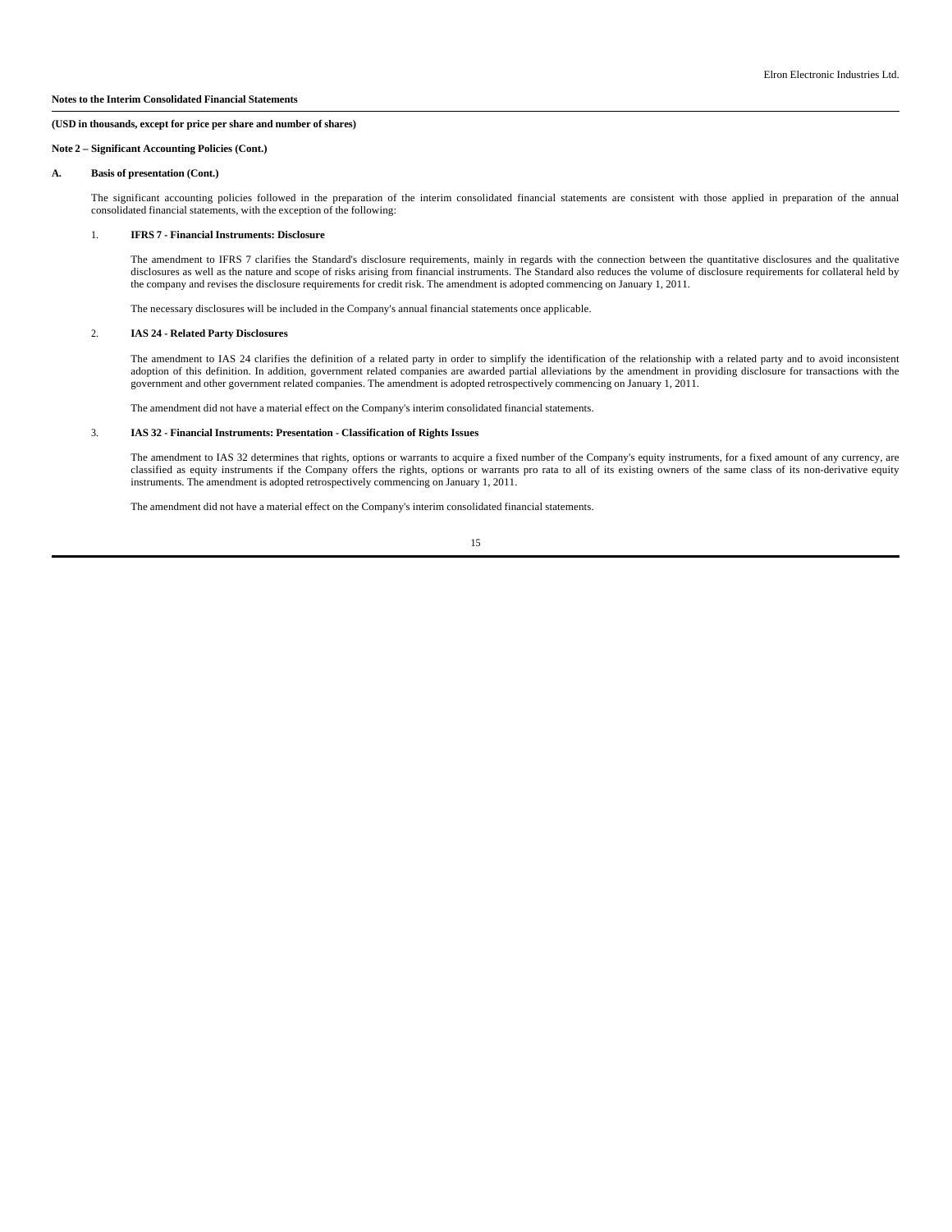**Notes to the Interim Consolidated Financial Statements**

**(USD in thousands, except for price per share and number of shares)**

**Note 2 – Significant Accounting Policies (Cont.)**

**A. Basis of presentation (Cont.)**

The significant accounting policies followed in the preparation of the interim consolidated financial statements are consistent with those applied in preparation of the annual consolidated financial statements, with the exception of the following:

1. **IFRS 7 - Financial Instruments: Disclosure**

The amendment to IFRS 7 clarifies the Standard's disclosure requirements, mainly in regards with the connection between the quantitative disclosures and the qualitative disclosures as well as the nature and scope of risks arising from financial instruments. The Standard also reduces the volume of disclosure requirements for collateral held by the company and revises the disclosure requirements for credit risk. The amendment is adopted commencing on January 1, 2011.

The necessary disclosures will be included in the Company's annual financial statements once applicable.

2. **IAS 24 - Related Party Disclosures**

The amendment to IAS 24 clarifies the definition of a related party in order to simplify the identification of the relationship with a related party and to avoid inconsistent adoption of this definition. In addition, government related companies are awarded partial alleviations by the amendment in providing disclosure for transactions with the government and other government related companies. The amendment is adopted retrospectively commencing on January 1, 2011.

The amendment did not have a material effect on the Company's interim consolidated financial statements.

3. **IAS 32 - Financial Instruments: Presentation - Classification of Rights Issues**

The amendment to IAS 32 determines that rights, options or warrants to acquire a fixed number of the Company's equity instruments, for a fixed amount of any currency, are classified as equity instruments if the Company offers the rights, options or warrants pro rata to all of its existing owners of the same class of its non-derivative equity instruments. The amendment is adopted retrospectively commencing on January 1, 2011.

The amendment did not have a material effect on the Company's interim consolidated financial statements.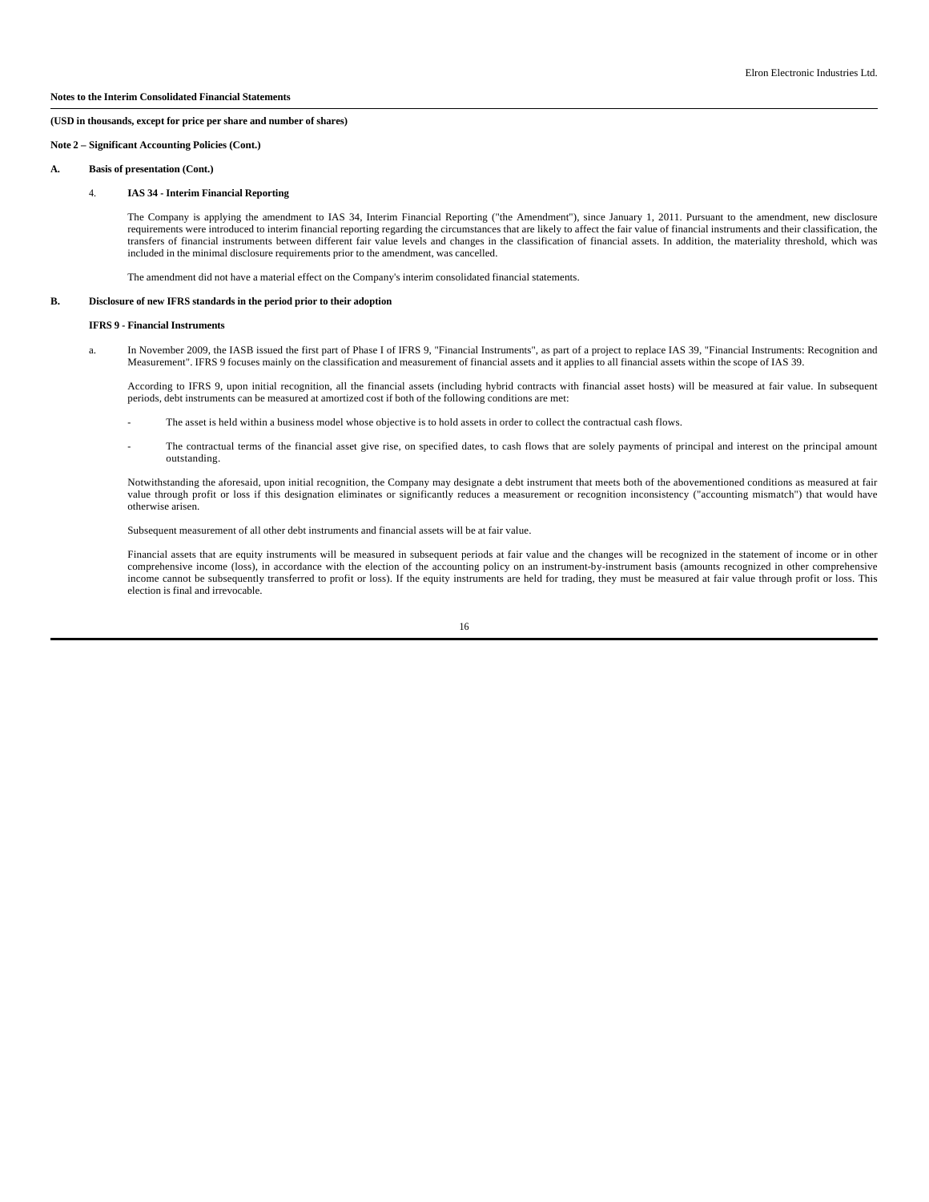**Notes to the Interim Consolidated Financial Statements**

**(USD in thousands, except for price per share and number of shares)**

**Note 2 – Significant Accounting Policies (Cont.)**

**A. Basis of presentation (Cont.)**

4. **IAS 34 - Interim Financial Reporting**

The Company is applying the amendment to IAS 34, Interim Financial Reporting ("the Amendment"), since January 1, 2011. Pursuant to the amendment, new disclosure requirements were introduced to interim financial reporting regarding the circumstances that are likely to affect the fair value of financial instruments and their classification, the transfers of financial instruments between different fair value levels and changes in the classification of financial assets. In addition, the materiality threshold, which was included in the minimal disclosure requirements prior to the amendment, was cancelled.

The amendment did not have a material effect on the Company's interim consolidated financial statements.

**B. Disclosure of new IFRS standards in the period prior to their adoption**

**IFRS 9 - Financial Instruments**

a. In November 2009, the IASB issued the first part of Phase I of IFRS 9, "Financial Instruments", as part of a project to replace IAS 39, "Financial Instruments: Recognition and Measurement". IFRS 9 focuses mainly on the classification and measurement of financial assets and it applies to all financial assets within the scope of IAS 39.

According to IFRS 9, upon initial recognition, all the financial assets (including hybrid contracts with financial asset hosts) will be measured at fair value. In subsequent periods, debt instruments can be measured at amortized cost if both of the following conditions are met:

- The asset is held within a business model whose objective is to hold assets in order to collect the contractual cash flows.
- The contractual terms of the financial asset give rise, on specified dates, to cash flows that are solely payments of principal and interest on the principal amount outstanding.

Notwithstanding the aforesaid, upon initial recognition, the Company may designate a debt instrument that meets both of the abovementioned conditions as measured at fair value through profit or loss if this designation eliminates or significantly reduces a measurement or recognition inconsistency ("accounting mismatch") that would have otherwise arisen.

Subsequent measurement of all other debt instruments and financial assets will be at fair value.

Financial assets that are equity instruments will be measured in subsequent periods at fair value and the changes will be recognized in the statement of income or in other comprehensive income (loss), in accordance with the election of the accounting policy on an instrument-by-instrument basis (amounts recognized in other comprehensive income cannot be subsequently transferred to profit or loss). If the equity instruments are held for trading, they must be measured at fair value through profit or loss. This election is final and irrevocable.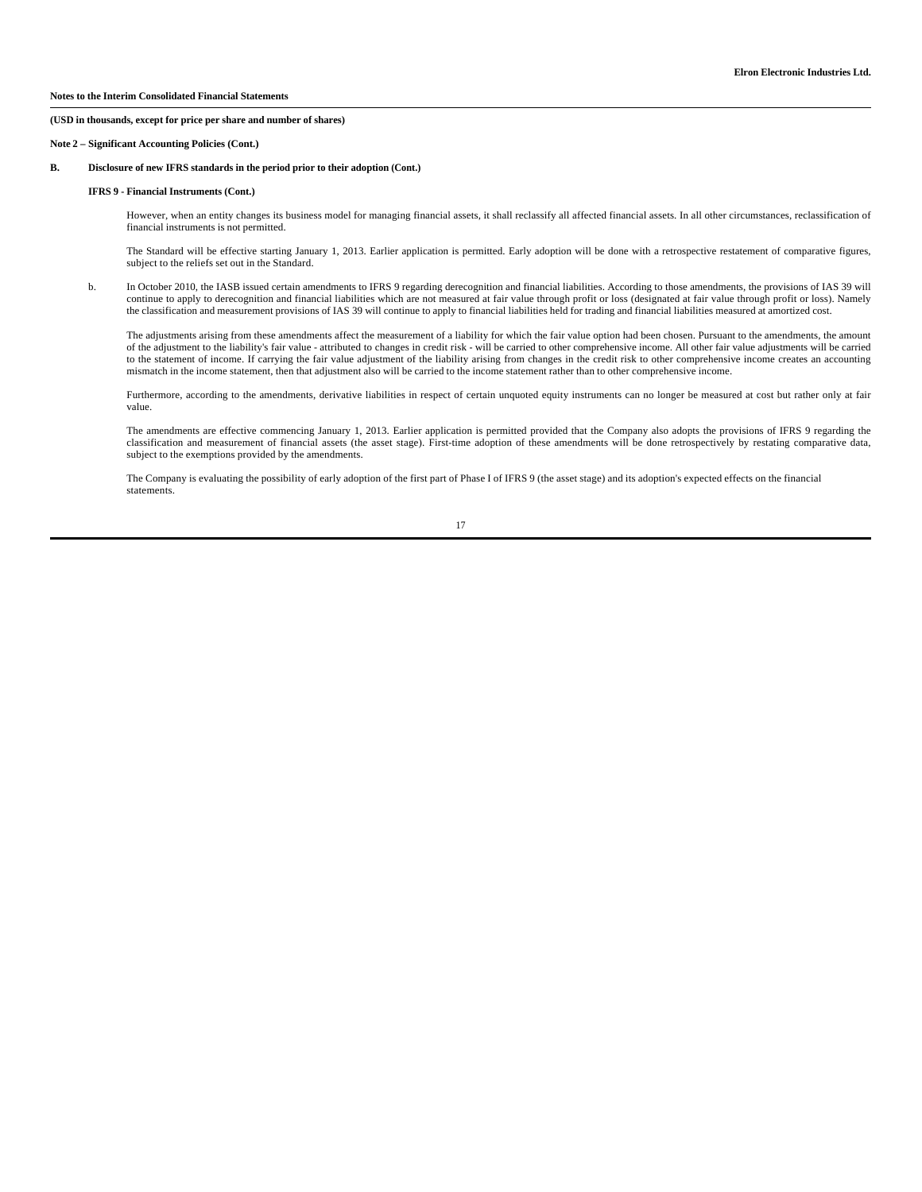**Notes to the Interim Consolidated Financial Statements**

**(USD in thousands, except for price per share and number of shares)**

**Note 2 – Significant Accounting Policies (Cont.)**

**B. Disclosure of new IFRS standards in the period prior to their adoption (Cont.)**

**IFRS 9 - Financial Instruments (Cont.)**

However, when an entity changes its business model for managing financial assets, it shall reclassify all affected financial assets. In all other circumstances, reclassification of financial instruments is not permitted.

The Standard will be effective starting January 1, 2013. Earlier application is permitted. Early adoption will be done with a retrospective restatement of comparative figures, subject to the reliefs set out in the Standard.

b. In October 2010, the IASB issued certain amendments to IFRS 9 regarding derecognition and financial liabilities. According to those amendments, the provisions of IAS 39 will continue to apply to derecognition and financial liabilities which are not measured at fair value through profit or loss (designated at fair value through profit or loss). Namely the classification and measurement provisions of IAS 39 will continue to apply to financial liabilities held for trading and financial liabilities measured at amortized cost.

The adjustments arising from these amendments affect the measurement of a liability for which the fair value option had been chosen. Pursuant to the amendments, the amount of the adjustment to the liability's fair value - attributed to changes in credit risk - will be carried to other comprehensive income. All other fair value adjustments will be carried to the statement of income. If carrying the fair value adjustment of the liability arising from changes in the credit risk to other comprehensive income creates an accounting mismatch in the income statement, then that adjustment also will be carried to the income statement rather than to other comprehensive income.

Furthermore, according to the amendments, derivative liabilities in respect of certain unquoted equity instruments can no longer be measured at cost but rather only at fair value.

The amendments are effective commencing January 1, 2013. Earlier application is permitted provided that the Company also adopts the provisions of IFRS 9 regarding the classification and measurement of financial assets (the asset stage). First-time adoption of these amendments will be done retrospectively by restating comparative data, subject to the exemptions provided by the amendments.

The Company is evaluating the possibility of early adoption of the first part of Phase I of IFRS 9 (the asset stage) and its adoption's expected effects on the financial statements.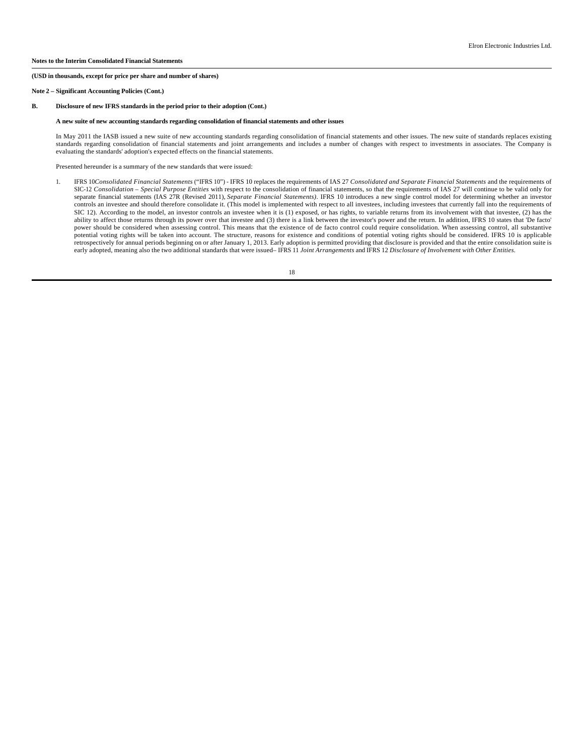**Notes to the Interim Consolidated Financial Statements**

**(USD in thousands, except for price per share and number of shares)**

**Note 2 – Significant Accounting Policies (Cont.)**

**B. Disclosure of new IFRS standards in the period prior to their adoption (Cont.)**

**A new suite of new accounting standards regarding consolidation of financial statements and other issues**

In May 2011 the IASB issued a new suite of new accounting standards regarding consolidation of financial statements and other issues. The new suite of standards replaces existing standards regarding consolidation of financial statements and joint arrangements and includes a number of changes with respect to investments in associates. The Company is evaluating the standards' adoption's expected effects on the financial statements.

Presented hereunder is a summary of the new standards that were issued:

1. IFRS 10*Consolidated Financial Statements* ("IFRS 10") - IFRS 10 replaces the requirements of IAS 27 *Consolidated and Separate Financial Statements* and the requirements of SIC-12 *Consolidation – Special Purpose Entities* with respect to the consolidation of financial statements, so that the requirements of IAS 27 will continue to be valid only for separate financial statements (IAS 27R (Revised 2011), *Separate Financial Statements)*. IFRS 10 introduces a new single control model for determining whether an investor controls an investee and should therefore consolidate it. (This model is implemented with respect to all investees, including investees that currently fall into the requirements of SIC 12). According to the model, an investor controls an investee when it is (1) exposed, or has rights, to variable returns from its involvement with that investee, (2) has the ability to affect those returns through its power over that investee and (3) there is a link between the investor's power and the return. In addition, IFRS 10 states that 'De facto' power should be considered when assessing control. This means that the existence of de facto control could require consolidation. When assessing control, all substantive potential voting rights will be taken into account. The structure, reasons for existence and conditions of potential voting rights should be considered. IFRS 10 is applicable retrospectively for annual periods beginning on or after January 1, 2013. Early adoption is permitted providing that disclosure is provided and that the entire consolidation suite is early adopted, meaning also the two additional standards that were issued– IFRS 11 *Joint Arrangements* and IFRS 12 *Disclosure of Involvement with Other Entities*.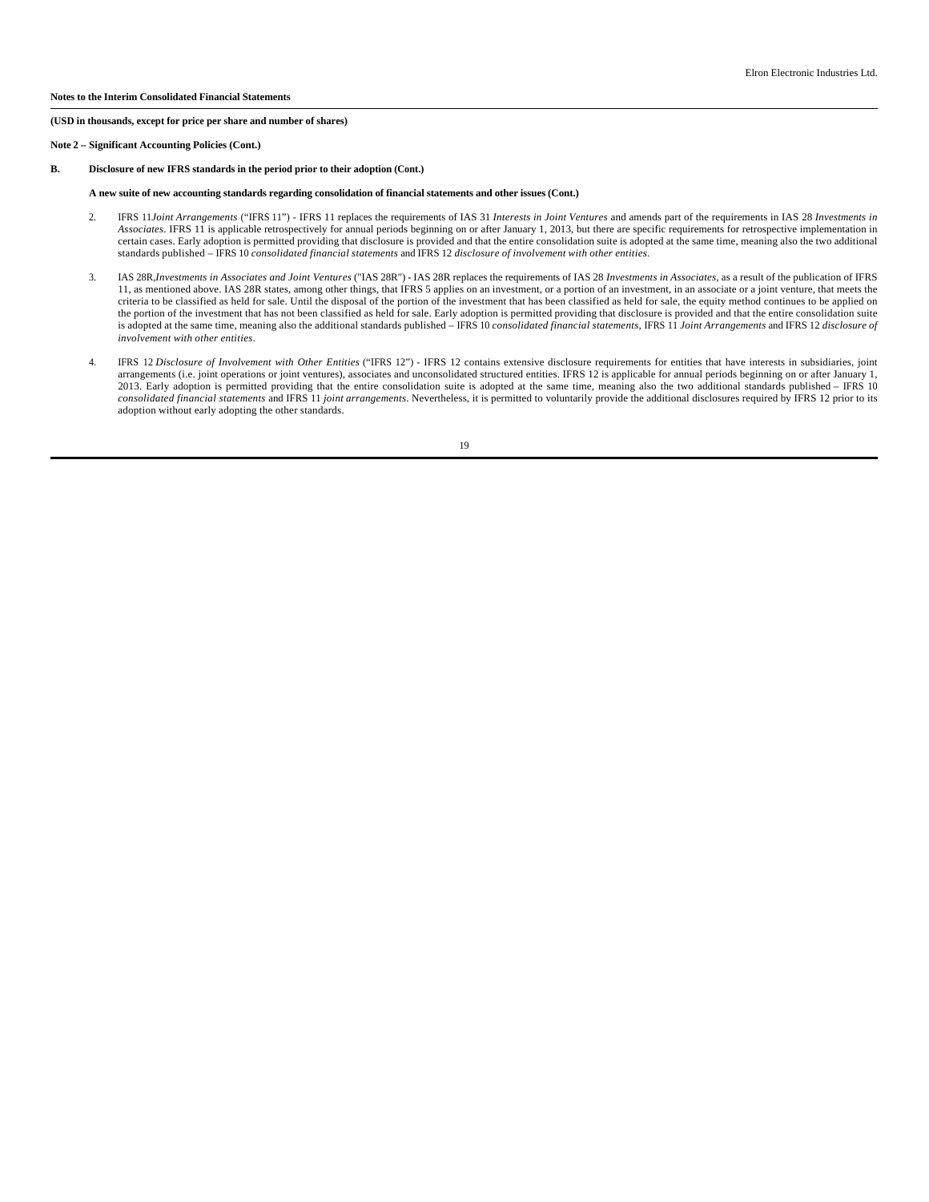**Notes to the Interim Consolidated Financial Statements**

**(USD in thousands, except for price per share and number of shares)**

**Note 2 – Significant Accounting Policies (Cont.)**

**B. Disclosure of new IFRS standards in the period prior to their adoption (Cont.)**

**A new suite of new accounting standards regarding consolidation of financial statements and other issues (Cont.)**

2. IFRS 11*Joint Arrangements* ("IFRS 11") - IFRS 11 replaces the requirements of IAS 31 *Interests in Joint Ventures* and amends part of the requirements in IAS 28 *Investments in Associates*. IFRS 11 is applicable retrospectively for annual periods beginning on or after January 1, 2013, but there are specific requirements for retrospective implementation in certain cases. Early adoption is permitted providing that disclosure is provided and that the entire consolidation suite is adopted at the same time, meaning also the two additional standards published – IFRS 10 *consolidated financial statements* and IFRS 12 *disclosure of involvement with other entities*.

3. IAS 28R,*Investments in Associates and Joint Ventures* ("IAS 28R") - IAS 28R replaces the requirements of IAS 28 *Investments in Associates*, as a result of the publication of IFRS 11, as mentioned above. IAS 28R states, among other things, that IFRS 5 applies on an investment, or a portion of an investment, in an associate or a joint venture, that meets the criteria to be classified as held for sale. Until the disposal of the portion of the investment that has been classified as held for sale, the equity method continues to be applied on the portion of the investment that has not been classified as held for sale. Early adoption is permitted providing that disclosure is provided and that the entire consolidation suite is adopted at the same time, meaning also the additional standards published – IFRS 10 *consolidated financial statements*, IFRS 11 *Joint Arrangements* and IFRS 12 *disclosure of involvement with other entities*.

4. IFRS 12 *Disclosure of Involvement with Other Entities* ("IFRS 12") - IFRS 12 contains extensive disclosure requirements for entities that have interests in subsidiaries, joint arrangements (i.e. joint operations or joint ventures), associates and unconsolidated structured entities. IFRS 12 is applicable for annual periods beginning on or after January 1, 2013. Early adoption is permitted providing that the entire consolidation suite is adopted at the same time, meaning also the two additional standards published – IFRS 10 *consolidated financial statements* and IFRS 11 *joint arrangements*. Nevertheless, it is permitted to voluntarily provide the additional disclosures required by IFRS 12 prior to its adoption without early adopting the other standards.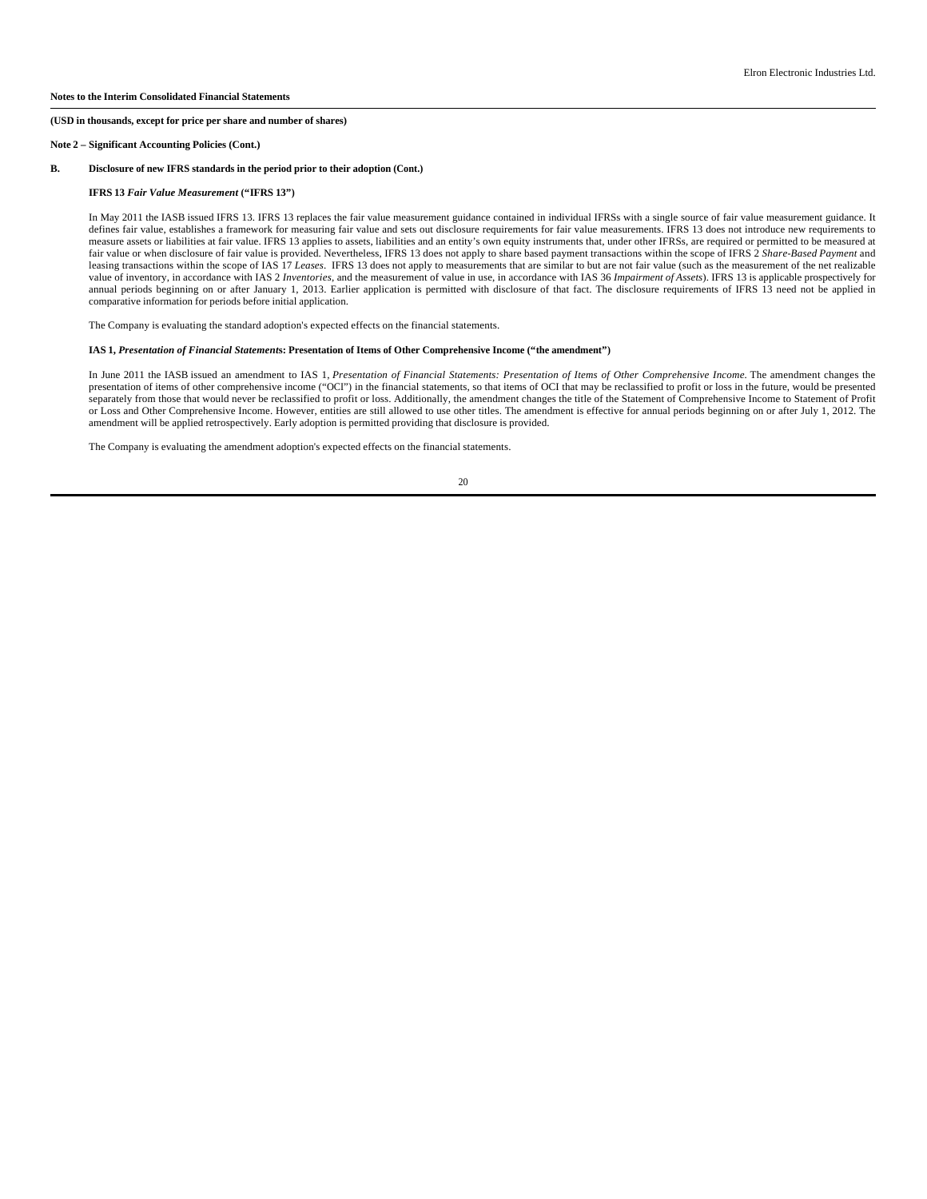**Notes to the Interim Consolidated Financial Statements**

**(USD in thousands, except for price per share and number of shares)**

**Note 2 – Significant Accounting Policies (Cont.)**

**B. Disclosure of new IFRS standards in the period prior to their adoption (Cont.)**

**IFRS 13 *Fair Value Measurement* ("IFRS 13")**

In May 2011 the IASB issued IFRS 13. IFRS 13 replaces the fair value measurement guidance contained in individual IFRSs with a single source of fair value measurement guidance. It defines fair value, establishes a framework for measuring fair value and sets out disclosure requirements for fair value measurements. IFRS 13 does not introduce new requirements to measure assets or liabilities at fair value. IFRS 13 applies to assets, liabilities and an entity's own equity instruments that, under other IFRSs, are required or permitted to be measured at fair value or when disclosure of fair value is provided. Nevertheless, IFRS 13 does not apply to share based payment transactions within the scope of IFRS 2 *Share-Based Payment* and leasing transactions within the scope of IAS 17 *Leases*. IFRS 13 does not apply to measurements that are similar to but are not fair value (such as the measurement of the net realizable value of inventory, in accordance with IAS 2 *Inventories*, and the measurement of value in use, in accordance with IAS 36 *Impairment of Assets*). IFRS 13 is applicable prospectively for annual periods beginning on or after January 1, 2013. Earlier application is permitted with disclosure of that fact. The disclosure requirements of IFRS 13 need not be applied in comparative information for periods before initial application.

The Company is evaluating the standard adoption's expected effects on the financial statements.

**IAS 1, *Presentation of Financial Statements*: Presentation of Items of Other Comprehensive Income ("the amendment")**

In June 2011 the IASB issued an amendment to IAS 1, *Presentation of Financial Statements: Presentation of Items of Other Comprehensive Income*. The amendment changes the presentation of items of other comprehensive income ("OCI") in the financial statements, so that items of OCI that may be reclassified to profit or loss in the future, would be presented separately from those that would never be reclassified to profit or loss. Additionally, the amendment changes the title of the Statement of Comprehensive Income to Statement of Profit or Loss and Other Comprehensive Income. However, entities are still allowed to use other titles. The amendment is effective for annual periods beginning on or after July 1, 2012. The amendment will be applied retrospectively. Early adoption is permitted providing that disclosure is provided.

The Company is evaluating the amendment adoption's expected effects on the financial statements.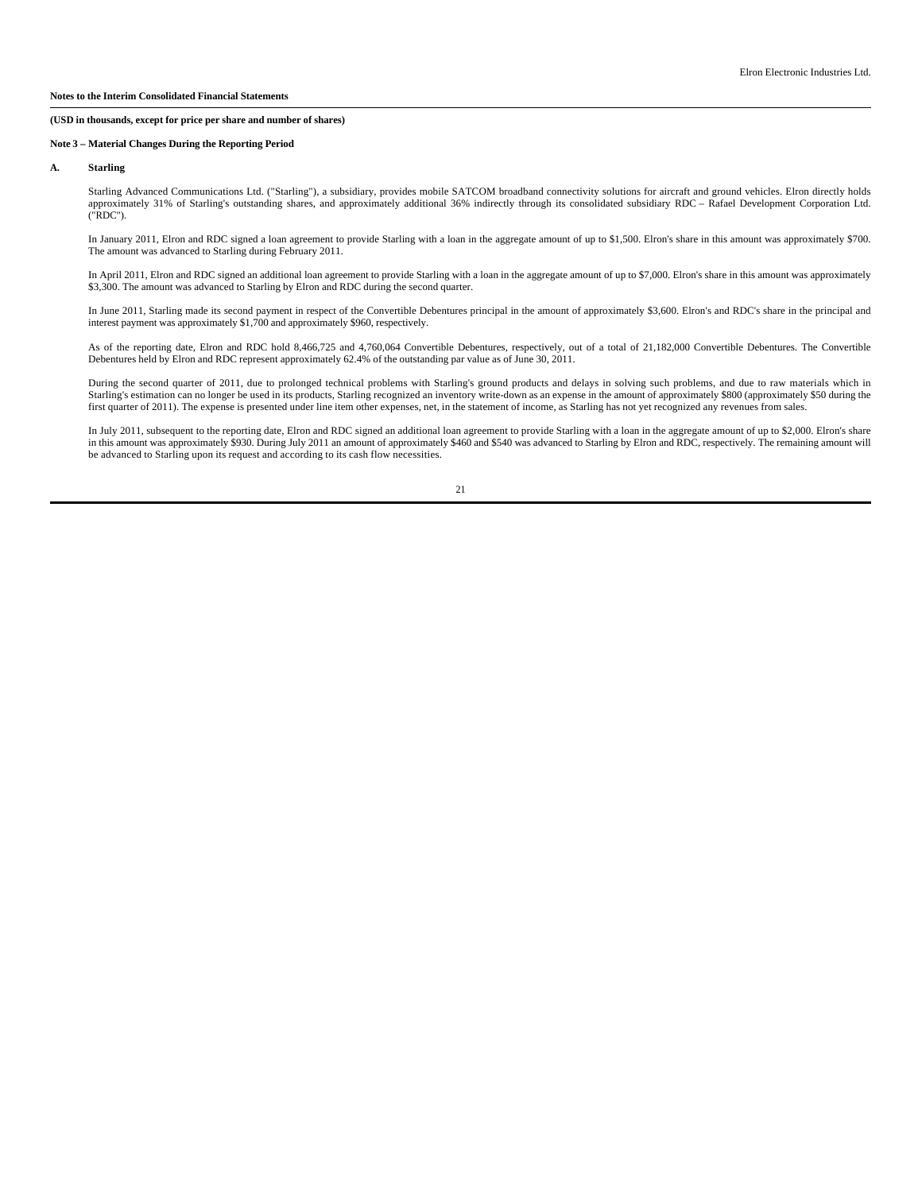**Notes to the Interim Consolidated Financial Statements**

**(USD in thousands, except for price per share and number of shares)**

**Note 3 – Material Changes During the Reporting Period**

**A. Starling**

Starling Advanced Communications Ltd. ("Starling"), a subsidiary, provides mobile SATCOM broadband connectivity solutions for aircraft and ground vehicles. Elron directly holds approximately 31% of Starling's outstanding shares, and approximately additional 36% indirectly through its consolidated subsidiary RDC – Rafael Development Corporation Ltd. ("RDC").

In January 2011, Elron and RDC signed a loan agreement to provide Starling with a loan in the aggregate amount of up to $1,500. Elron's share in this amount was approximately $700. The amount was advanced to Starling during February 2011.

In April 2011, Elron and RDC signed an additional loan agreement to provide Starling with a loan in the aggregate amount of up to $7,000. Elron's share in this amount was approximately $3,300. The amount was advanced to Starling by Elron and RDC during the second quarter.

In June 2011, Starling made its second payment in respect of the Convertible Debentures principal in the amount of approximately $3,600. Elron's and RDC's share in the principal and interest payment was approximately $1,700 and approximately $960, respectively.

As of the reporting date, Elron and RDC hold 8,466,725 and 4,760,064 Convertible Debentures, respectively, out of a total of 21,182,000 Convertible Debentures. The Convertible Debentures held by Elron and RDC represent approximately 62.4% of the outstanding par value as of June 30, 2011.

During the second quarter of 2011, due to prolonged technical problems with Starling's ground products and delays in solving such problems, and due to raw materials which in Starling's estimation can no longer be used in its products, Starling recognized an inventory write-down as an expense in the amount of approximately $800 (approximately $50 during the first quarter of 2011). The expense is presented under line item other expenses, net, in the statement of income, as Starling has not yet recognized any revenues from sales.

In July 2011, subsequent to the reporting date, Elron and RDC signed an additional loan agreement to provide Starling with a loan in the aggregate amount of up to $2,000. Elron's share in this amount was approximately $930. During July 2011 an amount of approximately $460 and $540 was advanced to Starling by Elron and RDC, respectively. The remaining amount will be advanced to Starling upon its request and according to its cash flow necessities.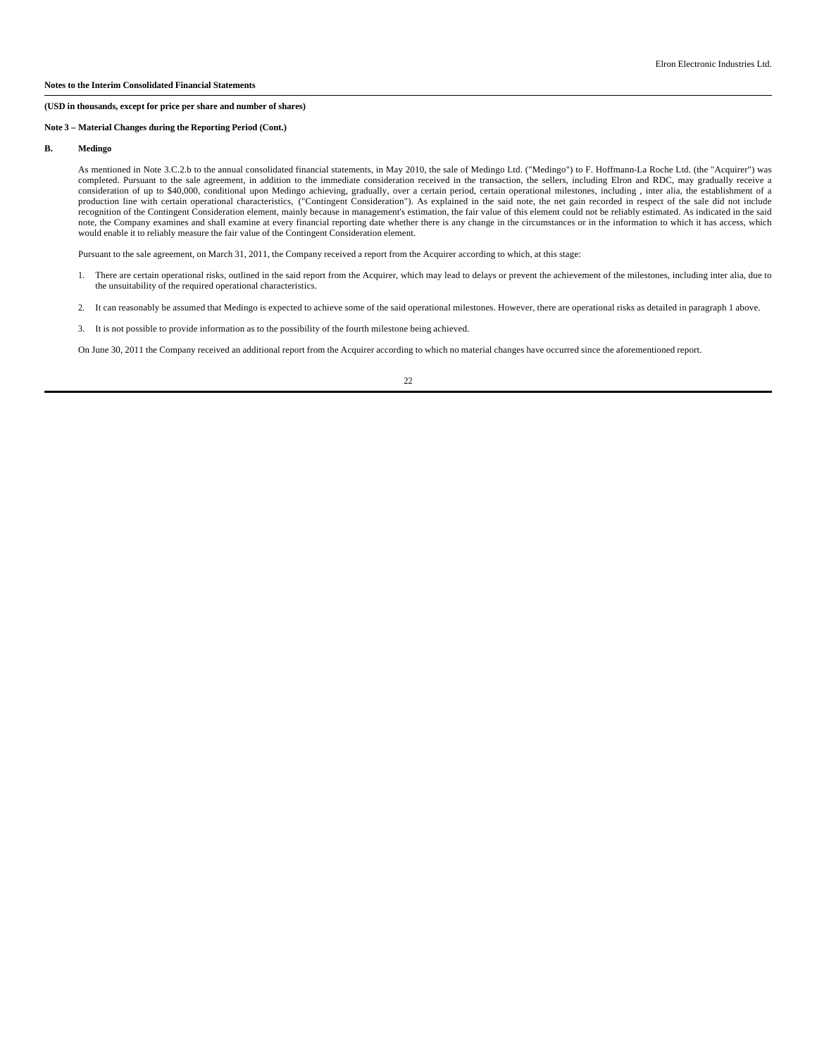**Notes to the Interim Consolidated Financial Statements**

**(USD in thousands, except for price per share and number of shares)**

**Note 3 – Material Changes during the Reporting Period (Cont.)**

**B. Medingo**

As mentioned in Note 3.C.2.b to the annual consolidated financial statements, in May 2010, the sale of Medingo Ltd. ("Medingo") to F. Hoffmann-La Roche Ltd. (the "Acquirer") was completed. Pursuant to the sale agreement, in addition to the immediate consideration received in the transaction, the sellers, including Elron and RDC, may gradually receive a consideration of up to $40,000, conditional upon Medingo achieving, gradually, over a certain period, certain operational milestones, including , inter alia, the establishment of a production line with certain operational characteristics, ("Contingent Consideration"). As explained in the said note, the net gain recorded in respect of the sale did not include recognition of the Contingent Consideration element, mainly because in management's estimation, the fair value of this element could not be reliably estimated. As indicated in the said note, the Company examines and shall examine at every financial reporting date whether there is any change in the circumstances or in the information to which it has access, which would enable it to reliably measure the fair value of the Contingent Consideration element.

Pursuant to the sale agreement, on March 31, 2011, the Company received a report from the Acquirer according to which, at this stage:

1. There are certain operational risks, outlined in the said report from the Acquirer, which may lead to delays or prevent the achievement of the milestones, including inter alia, due to the unsuitability of the required operational characteristics.

2. It can reasonably be assumed that Medingo is expected to achieve some of the said operational milestones. However, there are operational risks as detailed in paragraph 1 above.

3. It is not possible to provide information as to the possibility of the fourth milestone being achieved.

On June 30, 2011 the Company received an additional report from the Acquirer according to which no material changes have occurred since the aforementioned report.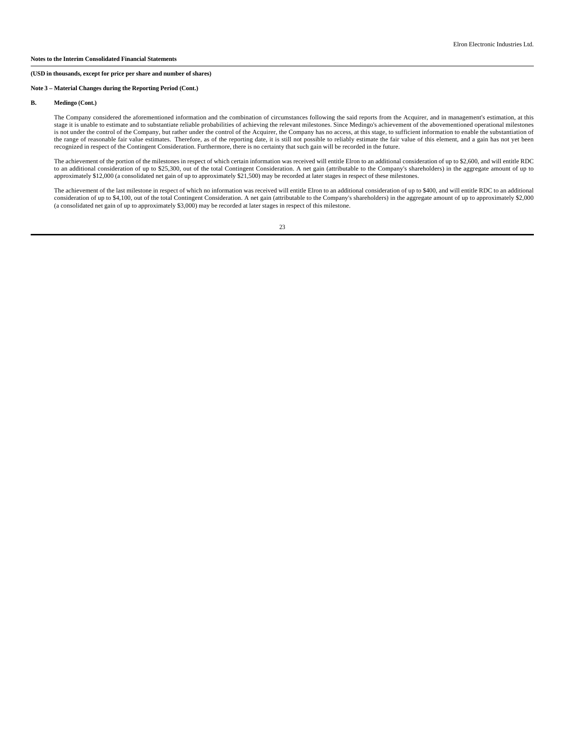**Notes to the Interim Consolidated Financial Statements**

**(USD in thousands, except for price per share and number of shares)**

**Note 3 – Material Changes during the Reporting Period (Cont.)**

**B. Medingo (Cont.)**

The Company considered the aforementioned information and the combination of circumstances following the said reports from the Acquirer, and in management's estimation, at this stage it is unable to estimate and to substantiate reliable probabilities of achieving the relevant milestones. Since Medingo's achievement of the abovementioned operational milestones is not under the control of the Company, but rather under the control of the Acquirer, the Company has no access, at this stage, to sufficient information to enable the substantiation of the range of reasonable fair value estimates. Therefore, as of the reporting date, it is still not possible to reliably estimate the fair value of this element, and a gain has not yet been recognized in respect of the Contingent Consideration. Furthermore, there is no certainty that such gain will be recorded in the future.

The achievement of the portion of the milestones in respect of which certain information was received will entitle Elron to an additional consideration of up to $2,600, and will entitle RDC to an additional consideration of up to $25,300, out of the total Contingent Consideration. A net gain (attributable to the Company's shareholders) in the aggregate amount of up to approximately $12,000 (a consolidated net gain of up to approximately $21,500) may be recorded at later stages in respect of these milestones.

The achievement of the last milestone in respect of which no information was received will entitle Elron to an additional consideration of up to $400, and will entitle RDC to an additional consideration of up to $4,100, out of the total Contingent Consideration. A net gain (attributable to the Company's shareholders) in the aggregate amount of up to approximately $2,000 (a consolidated net gain of up to approximately $3,000) may be recorded at later stages in respect of this milestone.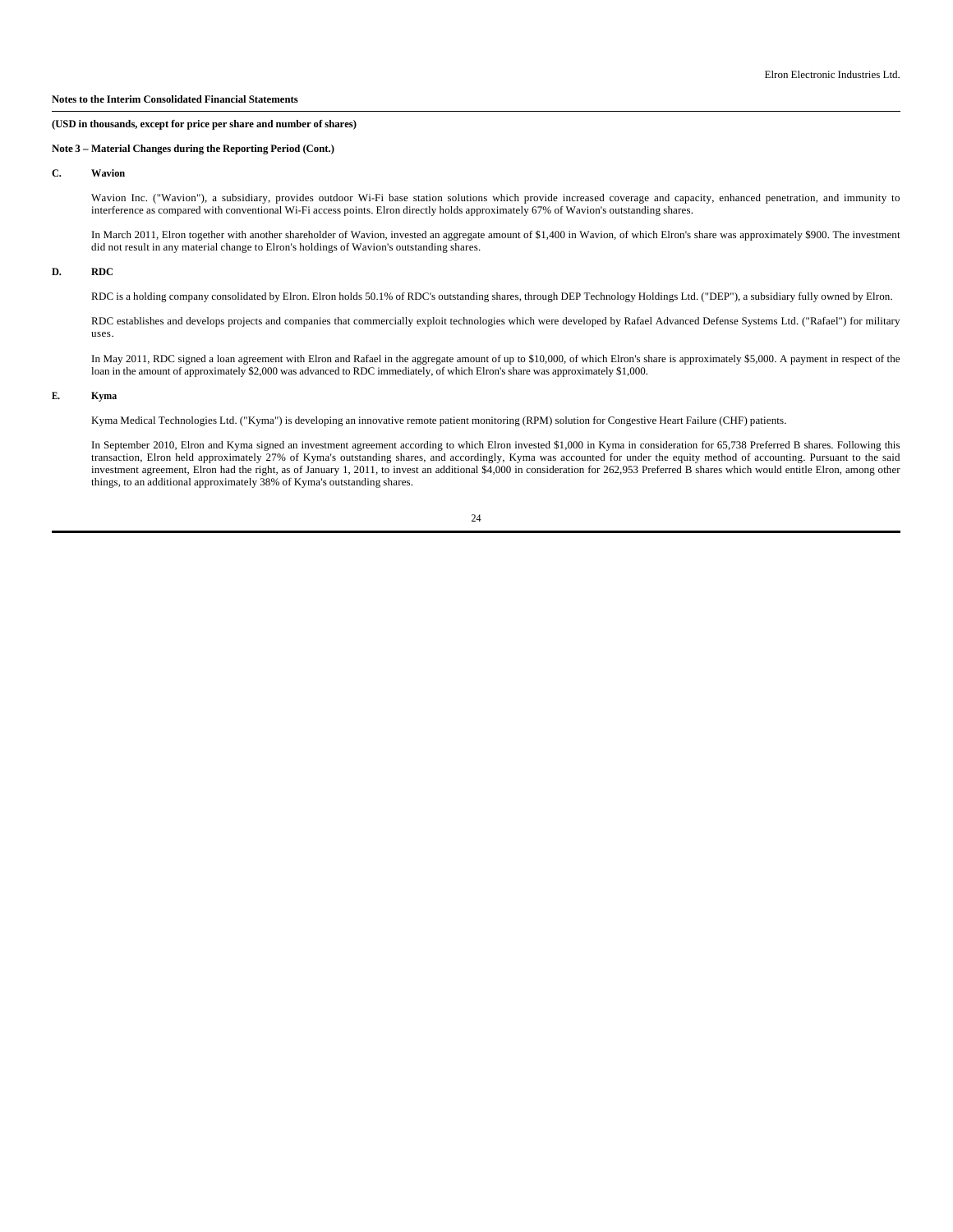**Notes to the Interim Consolidated Financial Statements**

**(USD in thousands, except for price per share and number of shares)**

**Note 3 – Material Changes during the Reporting Period (Cont.)**

**C. Wavion**

Wavion Inc. ("Wavion"), a subsidiary, provides outdoor Wi-Fi base station solutions which provide increased coverage and capacity, enhanced penetration, and immunity to interference as compared with conventional Wi-Fi access points. Elron directly holds approximately 67% of Wavion's outstanding shares.

In March 2011, Elron together with another shareholder of Wavion, invested an aggregate amount of $1,400 in Wavion, of which Elron's share was approximately $900. The investment did not result in any material change to Elron's holdings of Wavion's outstanding shares.

**D. RDC**

RDC is a holding company consolidated by Elron. Elron holds 50.1% of RDC's outstanding shares, through DEP Technology Holdings Ltd. ("DEP"), a subsidiary fully owned by Elron.

RDC establishes and develops projects and companies that commercially exploit technologies which were developed by Rafael Advanced Defense Systems Ltd. ("Rafael") for military uses.

In May 2011, RDC signed a loan agreement with Elron and Rafael in the aggregate amount of up to $10,000, of which Elron's share is approximately $5,000. A payment in respect of the loan in the amount of approximately $2,000 was advanced to RDC immediately, of which Elron's share was approximately $1,000.

**E. Kyma**

Kyma Medical Technologies Ltd. ("Kyma") is developing an innovative remote patient monitoring (RPM) solution for Congestive Heart Failure (CHF) patients.

In September 2010, Elron and Kyma signed an investment agreement according to which Elron invested $1,000 in Kyma in consideration for 65,738 Preferred B shares. Following this transaction, Elron held approximately 27% of Kyma's outstanding shares, and accordingly, Kyma was accounted for under the equity method of accounting. Pursuant to the said investment agreement, Elron had the right, as of January 1, 2011, to invest an additional $4,000 in consideration for 262,953 Preferred B shares which would entitle Elron, among other things, to an additional approximately 38% of Kyma's outstanding shares.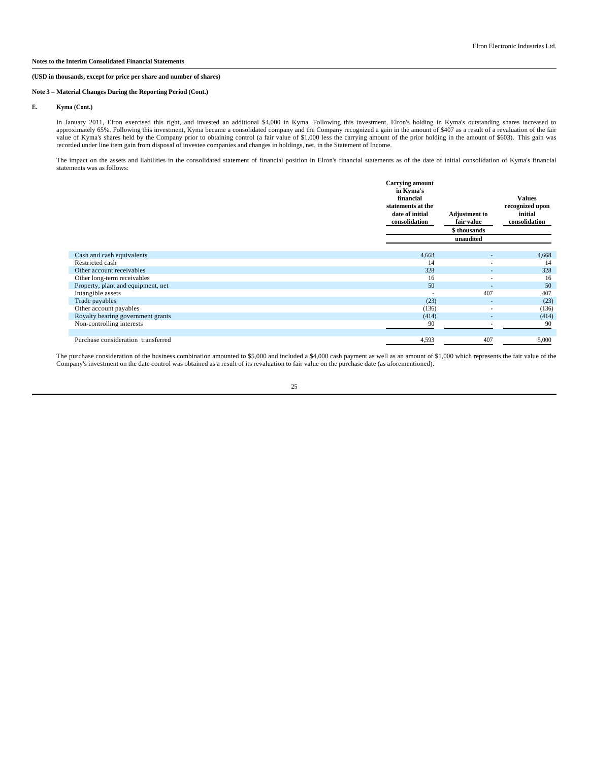**Notes to the Interim Consolidated Financial Statements**

**(USD in thousands, except for price per share and number of shares)**

**Note 3 – Material Changes During the Reporting Period (Cont.)**

**E. Kyma (Cont.)**

In January 2011, Elron exercised this right, and invested an additional $4,000 in Kyma. Following this investment, Elron's holding in Kyma's outstanding shares increased to approximately 65%. Following this investment, Kyma became a consolidated company and the Company recognized a gain in the amount of $407 as a result of a revaluation of the fair value of Kyma's shares held by the Company prior to obtaining control (a fair value of $1,000 less the carrying amount of the prior holding in the amount of $603). This gain was recorded under line item gain from disposal of investee companies and changes in holdings, net, in the Statement of Income.

The impact on the assets and liabilities in the consolidated statement of financial position in Elron's financial statements as of the date of initial consolidation of Kyma's financial statements was as follows:

| | Carrying amount in Kyma's financial statements at the date of initial consolidation | Adjustment to fair value | Values recognized upon initial consolidation |
|---|---|---|---|
| | | $ thousands | |
| | | unaudited | |
| Cash and cash equivalents | 4,668 | - | 4,668 |
| Restricted cash | 14 | - | 14 |
| Other account receivables | 328 | - | 328 |
| Other long-term receivables | 16 | - | 16 |
| Property, plant and equipment, net | 50 | - | 50 |
| Intangible assets | - | 407 | 407 |
| Trade payables | (23) | - | (23) |
| Other account payables | (136) | - | (136) |
| Royalty bearing government grants | (414) | - | (414) |
| Non-controlling interests | 90 | - | 90 |
| Purchase consideration transferred | 4,593 | 407 | 5,000 |

The purchase consideration of the business combination amounted to $5,000 and included a $4,000 cash payment as well as an amount of $1,000 which represents the fair value of the Company's investment on the date control was obtained as a result of its revaluation to fair value on the purchase date (as aforementioned).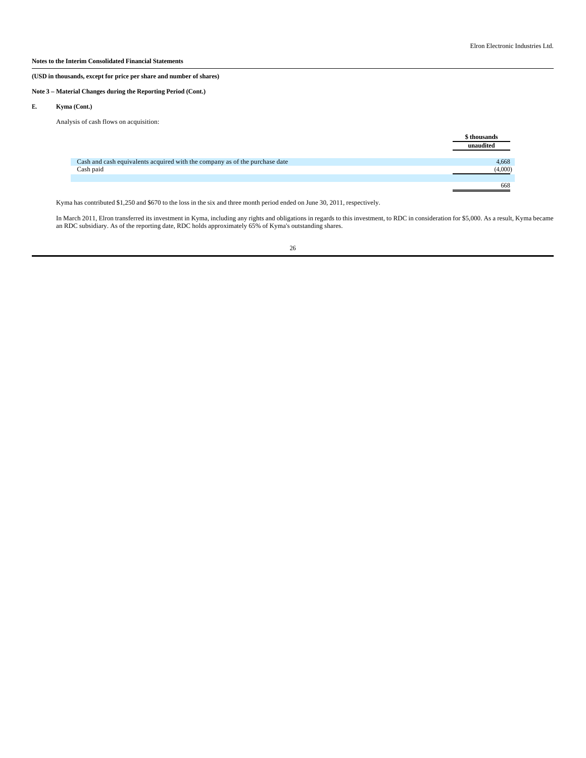**Notes to the Interim Consolidated Financial Statements**

**(USD in thousands, except for price per share and number of shares)**

**Note 3 – Material Changes during the Reporting Period (Cont.)**

**E. Kyma (Cont.)**

Analysis of cash flows on acquisition:

| | $ thousands |
|---|---|
| | unaudited |
| Cash and cash equivalents acquired with the company as of the purchase date | 4,668 |
| Cash paid | (4,000) |
| | 668 |

Kyma has contributed $1,250 and $670 to the loss in the six and three month period ended on June 30, 2011, respectively.

In March 2011, Elron transferred its investment in Kyma, including any rights and obligations in regards to this investment, to RDC in consideration for $5,000. As a result, Kyma became an RDC subsidiary. As of the reporting date, RDC holds approximately 65% of Kyma's outstanding shares.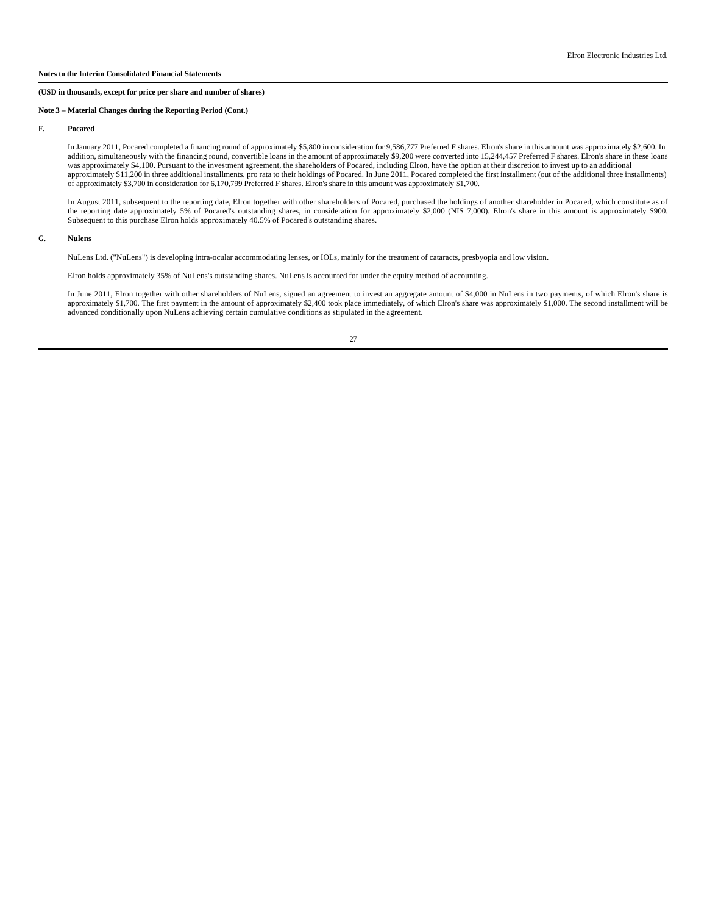**Notes to the Interim Consolidated Financial Statements**

**(USD in thousands, except for price per share and number of shares)**

**Note 3 – Material Changes during the Reporting Period (Cont.)**

**F. Pocared**

In January 2011, Pocared completed a financing round of approximately $5,800 in consideration for 9,586,777 Preferred F shares. Elron's share in this amount was approximately $2,600. In addition, simultaneously with the financing round, convertible loans in the amount of approximately $9,200 were converted into 15,244,457 Preferred F shares. Elron's share in these loans was approximately $4,100. Pursuant to the investment agreement, the shareholders of Pocared, including Elron, have the option at their discretion to invest up to an additional approximately $11,200 in three additional installments, pro rata to their holdings of Pocared. In June 2011, Pocared completed the first installment (out of the additional three installments) of approximately $3,700 in consideration for 6,170,799 Preferred F shares. Elron's share in this amount was approximately $1,700.

In August 2011, subsequent to the reporting date, Elron together with other shareholders of Pocared, purchased the holdings of another shareholder in Pocared, which constitute as of the reporting date approximately 5% of Pocared's outstanding shares, in consideration for approximately $2,000 (NIS 7,000). Elron's share in this amount is approximately $900. Subsequent to this purchase Elron holds approximately 40.5% of Pocared's outstanding shares.

**G. Nulens**

NuLens Ltd. ("NuLens") is developing intra-ocular accommodating lenses, or IOLs, mainly for the treatment of cataracts, presbyopia and low vision.

Elron holds approximately 35% of NuLens's outstanding shares. NuLens is accounted for under the equity method of accounting.

In June 2011, Elron together with other shareholders of NuLens, signed an agreement to invest an aggregate amount of $4,000 in NuLens in two payments, of which Elron's share is approximately $1,700. The first payment in the amount of approximately $2,400 took place immediately, of which Elron's share was approximately $1,000. The second installment will be advanced conditionally upon NuLens achieving certain cumulative conditions as stipulated in the agreement.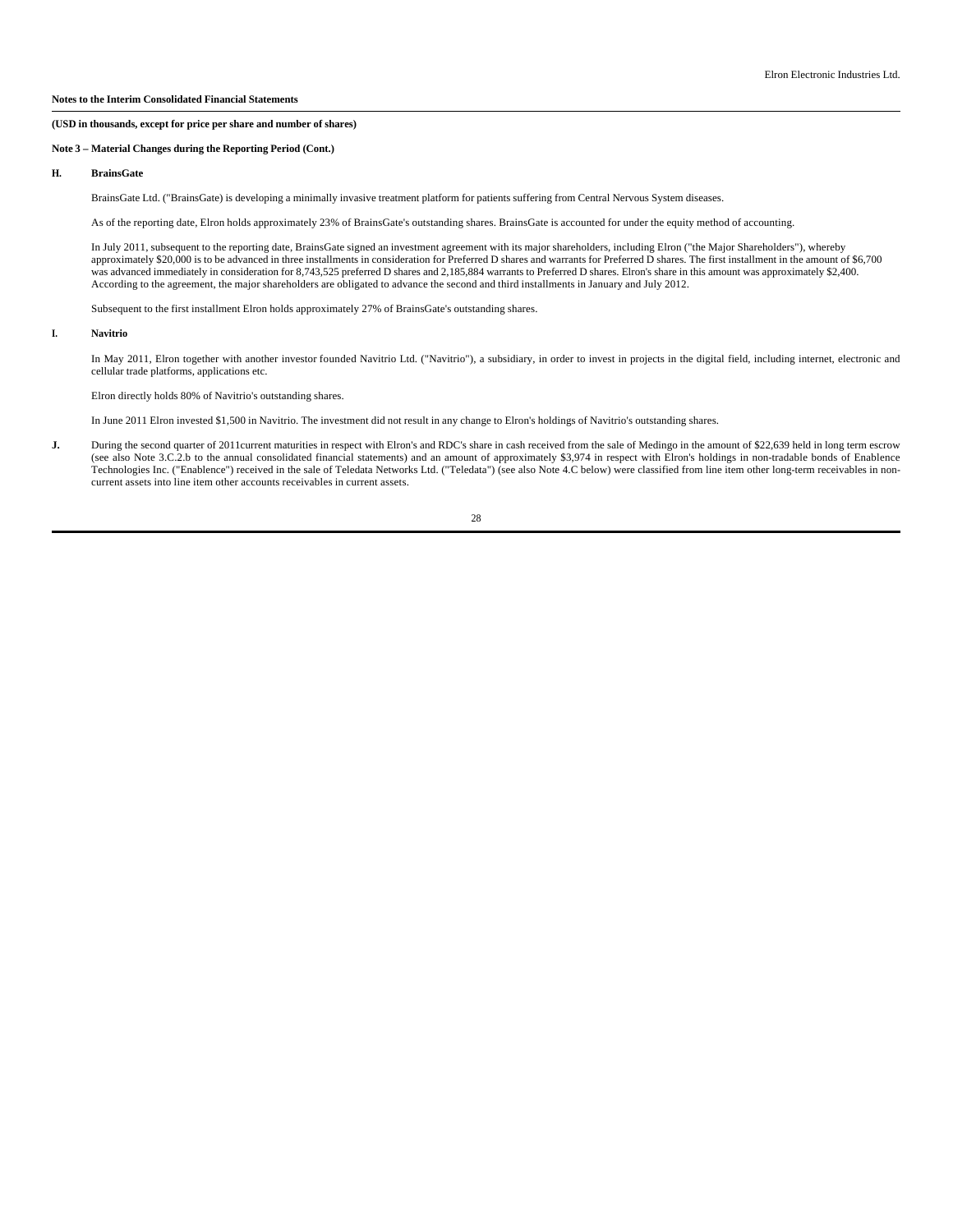**Notes to the Interim Consolidated Financial Statements**

**(USD in thousands, except for price per share and number of shares)**

**Note 3 – Material Changes during the Reporting Period (Cont.)**

**H. BrainsGate**

BrainsGate Ltd. ("BrainsGate) is developing a minimally invasive treatment platform for patients suffering from Central Nervous System diseases.

As of the reporting date, Elron holds approximately 23% of BrainsGate's outstanding shares. BrainsGate is accounted for under the equity method of accounting.

In July 2011, subsequent to the reporting date, BrainsGate signed an investment agreement with its major shareholders, including Elron ("the Major Shareholders"), whereby approximately $20,000 is to be advanced in three installments in consideration for Preferred D shares and warrants for Preferred D shares. The first installment in the amount of $6,700 was advanced immediately in consideration for 8,743,525 preferred D shares and 2,185,884 warrants to Preferred D shares. Elron's share in this amount was approximately $2,400. According to the agreement, the major shareholders are obligated to advance the second and third installments in January and July 2012.

Subsequent to the first installment Elron holds approximately 27% of BrainsGate's outstanding shares.

**I. Navitrio**

In May 2011, Elron together with another investor founded Navitrio Ltd. ("Navitrio"), a subsidiary, in order to invest in projects in the digital field, including internet, electronic and cellular trade platforms, applications etc.

Elron directly holds 80% of Navitrio's outstanding shares.

In June 2011 Elron invested $1,500 in Navitrio. The investment did not result in any change to Elron's holdings of Navitrio's outstanding shares.

**J.** During the second quarter of 2011current maturities in respect with Elron's and RDC's share in cash received from the sale of Medingo in the amount of $22,639 held in long term escrow (see also Note 3.C.2.b to the annual consolidated financial statements) and an amount of approximately $3,974 in respect with Elron's holdings in non-tradable bonds of Enablence Technologies Inc. ("Enablence") received in the sale of Teledata Networks Ltd. ("Teledata") (see also Note 4.C below) were classified from line item other long-term receivables in non-current assets into line item other accounts receivables in current assets.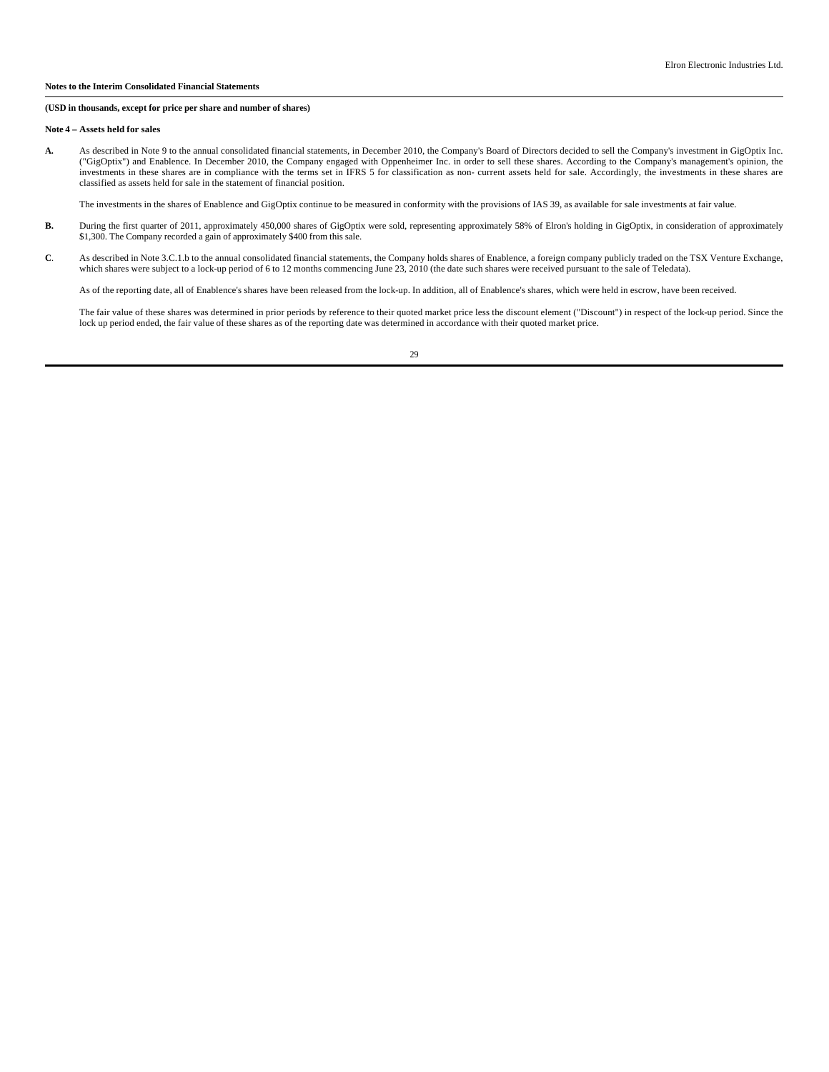**Notes to the Interim Consolidated Financial Statements**

**(USD in thousands, except for price per share and number of shares)**

**Note 4 – Assets held for sales**

**A.** As described in Note 9 to the annual consolidated financial statements, in December 2010, the Company's Board of Directors decided to sell the Company's investment in GigOptix Inc. ("GigOptix") and Enablence. In December 2010, the Company engaged with Oppenheimer Inc. in order to sell these shares. According to the Company's management's opinion, the investments in these shares are in compliance with the terms set in IFRS 5 for classification as non- current assets held for sale. Accordingly, the investments in these shares are classified as assets held for sale in the statement of financial position.

The investments in the shares of Enablence and GigOptix continue to be measured in conformity with the provisions of IAS 39, as available for sale investments at fair value.

**B.** During the first quarter of 2011, approximately 450,000 shares of GigOptix were sold, representing approximately 58% of Elron's holding in GigOptix, in consideration of approximately $1,300. The Company recorded a gain of approximately $400 from this sale.

**C**. As described in Note 3.C.1.b to the annual consolidated financial statements, the Company holds shares of Enablence, a foreign company publicly traded on the TSX Venture Exchange, which shares were subject to a lock-up period of 6 to 12 months commencing June 23, 2010 (the date such shares were received pursuant to the sale of Teledata).

As of the reporting date, all of Enablence's shares have been released from the lock-up. In addition, all of Enablence's shares, which were held in escrow, have been received.

The fair value of these shares was determined in prior periods by reference to their quoted market price less the discount element ("Discount") in respect of the lock-up period. Since the lock up period ended, the fair value of these shares as of the reporting date was determined in accordance with their quoted market price.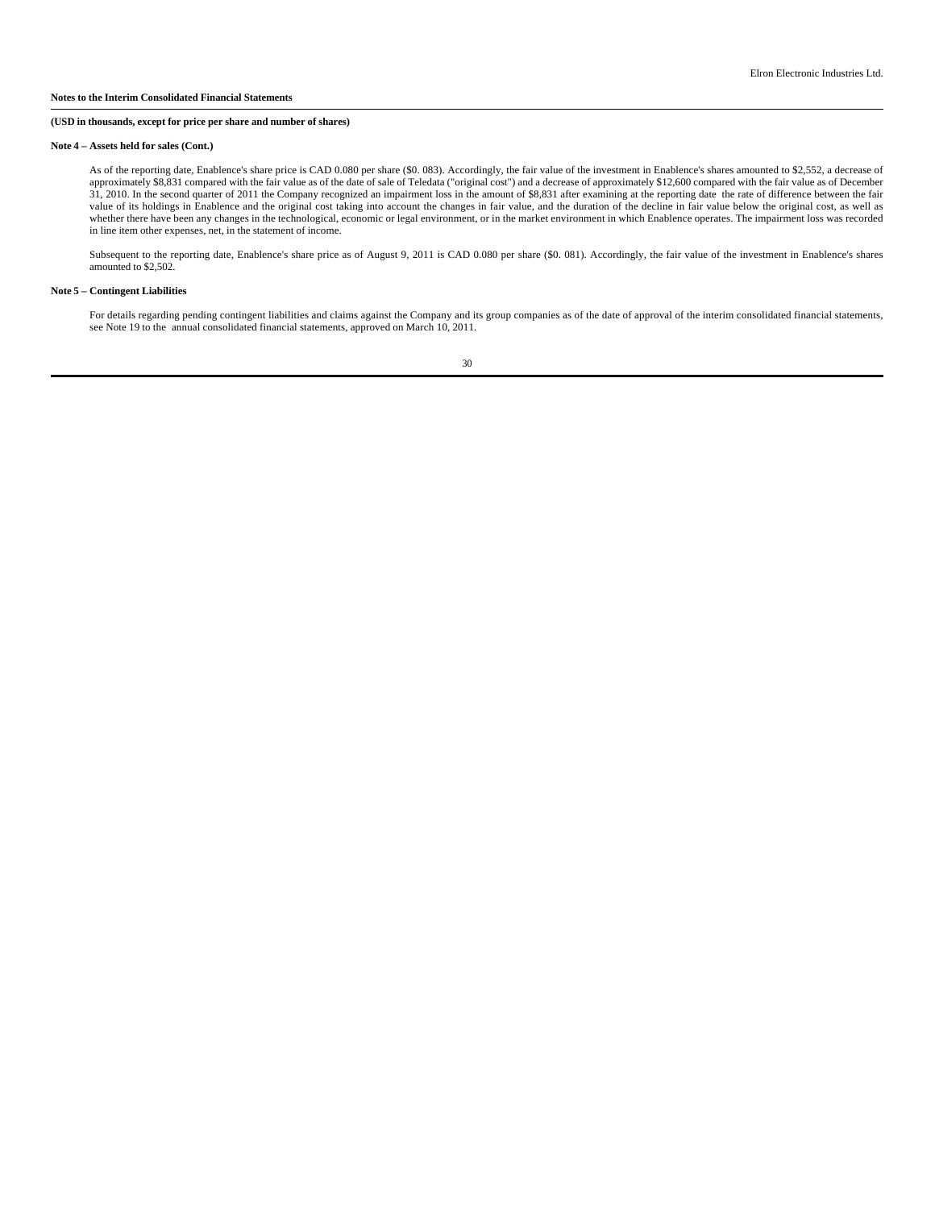**Notes to the Interim Consolidated Financial Statements**

**(USD in thousands, except for price per share and number of shares)**

**Note 4 – Assets held for sales (Cont.)**

As of the reporting date, Enablence's share price is CAD 0.080 per share ($0. 083). Accordingly, the fair value of the investment in Enablence's shares amounted to $2,552, a decrease of approximately $8,831 compared with the fair value as of the date of sale of Teledata ("original cost") and a decrease of approximately $12,600 compared with the fair value as of December 31, 2010. In the second quarter of 2011 the Company recognized an impairment loss in the amount of $8,831 after examining at the reporting date the rate of difference between the fair value of its holdings in Enablence and the original cost taking into account the changes in fair value, and the duration of the decline in fair value below the original cost, as well as whether there have been any changes in the technological, economic or legal environment, or in the market environment in which Enablence operates. The impairment loss was recorded in line item other expenses, net, in the statement of income.

Subsequent to the reporting date, Enablence's share price as of August 9, 2011 is CAD 0.080 per share ($0. 081). Accordingly, the fair value of the investment in Enablence's shares amounted to $2,502.

**Note 5 – Contingent Liabilities**

For details regarding pending contingent liabilities and claims against the Company and its group companies as of the date of approval of the interim consolidated financial statements, see Note 19 to the annual consolidated financial statements, approved on March 10, 2011.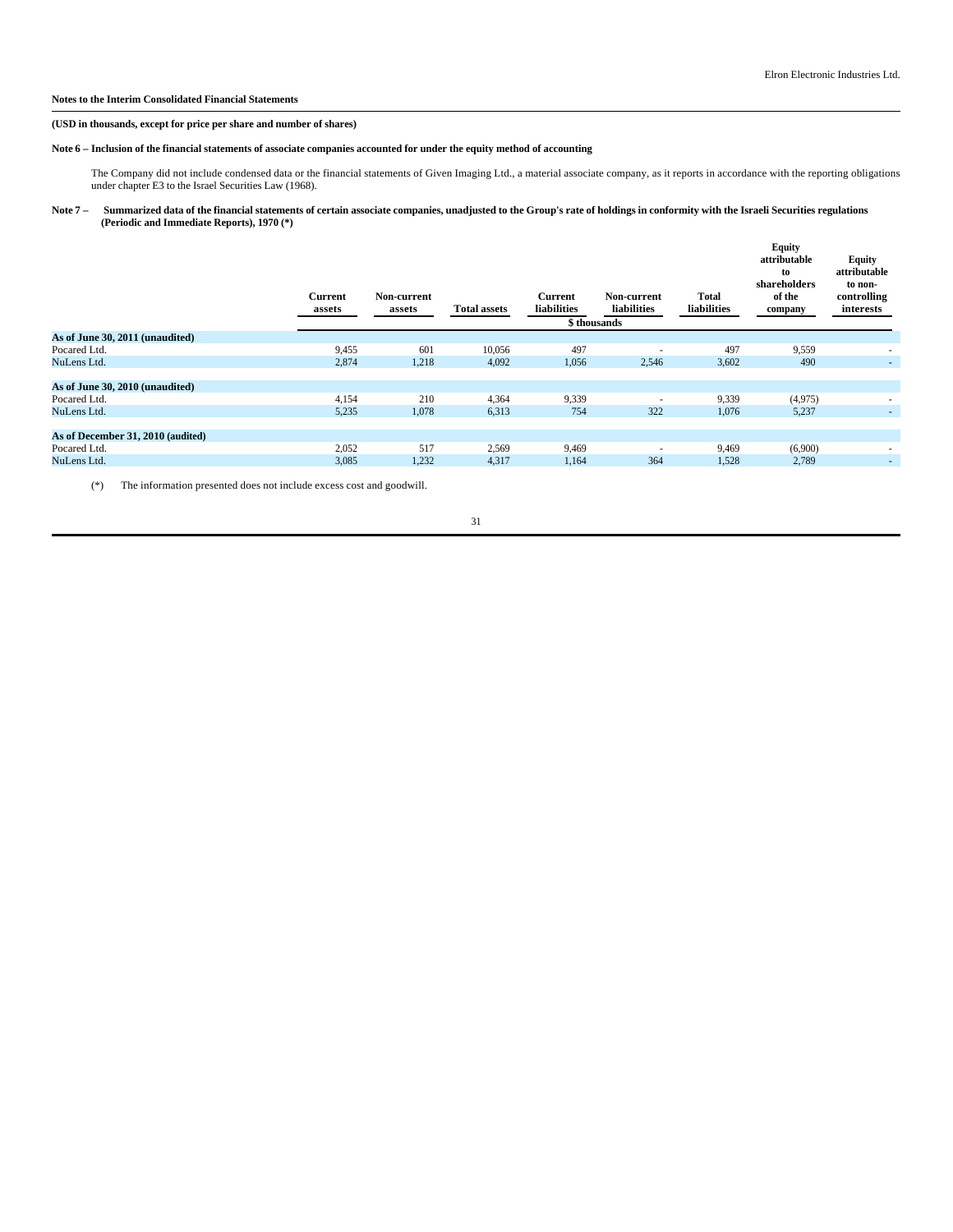**Notes to the Interim Consolidated Financial Statements**

**(USD in thousands, except for price per share and number of shares)**

**Note 6 – Inclusion of the financial statements of associate companies accounted for under the equity method of accounting**

The Company did not include condensed data or the financial statements of Given Imaging Ltd., a material associate company, as it reports in accordance with the reporting obligations under chapter E3 to the Israel Securities Law (1968).

**Note 7 – Summarized data of the financial statements of certain associate companies, unadjusted to the Group's rate of holdings in conformity with the Israeli Securities regulations (Periodic and Immediate Reports), 1970 (\*)**

| | Current assets | Non-current assets | Total assets | Current liabilities | Non-current liabilities | Total liabilities | Equity attributable to shareholders of the company | Equity attributable to non-controlling interests |
|---|---|---|---|---|---|---|---|---|
| | $ thousands | | | | | | | |
| **As of June 30, 2011 (unaudited)** | | | | | | | | |
| Pocared Ltd. | 9,455 | 601 | 10,056 | 497 | - | 497 | 9,559 | - |
| NuLens Ltd. | 2,874 | 1,218 | 4,092 | 1,056 | 2,546 | 3,602 | 490 | - |
| **As of June 30, 2010 (unaudited)** | | | | | | | | |
| Pocared Ltd. | 4,154 | 210 | 4,364 | 9,339 | - | 9,339 | (4,975) | - |
| NuLens Ltd. | 5,235 | 1,078 | 6,313 | 754 | 322 | 1,076 | 5,237 | - |
| **As of December 31, 2010 (audited)** | | | | | | | | |
| Pocared Ltd. | 2,052 | 517 | 2,569 | 9,469 | - | 9,469 | (6,900) | - |
| NuLens Ltd. | 3,085 | 1,232 | 4,317 | 1,164 | 364 | 1,528 | 2,789 | - |

(\*) The information presented does not include excess cost and goodwill.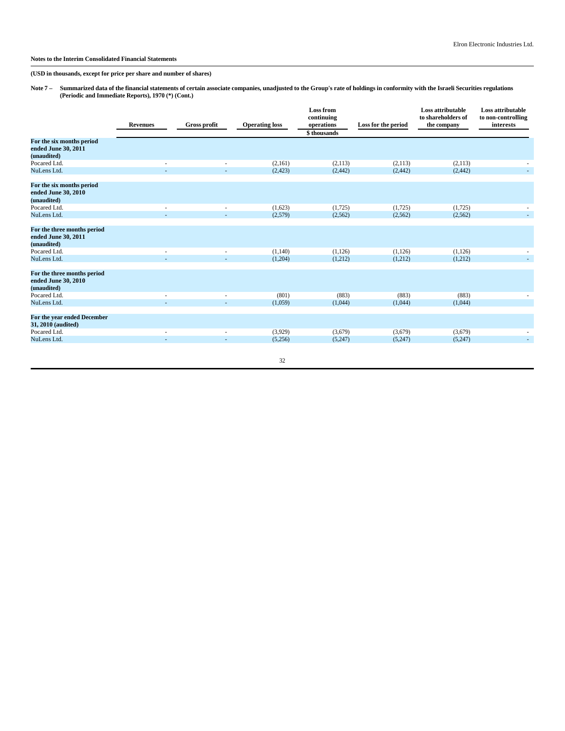**Notes to the Interim Consolidated Financial Statements**

**(USD in thousands, except for price per share and number of shares)**

**Note 7 – Summarized data of the financial statements of certain associate companies, unadjusted to the Group's rate of holdings in conformity with the Israeli Securities regulations (Periodic and Immediate Reports), 1970 (\*) (Cont.)**

| | Revenues | Gross profit | Operating loss | Loss from continuing operations | Loss for the period | Loss attributable to shareholders of the company | Loss attributable to non-controlling interests |
|---|---|---|---|---|---|---|---|
| | | | | $ thousands | | | |
| **For the six months period ended June 30, 2011 (unaudited)** | | | | | | | |
| Pocared Ltd. | - | - | (2,161) | (2,113) | (2,113) | (2,113) | - |
| NuLens Ltd. | - | - | (2,423) | (2,442) | (2,442) | (2,442) | - |
| **For the six months period ended June 30, 2010 (unaudited)** | | | | | | | |
| Pocared Ltd. | - | - | (1,623) | (1,725) | (1,725) | (1,725) | - |
| NuLens Ltd. | - | - | (2,579) | (2,562) | (2,562) | (2,562) | - |
| **For the three months period ended June 30, 2011 (unaudited)** | | | | | | | |
| Pocared Ltd. | - | - | (1,140) | (1,126) | (1,126) | (1,126) | - |
| NuLens Ltd. | - | - | (1,204) | (1,212) | (1,212) | (1,212) | - |
| **For the three months period ended June 30, 2010 (unaudited)** | | | | | | | |
| Pocared Ltd. | - | - | (801) | (883) | (883) | (883) | - |
| NuLens Ltd. | - | - | (1,059) | (1,044) | (1,044) | (1,044) | |
| **For the year ended December 31, 2010 (audited)** | | | | | | | |
| Pocared Ltd. | - | - | (3,929) | (3,679) | (3,679) | (3,679) | - |
| NuLens Ltd. | - | - | (5,256) | (5,247) | (5,247) | (5,247) | - |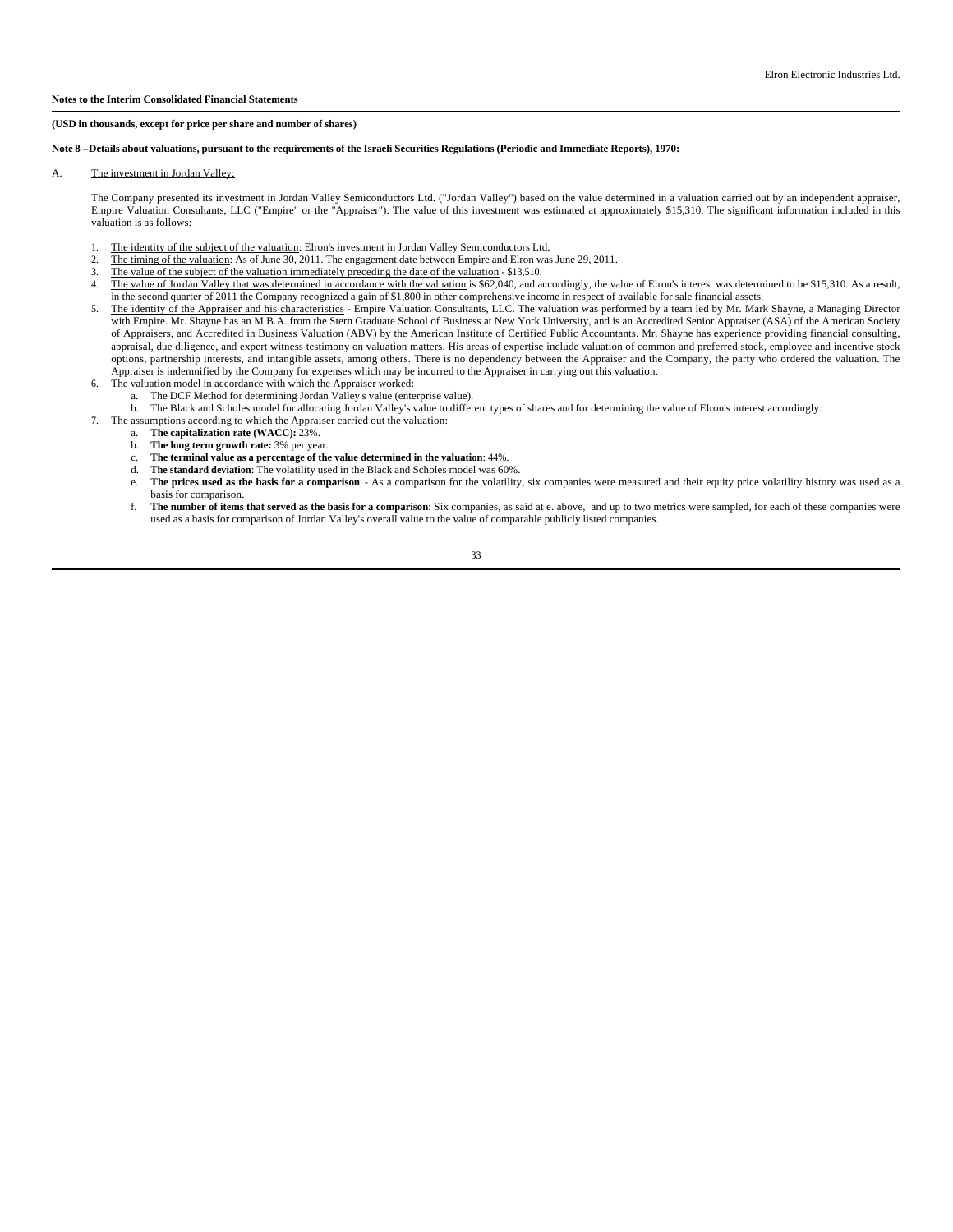**Notes to the Interim Consolidated Financial Statements**

**(USD in thousands, except for price per share and number of shares)**

**Note 8 –Details about valuations, pursuant to the requirements of the Israeli Securities Regulations (Periodic and Immediate Reports), 1970:**

A. The investment in Jordan Valley:

The Company presented its investment in Jordan Valley Semiconductors Ltd. ("Jordan Valley") based on the value determined in a valuation carried out by an independent appraiser, Empire Valuation Consultants, LLC ("Empire" or the "Appraiser"). The value of this investment was estimated at approximately $15,310. The significant information included in this valuation is as follows:

1. The identity of the subject of the valuation: Elron's investment in Jordan Valley Semiconductors Ltd.
2. The timing of the valuation: As of June 30, 2011. The engagement date between Empire and Elron was June 29, 2011.
3. The value of the subject of the valuation immediately preceding the date of the valuation - $13,510.
4. The value of Jordan Valley that was determined in accordance with the valuation is $62,040, and accordingly, the value of Elron's interest was determined to be $15,310. As a result, in the second quarter of 2011 the Company recognized a gain of $1,800 in other comprehensive income in respect of available for sale financial assets.
5. The identity of the Appraiser and his characteristics - Empire Valuation Consultants, LLC. The valuation was performed by a team led by Mr. Mark Shayne, a Managing Director with Empire. Mr. Shayne has an M.B.A. from the Stern Graduate School of Business at New York University, and is an Accredited Senior Appraiser (ASA) of the American Society of Appraisers, and Accredited in Business Valuation (ABV) by the American Institute of Certified Public Accountants. Mr. Shayne has experience providing financial consulting, appraisal, due diligence, and expert witness testimony on valuation matters. His areas of expertise include valuation of common and preferred stock, employee and incentive stock options, partnership interests, and intangible assets, among others. There is no dependency between the Appraiser and the Company, the party who ordered the valuation. The Appraiser is indemnified by the Company for expenses which may be incurred to the Appraiser in carrying out this valuation.
6. The valuation model in accordance with which the Appraiser worked:
   a. The DCF Method for determining Jordan Valley's value (enterprise value).
   b. The Black and Scholes model for allocating Jordan Valley's value to different types of shares and for determining the value of Elron's interest accordingly.
7. The assumptions according to which the Appraiser carried out the valuation:
   a. **The capitalization rate (WACC):** 23%.
   b. **The long term growth rate:** 3% per year.
   c. **The terminal value as a percentage of the value determined in the valuation**: 44%.
   d. **The standard deviation**: The volatility used in the Black and Scholes model was 60%.
   e. **The prices used as the basis for a comparison**: - As a comparison for the volatility, six companies were measured and their equity price volatility history was used as a basis for comparison.
   f. **The number of items that served as the basis for a comparison**: Six companies, as said at e. above, and up to two metrics were sampled, for each of these companies were used as a basis for comparison of Jordan Valley's overall value to the value of comparable publicly listed companies.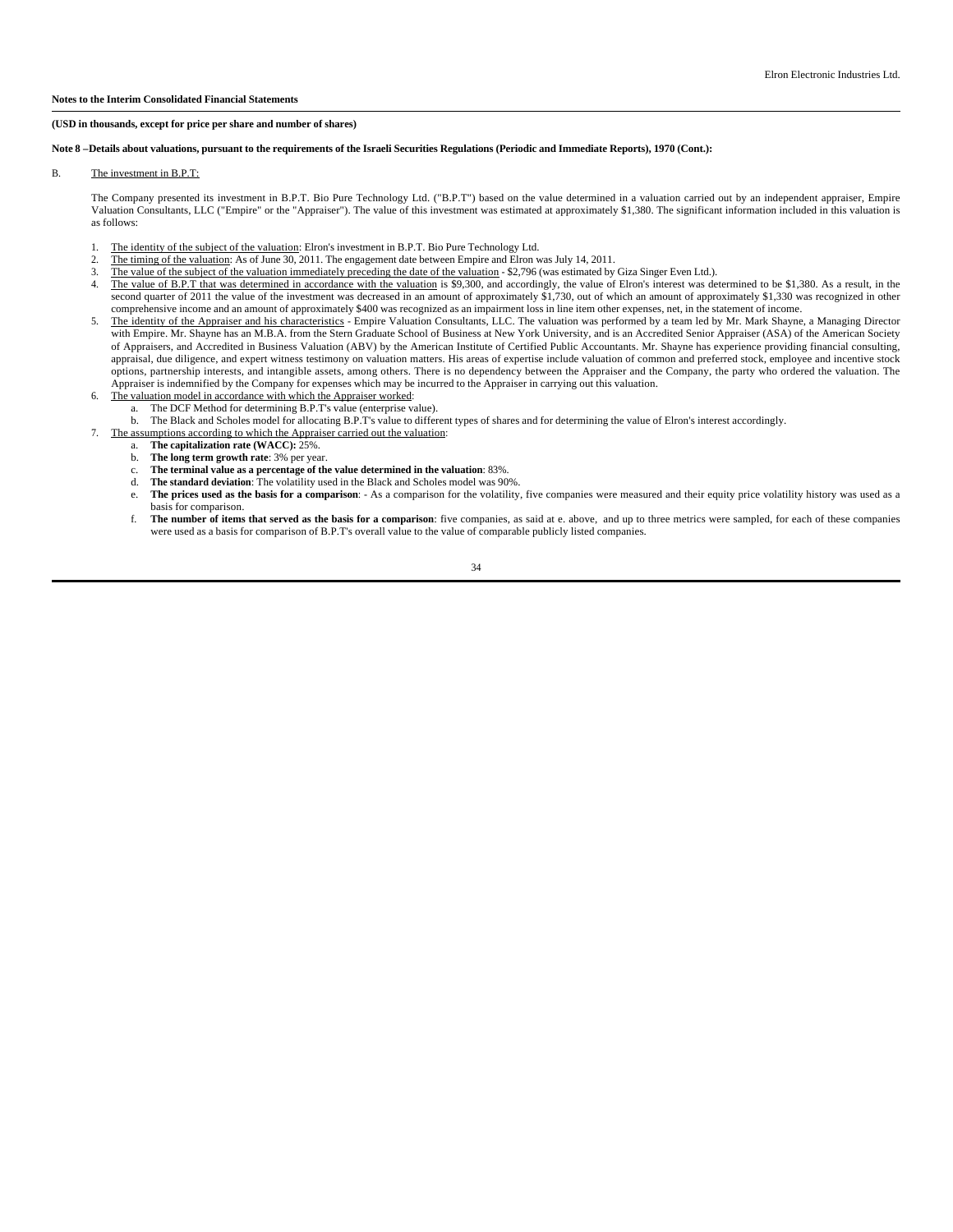**Notes to the Interim Consolidated Financial Statements**

**(USD in thousands, except for price per share and number of shares)**

**Note 8 –Details about valuations, pursuant to the requirements of the Israeli Securities Regulations (Periodic and Immediate Reports), 1970 (Cont.):**

B. The investment in B.P.T:

The Company presented its investment in B.P.T. Bio Pure Technology Ltd. ("B.P.T") based on the value determined in a valuation carried out by an independent appraiser, Empire Valuation Consultants, LLC ("Empire" or the "Appraiser"). The value of this investment was estimated at approximately $1,380. The significant information included in this valuation is as follows:

1. The identity of the subject of the valuation: Elron's investment in B.P.T. Bio Pure Technology Ltd.
2. The timing of the valuation: As of June 30, 2011. The engagement date between Empire and Elron was July 14, 2011.
3. The value of the subject of the valuation immediately preceding the date of the valuation - $2,796 (was estimated by Giza Singer Even Ltd.).
4. The value of B.P.T that was determined in accordance with the valuation is $9,300, and accordingly, the value of Elron's interest was determined to be $1,380. As a result, in the second quarter of 2011 the value of the investment was decreased in an amount of approximately $1,730, out of which an amount of approximately $1,330 was recognized in other comprehensive income and an amount of approximately $400 was recognized as an impairment loss in line item other expenses, net, in the statement of income.
5. The identity of the Appraiser and his characteristics - Empire Valuation Consultants, LLC. The valuation was performed by a team led by Mr. Mark Shayne, a Managing Director with Empire. Mr. Shayne has an M.B.A. from the Stern Graduate School of Business at New York University, and is an Accredited Senior Appraiser (ASA) of the American Society of Appraisers, and Accredited in Business Valuation (ABV) by the American Institute of Certified Public Accountants. Mr. Shayne has experience providing financial consulting, appraisal, due diligence, and expert witness testimony on valuation matters. His areas of expertise include valuation of common and preferred stock, employee and incentive stock options, partnership interests, and intangible assets, among others. There is no dependency between the Appraiser and the Company, the party who ordered the valuation. The Appraiser is indemnified by the Company for expenses which may be incurred to the Appraiser in carrying out this valuation.
6. The valuation model in accordance with which the Appraiser worked:
   a. The DCF Method for determining B.P.T's value (enterprise value).
   b. The Black and Scholes model for allocating B.P.T's value to different types of shares and for determining the value of Elron's interest accordingly.
7. The assumptions according to which the Appraiser carried out the valuation:
   a. **The capitalization rate (WACC):** 25%.
   b. **The long term growth rate**: 3% per year.
   c. **The terminal value as a percentage of the value determined in the valuation**: 83%.
   d. **The standard deviation**: The volatility used in the Black and Scholes model was 90%.
   e. **The prices used as the basis for a comparison**: - As a comparison for the volatility, five companies were measured and their equity price volatility history was used as a basis for comparison.
   f. **The number of items that served as the basis for a comparison**: five companies, as said at e. above, and up to three metrics were sampled, for each of these companies were used as a basis for comparison of B.P.T's overall value to the value of comparable publicly listed companies.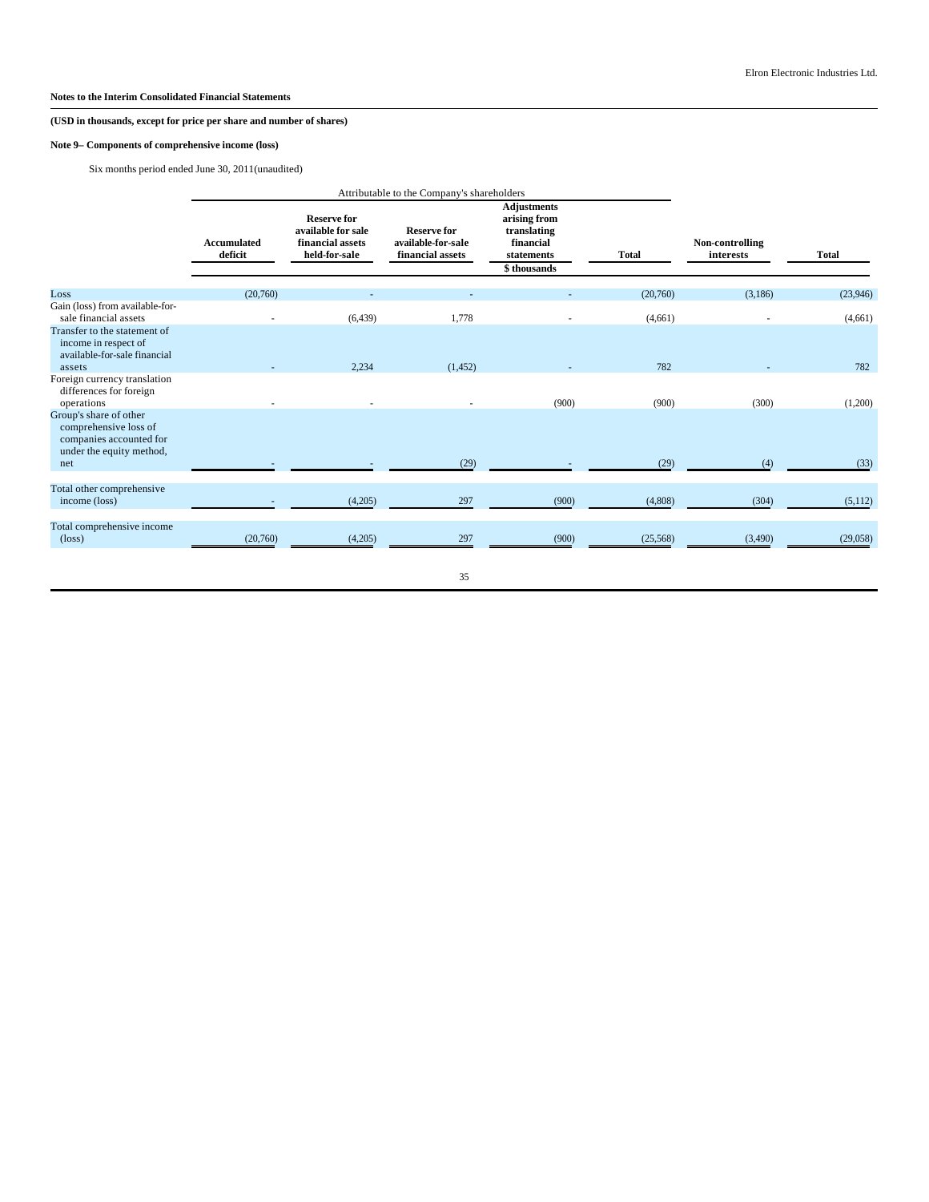**Notes to the Interim Consolidated Financial Statements**

**(USD in thousands, except for price per share and number of shares)**

**Note 9– Components of comprehensive income (loss)**

Six months period ended June 30, 2011(unaudited)

| | Attributable to the Company's shareholders | | | | | | |
|---|---|---|---|---|---|---|---|
| | **Accumulated deficit** | **Reserve for available for sale financial assets held-for-sale** | **Reserve for available-for-sale financial assets** | **Adjustments arising from translating financial statements** | **Total** | **Non-controlling interests** | **Total** |
| | | | | **$ thousands** | | | |
| Loss | (20,760) | - | - | - | (20,760) | (3,186) | (23,946) |
| Gain (loss) from available-for-sale financial assets | - | (6,439) | 1,778 | - | (4,661) | - | (4,661) |
| Transfer to the statement of income in respect of available-for-sale financial assets | - | 2,234 | (1,452) | - | 782 | - | 782 |
| Foreign currency translation differences for foreign operations | - | - | - | (900) | (900) | (300) | (1,200) |
| Group's share of other comprehensive loss of companies accounted for under the equity method, net | - | - | (29) | - | (29) | (4) | (33) |
| Total other comprehensive income (loss) | - | (4,205) | 297 | (900) | (4,808) | (304) | (5,112) |
| Total comprehensive income (loss) | (20,760) | (4,205) | 297 | (900) | (25,568) | (3,490) | (29,058) |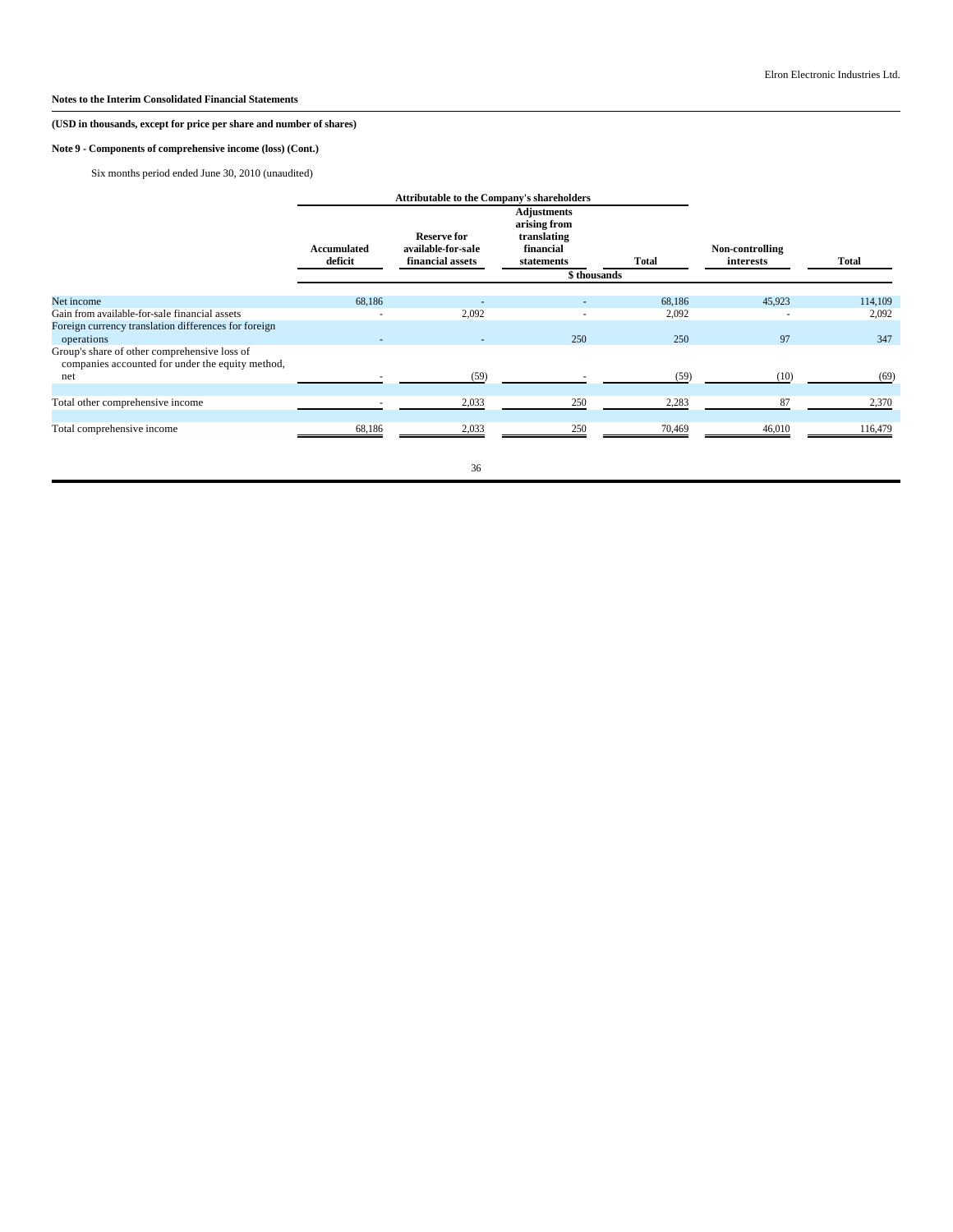Elron Electronic Industries Ltd.

**Notes to the Interim Consolidated Financial Statements**

**(USD in thousands, except for price per share and number of shares)**

**Note 9 - Components of comprehensive income (loss) (Cont.)**

Six months period ended June 30, 2010 (unaudited)

| | Attributable to the Company's shareholders | | | | | |
|---|---|---|---|---|---|---|
| | Accumulated deficit | Reserve for available-for-sale financial assets | Adjustments arising from translating financial statements | Total | Non-controlling interests | Total |
| | $ thousands | | | | | |
| Net income | 68,186 | - | - | 68,186 | 45,923 | 114,109 |
| Gain from available-for-sale financial assets | - | 2,092 | - | 2,092 | - | 2,092 |
| Foreign currency translation differences for foreign operations | - | - | 250 | 250 | 97 | 347 |
| Group's share of other comprehensive loss of companies accounted for under the equity method, net | - | (59) | - | (59) | (10) | (69) |
| Total other comprehensive income | - | 2,033 | 250 | 2,283 | 87 | 2,370 |
| Total comprehensive income | 68,186 | 2,033 | 250 | 70,469 | 46,010 | 116,479 |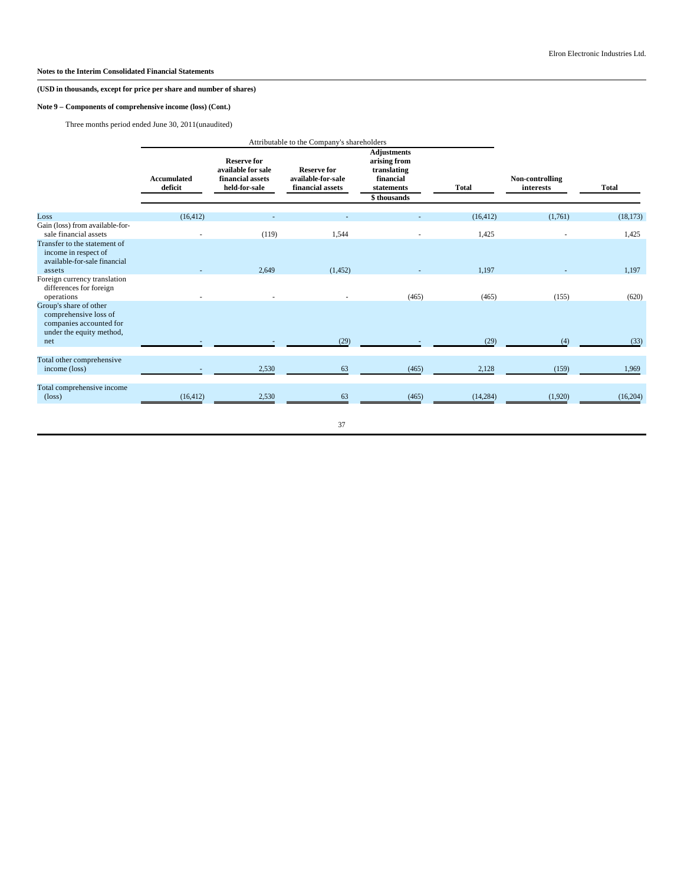**Notes to the Interim Consolidated Financial Statements**

**(USD in thousands, except for price per share and number of shares)**

**Note 9 – Components of comprehensive income (loss) (Cont.)**

Three months period ended June 30, 2011(unaudited)

| | Attributable to the Company's shareholders | | | | | | |
|---|---|---|---|---|---|---|---|
| | **Accumulated deficit** | **Reserve for available for sale financial assets held-for-sale** | **Reserve for available-for-sale financial assets** | **Adjustments arising from translating financial statements** | **Total** | **Non-controlling interests** | **Total** |
| | | | | **$ thousands** | | | |
| Loss | (16,412) | - | - | - | (16,412) | (1,761) | (18,173) |
| Gain (loss) from available-for-sale financial assets | - | (119) | 1,544 | - | 1,425 | - | 1,425 |
| Transfer to the statement of income in respect of available-for-sale financial assets | - | 2,649 | (1,452) | - | 1,197 | - | 1,197 |
| Foreign currency translation differences for foreign operations | - | - | - | (465) | (465) | (155) | (620) |
| Group's share of other comprehensive loss of companies accounted for under the equity method, net | - | - | (29) | - | (29) | (4) | (33) |
| Total other comprehensive income (loss) | - | 2,530 | 63 | (465) | 2,128 | (159) | 1,969 |
| Total comprehensive income (loss) | (16,412) | 2,530 | 63 | (465) | (14,284) | (1,920) | (16,204) |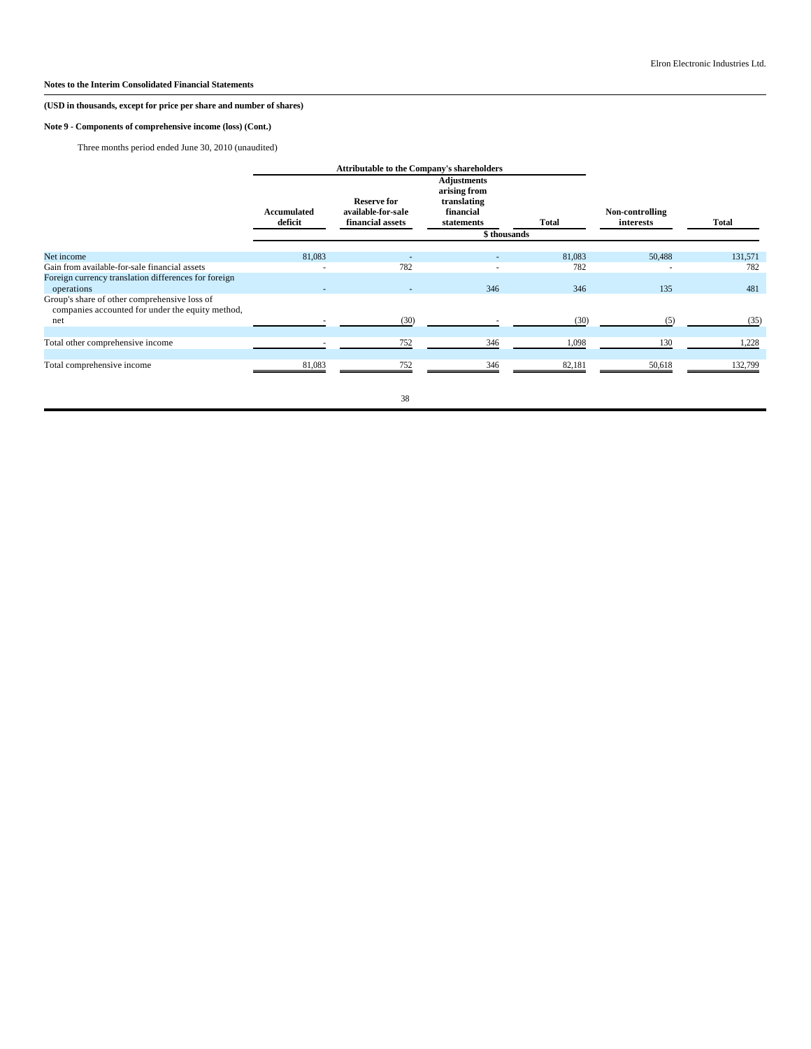**Notes to the Interim Consolidated Financial Statements**

**(USD in thousands, except for price per share and number of shares)**

**Note 9 - Components of comprehensive income (loss) (Cont.)**

Three months period ended June 30, 2010 (unaudited)

| | Attributable to the Company's shareholders | | | | | |
|---|---|---|---|---|---|---|
| | Accumulated deficit | Reserve for available-for-sale financial assets | Adjustments arising from translating financial statements | Total | Non-controlling interests | Total |
| | $ thousands | | | | | |
| Net income | 81,083 | - | - | 81,083 | 50,488 | 131,571 |
| Gain from available-for-sale financial assets | - | 782 | - | 782 | - | 782 |
| Foreign currency translation differences for foreign operations | - | - | 346 | 346 | 135 | 481 |
| Group's share of other comprehensive loss of companies accounted for under the equity method, net | - | (30) | - | (30) | (5) | (35) |
| Total other comprehensive income | - | 752 | 346 | 1,098 | 130 | 1,228 |
| Total comprehensive income | 81,083 | 752 | 346 | 82,181 | 50,618 | 132,799 |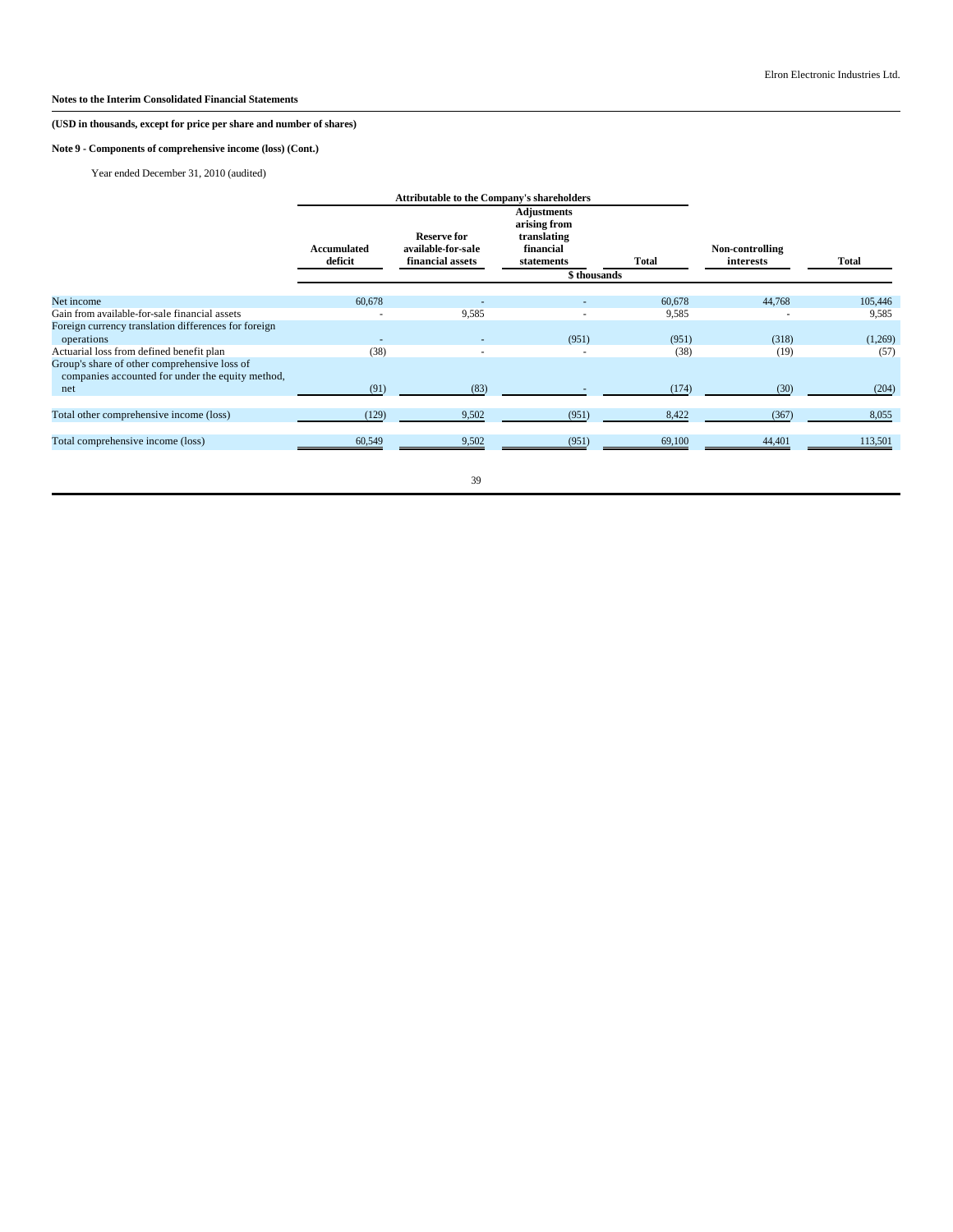**Notes to the Interim Consolidated Financial Statements**

**(USD in thousands, except for price per share and number of shares)**

**Note 9 - Components of comprehensive income (loss) (Cont.)**

Year ended December 31, 2010 (audited)

| | Attributable to the Company's shareholders | | | | | |
|---|---|---|---|---|---|---|
| | Accumulated deficit | Reserve for available-for-sale financial assets | Adjustments arising from translating financial statements | Total | Non-controlling interests | Total |
| | $ thousands | | | | | |
| Net income | 60,678 | - | - | 60,678 | 44,768 | 105,446 |
| Gain from available-for-sale financial assets | - | 9,585 | - | 9,585 | - | 9,585 |
| Foreign currency translation differences for foreign operations | - | - | (951) | (951) | (318) | (1,269) |
| Actuarial loss from defined benefit plan | (38) | - | - | (38) | (19) | (57) |
| Group's share of other comprehensive loss of companies accounted for under the equity method, net | (91) | (83) | - | (174) | (30) | (204) |
| Total other comprehensive income (loss) | (129) | 9,502 | (951) | 8,422 | (367) | 8,055 |
| Total comprehensive income (loss) | 60,549 | 9,502 | (951) | 69,100 | 44,401 | 113,501 |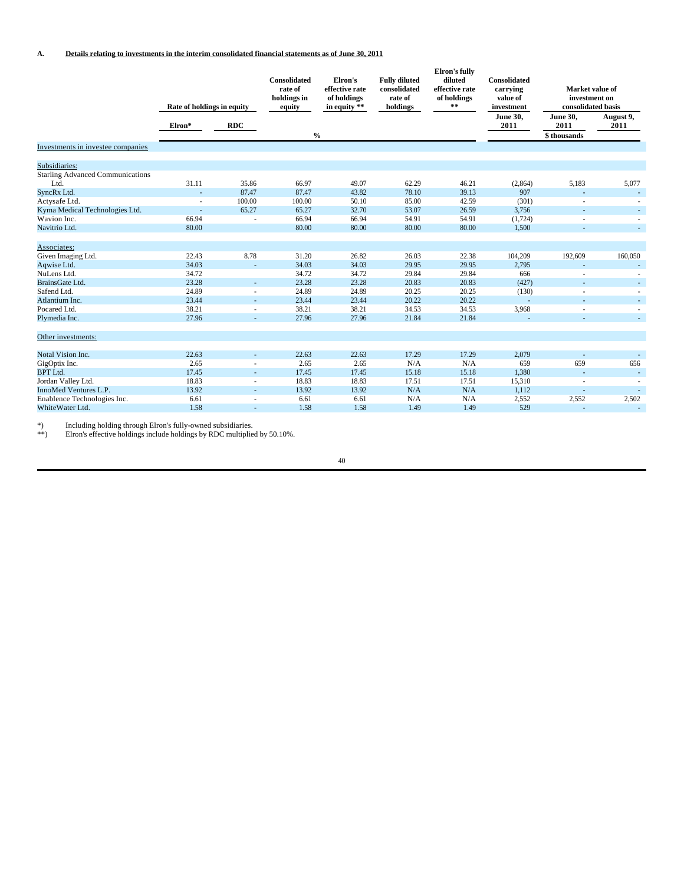**A. Details relating to investments in the interim consolidated financial statements as of June 30, 2011**

| | Rate of holdings in equity | | Consolidated rate of holdings in equity | Elron's effective rate of holdings in equity ** | Fully diluted consolidated rate of holdings | Elron's fully diluted effective rate of holdings ** | Consolidated carrying value of investment | Market value of investment on consolidated basis | |
|---|---|---|---|---|---|---|---|---|---|
| | Elron* | RDC | | | | | June 30, 2011 | June 30, 2011 | August 9, 2011 |
| | % | | | | | | \$ thousands | | |
| **Investments in investee companies** | | | | | | | | | |
| **Subsidiaries:** | | | | | | | | | |
| Starling Advanced Communications Ltd. | 31.11 | 35.86 | 66.97 | 49.07 | 62.29 | 46.21 | (2,864) | 5,183 | 5,077 |
| SyncRx Ltd. | - | 87.47 | 87.47 | 43.82 | 78.10 | 39.13 | 907 | - | - |
| Actysafe Ltd. | - | 100.00 | 100.00 | 50.10 | 85.00 | 42.59 | (301) | - | - |
| Kyma Medical Technologies Ltd. | - | 65.27 | 65.27 | 32.70 | 53.07 | 26.59 | 3,756 | - | - |
| Wavion Inc. | 66.94 | - | 66.94 | 66.94 | 54.91 | 54.91 | (1,724) | - | - |
| Navitrio Ltd. | 80.00 | | 80.00 | 80.00 | 80.00 | 80.00 | 1,500 | - | - |
| **Associates:** | | | | | | | | | |
| Given Imaging Ltd. | 22.43 | 8.78 | 31.20 | 26.82 | 26.03 | 22.38 | 104,209 | 192,609 | 160,050 |
| Aqwise Ltd. | 34.03 | - | 34.03 | 34.03 | 29.95 | 29.95 | 2,795 | - | - |
| NuLens Ltd. | 34.72 | | 34.72 | 34.72 | 29.84 | 29.84 | 666 | - | - |
| BrainsGate Ltd. | 23.28 | - | 23.28 | 23.28 | 20.83 | 20.83 | (427) | - | - |
| Safend Ltd. | 24.89 | - | 24.89 | 24.89 | 20.25 | 20.25 | (130) | - | - |
| Atlantium Inc. | 23.44 | - | 23.44 | 23.44 | 20.22 | 20.22 | - | - | - |
| Pocared Ltd. | 38.21 | - | 38.21 | 38.21 | 34.53 | 34.53 | 3,968 | - | - |
| Plymedia Inc. | 27.96 | - | 27.96 | 27.96 | 21.84 | 21.84 | - | - | - |
| **Other investments:** | | | | | | | | | |
| Notal Vision Inc. | 22.63 | - | 22.63 | 22.63 | 17.29 | 17.29 | 2,079 | - | - |
| GigOptix Inc. | 2.65 | - | 2.65 | 2.65 | N/A | N/A | 659 | 659 | 656 |
| BPT Ltd. | 17.45 | - | 17.45 | 17.45 | 15.18 | 15.18 | 1,380 | - | - |
| Jordan Valley Ltd. | 18.83 | - | 18.83 | 18.83 | 17.51 | 17.51 | 15,310 | - | - |
| InnoMed Ventures L.P. | 13.92 | - | 13.92 | 13.92 | N/A | N/A | 1,112 | - | - |
| Enablence Technologies Inc. | 6.61 | - | 6.61 | 6.61 | N/A | N/A | 2,552 | 2,552 | 2,502 |
| WhiteWater Ltd. | 1.58 | - | 1.58 | 1.58 | 1.49 | 1.49 | 529 | - | - |

*) Including holding through Elron's fully-owned subsidiaries.

**) Elron's effective holdings include holdings by RDC multiplied by 50.10%.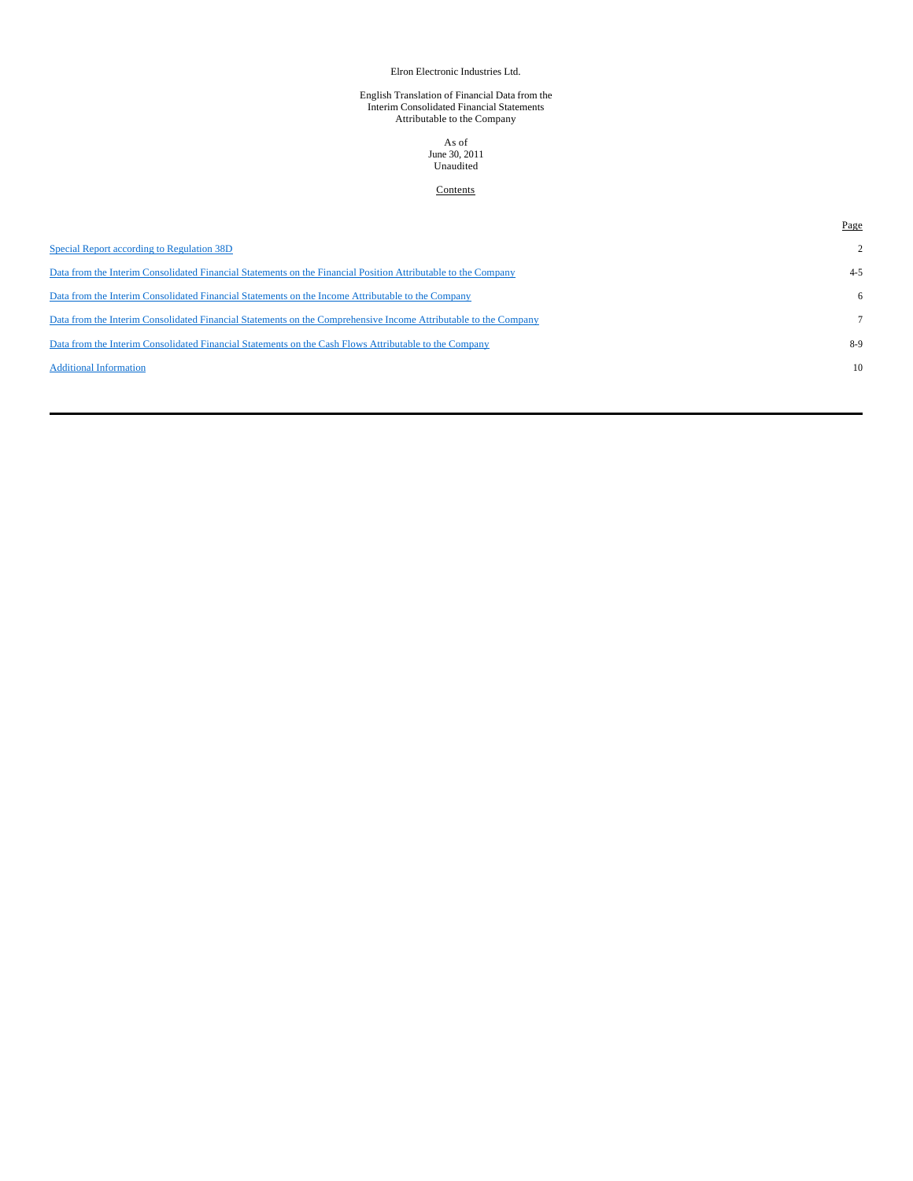Elron Electronic Industries Ltd.

English Translation of Financial Data from the
Interim Consolidated Financial Statements
Attributable to the Company

As of
June 30, 2011
Unaudited

Contents

| | Page |
|---|---|
| Special Report according to Regulation 38D | 2 |
| Data from the Interim Consolidated Financial Statements on the Financial Position Attributable to the Company | 4-5 |
| Data from the Interim Consolidated Financial Statements on the Income Attributable to the Company | 6 |
| Data from the Interim Consolidated Financial Statements on the Comprehensive Income Attributable to the Company | 7 |
| Data from the Interim Consolidated Financial Statements on the Cash Flows Attributable to the Company | 8-9 |
| Additional Information | 10 |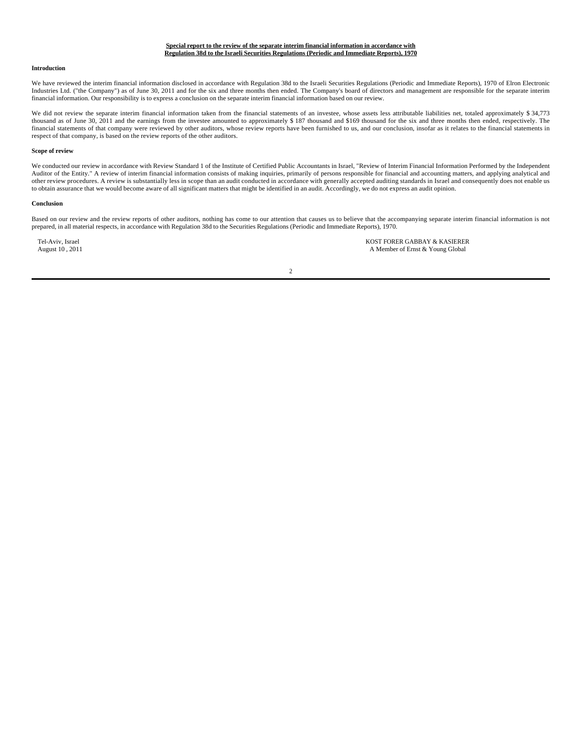**Special report to the review of the separate interim financial information in accordance with Regulation 38d to the Israeli Securities Regulations (Periodic and Immediate Reports), 1970**

**Introduction**

We have reviewed the interim financial information disclosed in accordance with Regulation 38d to the Israeli Securities Regulations (Periodic and Immediate Reports), 1970 of Elron Electronic Industries Ltd. ("the Company") as of June 30, 2011 and for the six and three months then ended. The Company's board of directors and management are responsible for the separate interim financial information. Our responsibility is to express a conclusion on the separate interim financial information based on our review.

We did not review the separate interim financial information taken from the financial statements of an investee, whose assets less attributable liabilities net, totaled approximately $ 34,773 thousand as of June 30, 2011 and the earnings from the investee amounted to approximately $ 187 thousand and $169 thousand for the six and three months then ended, respectively. The financial statements of that company were reviewed by other auditors, whose review reports have been furnished to us, and our conclusion, insofar as it relates to the financial statements in respect of that company, is based on the review reports of the other auditors.

**Scope of review**

We conducted our review in accordance with Review Standard 1 of the Institute of Certified Public Accountants in Israel, "Review of Interim Financial Information Performed by the Independent Auditor of the Entity." A review of interim financial information consists of making inquiries, primarily of persons responsible for financial and accounting matters, and applying analytical and other review procedures. A review is substantially less in scope than an audit conducted in accordance with generally accepted auditing standards in Israel and consequently does not enable us to obtain assurance that we would become aware of all significant matters that might be identified in an audit. Accordingly, we do not express an audit opinion.

**Conclusion**

Based on our review and the review reports of other auditors, nothing has come to our attention that causes us to believe that the accompanying separate interim financial information is not prepared, in all material respects, in accordance with Regulation 38d to the Securities Regulations (Periodic and Immediate Reports), 1970.

Tel-Aviv, Israel
August 10 , 2011

KOST FORER GABBAY & KASIERER
A Member of Ernst & Young Global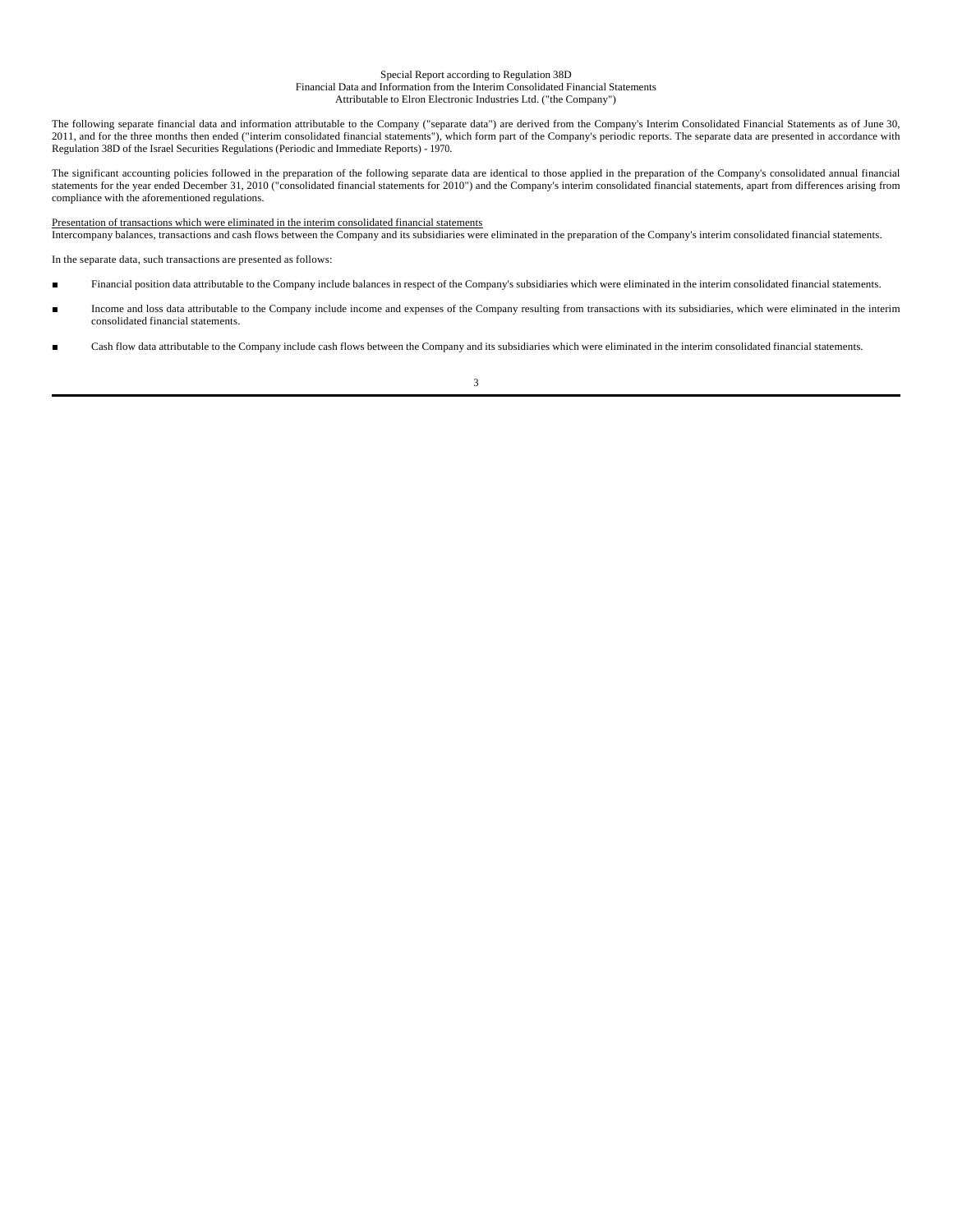Special Report according to Regulation 38D
Financial Data and Information from the Interim Consolidated Financial Statements
Attributable to Elron Electronic Industries Ltd. ("the Company")

The following separate financial data and information attributable to the Company ("separate data") are derived from the Company's Interim Consolidated Financial Statements as of June 30, 2011, and for the three months then ended ("interim consolidated financial statements"), which form part of the Company's periodic reports. The separate data are presented in accordance with Regulation 38D of the Israel Securities Regulations (Periodic and Immediate Reports) - 1970.

The significant accounting policies followed in the preparation of the following separate data are identical to those applied in the preparation of the Company's consolidated annual financial statements for the year ended December 31, 2010 ("consolidated financial statements for 2010") and the Company's interim consolidated financial statements, apart from differences arising from compliance with the aforementioned regulations.

Presentation of transactions which were eliminated in the interim consolidated financial statements

Intercompany balances, transactions and cash flows between the Company and its subsidiaries were eliminated in the preparation of the Company's interim consolidated financial statements.

In the separate data, such transactions are presented as follows:

- Financial position data attributable to the Company include balances in respect of the Company's subsidiaries which were eliminated in the interim consolidated financial statements.
- Income and loss data attributable to the Company include income and expenses of the Company resulting from transactions with its subsidiaries, which were eliminated in the interim consolidated financial statements.
- Cash flow data attributable to the Company include cash flows between the Company and its subsidiaries which were eliminated in the interim consolidated financial statements.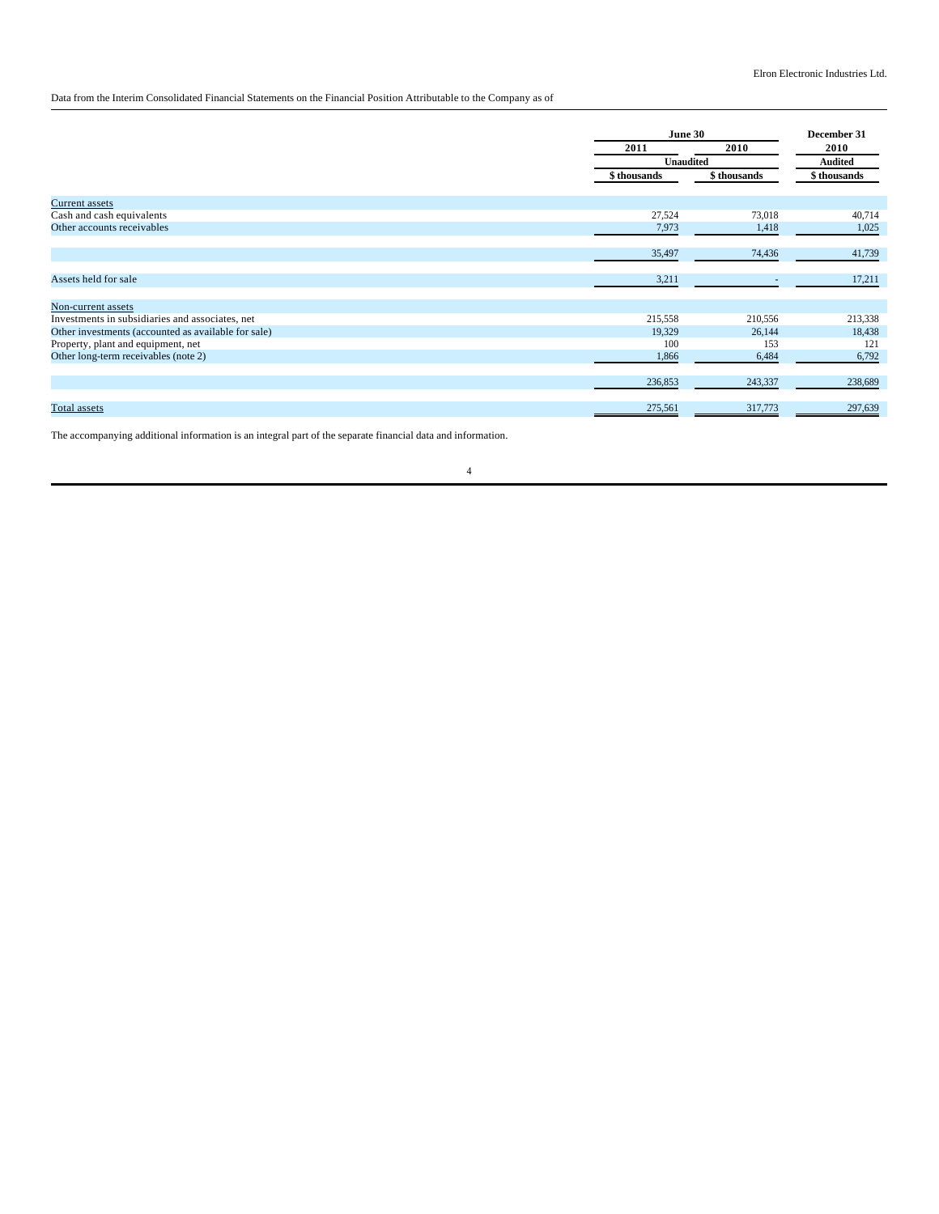Data from the Interim Consolidated Financial Statements on the Financial Position Attributable to the Company as of

| | June 30 | | December 31 |
|---|---|---|---|
| | 2011 | 2010 | 2010 |
| | Unaudited | | Audited |
| | $ thousands | $ thousands | $ thousands |
| Current assets | | | |
| Cash and cash equivalents | 27,524 | 73,018 | 40,714 |
| Other accounts receivables | 7,973 | 1,418 | 1,025 |
| | 35,497 | 74,436 | 41,739 |
| Assets held for sale | 3,211 | - | 17,211 |
| Non-current assets | | | |
| Investments in subsidiaries and associates, net | 215,558 | 210,556 | 213,338 |
| Other investments (accounted as available for sale) | 19,329 | 26,144 | 18,438 |
| Property, plant and equipment, net | 100 | 153 | 121 |
| Other long-term receivables (note 2) | 1,866 | 6,484 | 6,792 |
| | 236,853 | 243,337 | 238,689 |
| Total assets | 275,561 | 317,773 | 297,639 |

The accompanying additional information is an integral part of the separate financial data and information.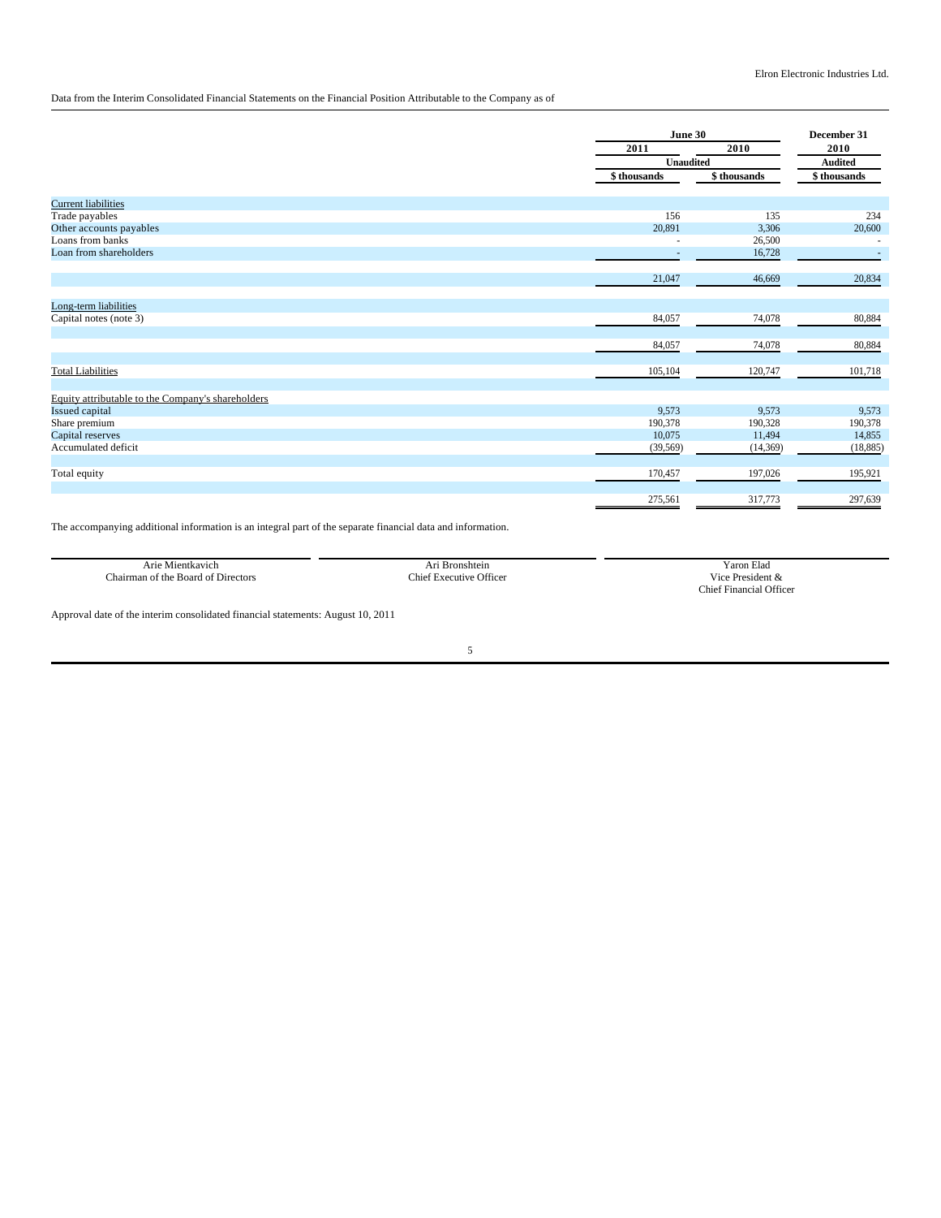Elron Electronic Industries Ltd.

Data from the Interim Consolidated Financial Statements on the Financial Position Attributable to the Company as of

| | June 30 | | December 31 |
|---|---|---|---|
| | 2011 | 2010 | 2010 |
| | Unaudited | | Audited |
| | $ thousands | $ thousands | $ thousands |
| Current liabilities | | | |
| Trade payables | 156 | 135 | 234 |
| Other accounts payables | 20,891 | 3,306 | 20,600 |
| Loans from banks | - | 26,500 | - |
| Loan from shareholders | - | 16,728 | - |
| | 21,047 | 46,669 | 20,834 |
| Long-term liabilities | | | |
| Capital notes (note 3) | 84,057 | 74,078 | 80,884 |
| | 84,057 | 74,078 | 80,884 |
| Total Liabilities | 105,104 | 120,747 | 101,718 |
| Equity attributable to the Company's shareholders | | | |
| Issued capital | 9,573 | 9,573 | 9,573 |
| Share premium | 190,378 | 190,328 | 190,378 |
| Capital reserves | 10,075 | 11,494 | 14,855 |
| Accumulated deficit | (39,569) | (14,369) | (18,885) |
| Total equity | 170,457 | 197,026 | 195,921 |
| | 275,561 | 317,773 | 297,639 |

The accompanying additional information is an integral part of the separate financial data and information.

| Arie Mientkavich | Ari Bronshtein | Yaron Elad |
|---|---|---|
| Chairman of the Board of Directors | Chief Executive Officer | Vice President & Chief Financial Officer |

Approval date of the interim consolidated financial statements: August 10, 2011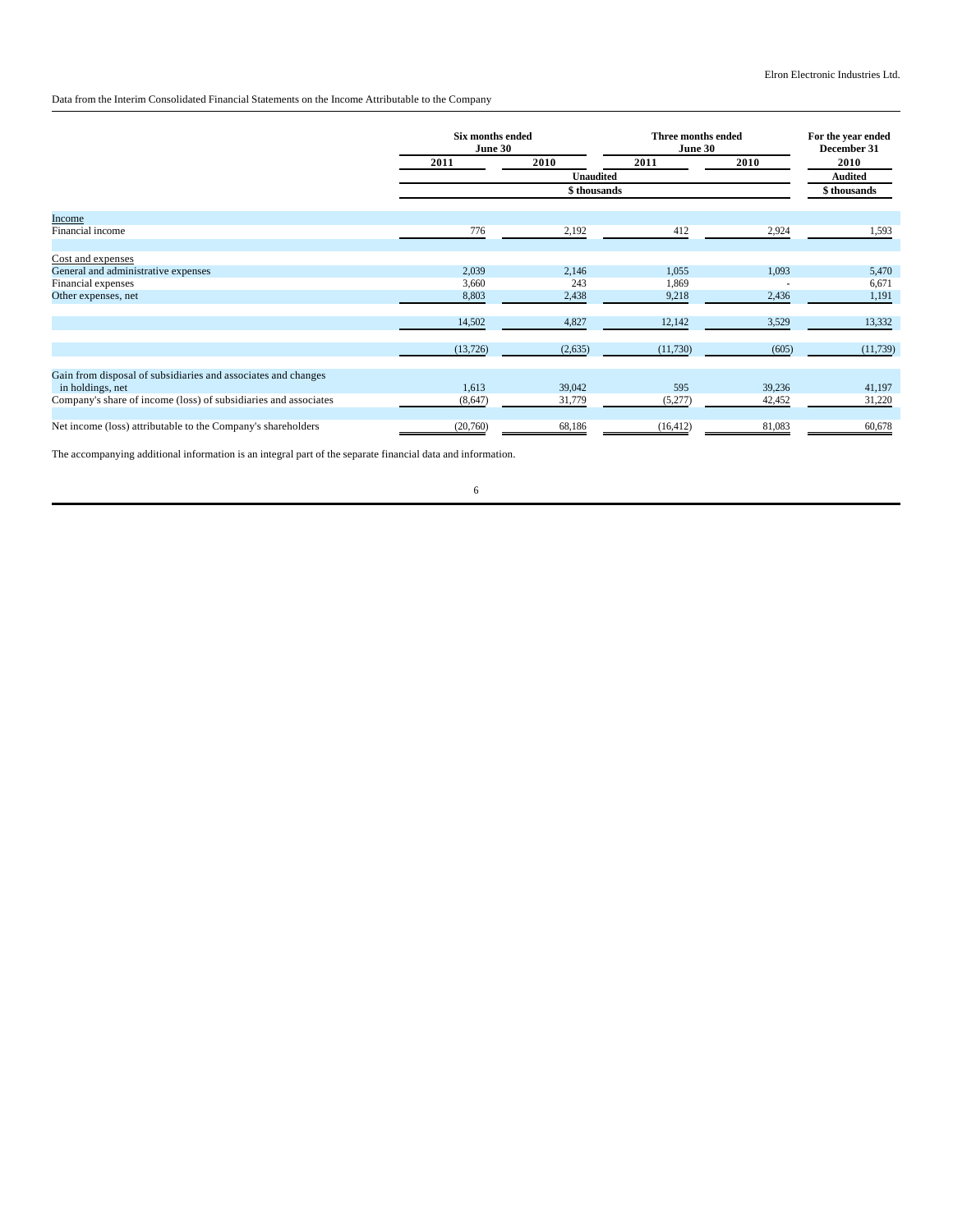Data from the Interim Consolidated Financial Statements on the Income Attributable to the Company

| | Six months ended June 30 | | Three months ended June 30 | | For the year ended December 31 |
|---|---|---|---|---|---|
| | 2011 | 2010 | 2011 | 2010 | 2010 |
| | Unaudited | | | | Audited |
| | $ thousands | | | | $ thousands |
| Income | | | | | |
| Financial income | 776 | 2,192 | 412 | 2,924 | 1,593 |
| Cost and expenses | | | | | |
| General and administrative expenses | 2,039 | 2,146 | 1,055 | 1,093 | 5,470 |
| Financial expenses | 3,660 | 243 | 1,869 | - | 6,671 |
| Other expenses, net | 8,803 | 2,438 | 9,218 | 2,436 | 1,191 |
| | 14,502 | 4,827 | 12,142 | 3,529 | 13,332 |
| | (13,726) | (2,635) | (11,730) | (605) | (11,739) |
| Gain from disposal of subsidiaries and associates and changes in holdings, net | 1,613 | 39,042 | 595 | 39,236 | 41,197 |
| Company's share of income (loss) of subsidiaries and associates | (8,647) | 31,779 | (5,277) | 42,452 | 31,220 |
| Net income (loss) attributable to the Company's shareholders | (20,760) | 68,186 | (16,412) | 81,083 | 60,678 |

The accompanying additional information is an integral part of the separate financial data and information.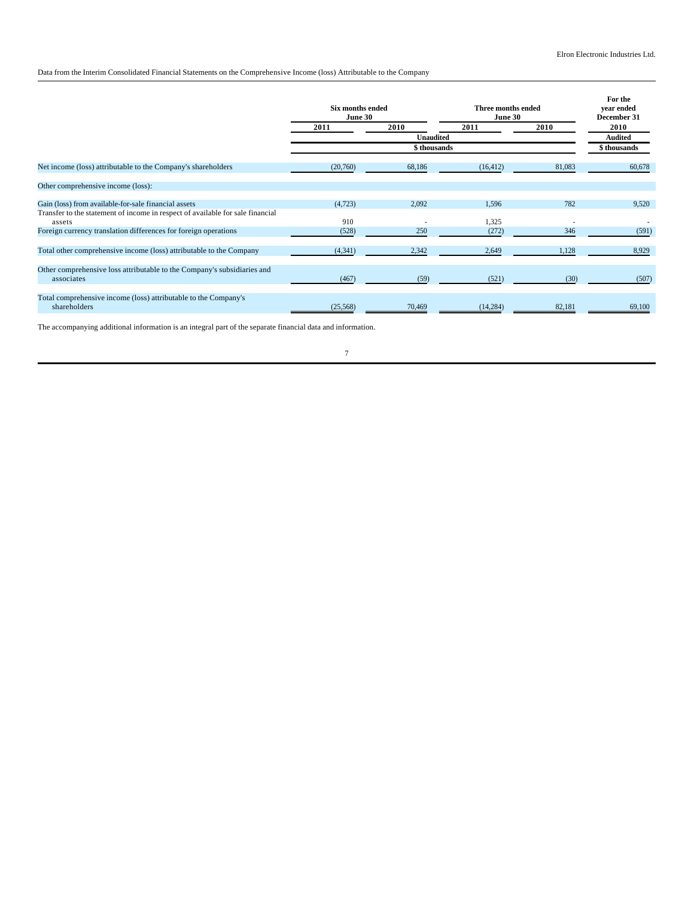Data from the Interim Consolidated Financial Statements on the Comprehensive Income (loss) Attributable to the Company

| | Six months ended June 30 | | Three months ended June 30 | | For the year ended December 31 |
|---|---|---|---|---|---|
| | 2011 | 2010 | 2011 | 2010 | 2010 |
| | Unaudited | | | | Audited |
| | $ thousands | | | | $ thousands |
| Net income (loss) attributable to the Company's shareholders | (20,760) | 68,186 | (16,412) | 81,083 | 60,678 |
| Other comprehensive income (loss): | | | | | |
| Gain (loss) from available-for-sale financial assets | (4,723) | 2,092 | 1,596 | 782 | 9,520 |
| Transfer to the statement of income in respect of available for sale financial assets | 910 | - | 1,325 | - | - |
| Foreign currency translation differences for foreign operations | (528) | 250 | (272) | 346 | (591) |
| Total other comprehensive income (loss) attributable to the Company | (4,341) | 2,342 | 2,649 | 1,128 | 8,929 |
| Other comprehensive loss attributable to the Company's subsidiaries and associates | (467) | (59) | (521) | (30) | (507) |
| Total comprehensive income (loss) attributable to the Company's shareholders | (25,568) | 70,469 | (14,284) | 82,181 | 69,100 |

The accompanying additional information is an integral part of the separate financial data and information.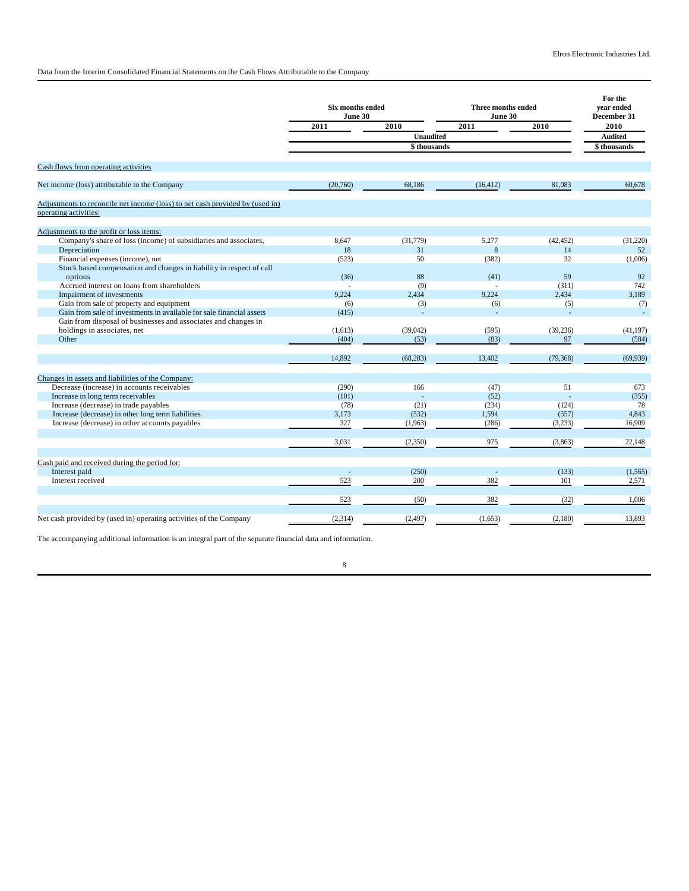Elron Electronic Industries Ltd.

Data from the Interim Consolidated Financial Statements on the Cash Flows Attributable to the Company

| | Six months ended June 30 | | Three months ended June 30 | | For the year ended December 31 |
|---|---|---|---|---|---|
| | 2011 | 2010 | 2011 | 2010 | 2010 |
| | Unaudited | | | | Audited |
| | $ thousands | | | | $ thousands |
| Cash flows from operating activities | | | | | |
| Net income (loss) attributable to the Company | (20,760) | 68,186 | (16,412) | 81,083 | 60,678 |
| Adjustments to reconcile net income (loss) to net cash provided by (used in) operating activities: | | | | | |
| Adjustments to the profit or loss items: | | | | | |
| Company's share of loss (income) of subsidiaries and associates, | 8,647 | (31,779) | 5,277 | (42,452) | (31,220) |
| Depreciation | 18 | 31 | 8 | 14 | 52 |
| Financial expenses (income), net | (523) | 50 | (382) | 32 | (1,006) |
| Stock based compensation and changes in liability in respect of call options | (36) | 88 | (41) | 59 | 92 |
| Accrued interest on loans from shareholders | - | (9) | - | (311) | 742 |
| Impairment of investments | 9,224 | 2,434 | 9,224 | 2,434 | 3,189 |
| Gain from sale of property and equipment | (6) | (3) | (6) | (5) | (7) |
| Gain from sale of investments in available for sale financial assets | (415) | - | - | - | - |
| Gain from disposal of businesses and associates and changes in holdings in associates, net | (1,613) | (39,042) | (595) | (39,236) | (41,197) |
| Other | (404) | (53) | (83) | 97 | (584) |
| | 14,892 | (68,283) | 13,402 | (79,368) | (69,939) |
| Changes in assets and liabilities of the Company: | | | | | |
| Decrease (increase) in accounts receivables | (290) | 166 | (47) | 51 | 673 |
| Increase in long term receivables | (101) | - | (52) | - | (355) |
| Increase (decrease) in trade payables | (78) | (21) | (234) | (124) | 78 |
| Increase (decrease) in other long term liabilities | 3,173 | (532) | 1,594 | (557) | 4,843 |
| Increase (decrease) in other accounts payables | 327 | (1,963) | (286) | (3,233) | 16,909 |
| | 3,031 | (2,350) | 975 | (3,863) | 22,148 |
| Cash paid and received during the period for: | | | | | |
| Interest paid | - | (250) | - | (133) | (1,565) |
| Interest received | 523 | 200 | 382 | 101 | 2,571 |
| | 523 | (50) | 382 | (32) | 1,006 |
| Net cash provided by (used in) operating activities of the Company | (2,314) | (2,497) | (1,653) | (2,180) | 13,893 |

The accompanying additional information is an integral part of the separate financial data and information.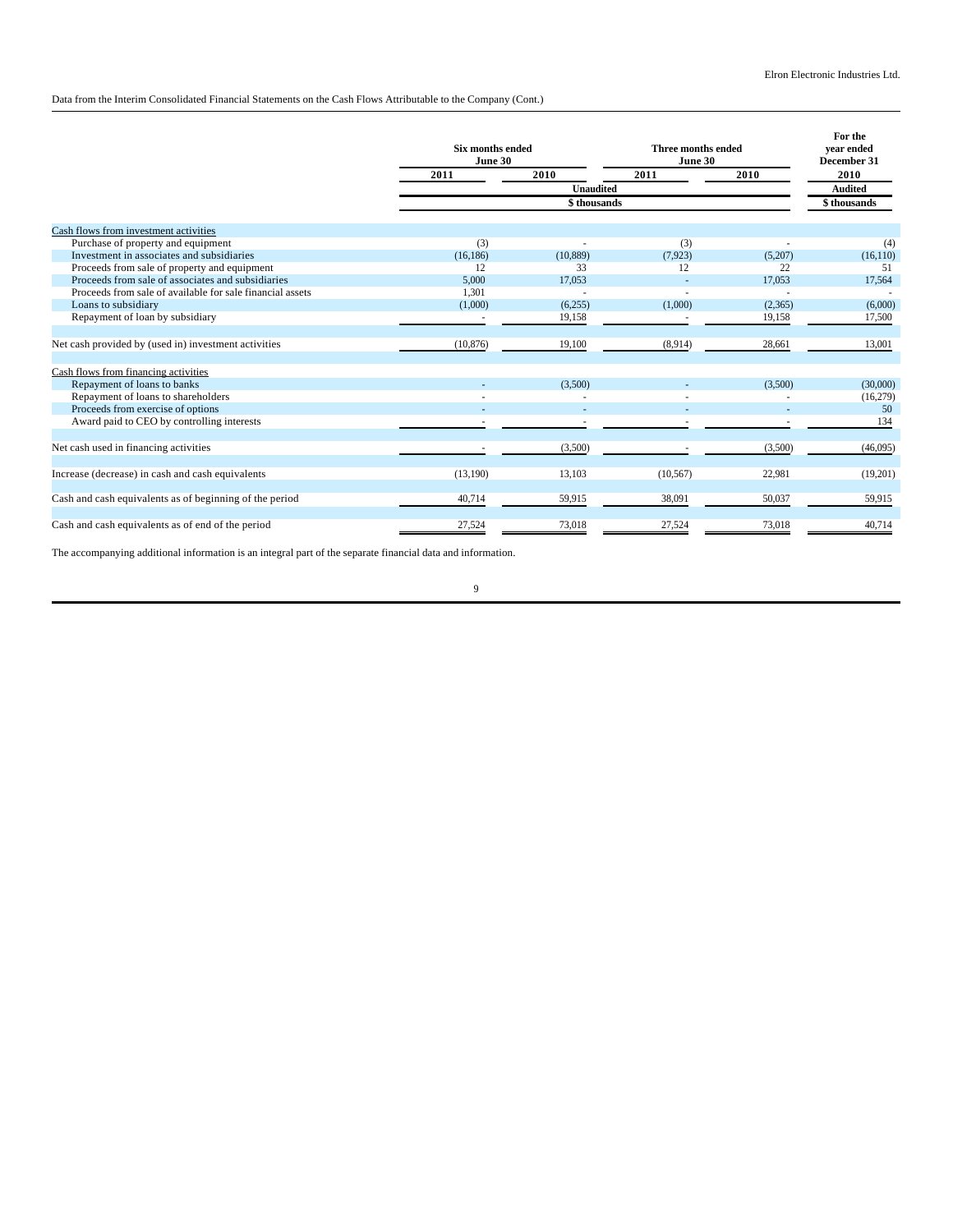Data from the Interim Consolidated Financial Statements on the Cash Flows Attributable to the Company (Cont.)

| | Six months ended June 30 | | Three months ended June 30 | | For the year ended December 31 |
|---|---|---|---|---|---|
| | 2011 | 2010 | 2011 | 2010 | 2010 |
| | Unaudited | | | | Audited |
| | $ thousands | | | | $ thousands |
| Cash flows from investment activities | | | | | |
| Purchase of property and equipment | (3) | - | (3) | - | (4) |
| Investment in associates and subsidiaries | (16,186) | (10,889) | (7,923) | (5,207) | (16,110) |
| Proceeds from sale of property and equipment | 12 | 33 | 12 | 22 | 51 |
| Proceeds from sale of associates and subsidiaries | 5,000 | 17,053 | - | 17,053 | 17,564 |
| Proceeds from sale of available for sale financial assets | 1,301 | - | - | - | - |
| Loans to subsidiary | (1,000) | (6,255) | (1,000) | (2,365) | (6,000) |
| Repayment of loan by subsidiary | - | 19,158 | - | 19,158 | 17,500 |
| Net cash provided by (used in) investment activities | (10,876) | 19,100 | (8,914) | 28,661 | 13,001 |
| Cash flows from financing activities | | | | | |
| Repayment of loans to banks | - | (3,500) | - | (3,500) | (30,000) |
| Repayment of loans to shareholders | - | - | - | - | (16,279) |
| Proceeds from exercise of options | - | - | - | - | 50 |
| Award paid to CEO by controlling interests | - | - | - | - | 134 |
| Net cash used in financing activities | - | (3,500) | - | (3,500) | (46,095) |
| Increase (decrease) in cash and cash equivalents | (13,190) | 13,103 | (10,567) | 22,981 | (19,201) |
| Cash and cash equivalents as of beginning of the period | 40,714 | 59,915 | 38,091 | 50,037 | 59,915 |
| Cash and cash equivalents as of end of the period | 27,524 | 73,018 | 27,524 | 73,018 | 40,714 |

The accompanying additional information is an integral part of the separate financial data and information.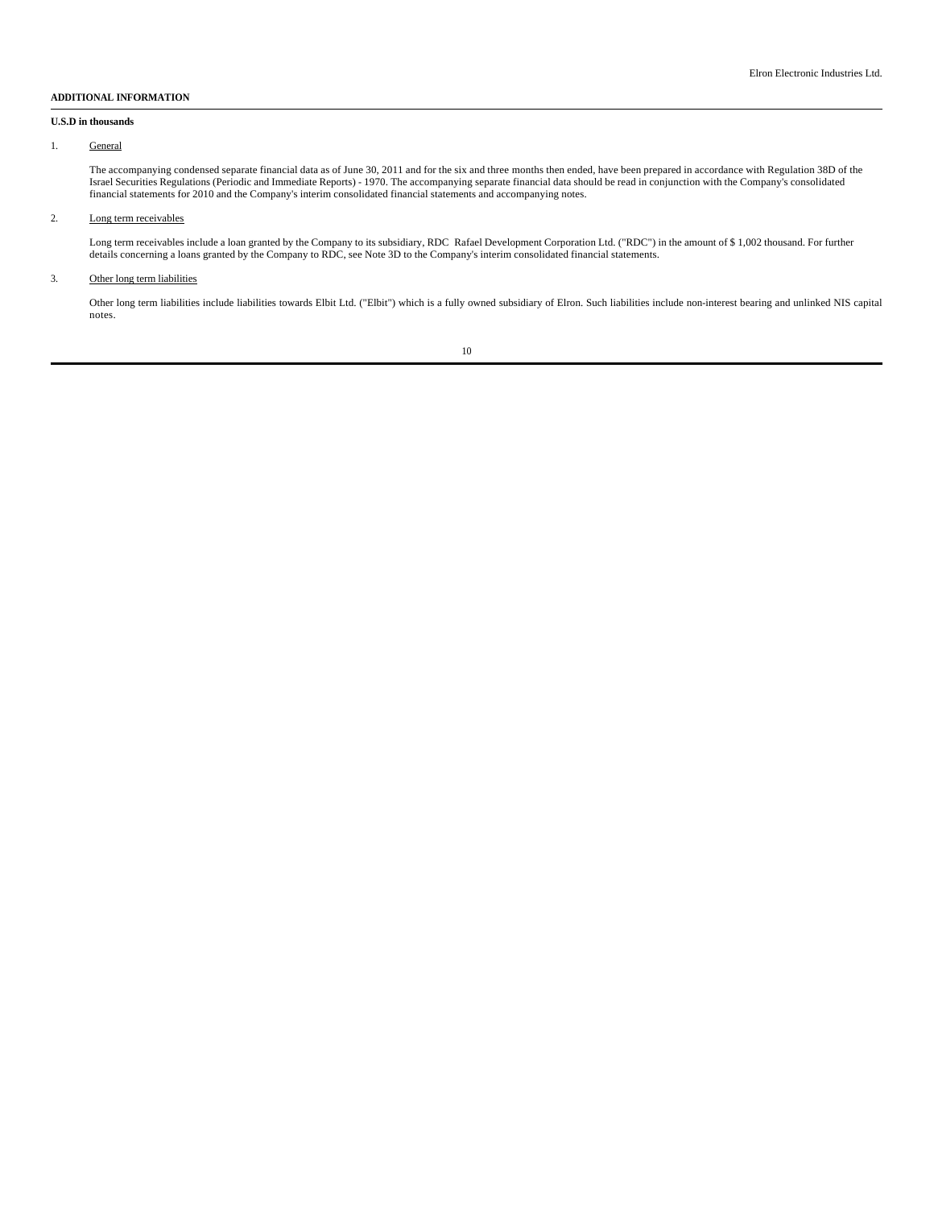**ADDITIONAL INFORMATION**

**U.S.D in thousands**

1. <u>General</u>

   The accompanying condensed separate financial data as of June 30, 2011 and for the six and three months then ended, have been prepared in accordance with Regulation 38D of the Israel Securities Regulations (Periodic and Immediate Reports) - 1970. The accompanying separate financial data should be read in conjunction with the Company's consolidated financial statements for 2010 and the Company's interim consolidated financial statements and accompanying notes.

2. <u>Long term receivables</u>

   Long term receivables include a loan granted by the Company to its subsidiary, RDC Rafael Development Corporation Ltd. ("RDC") in the amount of $ 1,002 thousand. For further details concerning a loans granted by the Company to RDC, see Note 3D to the Company's interim consolidated financial statements.

3. <u>Other long term liabilities</u>

   Other long term liabilities include liabilities towards Elbit Ltd. ("Elbit") which is a fully owned subsidiary of Elron. Such liabilities include non-interest bearing and unlinked NIS capital notes.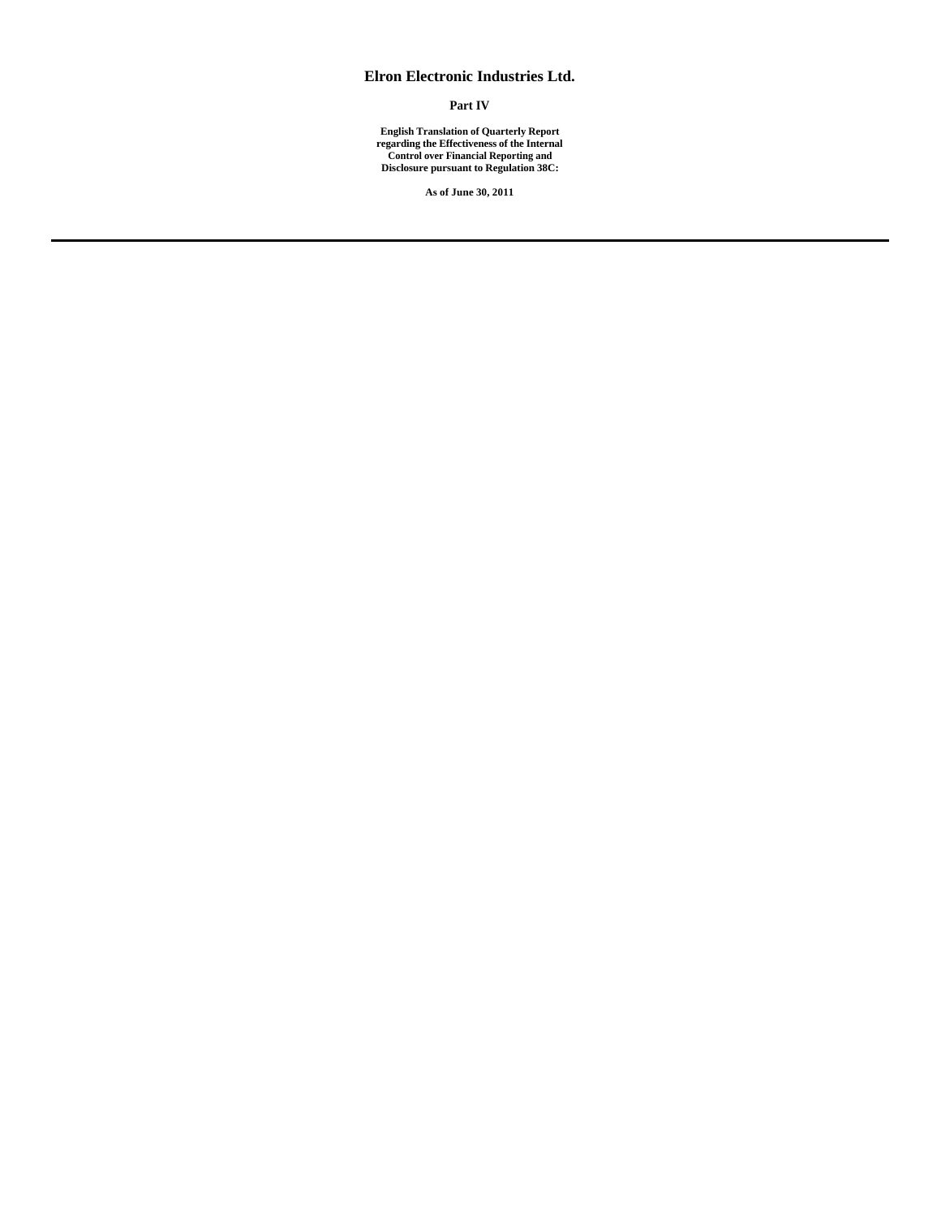# Elron Electronic Industries Ltd.

**Part IV**

**English Translation of Quarterly Report regarding the Effectiveness of the Internal Control over Financial Reporting and Disclosure pursuant to Regulation 38C:**

**As of June 30, 2011**

---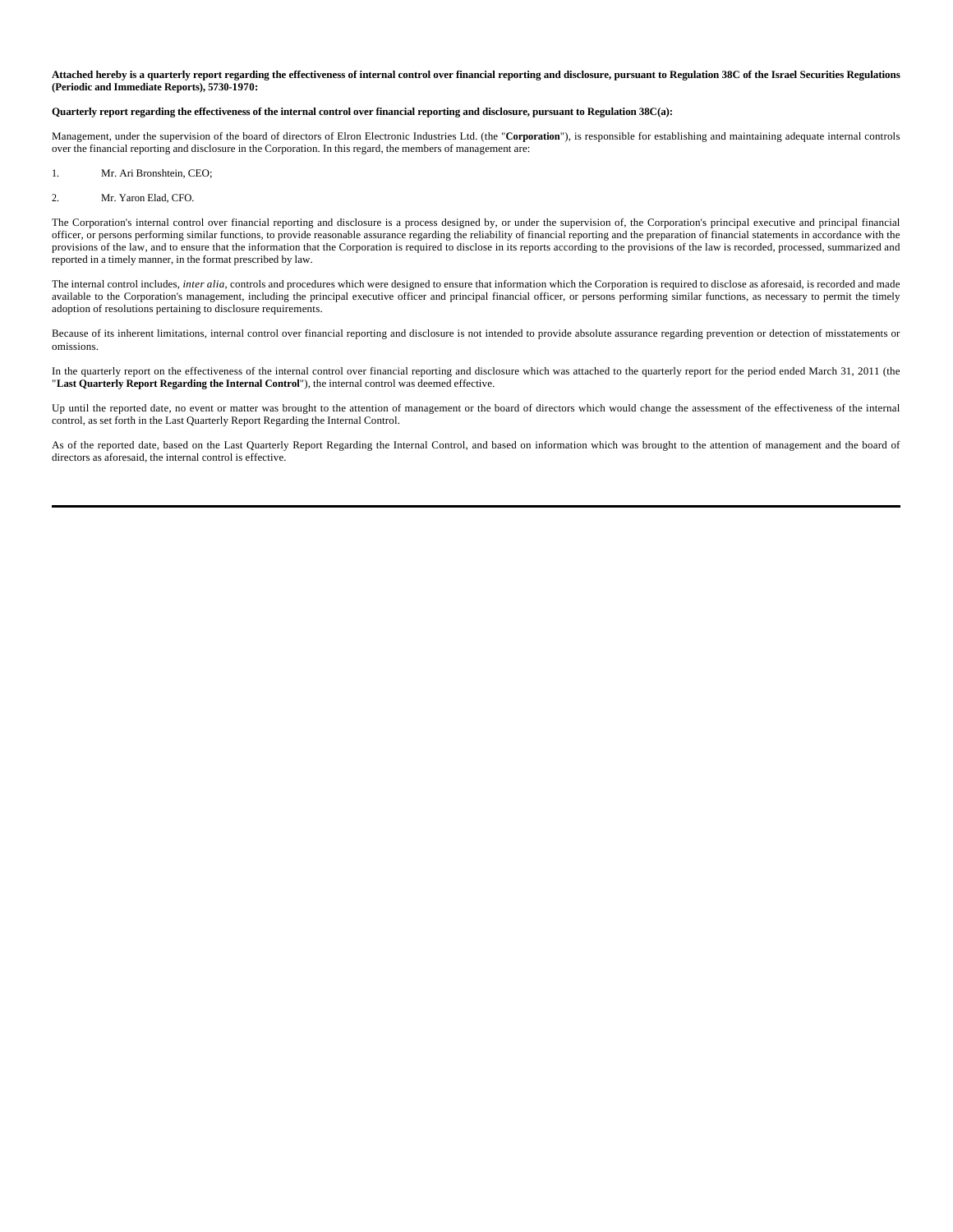**Attached hereby is a quarterly report regarding the effectiveness of internal control over financial reporting and disclosure, pursuant to Regulation 38C of the Israel Securities Regulations (Periodic and Immediate Reports), 5730-1970:**

**Quarterly report regarding the effectiveness of the internal control over financial reporting and disclosure, pursuant to Regulation 38C(a):**

Management, under the supervision of the board of directors of Elron Electronic Industries Ltd. (the "**Corporation**"), is responsible for establishing and maintaining adequate internal controls over the financial reporting and disclosure in the Corporation. In this regard, the members of management are:

1. Mr. Ari Bronshtein, CEO;
2. Mr. Yaron Elad, CFO.

The Corporation's internal control over financial reporting and disclosure is a process designed by, or under the supervision of, the Corporation's principal executive and principal financial officer, or persons performing similar functions, to provide reasonable assurance regarding the reliability of financial reporting and the preparation of financial statements in accordance with the provisions of the law, and to ensure that the information that the Corporation is required to disclose in its reports according to the provisions of the law is recorded, processed, summarized and reported in a timely manner, in the format prescribed by law.

The internal control includes, *inter alia*, controls and procedures which were designed to ensure that information which the Corporation is required to disclose as aforesaid, is recorded and made available to the Corporation's management, including the principal executive officer and principal financial officer, or persons performing similar functions, as necessary to permit the timely adoption of resolutions pertaining to disclosure requirements.

Because of its inherent limitations, internal control over financial reporting and disclosure is not intended to provide absolute assurance regarding prevention or detection of misstatements or omissions.

In the quarterly report on the effectiveness of the internal control over financial reporting and disclosure which was attached to the quarterly report for the period ended March 31, 2011 (the "**Last Quarterly Report Regarding the Internal Control**"), the internal control was deemed effective.

Up until the reported date, no event or matter was brought to the attention of management or the board of directors which would change the assessment of the effectiveness of the internal control, as set forth in the Last Quarterly Report Regarding the Internal Control.

As of the reported date, based on the Last Quarterly Report Regarding the Internal Control, and based on information which was brought to the attention of management and the board of directors as aforesaid, the internal control is effective.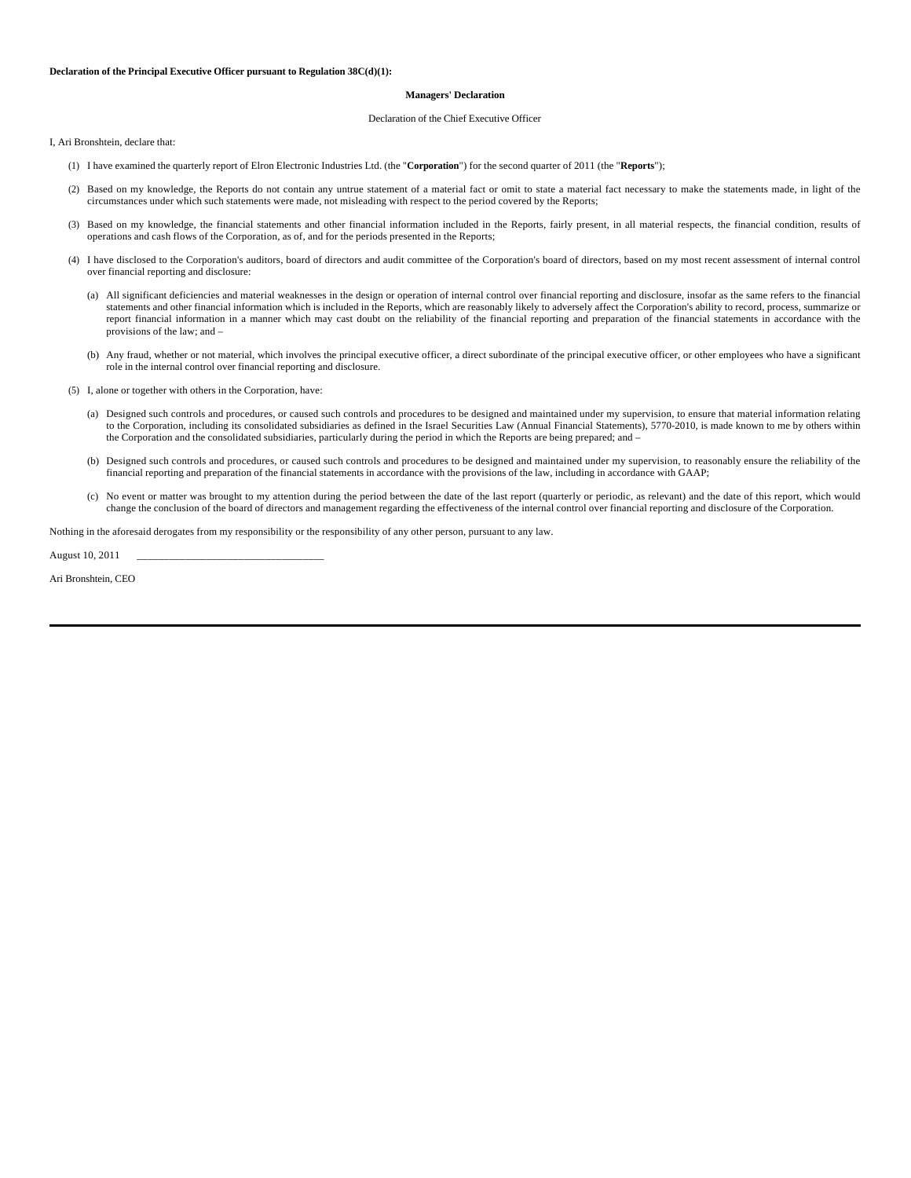**Declaration of the Principal Executive Officer pursuant to Regulation 38C(d)(1):**

**Managers' Declaration**

Declaration of the Chief Executive Officer

I, Ari Bronshtein, declare that:

(1) I have examined the quarterly report of Elron Electronic Industries Ltd. (the "**Corporation**") for the second quarter of 2011 (the "**Reports**");

(2) Based on my knowledge, the Reports do not contain any untrue statement of a material fact or omit to state a material fact necessary to make the statements made, in light of the circumstances under which such statements were made, not misleading with respect to the period covered by the Reports;

(3) Based on my knowledge, the financial statements and other financial information included in the Reports, fairly present, in all material respects, the financial condition, results of operations and cash flows of the Corporation, as of, and for the periods presented in the Reports;

(4) I have disclosed to the Corporation's auditors, board of directors and audit committee of the Corporation's board of directors, based on my most recent assessment of internal control over financial reporting and disclosure:

   (a) All significant deficiencies and material weaknesses in the design or operation of internal control over financial reporting and disclosure, insofar as the same refers to the financial statements and other financial information which is included in the Reports, which are reasonably likely to adversely affect the Corporation's ability to record, process, summarize or report financial information in a manner which may cast doubt on the reliability of the financial reporting and preparation of the financial statements in accordance with the provisions of the law; and –

   (b) Any fraud, whether or not material, which involves the principal executive officer, a direct subordinate of the principal executive officer, or other employees who have a significant role in the internal control over financial reporting and disclosure.

(5) I, alone or together with others in the Corporation, have:

   (a) Designed such controls and procedures, or caused such controls and procedures to be designed and maintained under my supervision, to ensure that material information relating to the Corporation, including its consolidated subsidiaries as defined in the Israel Securities Law (Annual Financial Statements), 5770-2010, is made known to me by others within the Corporation and the consolidated subsidiaries, particularly during the period in which the Reports are being prepared; and –

   (b) Designed such controls and procedures, or caused such controls and procedures to be designed and maintained under my supervision, to reasonably ensure the reliability of the financial reporting and preparation of the financial statements in accordance with the provisions of the law, including in accordance with GAAP;

   (c) No event or matter was brought to my attention during the period between the date of the last report (quarterly or periodic, as relevant) and the date of this report, which would change the conclusion of the board of directors and management regarding the effectiveness of the internal control over financial reporting and disclosure of the Corporation.

Nothing in the aforesaid derogates from my responsibility or the responsibility of any other person, pursuant to any law.

August 10, 2011 \_\_\_\_\_\_\_\_\_\_\_\_\_\_\_\_\_\_\_\_\_\_\_\_\_\_\_\_\_\_\_\_\_\_

Ari Bronshtein, CEO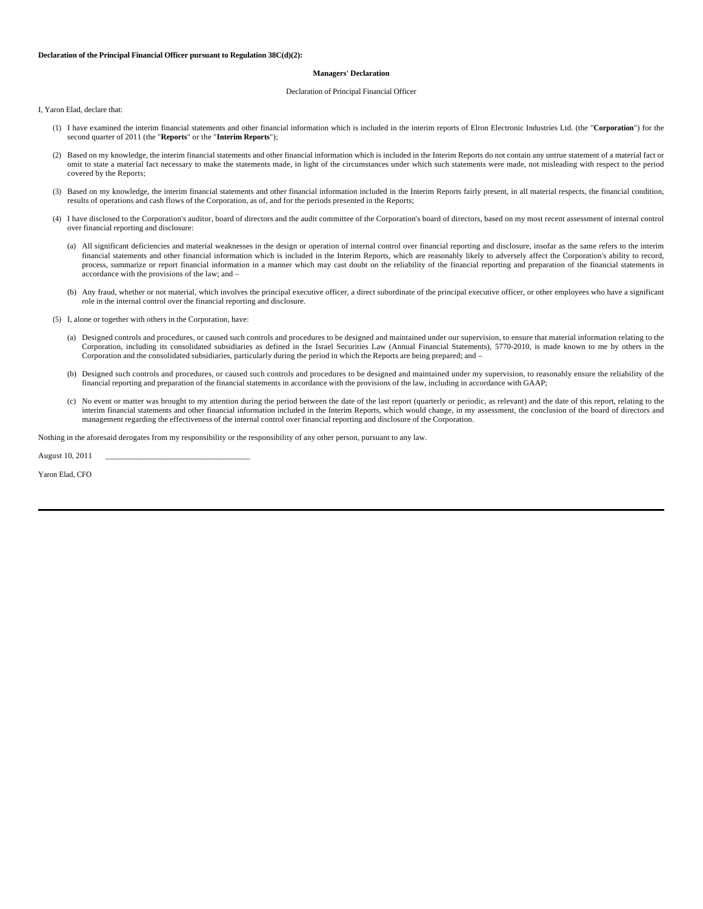**Declaration of the Principal Financial Officer pursuant to Regulation 38C(d)(2):**

**Managers' Declaration**

Declaration of Principal Financial Officer

I, Yaron Elad, declare that:

(1) I have examined the interim financial statements and other financial information which is included in the interim reports of Elron Electronic Industries Ltd. (the "**Corporation**") for the second quarter of 2011 (the "**Reports**" or the "**Interim Reports**");

(2) Based on my knowledge, the interim financial statements and other financial information which is included in the Interim Reports do not contain any untrue statement of a material fact or omit to state a material fact necessary to make the statements made, in light of the circumstances under which such statements were made, not misleading with respect to the period covered by the Reports;

(3) Based on my knowledge, the interim financial statements and other financial information included in the Interim Reports fairly present, in all material respects, the financial condition, results of operations and cash flows of the Corporation, as of, and for the periods presented in the Reports;

(4) I have disclosed to the Corporation's auditor, board of directors and the audit committee of the Corporation's board of directors, based on my most recent assessment of internal control over financial reporting and disclosure:

(a) All significant deficiencies and material weaknesses in the design or operation of internal control over financial reporting and disclosure, insofar as the same refers to the interim financial statements and other financial information which is included in the Interim Reports, which are reasonably likely to adversely affect the Corporation's ability to record, process, summarize or report financial information in a manner which may cast doubt on the reliability of the financial reporting and preparation of the financial statements in accordance with the provisions of the law; and –

(b) Any fraud, whether or not material, which involves the principal executive officer, a direct subordinate of the principal executive officer, or other employees who have a significant role in the internal control over the financial reporting and disclosure.

(5) I, alone or together with others in the Corporation, have:

(a) Designed controls and procedures, or caused such controls and procedures to be designed and maintained under our supervision, to ensure that material information relating to the Corporation, including its consolidated subsidiaries as defined in the Israel Securities Law (Annual Financial Statements), 5770-2010, is made known to me by others in the Corporation and the consolidated subsidiaries, particularly during the period in which the Reports are being prepared; and –

(b) Designed such controls and procedures, or caused such controls and procedures to be designed and maintained under my supervision, to reasonably ensure the reliability of the financial reporting and preparation of the financial statements in accordance with the provisions of the law, including in accordance with GAAP;

(c) No event or matter was brought to my attention during the period between the date of the last report (quarterly or periodic, as relevant) and the date of this report, relating to the interim financial statements and other financial information included in the Interim Reports, which would change, in my assessment, the conclusion of the board of directors and management regarding the effectiveness of the internal control over financial reporting and disclosure of the Corporation.

Nothing in the aforesaid derogates from my responsibility or the responsibility of any other person, pursuant to any law.

August 10, 2011 \_\_\_\_\_\_\_\_\_\_\_\_\_\_\_\_\_\_\_\_\_\_\_\_\_\_\_\_\_\_\_\_\_\_

Yaron Elad, CFO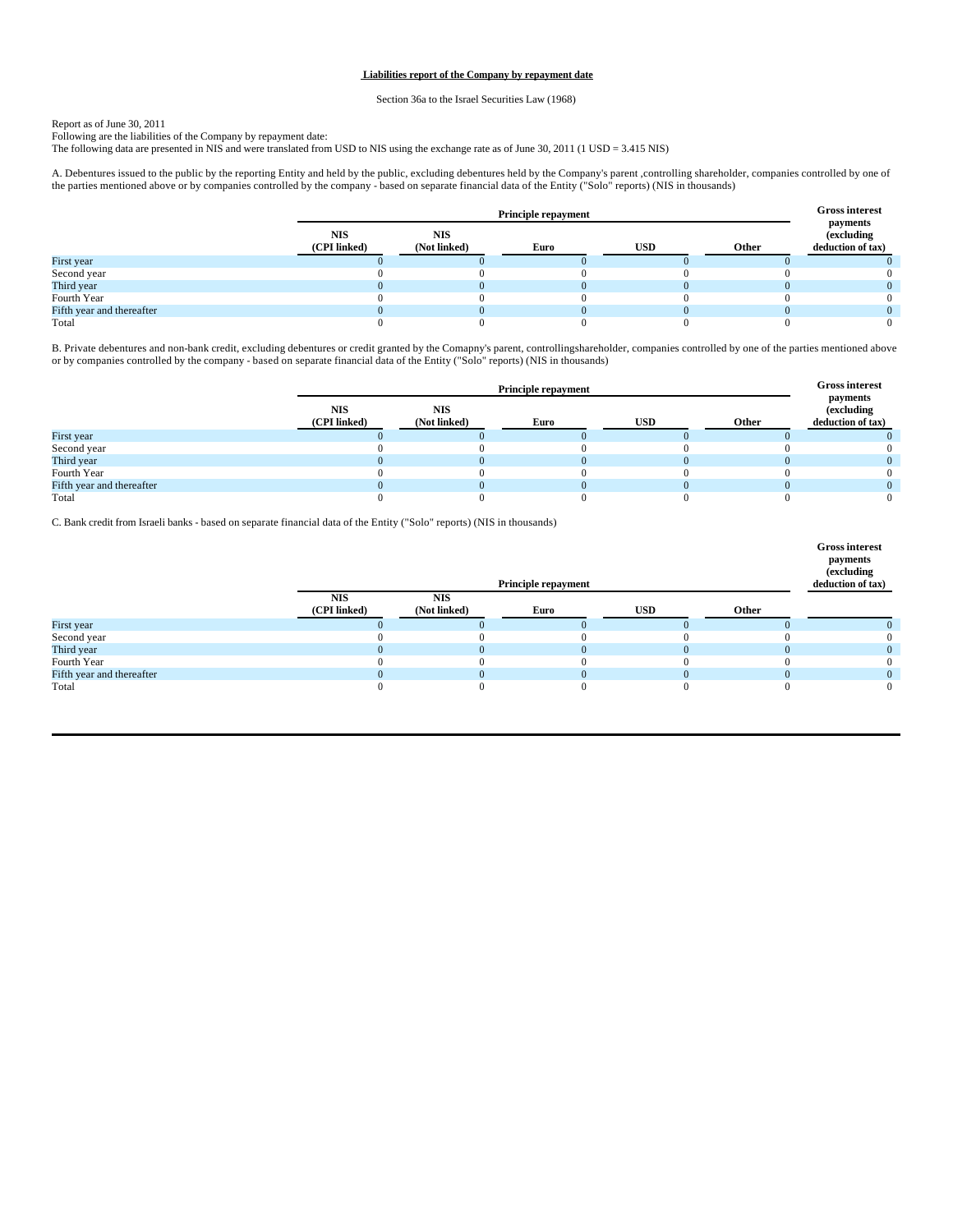## Liabilities report of the Company by repayment date

Section 36a to the Israel Securities Law (1968)

Report as of June 30, 2011

Following are the liabilities of the Company by repayment date:

The following data are presented in NIS and were translated from USD to NIS using the exchange rate as of June 30, 2011 (1 USD = 3.415 NIS)

A. Debentures issued to the public by the reporting Entity and held by the public, excluding debentures held by the Company's parent ,controlling shareholder, companies controlled by one of the parties mentioned above or by companies controlled by the company - based on separate financial data of the Entity ("Solo" reports) (NIS in thousands)

| | Principle repayment | | | | | Gross interest payments (excluding deduction of tax) |
|---|---|---|---|---|---|---|
| | NIS (CPI linked) | NIS (Not linked) | Euro | USD | Other | |
| First year | 0 | 0 | 0 | 0 | 0 | 0 |
| Second year | 0 | 0 | 0 | 0 | 0 | 0 |
| Third year | 0 | 0 | 0 | 0 | 0 | 0 |
| Fourth Year | 0 | 0 | 0 | 0 | 0 | 0 |
| Fifth year and thereafter | 0 | 0 | 0 | 0 | 0 | 0 |
| Total | 0 | 0 | 0 | 0 | 0 | 0 |

B. Private debentures and non-bank credit, excluding debentures or credit granted by the Comapny's parent, controllingshareholder, companies controlled by one of the parties mentioned above or by companies controlled by the company - based on separate financial data of the Entity ("Solo" reports) (NIS in thousands)

| | Principle repayment | | | | | Gross interest payments (excluding deduction of tax) |
|---|---|---|---|---|---|---|
| | NIS (CPI linked) | NIS (Not linked) | Euro | USD | Other | |
| First year | 0 | 0 | 0 | 0 | 0 | 0 |
| Second year | 0 | 0 | 0 | 0 | 0 | 0 |
| Third year | 0 | 0 | 0 | 0 | 0 | 0 |
| Fourth Year | 0 | 0 | 0 | 0 | 0 | 0 |
| Fifth year and thereafter | 0 | 0 | 0 | 0 | 0 | 0 |
| Total | 0 | 0 | 0 | 0 | 0 | 0 |

C. Bank credit from Israeli banks - based on separate financial data of the Entity ("Solo" reports) (NIS in thousands)

| | Principle repayment | | | | | Gross interest payments (excluding deduction of tax) |
|---|---|---|---|---|---|---|
| | NIS (CPI linked) | NIS (Not linked) | Euro | USD | Other | |
| First year | 0 | 0 | 0 | 0 | 0 | 0 |
| Second year | 0 | 0 | 0 | 0 | 0 | 0 |
| Third year | 0 | 0 | 0 | 0 | 0 | 0 |
| Fourth Year | 0 | 0 | 0 | 0 | 0 | 0 |
| Fifth year and thereafter | 0 | 0 | 0 | 0 | 0 | 0 |
| Total | 0 | 0 | 0 | 0 | 0 | 0 |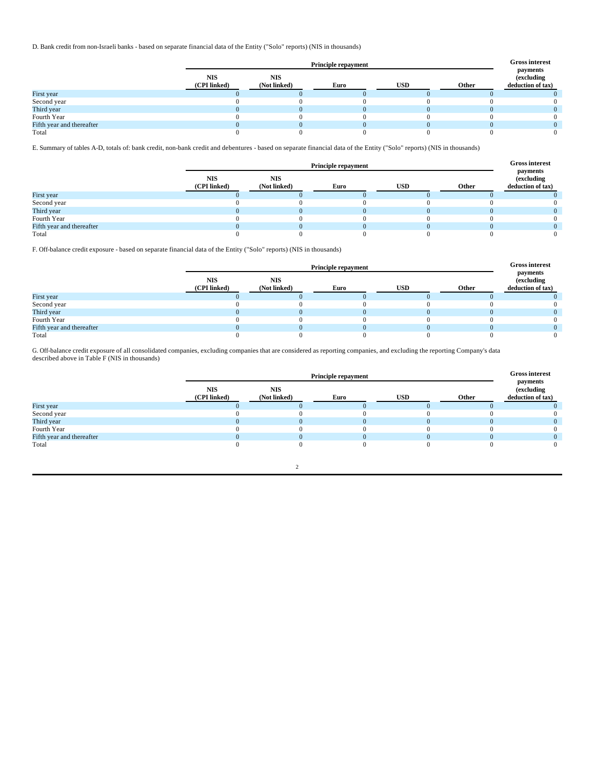D. Bank credit from non-Israeli banks - based on separate financial data of the Entity ("Solo" reports) (NIS in thousands)

| | Principle repayment | | | | | Gross interest payments (excluding deduction of tax) |
|---|---|---|---|---|---|---|
| | NIS (CPI linked) | NIS (Not linked) | Euro | USD | Other | |
| First year | 0 | 0 | 0 | 0 | 0 | 0 |
| Second year | 0 | 0 | 0 | 0 | 0 | 0 |
| Third year | 0 | 0 | 0 | 0 | 0 | 0 |
| Fourth Year | 0 | 0 | 0 | 0 | 0 | 0 |
| Fifth year and thereafter | 0 | 0 | 0 | 0 | 0 | 0 |
| Total | 0 | 0 | 0 | 0 | 0 | 0 |

E. Summary of tables A-D, totals of: bank credit, non-bank credit and debentures - based on separate financial data of the Entity ("Solo" reports) (NIS in thousands)

| | Principle repayment | | | | | Gross interest payments (excluding deduction of tax) |
|---|---|---|---|---|---|---|
| | NIS (CPI linked) | NIS (Not linked) | Euro | USD | Other | |
| First year | 0 | 0 | 0 | 0 | 0 | 0 |
| Second year | 0 | 0 | 0 | 0 | 0 | 0 |
| Third year | 0 | 0 | 0 | 0 | 0 | 0 |
| Fourth Year | 0 | 0 | 0 | 0 | 0 | 0 |
| Fifth year and thereafter | 0 | 0 | 0 | 0 | 0 | 0 |
| Total | 0 | 0 | 0 | 0 | 0 | 0 |

F. Off-balance credit exposure - based on separate financial data of the Entity ("Solo" reports) (NIS in thousands)

| | Principle repayment | | | | | Gross interest payments (excluding deduction of tax) |
|---|---|---|---|---|---|---|
| | NIS (CPI linked) | NIS (Not linked) | Euro | USD | Other | |
| First year | 0 | 0 | 0 | 0 | 0 | 0 |
| Second year | 0 | 0 | 0 | 0 | 0 | 0 |
| Third year | 0 | 0 | 0 | 0 | 0 | 0 |
| Fourth Year | 0 | 0 | 0 | 0 | 0 | 0 |
| Fifth year and thereafter | 0 | 0 | 0 | 0 | 0 | 0 |
| Total | 0 | 0 | 0 | 0 | 0 | 0 |

G. Off-balance credit exposure of all consolidated companies, excluding companies that are considered as reporting companies, and excluding the reporting Company's data described above in Table F (NIS in thousands)

| | Principle repayment | | | | | Gross interest payments (excluding deduction of tax) |
|---|---|---|---|---|---|---|
| | NIS (CPI linked) | NIS (Not linked) | Euro | USD | Other | |
| First year | 0 | 0 | 0 | 0 | 0 | 0 |
| Second year | 0 | 0 | 0 | 0 | 0 | 0 |
| Third year | 0 | 0 | 0 | 0 | 0 | 0 |
| Fourth Year | 0 | 0 | 0 | 0 | 0 | 0 |
| Fifth year and thereafter | 0 | 0 | 0 | 0 | 0 | 0 |
| Total | 0 | 0 | 0 | 0 | 0 | 0 |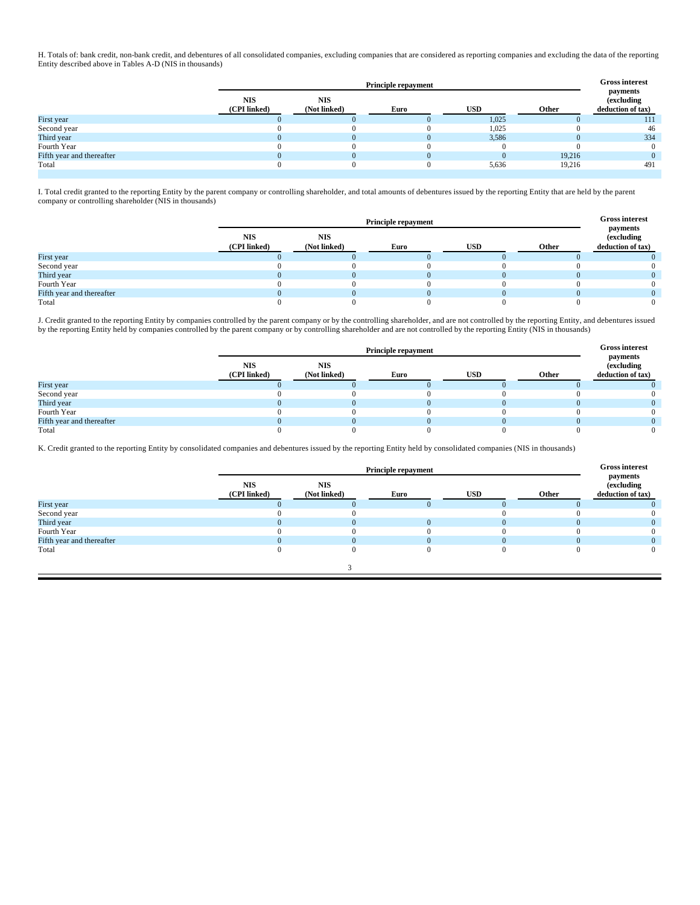H. Totals of: bank credit, non-bank credit, and debentures of all consolidated companies, excluding companies that are considered as reporting companies and excluding the data of the reporting Entity described above in Tables A-D (NIS in thousands)

| | Principle repayment | | | | | Gross interest payments (excluding deduction of tax) |
|---|---|---|---|---|---|---|
| | NIS (CPI linked) | NIS (Not linked) | Euro | USD | Other | |
| First year | 0 | 0 | 0 | 1,025 | 0 | 111 |
| Second year | 0 | 0 | 0 | 1,025 | 0 | 46 |
| Third year | 0 | 0 | 0 | 3,586 | 0 | 334 |
| Fourth Year | 0 | 0 | 0 | 0 | 0 | 0 |
| Fifth year and thereafter | 0 | 0 | 0 | 0 | 19,216 | 0 |
| Total | 0 | 0 | 0 | 5,636 | 19,216 | 491 |

I. Total credit granted to the reporting Entity by the parent company or controlling shareholder, and total amounts of debentures issued by the reporting Entity that are held by the parent company or controlling shareholder (NIS in thousands)

| | Principle repayment | | | | | Gross interest payments (excluding deduction of tax) |
|---|---|---|---|---|---|---|
| | NIS (CPI linked) | NIS (Not linked) | Euro | USD | Other | |
| First year | 0 | 0 | 0 | 0 | 0 | 0 |
| Second year | 0 | 0 | 0 | 0 | 0 | 0 |
| Third year | 0 | 0 | 0 | 0 | 0 | 0 |
| Fourth Year | 0 | 0 | 0 | 0 | 0 | 0 |
| Fifth year and thereafter | 0 | 0 | 0 | 0 | 0 | 0 |
| Total | 0 | 0 | 0 | 0 | 0 | 0 |

J. Credit granted to the reporting Entity by companies controlled by the parent company or by the controlling shareholder, and are not controlled by the reporting Entity, and debentures issued by the reporting Entity held by companies controlled by the parent company or by controlling shareholder and are not controlled by the reporting Entity (NIS in thousands)

| | Principle repayment | | | | | Gross interest payments (excluding deduction of tax) |
|---|---|---|---|---|---|---|
| | NIS (CPI linked) | NIS (Not linked) | Euro | USD | Other | |
| First year | 0 | 0 | 0 | 0 | 0 | 0 |
| Second year | 0 | 0 | 0 | 0 | 0 | 0 |
| Third year | 0 | 0 | 0 | 0 | 0 | 0 |
| Fourth Year | 0 | 0 | 0 | 0 | 0 | 0 |
| Fifth year and thereafter | 0 | 0 | 0 | 0 | 0 | 0 |
| Total | 0 | 0 | 0 | 0 | 0 | 0 |

K. Credit granted to the reporting Entity by consolidated companies and debentures issued by the reporting Entity held by consolidated companies (NIS in thousands)

| | Principle repayment | | | | | Gross interest payments (excluding deduction of tax) |
|---|---|---|---|---|---|---|
| | NIS (CPI linked) | NIS (Not linked) | Euro | USD | Other | |
| First year | 0 | 0 | 0 | 0 | 0 | 0 |
| Second year | 0 | 0 | | 0 | 0 | 0 |
| Third year | 0 | 0 | 0 | 0 | 0 | 0 |
| Fourth Year | 0 | 0 | 0 | 0 | 0 | 0 |
| Fifth year and thereafter | 0 | 0 | 0 | 0 | 0 | 0 |
| Total | 0 | 0 | 0 | 0 | 0 | 0 |